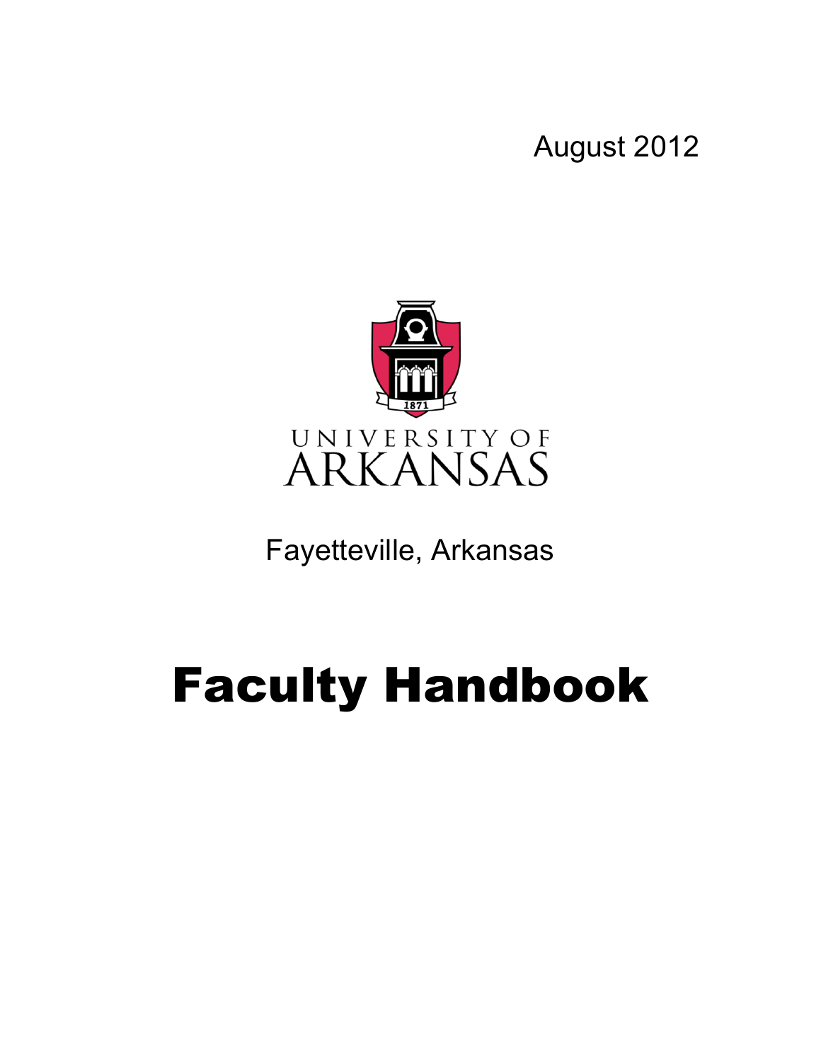August 2012

UNIVERSITY OF
ARKANSAS

Fayetteville, Arkansas

# Faculty Handbook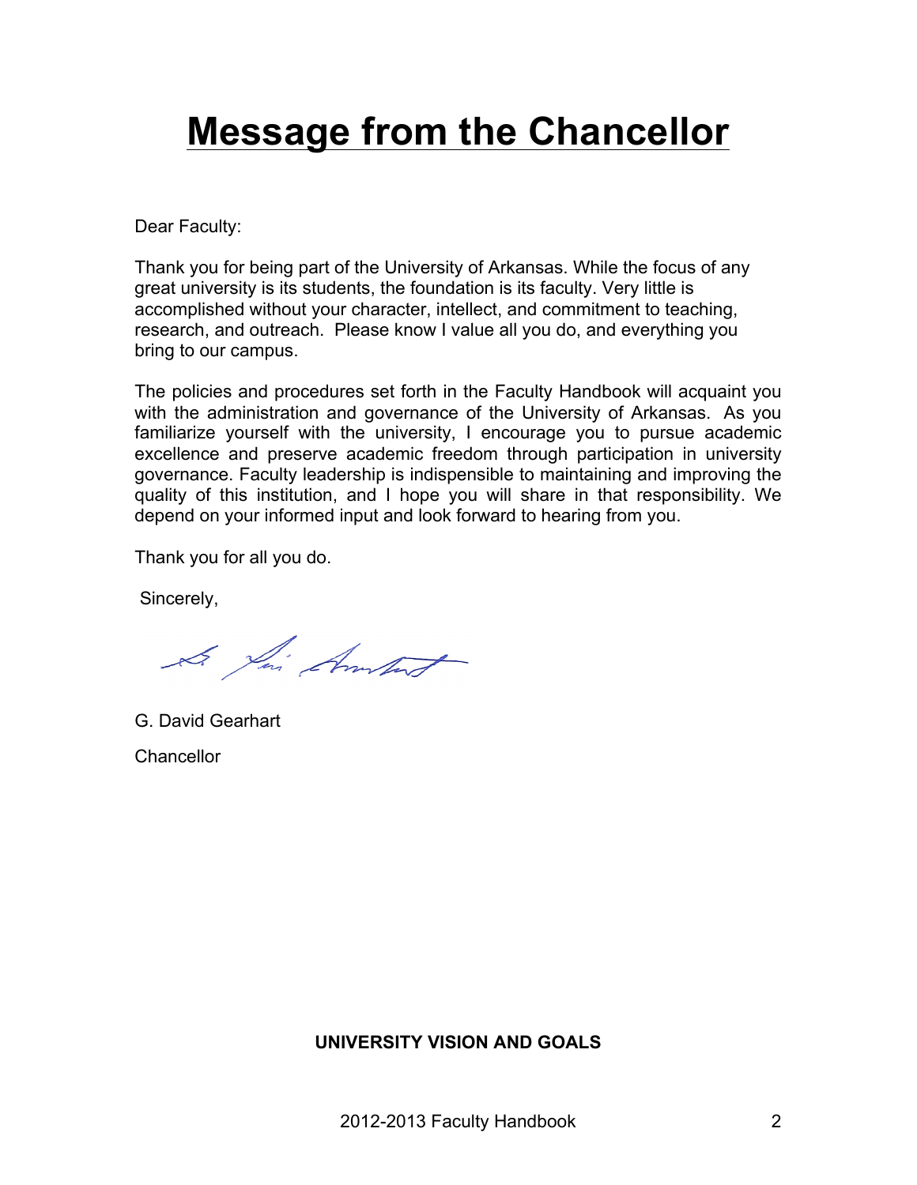# Message from the Chancellor

Dear Faculty:

Thank you for being part of the University of Arkansas. While the focus of any great university is its students, the foundation is its faculty. Very little is accomplished without your character, intellect, and commitment to teaching, research, and outreach. Please know I value all you do, and everything you bring to our campus.

The policies and procedures set forth in the Faculty Handbook will acquaint you with the administration and governance of the University of Arkansas. As you familiarize yourself with the university, I encourage you to pursue academic excellence and preserve academic freedom through participation in university governance. Faculty leadership is indispensable to maintaining and improving the quality of this institution, and I hope you will share in that responsibility. We depend on your informed input and look forward to hearing from you.

Thank you for all you do.

Sincerely,

G. David Gearhart

Chancellor

**UNIVERSITY VISION AND GOALS**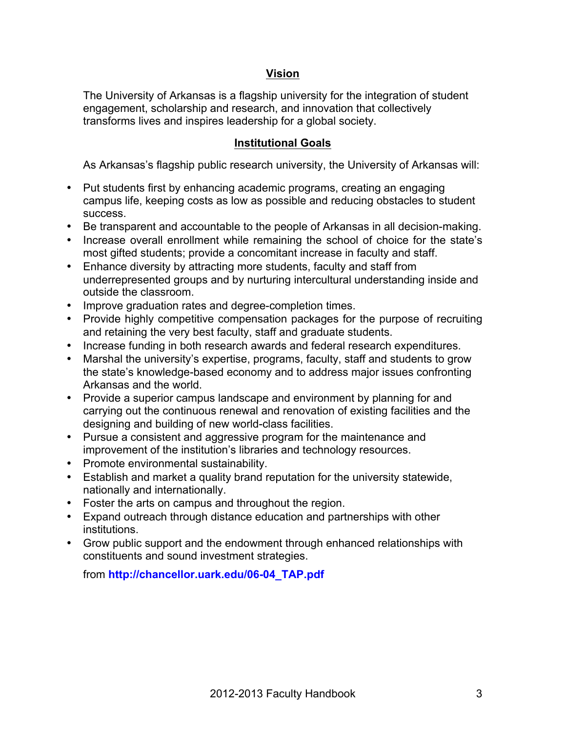## Vision

The University of Arkansas is a flagship university for the integration of student engagement, scholarship and research, and innovation that collectively transforms lives and inspires leadership for a global society.

## Institutional Goals

As Arkansas's flagship public research university, the University of Arkansas will:

- Put students first by enhancing academic programs, creating an engaging campus life, keeping costs as low as possible and reducing obstacles to student success.
- Be transparent and accountable to the people of Arkansas in all decision-making.
- Increase overall enrollment while remaining the school of choice for the state's most gifted students; provide a concomitant increase in faculty and staff.
- Enhance diversity by attracting more students, faculty and staff from underrepresented groups and by nurturing intercultural understanding inside and outside the classroom.
- Improve graduation rates and degree-completion times.
- Provide highly competitive compensation packages for the purpose of recruiting and retaining the very best faculty, staff and graduate students.
- Increase funding in both research awards and federal research expenditures.
- Marshal the university's expertise, programs, faculty, staff and students to grow the state's knowledge-based economy and to address major issues confronting Arkansas and the world.
- Provide a superior campus landscape and environment by planning for and carrying out the continuous renewal and renovation of existing facilities and the designing and building of new world-class facilities.
- Pursue a consistent and aggressive program for the maintenance and improvement of the institution's libraries and technology resources.
- Promote environmental sustainability.
- Establish and market a quality brand reputation for the university statewide, nationally and internationally.
- Foster the arts on campus and throughout the region.
- Expand outreach through distance education and partnerships with other institutions.
- Grow public support and the endowment through enhanced relationships with constituents and sound investment strategies.

from **http://chancellor.uark.edu/06-04_TAP.pdf**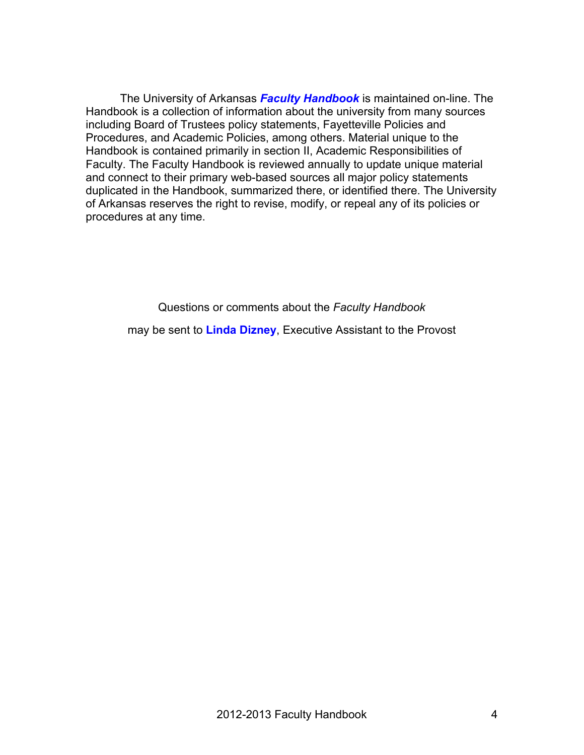The University of Arkansas ***Faculty Handbook*** is maintained on-line. The Handbook is a collection of information about the university from many sources including Board of Trustees policy statements, Fayetteville Policies and Procedures, and Academic Policies, among others. Material unique to the Handbook is contained primarily in section II, Academic Responsibilities of Faculty. The Faculty Handbook is reviewed annually to update unique material and connect to their primary web-based sources all major policy statements duplicated in the Handbook, summarized there, or identified there. The University of Arkansas reserves the right to revise, modify, or repeal any of its policies or procedures at any time.

Questions or comments about the *Faculty Handbook*

may be sent to **Linda Dizney**, Executive Assistant to the Provost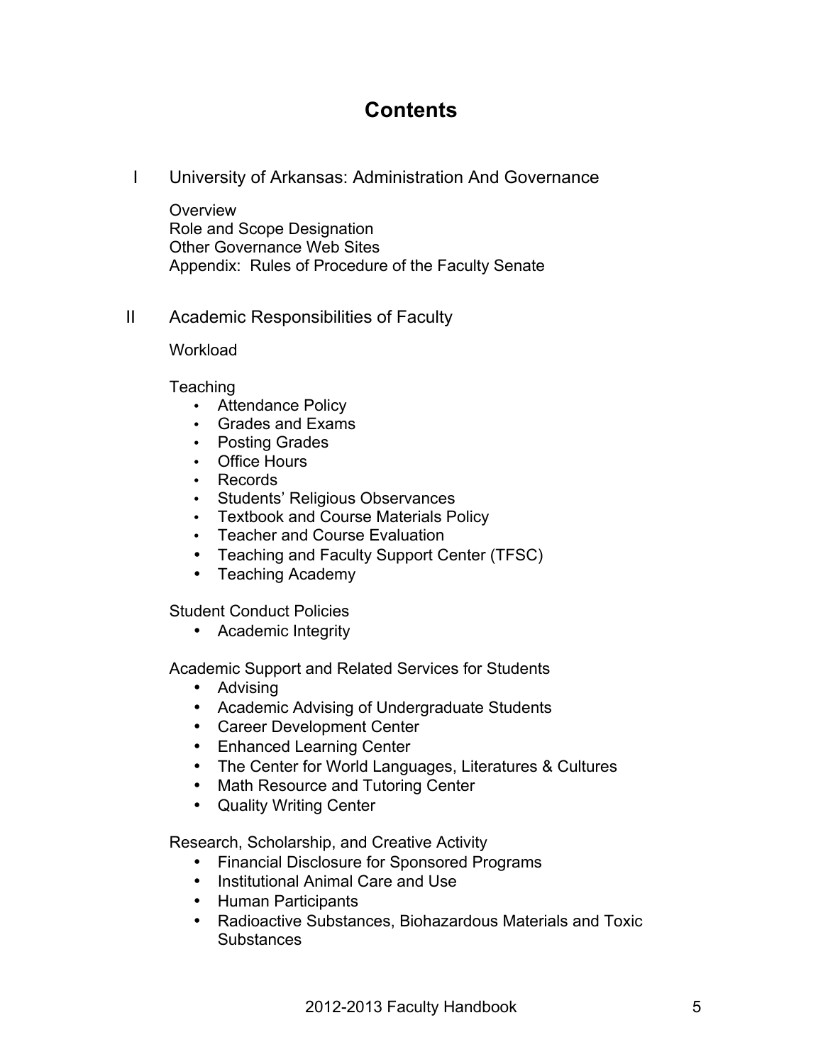# Contents

I University of Arkansas: Administration And Governance

Overview
Role and Scope Designation
Other Governance Web Sites
Appendix: Rules of Procedure of the Faculty Senate

II Academic Responsibilities of Faculty

Workload

Teaching

- Attendance Policy
- Grades and Exams
- Posting Grades
- Office Hours
- Records
- Students' Religious Observances
- Textbook and Course Materials Policy
- Teacher and Course Evaluation
- Teaching and Faculty Support Center (TFSC)
- Teaching Academy

Student Conduct Policies

- Academic Integrity

Academic Support and Related Services for Students

- Advising
- Academic Advising of Undergraduate Students
- Career Development Center
- Enhanced Learning Center
- The Center for World Languages, Literatures & Cultures
- Math Resource and Tutoring Center
- Quality Writing Center

Research, Scholarship, and Creative Activity

- Financial Disclosure for Sponsored Programs
- Institutional Animal Care and Use
- Human Participants
- Radioactive Substances, Biohazardous Materials and Toxic Substances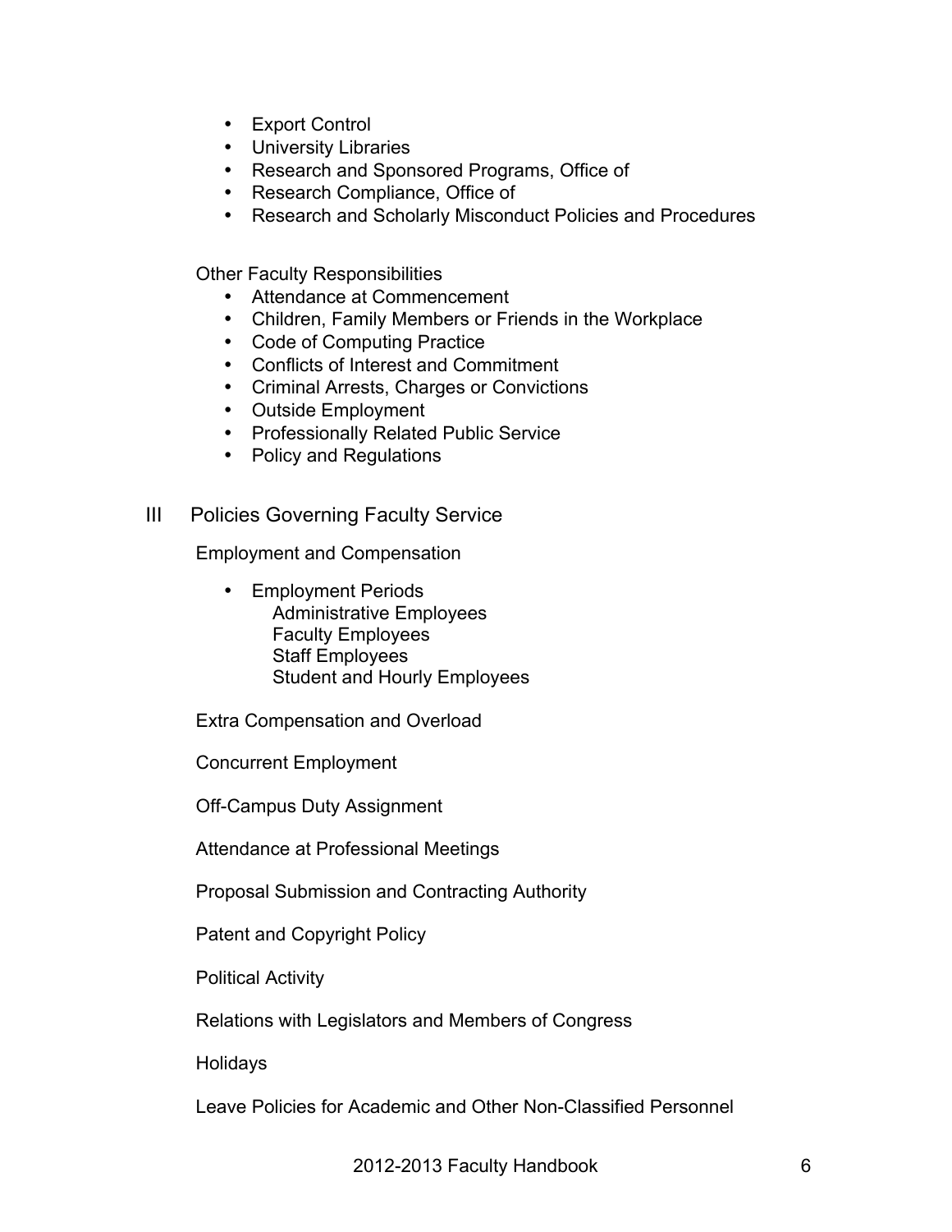- Export Control
- University Libraries
- Research and Sponsored Programs, Office of
- Research Compliance, Office of
- Research and Scholarly Misconduct Policies and Procedures

Other Faculty Responsibilities

- Attendance at Commencement
- Children, Family Members or Friends in the Workplace
- Code of Computing Practice
- Conflicts of Interest and Commitment
- Criminal Arrests, Charges or Convictions
- Outside Employment
- Professionally Related Public Service
- Policy and Regulations

## III Policies Governing Faculty Service

Employment and Compensation

- Employment Periods
  - Administrative Employees
  - Faculty Employees
  - Staff Employees
  - Student and Hourly Employees

Extra Compensation and Overload

Concurrent Employment

Off-Campus Duty Assignment

Attendance at Professional Meetings

Proposal Submission and Contracting Authority

Patent and Copyright Policy

Political Activity

Relations with Legislators and Members of Congress

Holidays

Leave Policies for Academic and Other Non-Classified Personnel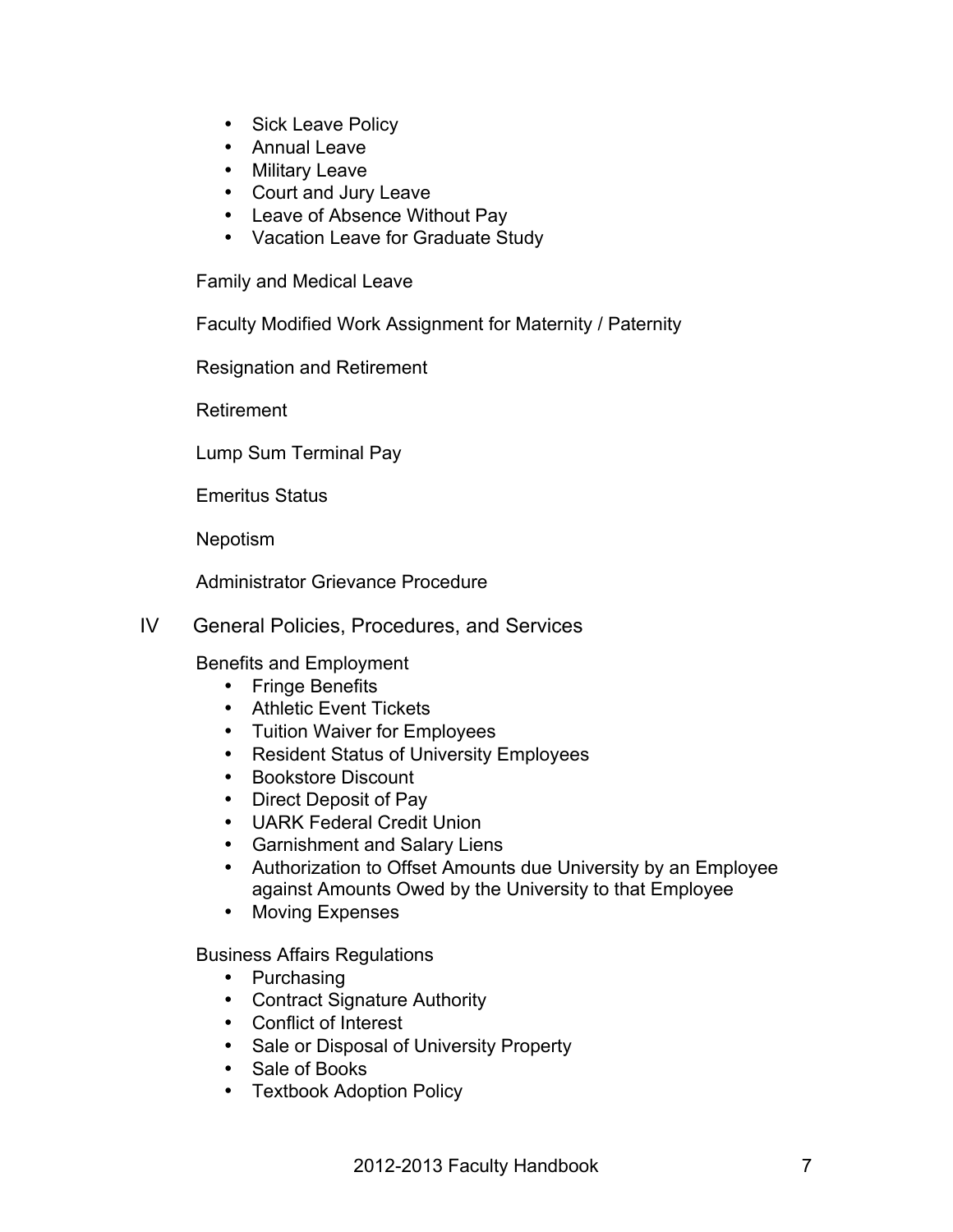- Sick Leave Policy
- Annual Leave
- Military Leave
- Court and Jury Leave
- Leave of Absence Without Pay
- Vacation Leave for Graduate Study

Family and Medical Leave

Faculty Modified Work Assignment for Maternity / Paternity

Resignation and Retirement

Retirement

Lump Sum Terminal Pay

Emeritus Status

Nepotism

Administrator Grievance Procedure

## IV General Policies, Procedures, and Services

Benefits and Employment

- Fringe Benefits
- Athletic Event Tickets
- Tuition Waiver for Employees
- Resident Status of University Employees
- Bookstore Discount
- Direct Deposit of Pay
- UARK Federal Credit Union
- Garnishment and Salary Liens
- Authorization to Offset Amounts due University by an Employee against Amounts Owed by the University to that Employee
- Moving Expenses

Business Affairs Regulations

- Purchasing
- Contract Signature Authority
- Conflict of Interest
- Sale or Disposal of University Property
- Sale of Books
- Textbook Adoption Policy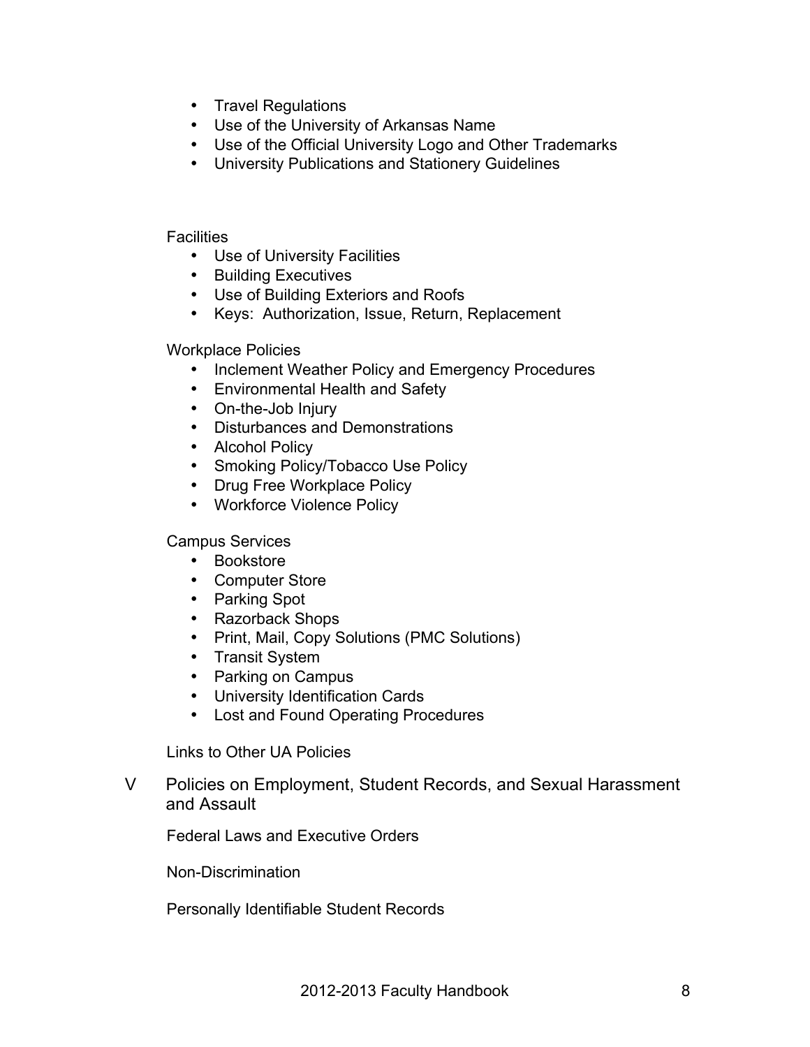- Travel Regulations
- Use of the University of Arkansas Name
- Use of the Official University Logo and Other Trademarks
- University Publications and Stationery Guidelines

Facilities

- Use of University Facilities
- Building Executives
- Use of Building Exteriors and Roofs
- Keys: Authorization, Issue, Return, Replacement

Workplace Policies

- Inclement Weather Policy and Emergency Procedures
- Environmental Health and Safety
- On-the-Job Injury
- Disturbances and Demonstrations
- Alcohol Policy
- Smoking Policy/Tobacco Use Policy
- Drug Free Workplace Policy
- Workforce Violence Policy

Campus Services

- Bookstore
- Computer Store
- Parking Spot
- Razorback Shops
- Print, Mail, Copy Solutions (PMC Solutions)
- Transit System
- Parking on Campus
- University Identification Cards
- Lost and Found Operating Procedures

Links to Other UA Policies

V Policies on Employment, Student Records, and Sexual Harassment and Assault

Federal Laws and Executive Orders

Non-Discrimination

Personally Identifiable Student Records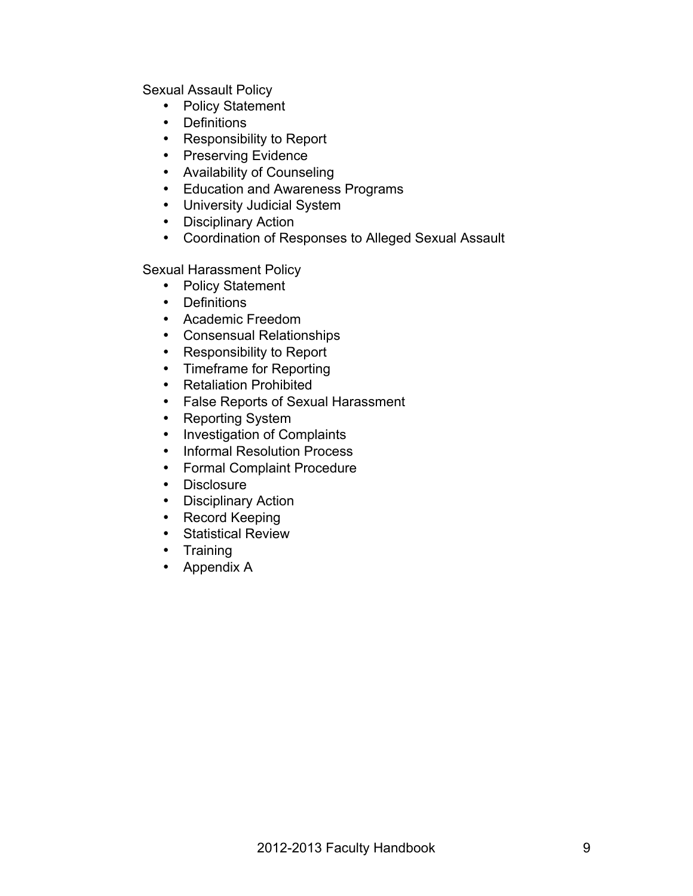Sexual Assault Policy

- Policy Statement
- Definitions
- Responsibility to Report
- Preserving Evidence
- Availability of Counseling
- Education and Awareness Programs
- University Judicial System
- Disciplinary Action
- Coordination of Responses to Alleged Sexual Assault

Sexual Harassment Policy

- Policy Statement
- Definitions
- Academic Freedom
- Consensual Relationships
- Responsibility to Report
- Timeframe for Reporting
- Retaliation Prohibited
- False Reports of Sexual Harassment
- Reporting System
- Investigation of Complaints
- Informal Resolution Process
- Formal Complaint Procedure
- Disclosure
- Disciplinary Action
- Record Keeping
- Statistical Review
- Training
- Appendix A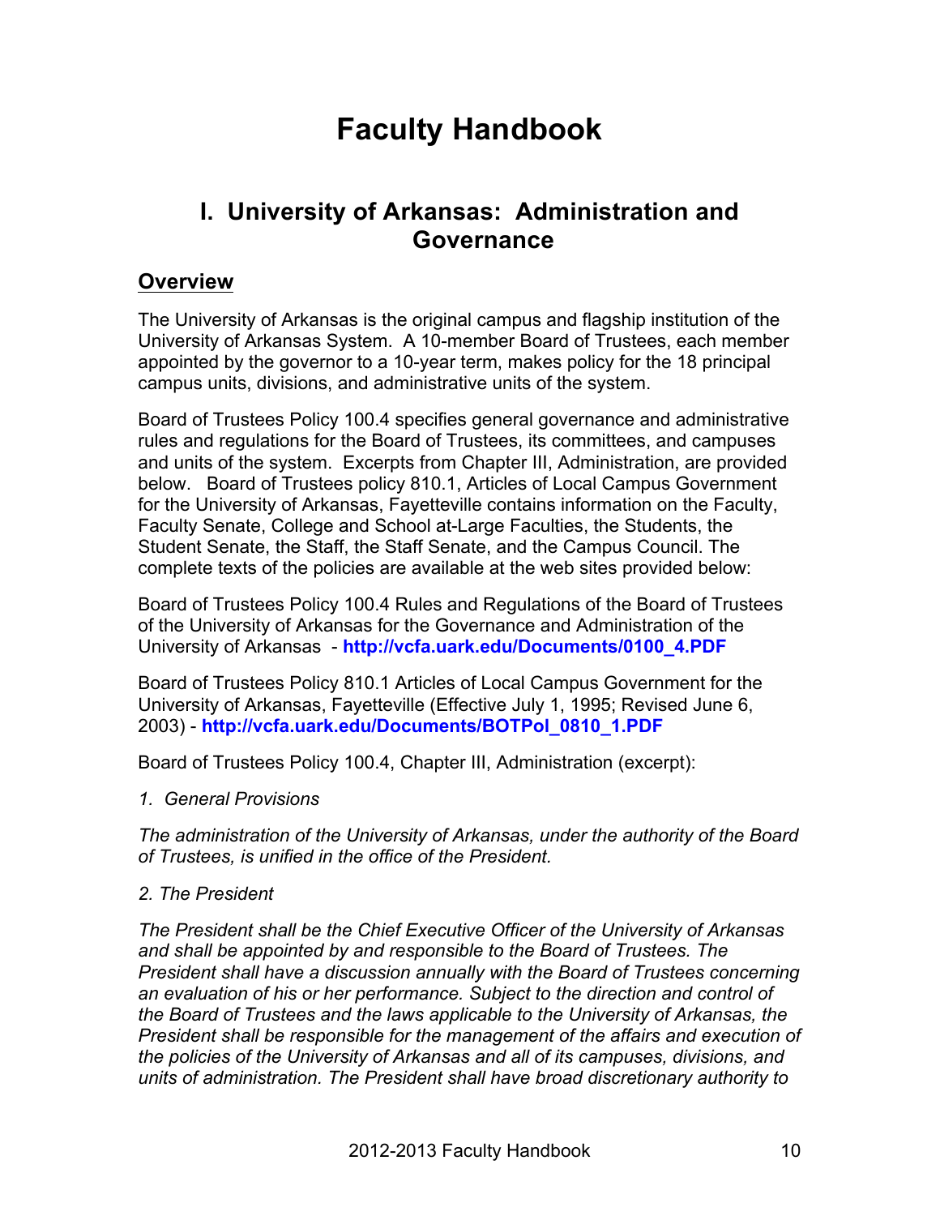# Faculty Handbook

## I. University of Arkansas: Administration and Governance

### Overview

The University of Arkansas is the original campus and flagship institution of the University of Arkansas System. A 10-member Board of Trustees, each member appointed by the governor to a 10-year term, makes policy for the 18 principal campus units, divisions, and administrative units of the system.

Board of Trustees Policy 100.4 specifies general governance and administrative rules and regulations for the Board of Trustees, its committees, and campuses and units of the system. Excerpts from Chapter III, Administration, are provided below. Board of Trustees policy 810.1, Articles of Local Campus Government for the University of Arkansas, Fayetteville contains information on the Faculty, Faculty Senate, College and School at-Large Faculties, the Students, the Student Senate, the Staff, the Staff Senate, and the Campus Council. The complete texts of the policies are available at the web sites provided below:

Board of Trustees Policy 100.4 Rules and Regulations of the Board of Trustees of the University of Arkansas for the Governance and Administration of the University of Arkansas - **http://vcfa.uark.edu/Documents/0100_4.PDF**

Board of Trustees Policy 810.1 Articles of Local Campus Government for the University of Arkansas, Fayetteville (Effective July 1, 1995; Revised June 6, 2003) - **http://vcfa.uark.edu/Documents/BOTPol_0810_1.PDF**

Board of Trustees Policy 100.4, Chapter III, Administration (excerpt):

*1. General Provisions*

*The administration of the University of Arkansas, under the authority of the Board of Trustees, is unified in the office of the President.*

*2. The President*

*The President shall be the Chief Executive Officer of the University of Arkansas and shall be appointed by and responsible to the Board of Trustees. The President shall have a discussion annually with the Board of Trustees concerning an evaluation of his or her performance. Subject to the direction and control of the Board of Trustees and the laws applicable to the University of Arkansas, the President shall be responsible for the management of the affairs and execution of the policies of the University of Arkansas and all of its campuses, divisions, and units of administration. The President shall have broad discretionary authority to*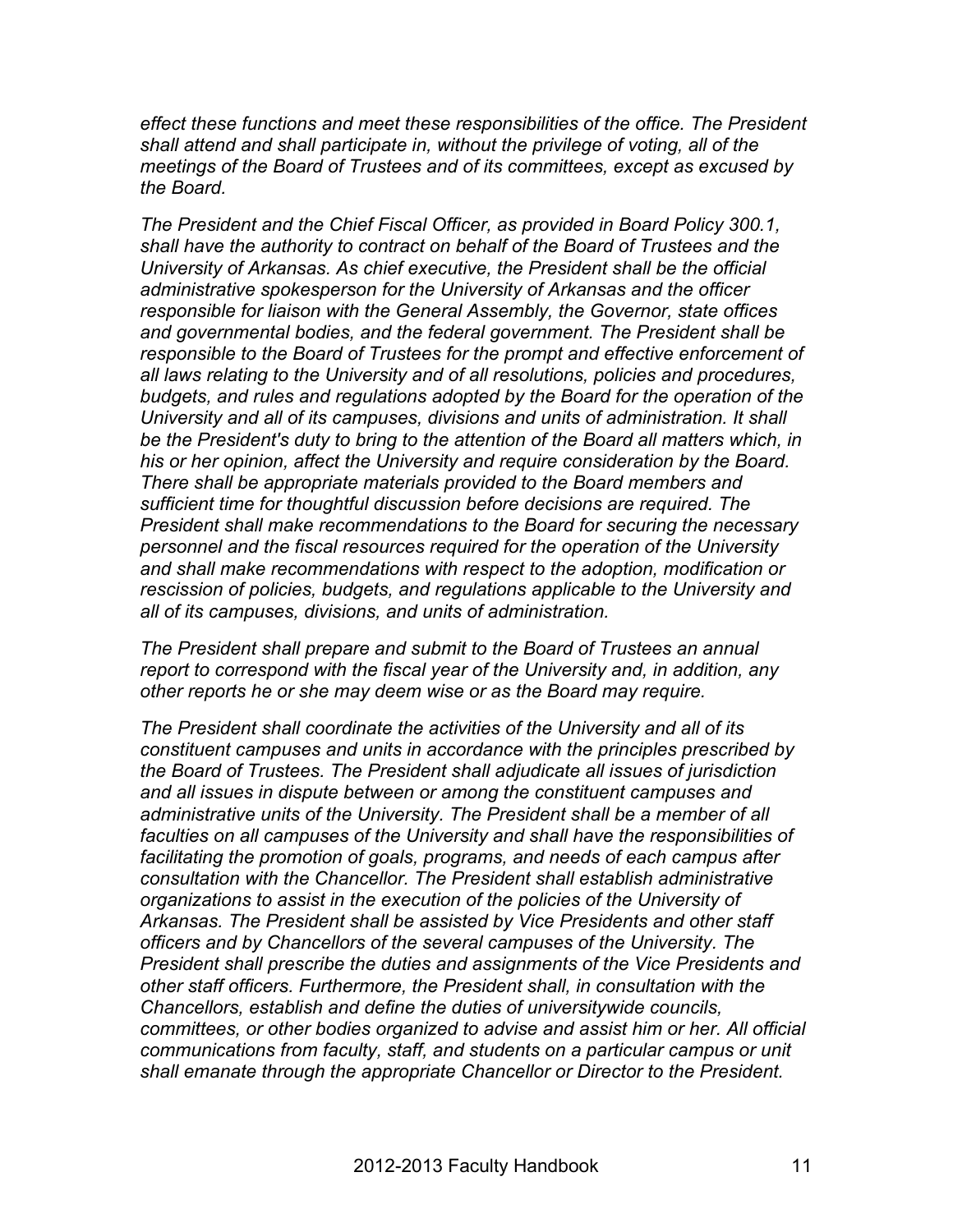*effect these functions and meet these responsibilities of the office. The President shall attend and shall participate in, without the privilege of voting, all of the meetings of the Board of Trustees and of its committees, except as excused by the Board.*

*The President and the Chief Fiscal Officer, as provided in Board Policy 300.1, shall have the authority to contract on behalf of the Board of Trustees and the University of Arkansas. As chief executive, the President shall be the official administrative spokesperson for the University of Arkansas and the officer responsible for liaison with the General Assembly, the Governor, state offices and governmental bodies, and the federal government. The President shall be responsible to the Board of Trustees for the prompt and effective enforcement of all laws relating to the University and of all resolutions, policies and procedures, budgets, and rules and regulations adopted by the Board for the operation of the University and all of its campuses, divisions and units of administration. It shall be the President's duty to bring to the attention of the Board all matters which, in his or her opinion, affect the University and require consideration by the Board. There shall be appropriate materials provided to the Board members and sufficient time for thoughtful discussion before decisions are required. The President shall make recommendations to the Board for securing the necessary personnel and the fiscal resources required for the operation of the University and shall make recommendations with respect to the adoption, modification or rescission of policies, budgets, and regulations applicable to the University and all of its campuses, divisions, and units of administration.*

*The President shall prepare and submit to the Board of Trustees an annual report to correspond with the fiscal year of the University and, in addition, any other reports he or she may deem wise or as the Board may require.*

*The President shall coordinate the activities of the University and all of its constituent campuses and units in accordance with the principles prescribed by the Board of Trustees. The President shall adjudicate all issues of jurisdiction and all issues in dispute between or among the constituent campuses and administrative units of the University. The President shall be a member of all faculties on all campuses of the University and shall have the responsibilities of facilitating the promotion of goals, programs, and needs of each campus after consultation with the Chancellor. The President shall establish administrative organizations to assist in the execution of the policies of the University of Arkansas. The President shall be assisted by Vice Presidents and other staff officers and by Chancellors of the several campuses of the University. The President shall prescribe the duties and assignments of the Vice Presidents and other staff officers. Furthermore, the President shall, in consultation with the Chancellors, establish and define the duties of universitywide councils, committees, or other bodies organized to advise and assist him or her. All official communications from faculty, staff, and students on a particular campus or unit shall emanate through the appropriate Chancellor or Director to the President.*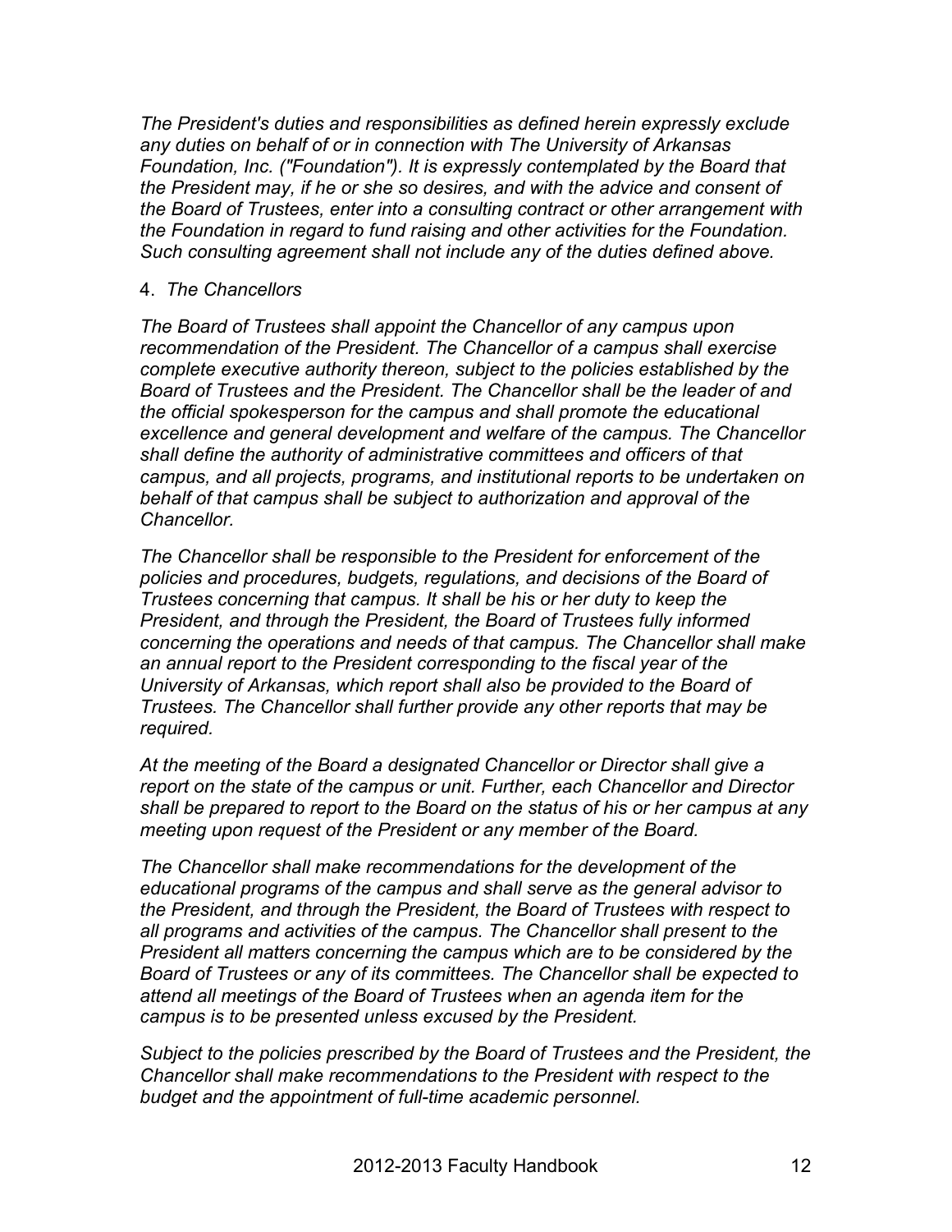*The President's duties and responsibilities as defined herein expressly exclude any duties on behalf of or in connection with The University of Arkansas Foundation, Inc. ("Foundation"). It is expressly contemplated by the Board that the President may, if he or she so desires, and with the advice and consent of the Board of Trustees, enter into a consulting contract or other arrangement with the Foundation in regard to fund raising and other activities for the Foundation. Such consulting agreement shall not include any of the duties defined above.*

4. *The Chancellors*

*The Board of Trustees shall appoint the Chancellor of any campus upon recommendation of the President. The Chancellor of a campus shall exercise complete executive authority thereon, subject to the policies established by the Board of Trustees and the President. The Chancellor shall be the leader of and the official spokesperson for the campus and shall promote the educational excellence and general development and welfare of the campus. The Chancellor shall define the authority of administrative committees and officers of that campus, and all projects, programs, and institutional reports to be undertaken on behalf of that campus shall be subject to authorization and approval of the Chancellor.*

*The Chancellor shall be responsible to the President for enforcement of the policies and procedures, budgets, regulations, and decisions of the Board of Trustees concerning that campus. It shall be his or her duty to keep the President, and through the President, the Board of Trustees fully informed concerning the operations and needs of that campus. The Chancellor shall make an annual report to the President corresponding to the fiscal year of the University of Arkansas, which report shall also be provided to the Board of Trustees. The Chancellor shall further provide any other reports that may be required.*

*At the meeting of the Board a designated Chancellor or Director shall give a report on the state of the campus or unit. Further, each Chancellor and Director shall be prepared to report to the Board on the status of his or her campus at any meeting upon request of the President or any member of the Board.*

*The Chancellor shall make recommendations for the development of the educational programs of the campus and shall serve as the general advisor to the President, and through the President, the Board of Trustees with respect to all programs and activities of the campus. The Chancellor shall present to the President all matters concerning the campus which are to be considered by the Board of Trustees or any of its committees. The Chancellor shall be expected to attend all meetings of the Board of Trustees when an agenda item for the campus is to be presented unless excused by the President.*

*Subject to the policies prescribed by the Board of Trustees and the President, the Chancellor shall make recommendations to the President with respect to the budget and the appointment of full-time academic personnel.*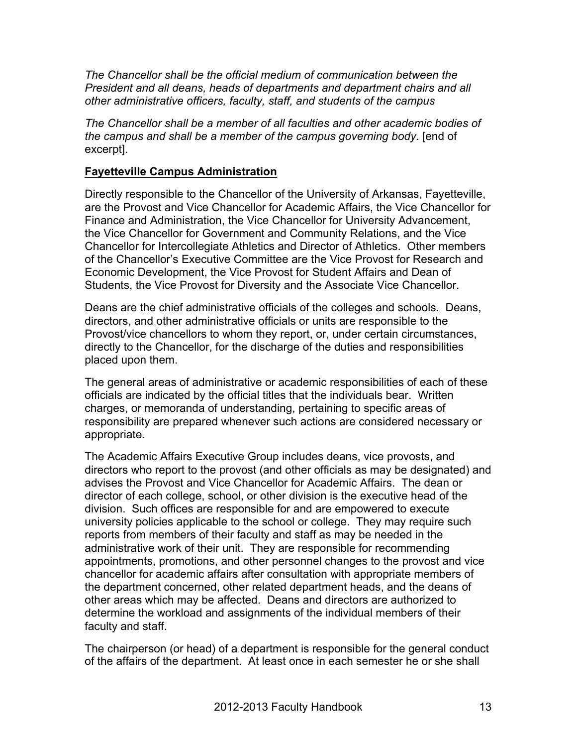*The Chancellor shall be the official medium of communication between the President and all deans, heads of departments and department chairs and all other administrative officers, faculty, staff, and students of the campus*

*The Chancellor shall be a member of all faculties and other academic bodies of the campus and shall be a member of the campus governing body*. [end of excerpt].

**Fayetteville Campus Administration**

Directly responsible to the Chancellor of the University of Arkansas, Fayetteville, are the Provost and Vice Chancellor for Academic Affairs, the Vice Chancellor for Finance and Administration, the Vice Chancellor for University Advancement, the Vice Chancellor for Government and Community Relations, and the Vice Chancellor for Intercollegiate Athletics and Director of Athletics. Other members of the Chancellor's Executive Committee are the Vice Provost for Research and Economic Development, the Vice Provost for Student Affairs and Dean of Students, the Vice Provost for Diversity and the Associate Vice Chancellor.

Deans are the chief administrative officials of the colleges and schools. Deans, directors, and other administrative officials or units are responsible to the Provost/vice chancellors to whom they report, or, under certain circumstances, directly to the Chancellor, for the discharge of the duties and responsibilities placed upon them.

The general areas of administrative or academic responsibilities of each of these officials are indicated by the official titles that the individuals bear. Written charges, or memoranda of understanding, pertaining to specific areas of responsibility are prepared whenever such actions are considered necessary or appropriate.

The Academic Affairs Executive Group includes deans, vice provosts, and directors who report to the provost (and other officials as may be designated) and advises the Provost and Vice Chancellor for Academic Affairs. The dean or director of each college, school, or other division is the executive head of the division. Such offices are responsible for and are empowered to execute university policies applicable to the school or college. They may require such reports from members of their faculty and staff as may be needed in the administrative work of their unit. They are responsible for recommending appointments, promotions, and other personnel changes to the provost and vice chancellor for academic affairs after consultation with appropriate members of the department concerned, other related department heads, and the deans of other areas which may be affected. Deans and directors are authorized to determine the workload and assignments of the individual members of their faculty and staff.

The chairperson (or head) of a department is responsible for the general conduct of the affairs of the department. At least once in each semester he or she shall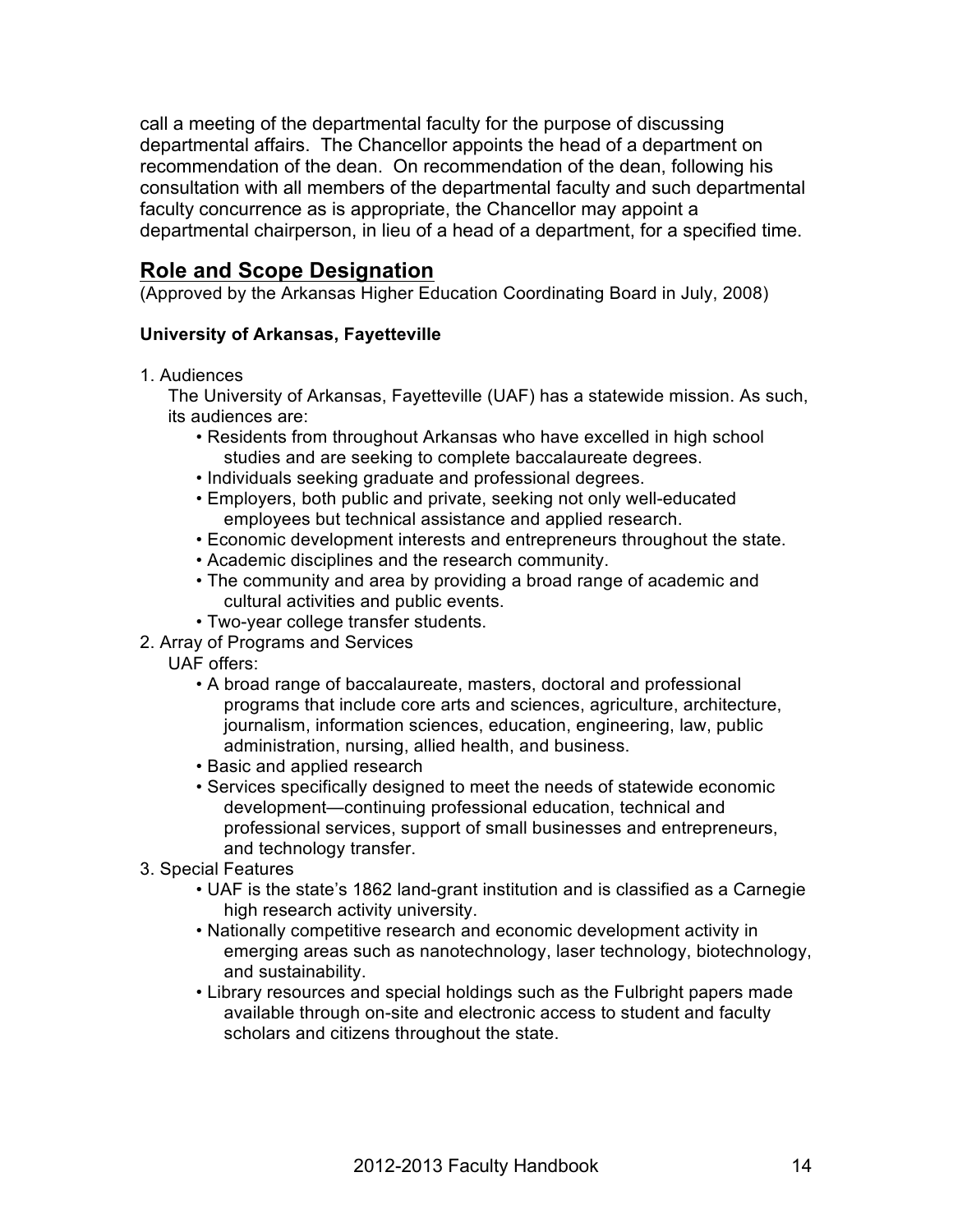call a meeting of the departmental faculty for the purpose of discussing departmental affairs. The Chancellor appoints the head of a department on recommendation of the dean. On recommendation of the dean, following his consultation with all members of the departmental faculty and such departmental faculty concurrence as is appropriate, the Chancellor may appoint a departmental chairperson, in lieu of a head of a department, for a specified time.

## Role and Scope Designation

(Approved by the Arkansas Higher Education Coordinating Board in July, 2008)

**University of Arkansas, Fayetteville**

1. Audiences

   The University of Arkansas, Fayetteville (UAF) has a statewide mission. As such, its audiences are:

   - Residents from throughout Arkansas who have excelled in high school studies and are seeking to complete baccalaureate degrees.
   - Individuals seeking graduate and professional degrees.
   - Employers, both public and private, seeking not only well-educated employees but technical assistance and applied research.
   - Economic development interests and entrepreneurs throughout the state.
   - Academic disciplines and the research community.
   - The community and area by providing a broad range of academic and cultural activities and public events.
   - Two-year college transfer students.

2. Array of Programs and Services

   UAF offers:

   - A broad range of baccalaureate, masters, doctoral and professional programs that include core arts and sciences, agriculture, architecture, journalism, information sciences, education, engineering, law, public administration, nursing, allied health, and business.
   - Basic and applied research
   - Services specifically designed to meet the needs of statewide economic development—continuing professional education, technical and professional services, support of small businesses and entrepreneurs, and technology transfer.

3. Special Features

   - UAF is the state's 1862 land-grant institution and is classified as a Carnegie high research activity university.
   - Nationally competitive research and economic development activity in emerging areas such as nanotechnology, laser technology, biotechnology, and sustainability.
   - Library resources and special holdings such as the Fulbright papers made available through on-site and electronic access to student and faculty scholars and citizens throughout the state.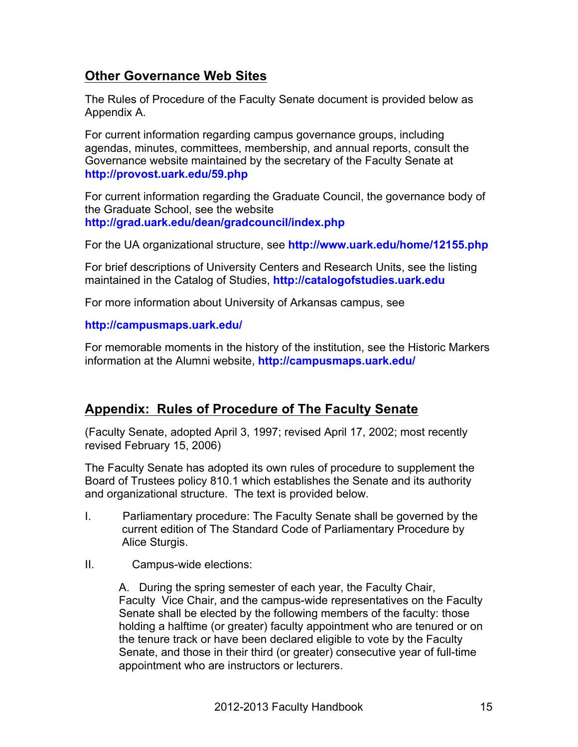## Other Governance Web Sites

The Rules of Procedure of the Faculty Senate document is provided below as Appendix A.

For current information regarding campus governance groups, including agendas, minutes, committees, membership, and annual reports, consult the Governance website maintained by the secretary of the Faculty Senate at **http://provost.uark.edu/59.php**

For current information regarding the Graduate Council, the governance body of the Graduate School, see the website **http://grad.uark.edu/dean/gradcouncil/index.php**

For the UA organizational structure, see **http://www.uark.edu/home/12155.php**

For brief descriptions of University Centers and Research Units, see the listing maintained in the Catalog of Studies, **http://catalogofstudies.uark.edu**

For more information about University of Arkansas campus, see

**http://campusmaps.uark.edu/**

For memorable moments in the history of the institution, see the Historic Markers information at the Alumni website, **http://campusmaps.uark.edu/**

## Appendix: Rules of Procedure of The Faculty Senate

(Faculty Senate, adopted April 3, 1997; revised April 17, 2002; most recently revised February 15, 2006)

The Faculty Senate has adopted its own rules of procedure to supplement the Board of Trustees policy 810.1 which establishes the Senate and its authority and organizational structure. The text is provided below.

I. Parliamentary procedure: The Faculty Senate shall be governed by the current edition of The Standard Code of Parliamentary Procedure by Alice Sturgis.

II. Campus-wide elections:

A. During the spring semester of each year, the Faculty Chair, Faculty Vice Chair, and the campus-wide representatives on the Faculty Senate shall be elected by the following members of the faculty: those holding a halftime (or greater) faculty appointment who are tenured or on the tenure track or have been declared eligible to vote by the Faculty Senate, and those in their third (or greater) consecutive year of full-time appointment who are instructors or lecturers.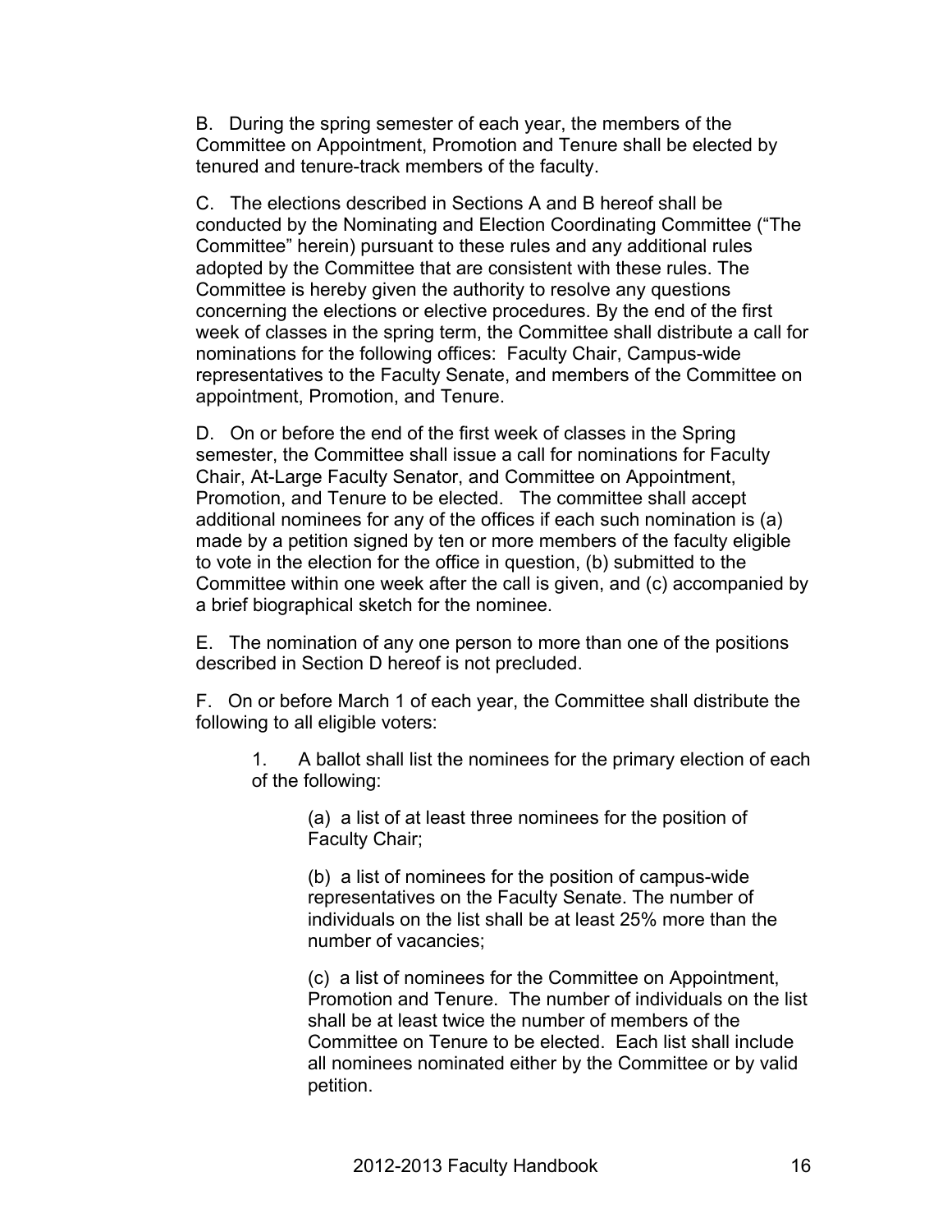B. During the spring semester of each year, the members of the Committee on Appointment, Promotion and Tenure shall be elected by tenured and tenure-track members of the faculty.

C. The elections described in Sections A and B hereof shall be conducted by the Nominating and Election Coordinating Committee ("The Committee" herein) pursuant to these rules and any additional rules adopted by the Committee that are consistent with these rules. The Committee is hereby given the authority to resolve any questions concerning the elections or elective procedures. By the end of the first week of classes in the spring term, the Committee shall distribute a call for nominations for the following offices: Faculty Chair, Campus-wide representatives to the Faculty Senate, and members of the Committee on appointment, Promotion, and Tenure.

D. On or before the end of the first week of classes in the Spring semester, the Committee shall issue a call for nominations for Faculty Chair, At-Large Faculty Senator, and Committee on Appointment, Promotion, and Tenure to be elected. The committee shall accept additional nominees for any of the offices if each such nomination is (a) made by a petition signed by ten or more members of the faculty eligible to vote in the election for the office in question, (b) submitted to the Committee within one week after the call is given, and (c) accompanied by a brief biographical sketch for the nominee.

E. The nomination of any one person to more than one of the positions described in Section D hereof is not precluded.

F. On or before March 1 of each year, the Committee shall distribute the following to all eligible voters:

1. A ballot shall list the nominees for the primary election of each of the following:

   (a) a list of at least three nominees for the position of Faculty Chair;

   (b) a list of nominees for the position of campus-wide representatives on the Faculty Senate. The number of individuals on the list shall be at least 25% more than the number of vacancies;

   (c) a list of nominees for the Committee on Appointment, Promotion and Tenure. The number of individuals on the list shall be at least twice the number of members of the Committee on Tenure to be elected. Each list shall include all nominees nominated either by the Committee or by valid petition.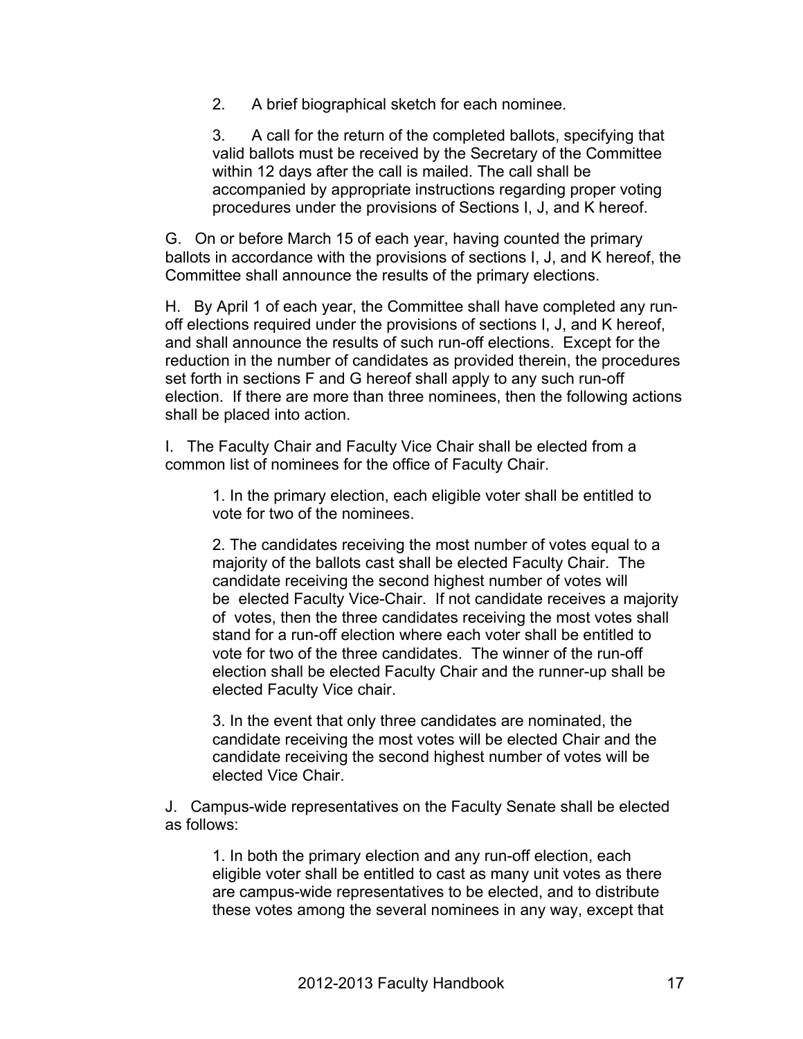2. A brief biographical sketch for each nominee.

3. A call for the return of the completed ballots, specifying that valid ballots must be received by the Secretary of the Committee within 12 days after the call is mailed. The call shall be accompanied by appropriate instructions regarding proper voting procedures under the provisions of Sections I, J, and K hereof.

G. On or before March 15 of each year, having counted the primary ballots in accordance with the provisions of sections I, J, and K hereof, the Committee shall announce the results of the primary elections.

H. By April 1 of each year, the Committee shall have completed any run-off elections required under the provisions of sections I, J, and K hereof, and shall announce the results of such run-off elections. Except for the reduction in the number of candidates as provided therein, the procedures set forth in sections F and G hereof shall apply to any such run-off election. If there are more than three nominees, then the following actions shall be placed into action.

I. The Faculty Chair and Faculty Vice Chair shall be elected from a common list of nominees for the office of Faculty Chair.

1. In the primary election, each eligible voter shall be entitled to vote for two of the nominees.

2. The candidates receiving the most number of votes equal to a majority of the ballots cast shall be elected Faculty Chair. The candidate receiving the second highest number of votes will be elected Faculty Vice-Chair. If not candidate receives a majority of votes, then the three candidates receiving the most votes shall stand for a run-off election where each voter shall be entitled to vote for two of the three candidates. The winner of the run-off election shall be elected Faculty Chair and the runner-up shall be elected Faculty Vice chair.

3. In the event that only three candidates are nominated, the candidate receiving the most votes will be elected Chair and the candidate receiving the second highest number of votes will be elected Vice Chair.

J. Campus-wide representatives on the Faculty Senate shall be elected as follows:

1. In both the primary election and any run-off election, each eligible voter shall be entitled to cast as many unit votes as there are campus-wide representatives to be elected, and to distribute these votes among the several nominees in any way, except that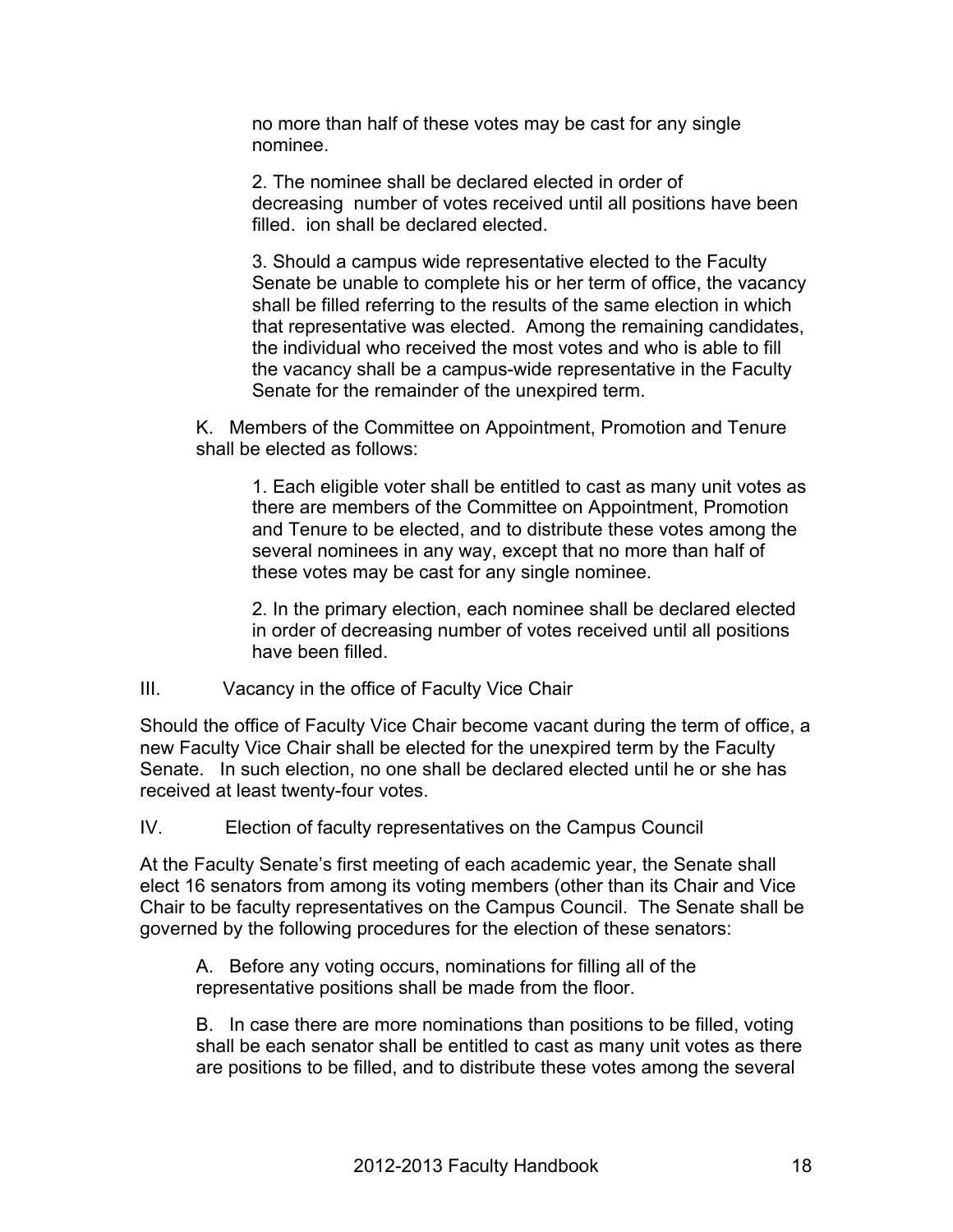no more than half of these votes may be cast for any single nominee.

2. The nominee shall be declared elected in order of decreasing number of votes received until all positions have been filled. ion shall be declared elected.

3. Should a campus wide representative elected to the Faculty Senate be unable to complete his or her term of office, the vacancy shall be filled referring to the results of the same election in which that representative was elected. Among the remaining candidates, the individual who received the most votes and who is able to fill the vacancy shall be a campus-wide representative in the Faculty Senate for the remainder of the unexpired term.

K. Members of the Committee on Appointment, Promotion and Tenure shall be elected as follows:

1. Each eligible voter shall be entitled to cast as many unit votes as there are members of the Committee on Appointment, Promotion and Tenure to be elected, and to distribute these votes among the several nominees in any way, except that no more than half of these votes may be cast for any single nominee.

2. In the primary election, each nominee shall be declared elected in order of decreasing number of votes received until all positions have been filled.

III. Vacancy in the office of Faculty Vice Chair

Should the office of Faculty Vice Chair become vacant during the term of office, a new Faculty Vice Chair shall be elected for the unexpired term by the Faculty Senate. In such election, no one shall be declared elected until he or she has received at least twenty-four votes.

IV. Election of faculty representatives on the Campus Council

At the Faculty Senate's first meeting of each academic year, the Senate shall elect 16 senators from among its voting members (other than its Chair and Vice Chair to be faculty representatives on the Campus Council. The Senate shall be governed by the following procedures for the election of these senators:

A. Before any voting occurs, nominations for filling all of the representative positions shall be made from the floor.

B. In case there are more nominations than positions to be filled, voting shall be each senator shall be entitled to cast as many unit votes as there are positions to be filled, and to distribute these votes among the several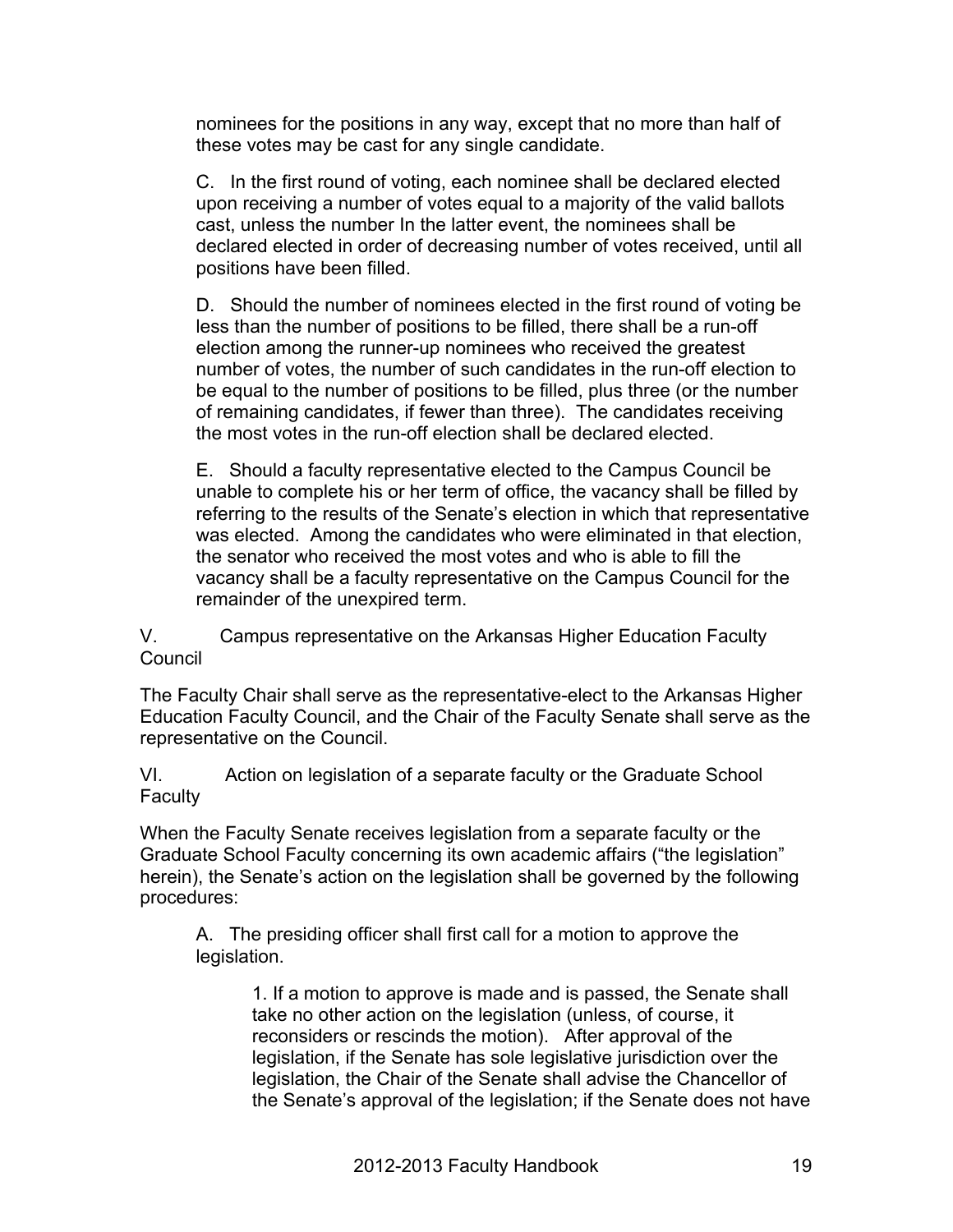nominees for the positions in any way, except that no more than half of these votes may be cast for any single candidate.

C. In the first round of voting, each nominee shall be declared elected upon receiving a number of votes equal to a majority of the valid ballots cast, unless the number In the latter event, the nominees shall be declared elected in order of decreasing number of votes received, until all positions have been filled.

D. Should the number of nominees elected in the first round of voting be less than the number of positions to be filled, there shall be a run-off election among the runner-up nominees who received the greatest number of votes, the number of such candidates in the run-off election to be equal to the number of positions to be filled, plus three (or the number of remaining candidates, if fewer than three). The candidates receiving the most votes in the run-off election shall be declared elected.

E. Should a faculty representative elected to the Campus Council be unable to complete his or her term of office, the vacancy shall be filled by referring to the results of the Senate's election in which that representative was elected. Among the candidates who were eliminated in that election, the senator who received the most votes and who is able to fill the vacancy shall be a faculty representative on the Campus Council for the remainder of the unexpired term.

V. Campus representative on the Arkansas Higher Education Faculty Council

The Faculty Chair shall serve as the representative-elect to the Arkansas Higher Education Faculty Council, and the Chair of the Faculty Senate shall serve as the representative on the Council.

VI. Action on legislation of a separate faculty or the Graduate School Faculty

When the Faculty Senate receives legislation from a separate faculty or the Graduate School Faculty concerning its own academic affairs ("the legislation" herein), the Senate's action on the legislation shall be governed by the following procedures:

A. The presiding officer shall first call for a motion to approve the legislation.

1. If a motion to approve is made and is passed, the Senate shall take no other action on the legislation (unless, of course, it reconsiders or rescinds the motion). After approval of the legislation, if the Senate has sole legislative jurisdiction over the legislation, the Chair of the Senate shall advise the Chancellor of the Senate's approval of the legislation; if the Senate does not have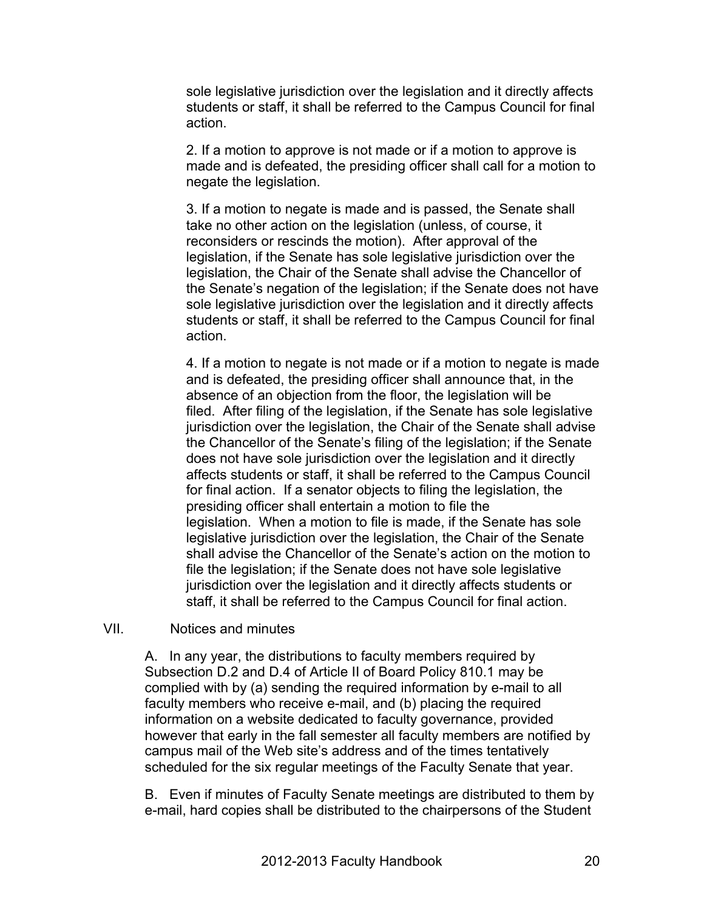sole legislative jurisdiction over the legislation and it directly affects students or staff, it shall be referred to the Campus Council for final action.

2. If a motion to approve is not made or if a motion to approve is made and is defeated, the presiding officer shall call for a motion to negate the legislation.

3. If a motion to negate is made and is passed, the Senate shall take no other action on the legislation (unless, of course, it reconsiders or rescinds the motion). After approval of the legislation, if the Senate has sole legislative jurisdiction over the legislation, the Chair of the Senate shall advise the Chancellor of the Senate's negation of the legislation; if the Senate does not have sole legislative jurisdiction over the legislation and it directly affects students or staff, it shall be referred to the Campus Council for final action.

4. If a motion to negate is not made or if a motion to negate is made and is defeated, the presiding officer shall announce that, in the absence of an objection from the floor, the legislation will be filed. After filing of the legislation, if the Senate has sole legislative jurisdiction over the legislation, the Chair of the Senate shall advise the Chancellor of the Senate's filing of the legislation; if the Senate does not have sole jurisdiction over the legislation and it directly affects students or staff, it shall be referred to the Campus Council for final action. If a senator objects to filing the legislation, the presiding officer shall entertain a motion to file the legislation. When a motion to file is made, if the Senate has sole legislative jurisdiction over the legislation, the Chair of the Senate shall advise the Chancellor of the Senate's action on the motion to file the legislation; if the Senate does not have sole legislative jurisdiction over the legislation and it directly affects students or staff, it shall be referred to the Campus Council for final action.

## VII. Notices and minutes

A. In any year, the distributions to faculty members required by Subsection D.2 and D.4 of Article II of Board Policy 810.1 may be complied with by (a) sending the required information by e-mail to all faculty members who receive e-mail, and (b) placing the required information on a website dedicated to faculty governance, provided however that early in the fall semester all faculty members are notified by campus mail of the Web site's address and of the times tentatively scheduled for the six regular meetings of the Faculty Senate that year.

B. Even if minutes of Faculty Senate meetings are distributed to them by e-mail, hard copies shall be distributed to the chairpersons of the Student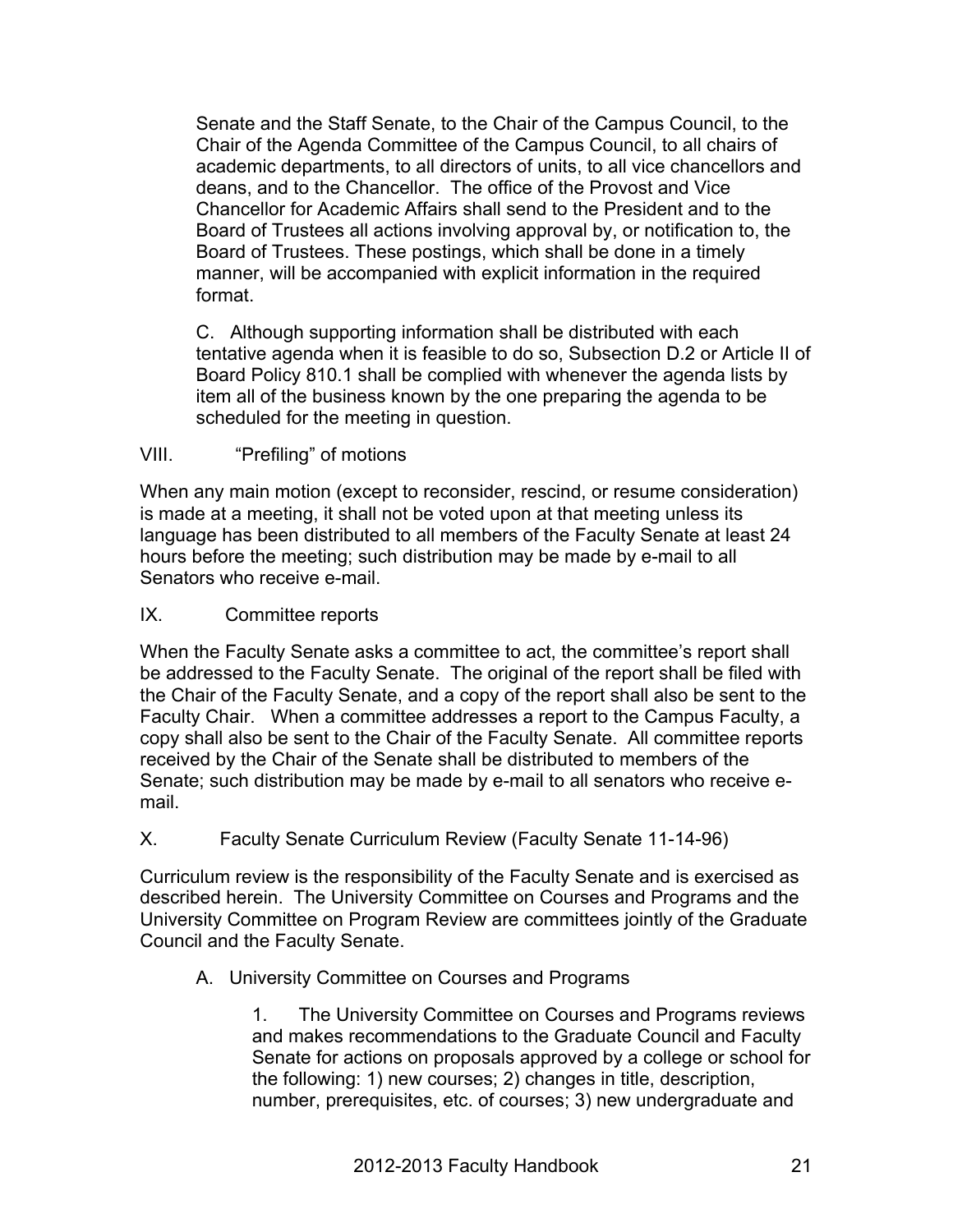Senate and the Staff Senate, to the Chair of the Campus Council, to the Chair of the Agenda Committee of the Campus Council, to all chairs of academic departments, to all directors of units, to all vice chancellors and deans, and to the Chancellor. The office of the Provost and Vice Chancellor for Academic Affairs shall send to the President and to the Board of Trustees all actions involving approval by, or notification to, the Board of Trustees. These postings, which shall be done in a timely manner, will be accompanied with explicit information in the required format.

C. Although supporting information shall be distributed with each tentative agenda when it is feasible to do so, Subsection D.2 or Article II of Board Policy 810.1 shall be complied with whenever the agenda lists by item all of the business known by the one preparing the agenda to be scheduled for the meeting in question.

## VIII. "Prefiling" of motions

When any main motion (except to reconsider, rescind, or resume consideration) is made at a meeting, it shall not be voted upon at that meeting unless its language has been distributed to all members of the Faculty Senate at least 24 hours before the meeting; such distribution may be made by e-mail to all Senators who receive e-mail.

## IX. Committee reports

When the Faculty Senate asks a committee to act, the committee's report shall be addressed to the Faculty Senate. The original of the report shall be filed with the Chair of the Faculty Senate, and a copy of the report shall also be sent to the Faculty Chair. When a committee addresses a report to the Campus Faculty, a copy shall also be sent to the Chair of the Faculty Senate. All committee reports received by the Chair of the Senate shall be distributed to members of the Senate; such distribution may be made by e-mail to all senators who receive e-mail.

## X. Faculty Senate Curriculum Review (Faculty Senate 11-14-96)

Curriculum review is the responsibility of the Faculty Senate and is exercised as described herein. The University Committee on Courses and Programs and the University Committee on Program Review are committees jointly of the Graduate Council and the Faculty Senate.

A. University Committee on Courses and Programs

1. The University Committee on Courses and Programs reviews and makes recommendations to the Graduate Council and Faculty Senate for actions on proposals approved by a college or school for the following: 1) new courses; 2) changes in title, description, number, prerequisites, etc. of courses; 3) new undergraduate and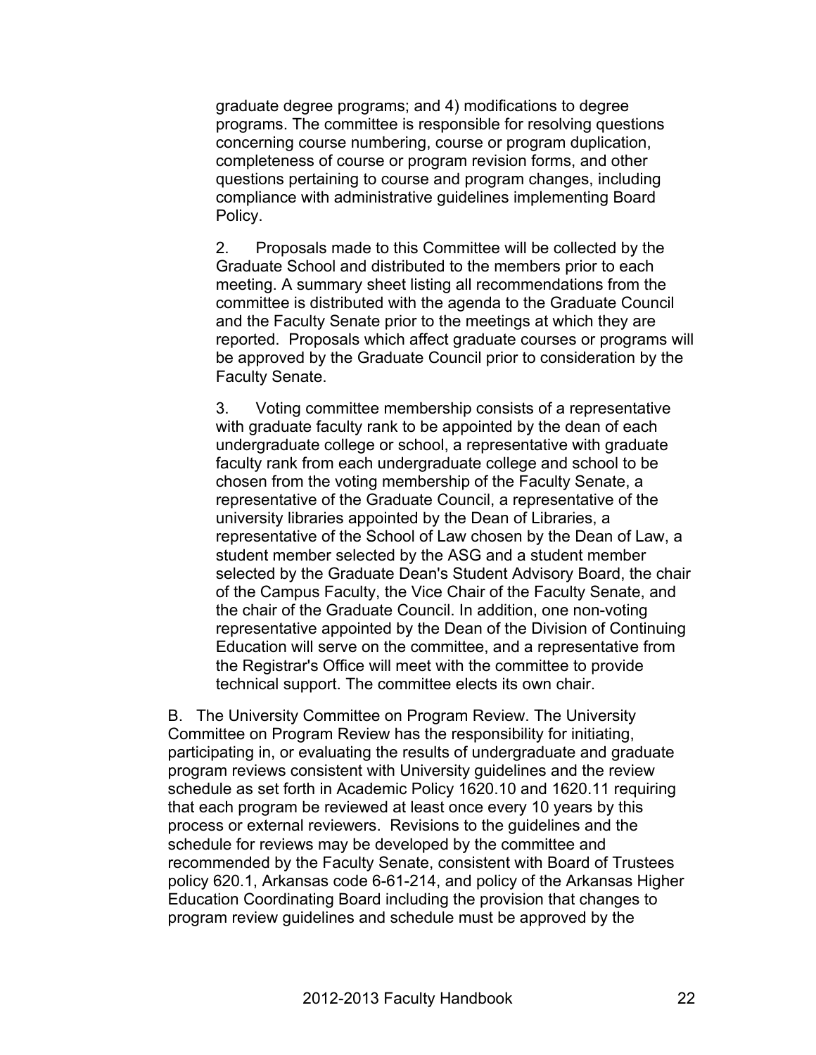graduate degree programs; and 4) modifications to degree programs. The committee is responsible for resolving questions concerning course numbering, course or program duplication, completeness of course or program revision forms, and other questions pertaining to course and program changes, including compliance with administrative guidelines implementing Board Policy.

2. Proposals made to this Committee will be collected by the Graduate School and distributed to the members prior to each meeting. A summary sheet listing all recommendations from the committee is distributed with the agenda to the Graduate Council and the Faculty Senate prior to the meetings at which they are reported. Proposals which affect graduate courses or programs will be approved by the Graduate Council prior to consideration by the Faculty Senate.

3. Voting committee membership consists of a representative with graduate faculty rank to be appointed by the dean of each undergraduate college or school, a representative with graduate faculty rank from each undergraduate college and school to be chosen from the voting membership of the Faculty Senate, a representative of the Graduate Council, a representative of the university libraries appointed by the Dean of Libraries, a representative of the School of Law chosen by the Dean of Law, a student member selected by the ASG and a student member selected by the Graduate Dean's Student Advisory Board, the chair of the Campus Faculty, the Vice Chair of the Faculty Senate, and the chair of the Graduate Council. In addition, one non-voting representative appointed by the Dean of the Division of Continuing Education will serve on the committee, and a representative from the Registrar's Office will meet with the committee to provide technical support. The committee elects its own chair.

B. The University Committee on Program Review. The University Committee on Program Review has the responsibility for initiating, participating in, or evaluating the results of undergraduate and graduate program reviews consistent with University guidelines and the review schedule as set forth in Academic Policy 1620.10 and 1620.11 requiring that each program be reviewed at least once every 10 years by this process or external reviewers. Revisions to the guidelines and the schedule for reviews may be developed by the committee and recommended by the Faculty Senate, consistent with Board of Trustees policy 620.1, Arkansas code 6-61-214, and policy of the Arkansas Higher Education Coordinating Board including the provision that changes to program review guidelines and schedule must be approved by the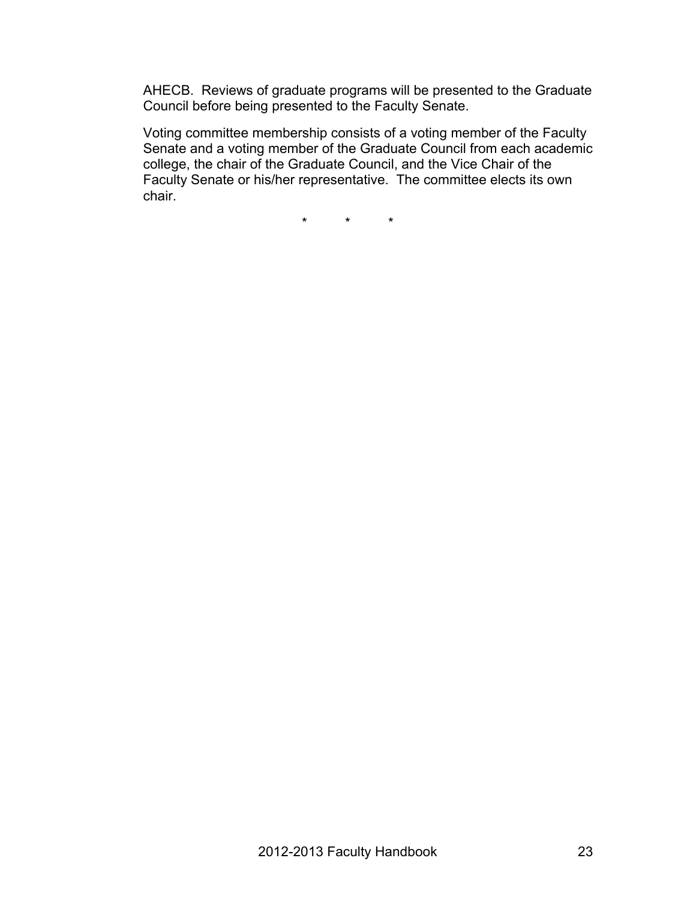AHECB. Reviews of graduate programs will be presented to the Graduate Council before being presented to the Faculty Senate.

Voting committee membership consists of a voting member of the Faculty Senate and a voting member of the Graduate Council from each academic college, the chair of the Graduate Council, and the Vice Chair of the Faculty Senate or his/her representative. The committee elects its own chair.

\* \* \*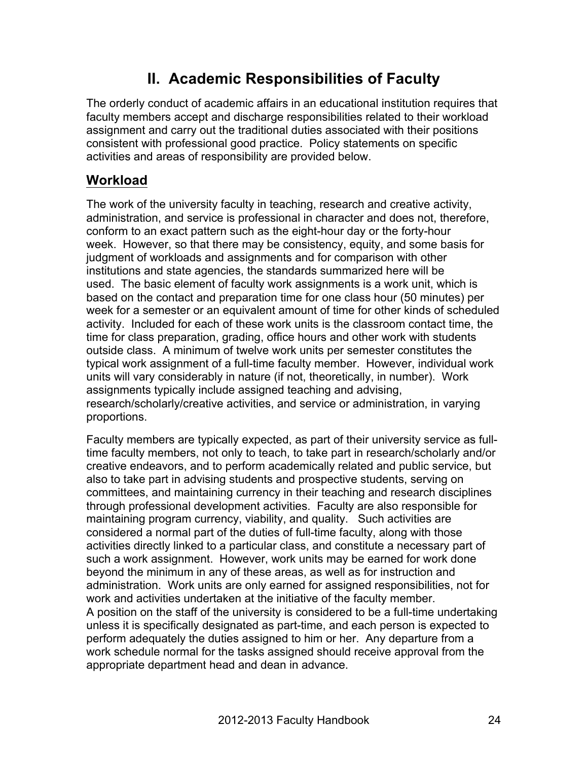# II. Academic Responsibilities of Faculty

The orderly conduct of academic affairs in an educational institution requires that faculty members accept and discharge responsibilities related to their workload assignment and carry out the traditional duties associated with their positions consistent with professional good practice. Policy statements on specific activities and areas of responsibility are provided below.

## Workload

The work of the university faculty in teaching, research and creative activity, administration, and service is professional in character and does not, therefore, conform to an exact pattern such as the eight-hour day or the forty-hour week. However, so that there may be consistency, equity, and some basis for judgment of workloads and assignments and for comparison with other institutions and state agencies, the standards summarized here will be used. The basic element of faculty work assignments is a work unit, which is based on the contact and preparation time for one class hour (50 minutes) per week for a semester or an equivalent amount of time for other kinds of scheduled activity. Included for each of these work units is the classroom contact time, the time for class preparation, grading, office hours and other work with students outside class. A minimum of twelve work units per semester constitutes the typical work assignment of a full-time faculty member. However, individual work units will vary considerably in nature (if not, theoretically, in number). Work assignments typically include assigned teaching and advising, research/scholarly/creative activities, and service or administration, in varying proportions.

Faculty members are typically expected, as part of their university service as full-time faculty members, not only to teach, to take part in research/scholarly and/or creative endeavors, and to perform academically related and public service, but also to take part in advising students and prospective students, serving on committees, and maintaining currency in their teaching and research disciplines through professional development activities. Faculty are also responsible for maintaining program currency, viability, and quality. Such activities are considered a normal part of the duties of full-time faculty, along with those activities directly linked to a particular class, and constitute a necessary part of such a work assignment. However, work units may be earned for work done beyond the minimum in any of these areas, as well as for instruction and administration. Work units are only earned for assigned responsibilities, not for work and activities undertaken at the initiative of the faculty member.
A position on the staff of the university is considered to be a full-time undertaking unless it is specifically designated as part-time, and each person is expected to perform adequately the duties assigned to him or her. Any departure from a work schedule normal for the tasks assigned should receive approval from the appropriate department head and dean in advance.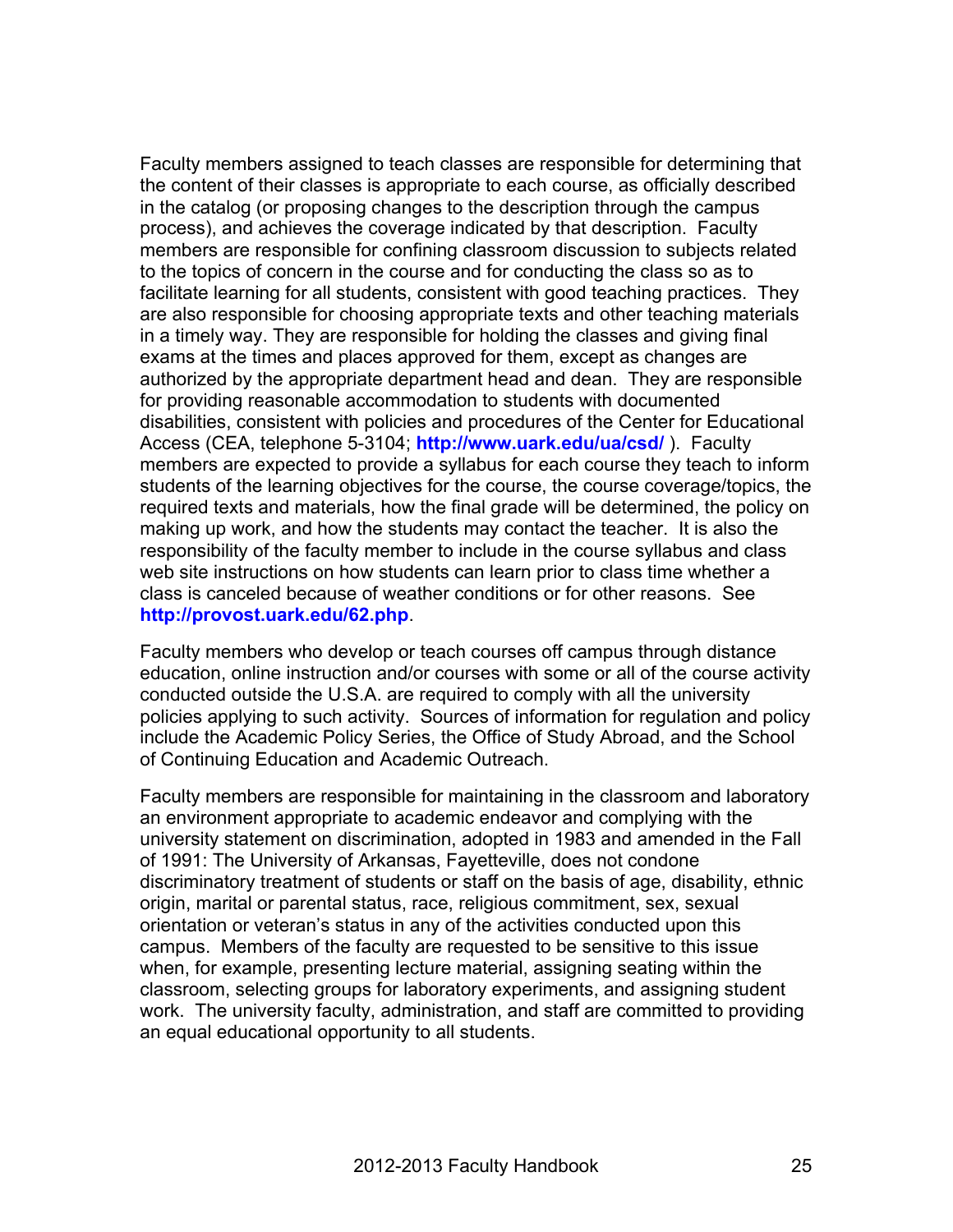Faculty members assigned to teach classes are responsible for determining that the content of their classes is appropriate to each course, as officially described in the catalog (or proposing changes to the description through the campus process), and achieves the coverage indicated by that description. Faculty members are responsible for confining classroom discussion to subjects related to the topics of concern in the course and for conducting the class so as to facilitate learning for all students, consistent with good teaching practices. They are also responsible for choosing appropriate texts and other teaching materials in a timely way. They are responsible for holding the classes and giving final exams at the times and places approved for them, except as changes are authorized by the appropriate department head and dean. They are responsible for providing reasonable accommodation to students with documented disabilities, consistent with policies and procedures of the Center for Educational Access (CEA, telephone 5-3104; **http://www.uark.edu/ua/csd/** ). Faculty members are expected to provide a syllabus for each course they teach to inform students of the learning objectives for the course, the course coverage/topics, the required texts and materials, how the final grade will be determined, the policy on making up work, and how the students may contact the teacher. It is also the responsibility of the faculty member to include in the course syllabus and class web site instructions on how students can learn prior to class time whether a class is canceled because of weather conditions or for other reasons. See **http://provost.uark.edu/62.php**.

Faculty members who develop or teach courses off campus through distance education, online instruction and/or courses with some or all of the course activity conducted outside the U.S.A. are required to comply with all the university policies applying to such activity. Sources of information for regulation and policy include the Academic Policy Series, the Office of Study Abroad, and the School of Continuing Education and Academic Outreach.

Faculty members are responsible for maintaining in the classroom and laboratory an environment appropriate to academic endeavor and complying with the university statement on discrimination, adopted in 1983 and amended in the Fall of 1991: The University of Arkansas, Fayetteville, does not condone discriminatory treatment of students or staff on the basis of age, disability, ethnic origin, marital or parental status, race, religious commitment, sex, sexual orientation or veteran's status in any of the activities conducted upon this campus. Members of the faculty are requested to be sensitive to this issue when, for example, presenting lecture material, assigning seating within the classroom, selecting groups for laboratory experiments, and assigning student work. The university faculty, administration, and staff are committed to providing an equal educational opportunity to all students.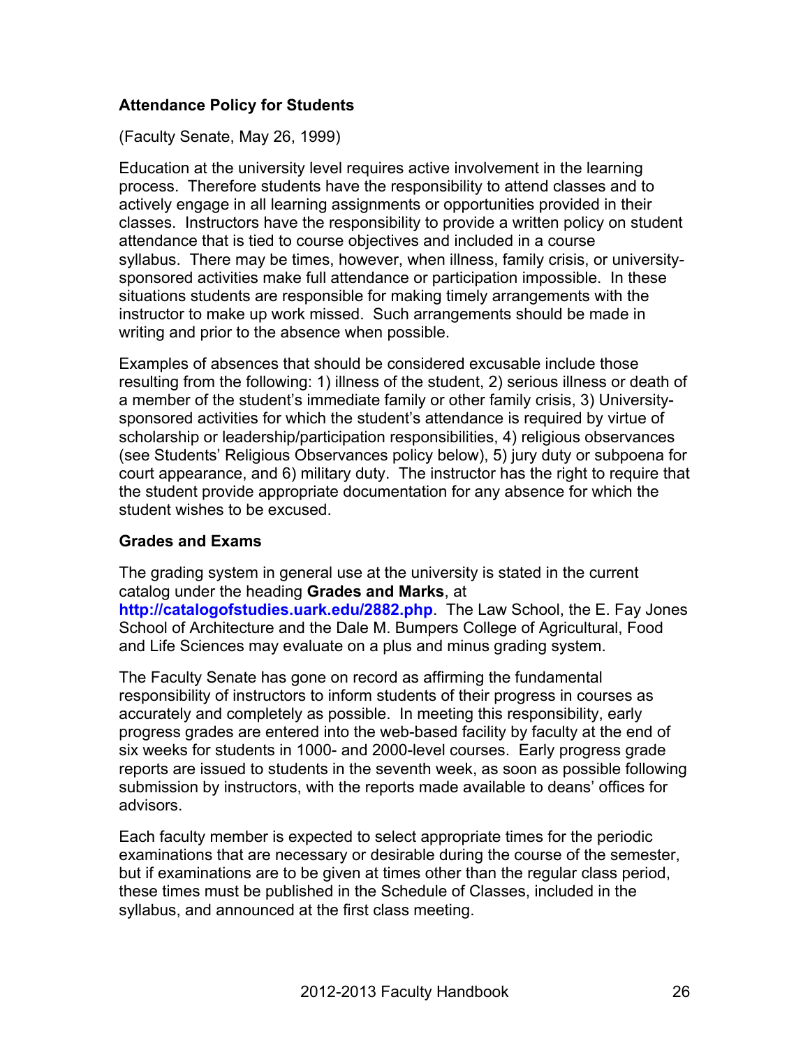### Attendance Policy for Students

(Faculty Senate, May 26, 1999)

Education at the university level requires active involvement in the learning process. Therefore students have the responsibility to attend classes and to actively engage in all learning assignments or opportunities provided in their classes. Instructors have the responsibility to provide a written policy on student attendance that is tied to course objectives and included in a course syllabus. There may be times, however, when illness, family crisis, or university-sponsored activities make full attendance or participation impossible. In these situations students are responsible for making timely arrangements with the instructor to make up work missed. Such arrangements should be made in writing and prior to the absence when possible.

Examples of absences that should be considered excusable include those resulting from the following: 1) illness of the student, 2) serious illness or death of a member of the student's immediate family or other family crisis, 3) University-sponsored activities for which the student's attendance is required by virtue of scholarship or leadership/participation responsibilities, 4) religious observances (see Students' Religious Observances policy below), 5) jury duty or subpoena for court appearance, and 6) military duty. The instructor has the right to require that the student provide appropriate documentation for any absence for which the student wishes to be excused.

### Grades and Exams

The grading system in general use at the university is stated in the current catalog under the heading **Grades and Marks**, at **http://catalogofstudies.uark.edu/2882.php**. The Law School, the E. Fay Jones School of Architecture and the Dale M. Bumpers College of Agricultural, Food and Life Sciences may evaluate on a plus and minus grading system.

The Faculty Senate has gone on record as affirming the fundamental responsibility of instructors to inform students of their progress in courses as accurately and completely as possible. In meeting this responsibility, early progress grades are entered into the web-based facility by faculty at the end of six weeks for students in 1000- and 2000-level courses. Early progress grade reports are issued to students in the seventh week, as soon as possible following submission by instructors, with the reports made available to deans' offices for advisors.

Each faculty member is expected to select appropriate times for the periodic examinations that are necessary or desirable during the course of the semester, but if examinations are to be given at times other than the regular class period, these times must be published in the Schedule of Classes, included in the syllabus, and announced at the first class meeting.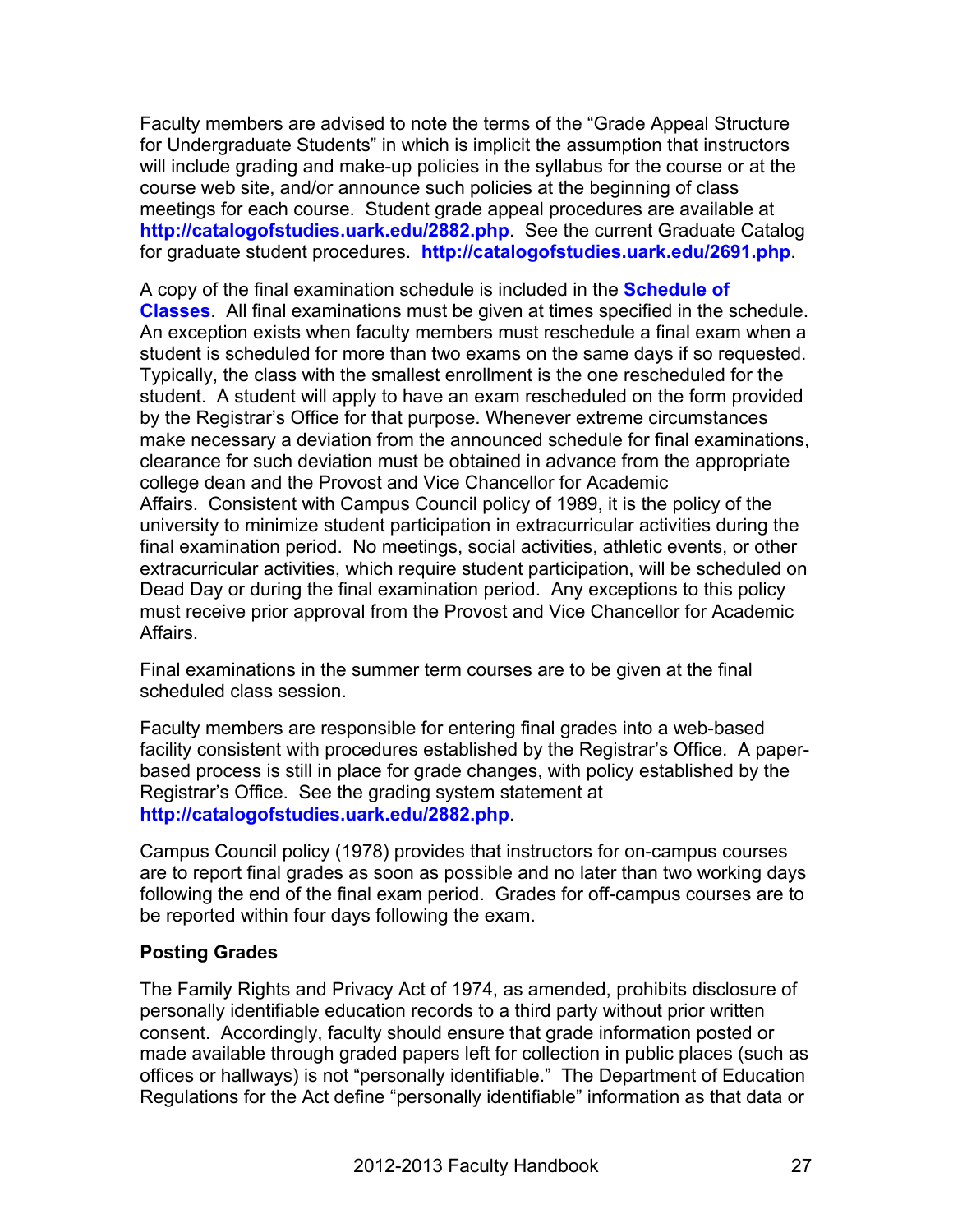Faculty members are advised to note the terms of the "Grade Appeal Structure for Undergraduate Students" in which is implicit the assumption that instructors will include grading and make-up policies in the syllabus for the course or at the course web site, and/or announce such policies at the beginning of class meetings for each course. Student grade appeal procedures are available at **http://catalogofstudies.uark.edu/2882.php**. See the current Graduate Catalog for graduate student procedures. **http://catalogofstudies.uark.edu/2691.php**.

A copy of the final examination schedule is included in the **Schedule of Classes**. All final examinations must be given at times specified in the schedule. An exception exists when faculty members must reschedule a final exam when a student is scheduled for more than two exams on the same days if so requested. Typically, the class with the smallest enrollment is the one rescheduled for the student. A student will apply to have an exam rescheduled on the form provided by the Registrar's Office for that purpose. Whenever extreme circumstances make necessary a deviation from the announced schedule for final examinations, clearance for such deviation must be obtained in advance from the appropriate college dean and the Provost and Vice Chancellor for Academic Affairs. Consistent with Campus Council policy of 1989, it is the policy of the university to minimize student participation in extracurricular activities during the final examination period. No meetings, social activities, athletic events, or other extracurricular activities, which require student participation, will be scheduled on Dead Day or during the final examination period. Any exceptions to this policy must receive prior approval from the Provost and Vice Chancellor for Academic Affairs.

Final examinations in the summer term courses are to be given at the final scheduled class session.

Faculty members are responsible for entering final grades into a web-based facility consistent with procedures established by the Registrar's Office. A paper-based process is still in place for grade changes, with policy established by the Registrar's Office. See the grading system statement at **http://catalogofstudies.uark.edu/2882.php**.

Campus Council policy (1978) provides that instructors for on-campus courses are to report final grades as soon as possible and no later than two working days following the end of the final exam period. Grades for off-campus courses are to be reported within four days following the exam.

**Posting Grades**

The Family Rights and Privacy Act of 1974, as amended, prohibits disclosure of personally identifiable education records to a third party without prior written consent. Accordingly, faculty should ensure that grade information posted or made available through graded papers left for collection in public places (such as offices or hallways) is not "personally identifiable." The Department of Education Regulations for the Act define "personally identifiable" information as that data or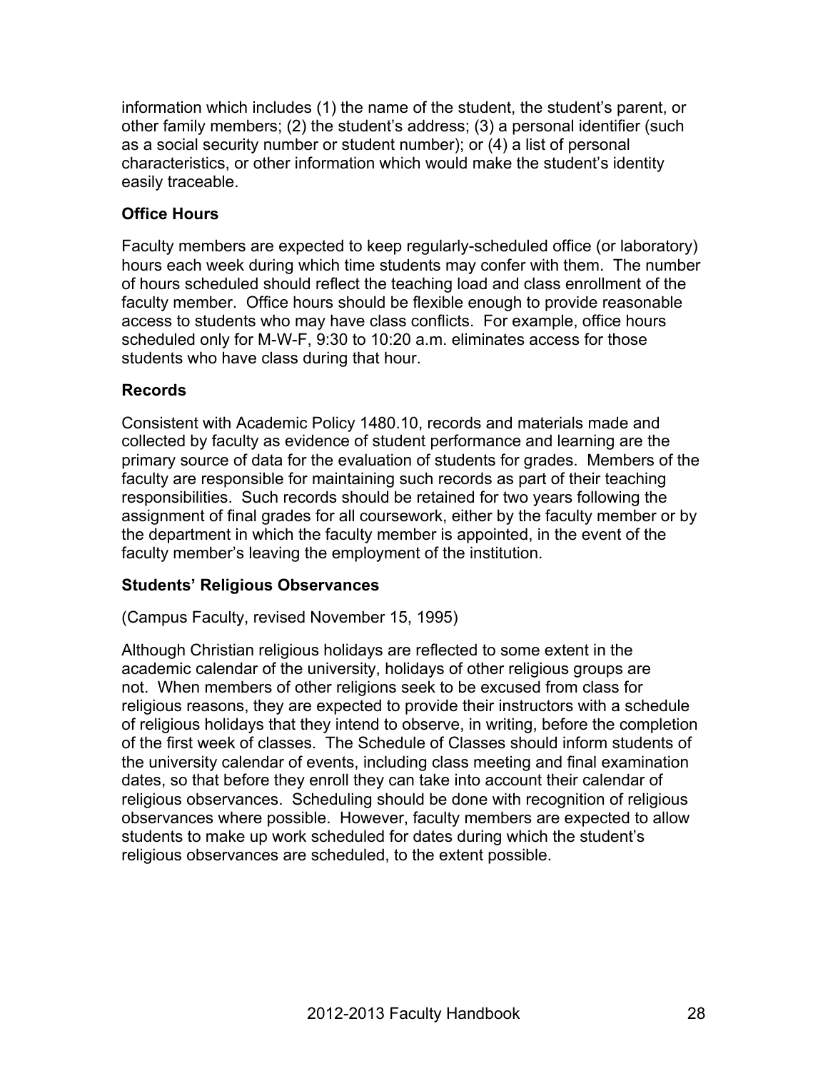information which includes (1) the name of the student, the student's parent, or other family members; (2) the student's address; (3) a personal identifier (such as a social security number or student number); or (4) a list of personal characteristics, or other information which would make the student's identity easily traceable.

### Office Hours

Faculty members are expected to keep regularly-scheduled office (or laboratory) hours each week during which time students may confer with them. The number of hours scheduled should reflect the teaching load and class enrollment of the faculty member. Office hours should be flexible enough to provide reasonable access to students who may have class conflicts. For example, office hours scheduled only for M-W-F, 9:30 to 10:20 a.m. eliminates access for those students who have class during that hour.

### Records

Consistent with Academic Policy 1480.10, records and materials made and collected by faculty as evidence of student performance and learning are the primary source of data for the evaluation of students for grades. Members of the faculty are responsible for maintaining such records as part of their teaching responsibilities. Such records should be retained for two years following the assignment of final grades for all coursework, either by the faculty member or by the department in which the faculty member is appointed, in the event of the faculty member's leaving the employment of the institution.

### Students' Religious Observances

(Campus Faculty, revised November 15, 1995)

Although Christian religious holidays are reflected to some extent in the academic calendar of the university, holidays of other religious groups are not. When members of other religions seek to be excused from class for religious reasons, they are expected to provide their instructors with a schedule of religious holidays that they intend to observe, in writing, before the completion of the first week of classes. The Schedule of Classes should inform students of the university calendar of events, including class meeting and final examination dates, so that before they enroll they can take into account their calendar of religious observances. Scheduling should be done with recognition of religious observances where possible. However, faculty members are expected to allow students to make up work scheduled for dates during which the student's religious observances are scheduled, to the extent possible.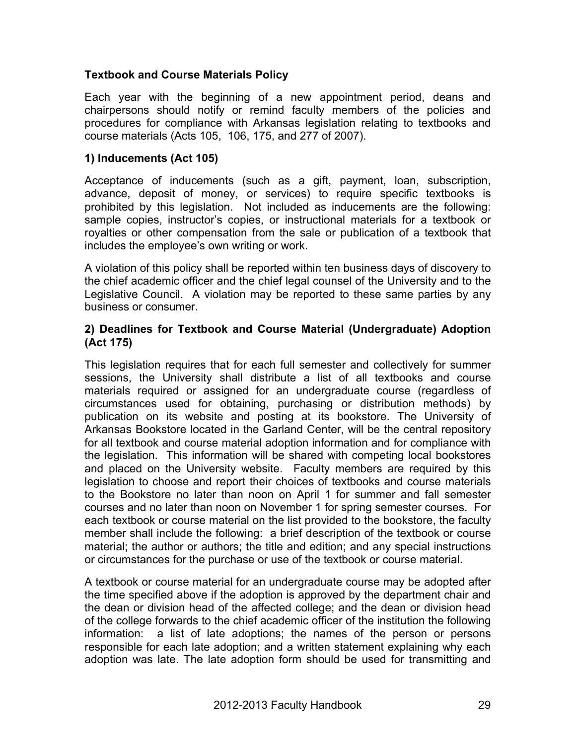## Textbook and Course Materials Policy

Each year with the beginning of a new appointment period, deans and chairpersons should notify or remind faculty members of the policies and procedures for compliance with Arkansas legislation relating to textbooks and course materials (Acts 105, 106, 175, and 277 of 2007).

### 1) Inducements (Act 105)

Acceptance of inducements (such as a gift, payment, loan, subscription, advance, deposit of money, or services) to require specific textbooks is prohibited by this legislation. Not included as inducements are the following: sample copies, instructor's copies, or instructional materials for a textbook or royalties or other compensation from the sale or publication of a textbook that includes the employee's own writing or work.

A violation of this policy shall be reported within ten business days of discovery to the chief academic officer and the chief legal counsel of the University and to the Legislative Council. A violation may be reported to these same parties by any business or consumer.

### 2) Deadlines for Textbook and Course Material (Undergraduate) Adoption (Act 175)

This legislation requires that for each full semester and collectively for summer sessions, the University shall distribute a list of all textbooks and course materials required or assigned for an undergraduate course (regardless of circumstances used for obtaining, purchasing or distribution methods) by publication on its website and posting at its bookstore. The University of Arkansas Bookstore located in the Garland Center, will be the central repository for all textbook and course material adoption information and for compliance with the legislation. This information will be shared with competing local bookstores and placed on the University website. Faculty members are required by this legislation to choose and report their choices of textbooks and course materials to the Bookstore no later than noon on April 1 for summer and fall semester courses and no later than noon on November 1 for spring semester courses. For each textbook or course material on the list provided to the bookstore, the faculty member shall include the following: a brief description of the textbook or course material; the author or authors; the title and edition; and any special instructions or circumstances for the purchase or use of the textbook or course material.

A textbook or course material for an undergraduate course may be adopted after the time specified above if the adoption is approved by the department chair and the dean or division head of the affected college; and the dean or division head of the college forwards to the chief academic officer of the institution the following information: a list of late adoptions; the names of the person or persons responsible for each late adoption; and a written statement explaining why each adoption was late. The late adoption form should be used for transmitting and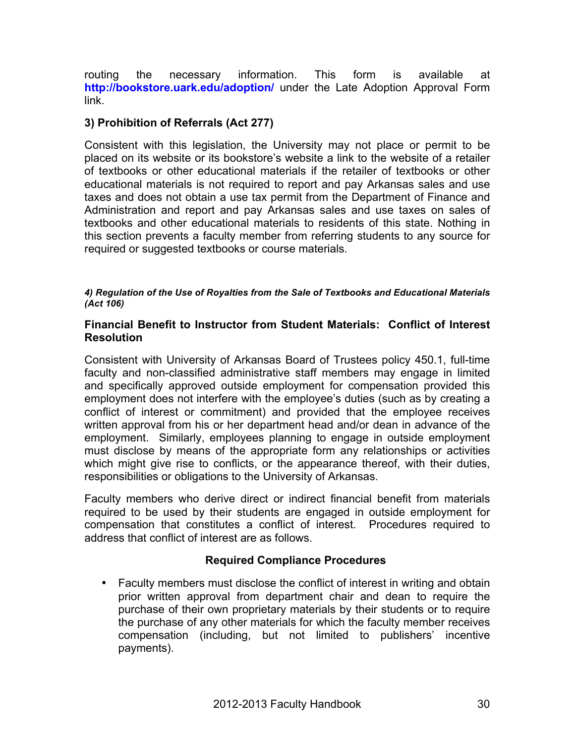routing the necessary information. This form is available at **http://bookstore.uark.edu/adoption/** under the Late Adoption Approval Form link.

### 3) Prohibition of Referrals (Act 277)

Consistent with this legislation, the University may not place or permit to be placed on its website or its bookstore's website a link to the website of a retailer of textbooks or other educational materials if the retailer of textbooks or other educational materials is not required to report and pay Arkansas sales and use taxes and does not obtain a use tax permit from the Department of Finance and Administration and report and pay Arkansas sales and use taxes on sales of textbooks and other educational materials to residents of this state. Nothing in this section prevents a faculty member from referring students to any source for required or suggested textbooks or course materials.

#### *4) Regulation of the Use of Royalties from the Sale of Textbooks and Educational Materials (Act 106)*

### Financial Benefit to Instructor from Student Materials: Conflict of Interest Resolution

Consistent with University of Arkansas Board of Trustees policy 450.1, full-time faculty and non-classified administrative staff members may engage in limited and specifically approved outside employment for compensation provided this employment does not interfere with the employee's duties (such as by creating a conflict of interest or commitment) and provided that the employee receives written approval from his or her department head and/or dean in advance of the employment. Similarly, employees planning to engage in outside employment must disclose by means of the appropriate form any relationships or activities which might give rise to conflicts, or the appearance thereof, with their duties, responsibilities or obligations to the University of Arkansas.

Faculty members who derive direct or indirect financial benefit from materials required to be used by their students are engaged in outside employment for compensation that constitutes a conflict of interest. Procedures required to address that conflict of interest are as follows.

**Required Compliance Procedures**

- Faculty members must disclose the conflict of interest in writing and obtain prior written approval from department chair and dean to require the purchase of their own proprietary materials by their students or to require the purchase of any other materials for which the faculty member receives compensation (including, but not limited to publishers' incentive payments).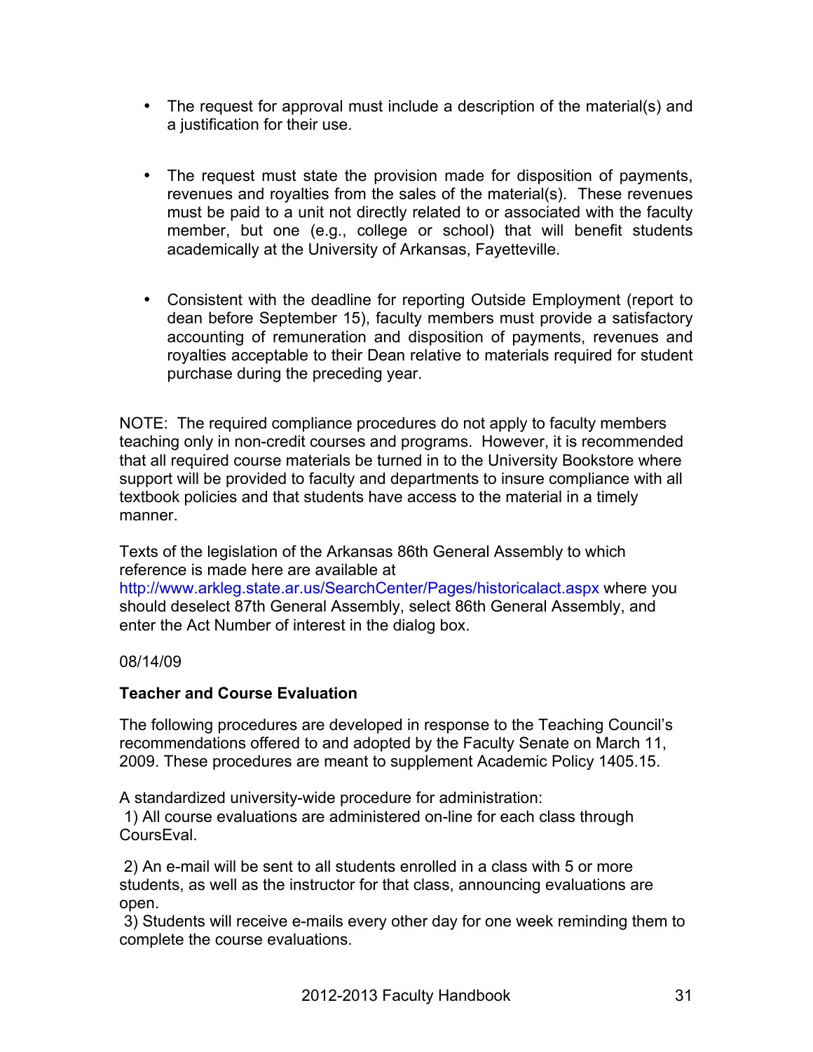- The request for approval must include a description of the material(s) and a justification for their use.

- The request must state the provision made for disposition of payments, revenues and royalties from the sales of the material(s). These revenues must be paid to a unit not directly related to or associated with the faculty member, but one (e.g., college or school) that will benefit students academically at the University of Arkansas, Fayetteville.

- Consistent with the deadline for reporting Outside Employment (report to dean before September 15), faculty members must provide a satisfactory accounting of remuneration and disposition of payments, revenues and royalties acceptable to their Dean relative to materials required for student purchase during the preceding year.

NOTE: The required compliance procedures do not apply to faculty members teaching only in non-credit courses and programs. However, it is recommended that all required course materials be turned in to the University Bookstore where support will be provided to faculty and departments to insure compliance with all textbook policies and that students have access to the material in a timely manner.

Texts of the legislation of the Arkansas 86th General Assembly to which reference is made here are available at http://www.arkleg.state.ar.us/SearchCenter/Pages/historicalact.aspx where you should deselect 87th General Assembly, select 86th General Assembly, and enter the Act Number of interest in the dialog box.

08/14/09

**Teacher and Course Evaluation**

The following procedures are developed in response to the Teaching Council's recommendations offered to and adopted by the Faculty Senate on March 11, 2009. These procedures are meant to supplement Academic Policy 1405.15.

A standardized university-wide procedure for administration:

1) All course evaluations are administered on-line for each class through CoursEval.

2) An e-mail will be sent to all students enrolled in a class with 5 or more students, as well as the instructor for that class, announcing evaluations are open.

3) Students will receive e-mails every other day for one week reminding them to complete the course evaluations.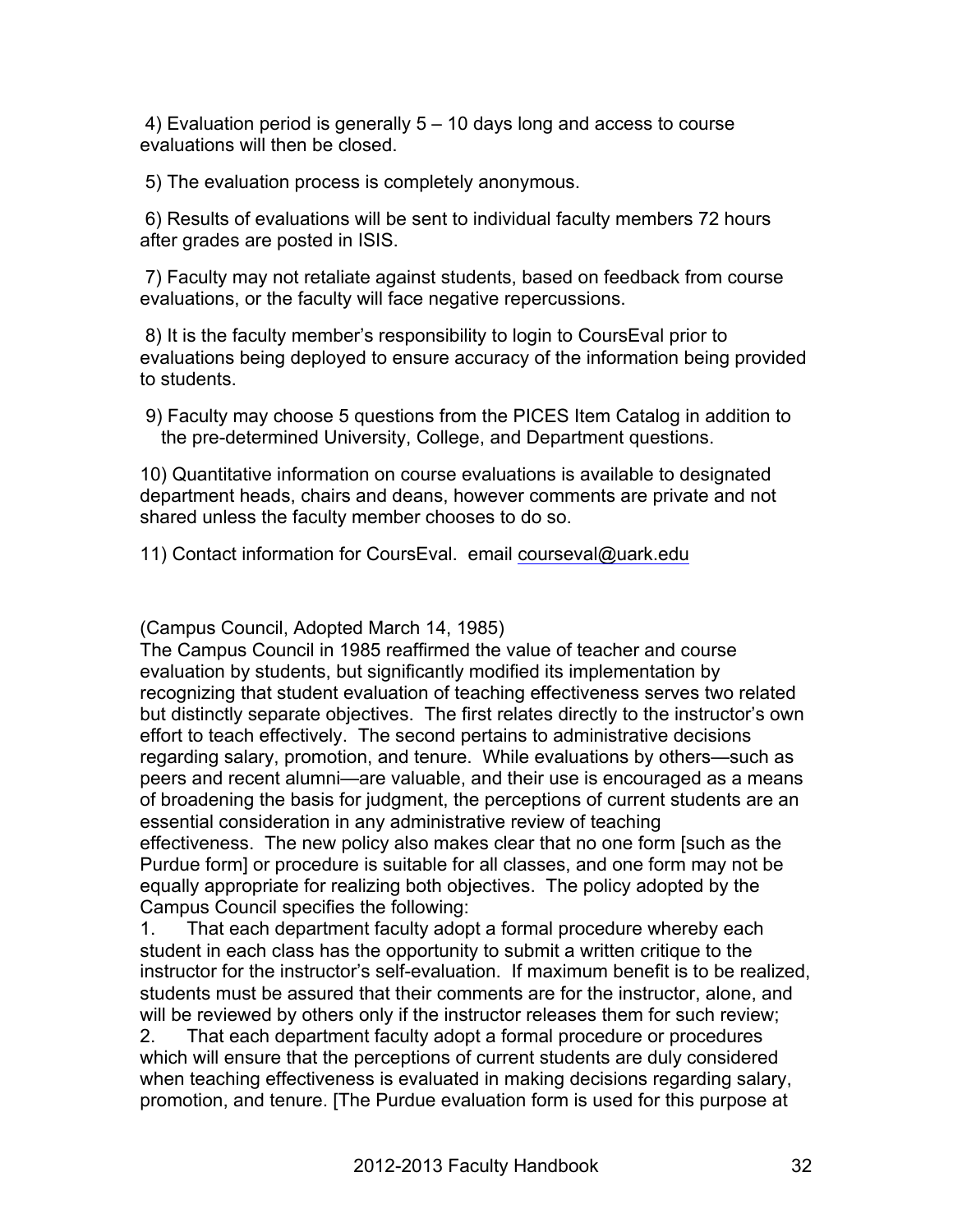4) Evaluation period is generally 5 – 10 days long and access to course evaluations will then be closed.

5) The evaluation process is completely anonymous.

6) Results of evaluations will be sent to individual faculty members 72 hours after grades are posted in ISIS.

7) Faculty may not retaliate against students, based on feedback from course evaluations, or the faculty will face negative repercussions.

8) It is the faculty member's responsibility to login to CoursEval prior to evaluations being deployed to ensure accuracy of the information being provided to students.

9) Faculty may choose 5 questions from the PICES Item Catalog in addition to the pre-determined University, College, and Department questions.

10) Quantitative information on course evaluations is available to designated department heads, chairs and deans, however comments are private and not shared unless the faculty member chooses to do so.

11) Contact information for CoursEval. email courseval@uark.edu

(Campus Council, Adopted March 14, 1985)

The Campus Council in 1985 reaffirmed the value of teacher and course evaluation by students, but significantly modified its implementation by recognizing that student evaluation of teaching effectiveness serves two related but distinctly separate objectives. The first relates directly to the instructor's own effort to teach effectively. The second pertains to administrative decisions regarding salary, promotion, and tenure. While evaluations by others—such as peers and recent alumni—are valuable, and their use is encouraged as a means of broadening the basis for judgment, the perceptions of current students are an essential consideration in any administrative review of teaching effectiveness. The new policy also makes clear that no one form [such as the Purdue form] or procedure is suitable for all classes, and one form may not be equally appropriate for realizing both objectives. The policy adopted by the Campus Council specifies the following:

1. That each department faculty adopt a formal procedure whereby each student in each class has the opportunity to submit a written critique to the instructor for the instructor's self-evaluation. If maximum benefit is to be realized, students must be assured that their comments are for the instructor, alone, and will be reviewed by others only if the instructor releases them for such review;
2. That each department faculty adopt a formal procedure or procedures which will ensure that the perceptions of current students are duly considered when teaching effectiveness is evaluated in making decisions regarding salary, promotion, and tenure. [The Purdue evaluation form is used for this purpose at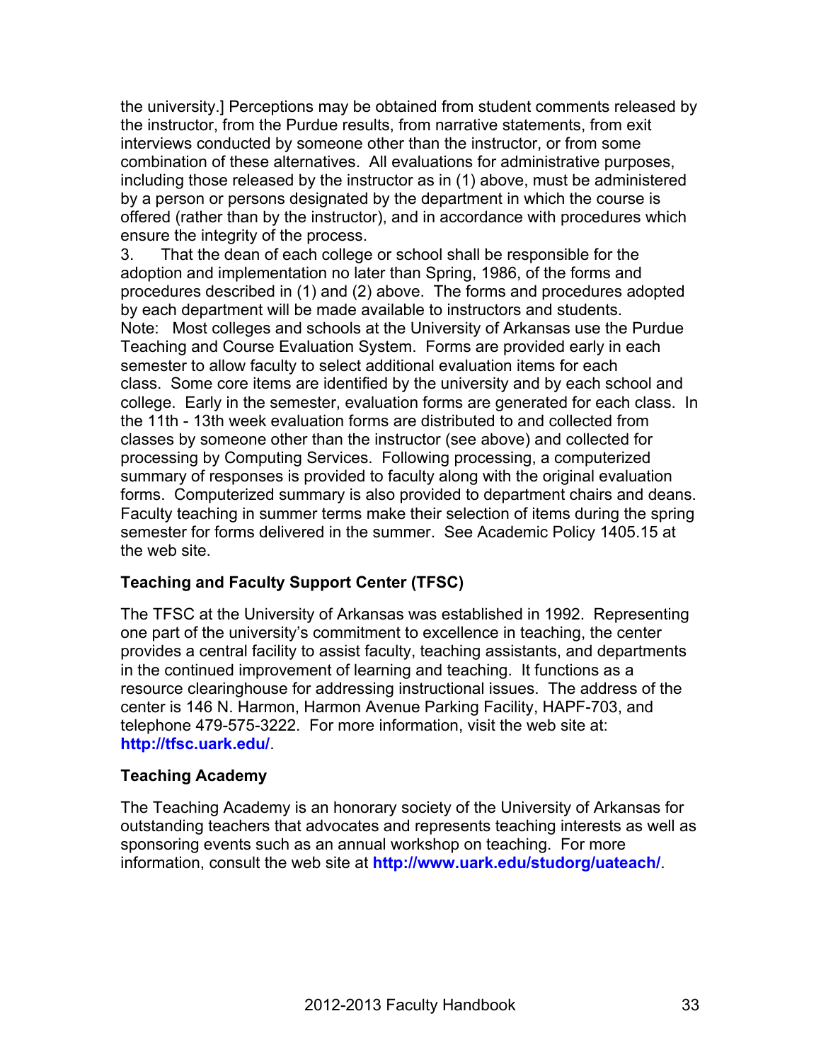the university.] Perceptions may be obtained from student comments released by the instructor, from the Purdue results, from narrative statements, from exit interviews conducted by someone other than the instructor, or from some combination of these alternatives. All evaluations for administrative purposes, including those released by the instructor as in (1) above, must be administered by a person or persons designated by the department in which the course is offered (rather than by the instructor), and in accordance with procedures which ensure the integrity of the process.

3. That the dean of each college or school shall be responsible for the adoption and implementation no later than Spring, 1986, of the forms and procedures described in (1) and (2) above. The forms and procedures adopted by each department will be made available to instructors and students.

Note: Most colleges and schools at the University of Arkansas use the Purdue Teaching and Course Evaluation System. Forms are provided early in each semester to allow faculty to select additional evaluation items for each class. Some core items are identified by the university and by each school and college. Early in the semester, evaluation forms are generated for each class. In the 11th - 13th week evaluation forms are distributed to and collected from classes by someone other than the instructor (see above) and collected for processing by Computing Services. Following processing, a computerized summary of responses is provided to faculty along with the original evaluation forms. Computerized summary is also provided to department chairs and deans. Faculty teaching in summer terms make their selection of items during the spring semester for forms delivered in the summer. See Academic Policy 1405.15 at the web site.

### Teaching and Faculty Support Center (TFSC)

The TFSC at the University of Arkansas was established in 1992. Representing one part of the university's commitment to excellence in teaching, the center provides a central facility to assist faculty, teaching assistants, and departments in the continued improvement of learning and teaching. It functions as a resource clearinghouse for addressing instructional issues. The address of the center is 146 N. Harmon, Harmon Avenue Parking Facility, HAPF-703, and telephone 479-575-3222. For more information, visit the web site at: **http://tfsc.uark.edu/**.

### Teaching Academy

The Teaching Academy is an honorary society of the University of Arkansas for outstanding teachers that advocates and represents teaching interests as well as sponsoring events such as an annual workshop on teaching. For more information, consult the web site at **http://www.uark.edu/studorg/uateach/**.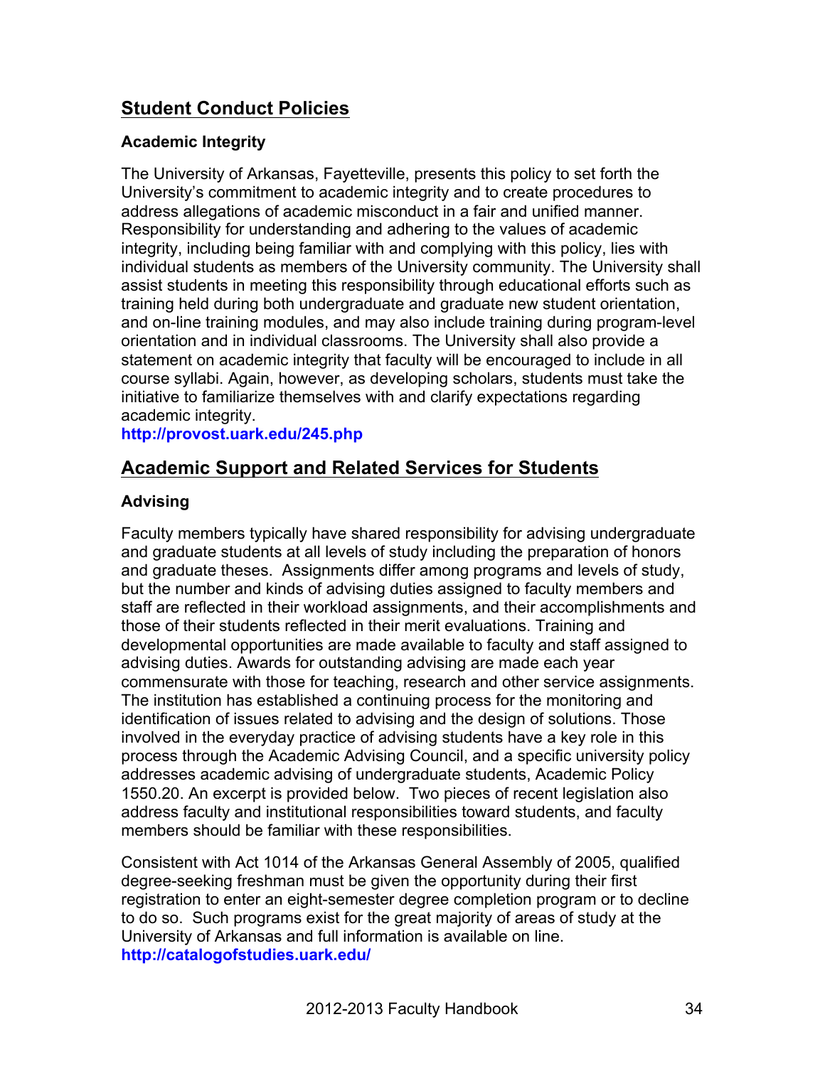## Student Conduct Policies

### Academic Integrity

The University of Arkansas, Fayetteville, presents this policy to set forth the University's commitment to academic integrity and to create procedures to address allegations of academic misconduct in a fair and unified manner. Responsibility for understanding and adhering to the values of academic integrity, including being familiar with and complying with this policy, lies with individual students as members of the University community. The University shall assist students in meeting this responsibility through educational efforts such as training held during both undergraduate and graduate new student orientation, and on-line training modules, and may also include training during program-level orientation and in individual classrooms. The University shall also provide a statement on academic integrity that faculty will be encouraged to include in all course syllabi. Again, however, as developing scholars, students must take the initiative to familiarize themselves with and clarify expectations regarding academic integrity.
**http://provost.uark.edu/245.php**

## Academic Support and Related Services for Students

### Advising

Faculty members typically have shared responsibility for advising undergraduate and graduate students at all levels of study including the preparation of honors and graduate theses. Assignments differ among programs and levels of study, but the number and kinds of advising duties assigned to faculty members and staff are reflected in their workload assignments, and their accomplishments and those of their students reflected in their merit evaluations. Training and developmental opportunities are made available to faculty and staff assigned to advising duties. Awards for outstanding advising are made each year commensurate with those for teaching, research and other service assignments. The institution has established a continuing process for the monitoring and identification of issues related to advising and the design of solutions. Those involved in the everyday practice of advising students have a key role in this process through the Academic Advising Council, and a specific university policy addresses academic advising of undergraduate students, Academic Policy 1550.20. An excerpt is provided below. Two pieces of recent legislation also address faculty and institutional responsibilities toward students, and faculty members should be familiar with these responsibilities.

Consistent with Act 1014 of the Arkansas General Assembly of 2005, qualified degree-seeking freshman must be given the opportunity during their first registration to enter an eight-semester degree completion program or to decline to do so. Such programs exist for the great majority of areas of study at the University of Arkansas and full information is available on line.
**http://catalogofstudies.uark.edu/**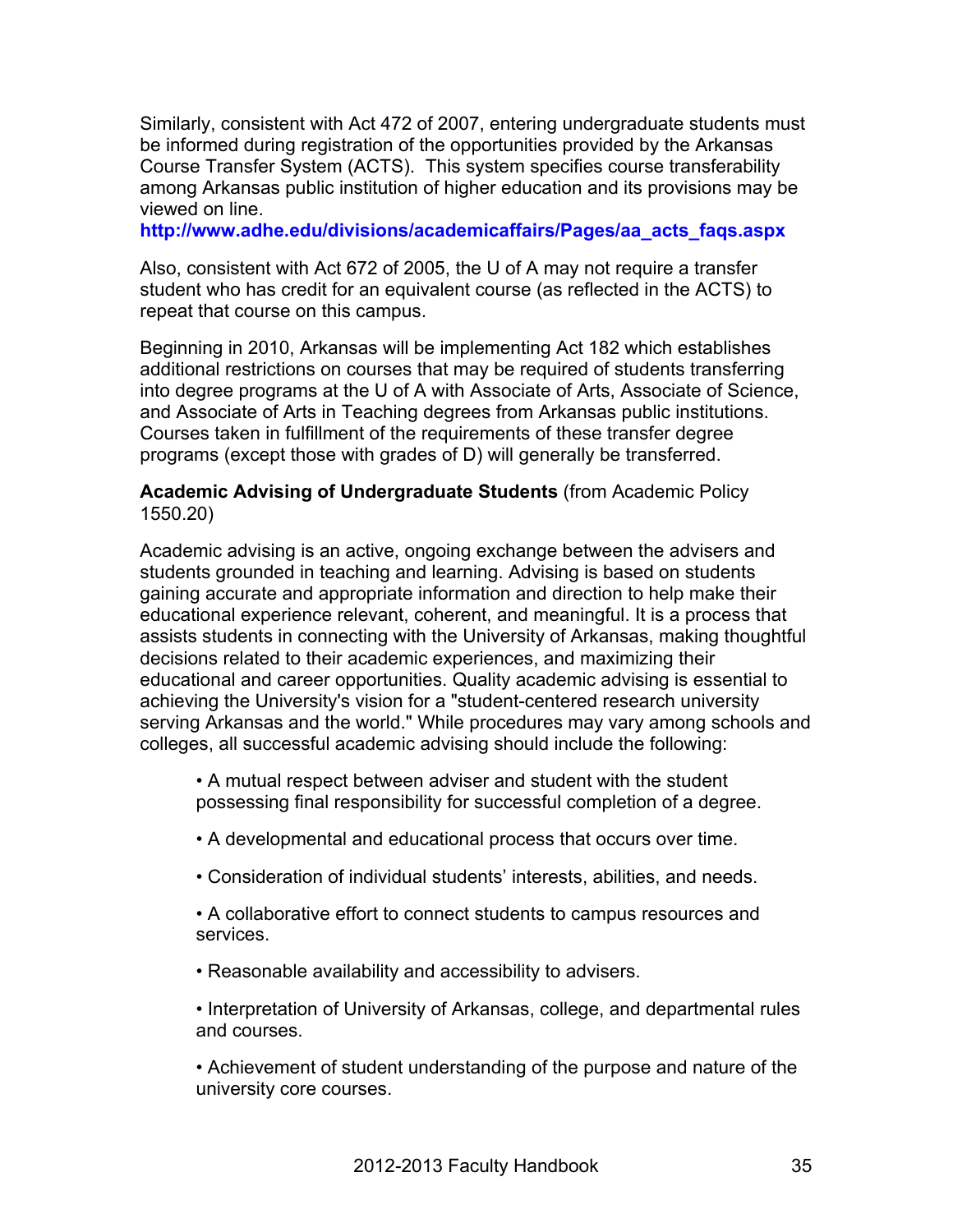Similarly, consistent with Act 472 of 2007, entering undergraduate students must be informed during registration of the opportunities provided by the Arkansas Course Transfer System (ACTS). This system specifies course transferability among Arkansas public institution of higher education and its provisions may be viewed on line.
**http://www.adhe.edu/divisions/academicaffairs/Pages/aa_acts_faqs.aspx**

Also, consistent with Act 672 of 2005, the U of A may not require a transfer student who has credit for an equivalent course (as reflected in the ACTS) to repeat that course on this campus.

Beginning in 2010, Arkansas will be implementing Act 182 which establishes additional restrictions on courses that may be required of students transferring into degree programs at the U of A with Associate of Arts, Associate of Science, and Associate of Arts in Teaching degrees from Arkansas public institutions. Courses taken in fulfillment of the requirements of these transfer degree programs (except those with grades of D) will generally be transferred.

**Academic Advising of Undergraduate Students** (from Academic Policy 1550.20)

Academic advising is an active, ongoing exchange between the advisers and students grounded in teaching and learning. Advising is based on students gaining accurate and appropriate information and direction to help make their educational experience relevant, coherent, and meaningful. It is a process that assists students in connecting with the University of Arkansas, making thoughtful decisions related to their academic experiences, and maximizing their educational and career opportunities. Quality academic advising is essential to achieving the University's vision for a "student-centered research university serving Arkansas and the world." While procedures may vary among schools and colleges, all successful academic advising should include the following:

- A mutual respect between adviser and student with the student possessing final responsibility for successful completion of a degree.
- A developmental and educational process that occurs over time.
- Consideration of individual students' interests, abilities, and needs.
- A collaborative effort to connect students to campus resources and services.
- Reasonable availability and accessibility to advisers.
- Interpretation of University of Arkansas, college, and departmental rules and courses.
- Achievement of student understanding of the purpose and nature of the university core courses.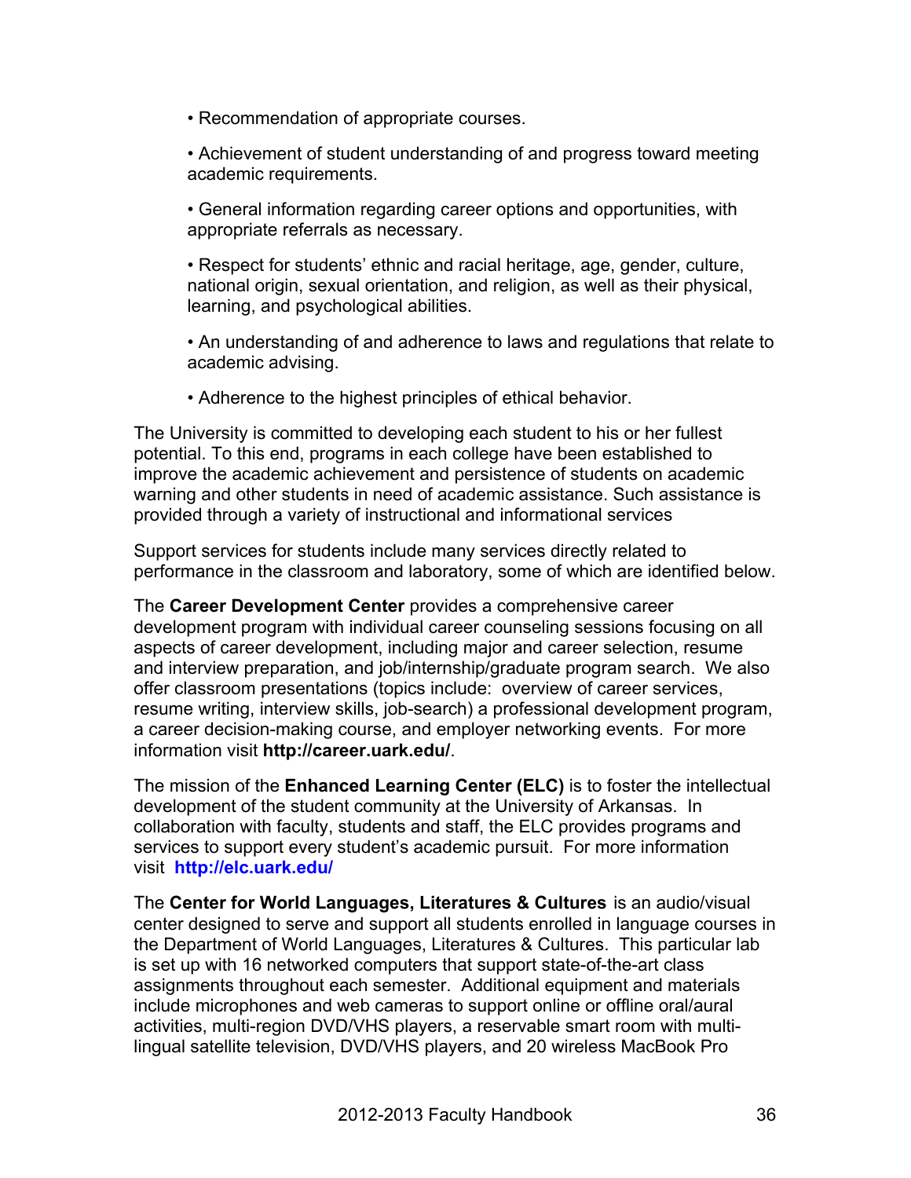- Recommendation of appropriate courses.
- Achievement of student understanding of and progress toward meeting academic requirements.
- General information regarding career options and opportunities, with appropriate referrals as necessary.
- Respect for students' ethnic and racial heritage, age, gender, culture, national origin, sexual orientation, and religion, as well as their physical, learning, and psychological abilities.
- An understanding of and adherence to laws and regulations that relate to academic advising.
- Adherence to the highest principles of ethical behavior.

The University is committed to developing each student to his or her fullest potential. To this end, programs in each college have been established to improve the academic achievement and persistence of students on academic warning and other students in need of academic assistance. Such assistance is provided through a variety of instructional and informational services

Support services for students include many services directly related to performance in the classroom and laboratory, some of which are identified below.

The **Career Development Center** provides a comprehensive career development program with individual career counseling sessions focusing on all aspects of career development, including major and career selection, resume and interview preparation, and job/internship/graduate program search. We also offer classroom presentations (topics include: overview of career services, resume writing, interview skills, job-search) a professional development program, a career decision-making course, and employer networking events. For more information visit **http://career.uark.edu/**.

The mission of the **Enhanced Learning Center (ELC)** is to foster the intellectual development of the student community at the University of Arkansas. In collaboration with faculty, students and staff, the ELC provides programs and services to support every student's academic pursuit. For more information visit **http://elc.uark.edu/**

The **Center for World Languages, Literatures & Cultures** is an audio/visual center designed to serve and support all students enrolled in language courses in the Department of World Languages, Literatures & Cultures. This particular lab is set up with 16 networked computers that support state-of-the-art class assignments throughout each semester. Additional equipment and materials include microphones and web cameras to support online or offline oral/aural activities, multi-region DVD/VHS players, a reservable smart room with multi-lingual satellite television, DVD/VHS players, and 20 wireless MacBook Pro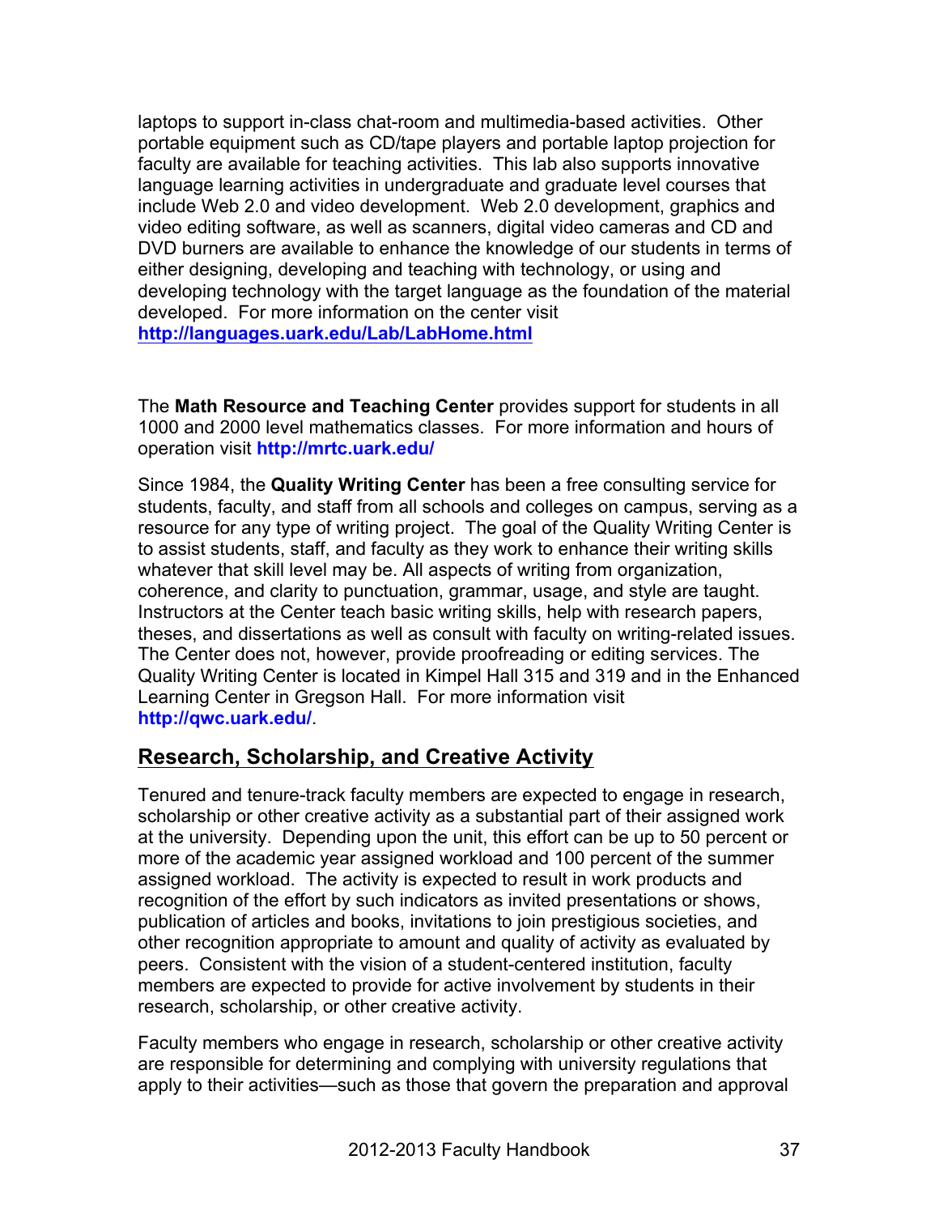laptops to support in-class chat-room and multimedia-based activities. Other portable equipment such as CD/tape players and portable laptop projection for faculty are available for teaching activities. This lab also supports innovative language learning activities in undergraduate and graduate level courses that include Web 2.0 and video development. Web 2.0 development, graphics and video editing software, as well as scanners, digital video cameras and CD and DVD burners are available to enhance the knowledge of our students in terms of either designing, developing and teaching with technology, or using and developing technology with the target language as the foundation of the material developed. For more information on the center visit **http://languages.uark.edu/Lab/LabHome.html**

The **Math Resource and Teaching Center** provides support for students in all 1000 and 2000 level mathematics classes. For more information and hours of operation visit **http://mrtc.uark.edu/**

Since 1984, the **Quality Writing Center** has been a free consulting service for students, faculty, and staff from all schools and colleges on campus, serving as a resource for any type of writing project. The goal of the Quality Writing Center is to assist students, staff, and faculty as they work to enhance their writing skills whatever that skill level may be. All aspects of writing from organization, coherence, and clarity to punctuation, grammar, usage, and style are taught. Instructors at the Center teach basic writing skills, help with research papers, theses, and dissertations as well as consult with faculty on writing-related issues. The Center does not, however, provide proofreading or editing services. The Quality Writing Center is located in Kimpel Hall 315 and 319 and in the Enhanced Learning Center in Gregson Hall. For more information visit **http://qwc.uark.edu/**.

## Research, Scholarship, and Creative Activity

Tenured and tenure-track faculty members are expected to engage in research, scholarship or other creative activity as a substantial part of their assigned work at the university. Depending upon the unit, this effort can be up to 50 percent or more of the academic year assigned workload and 100 percent of the summer assigned workload. The activity is expected to result in work products and recognition of the effort by such indicators as invited presentations or shows, publication of articles and books, invitations to join prestigious societies, and other recognition appropriate to amount and quality of activity as evaluated by peers. Consistent with the vision of a student-centered institution, faculty members are expected to provide for active involvement by students in their research, scholarship, or other creative activity.

Faculty members who engage in research, scholarship or other creative activity are responsible for determining and complying with university regulations that apply to their activities—such as those that govern the preparation and approval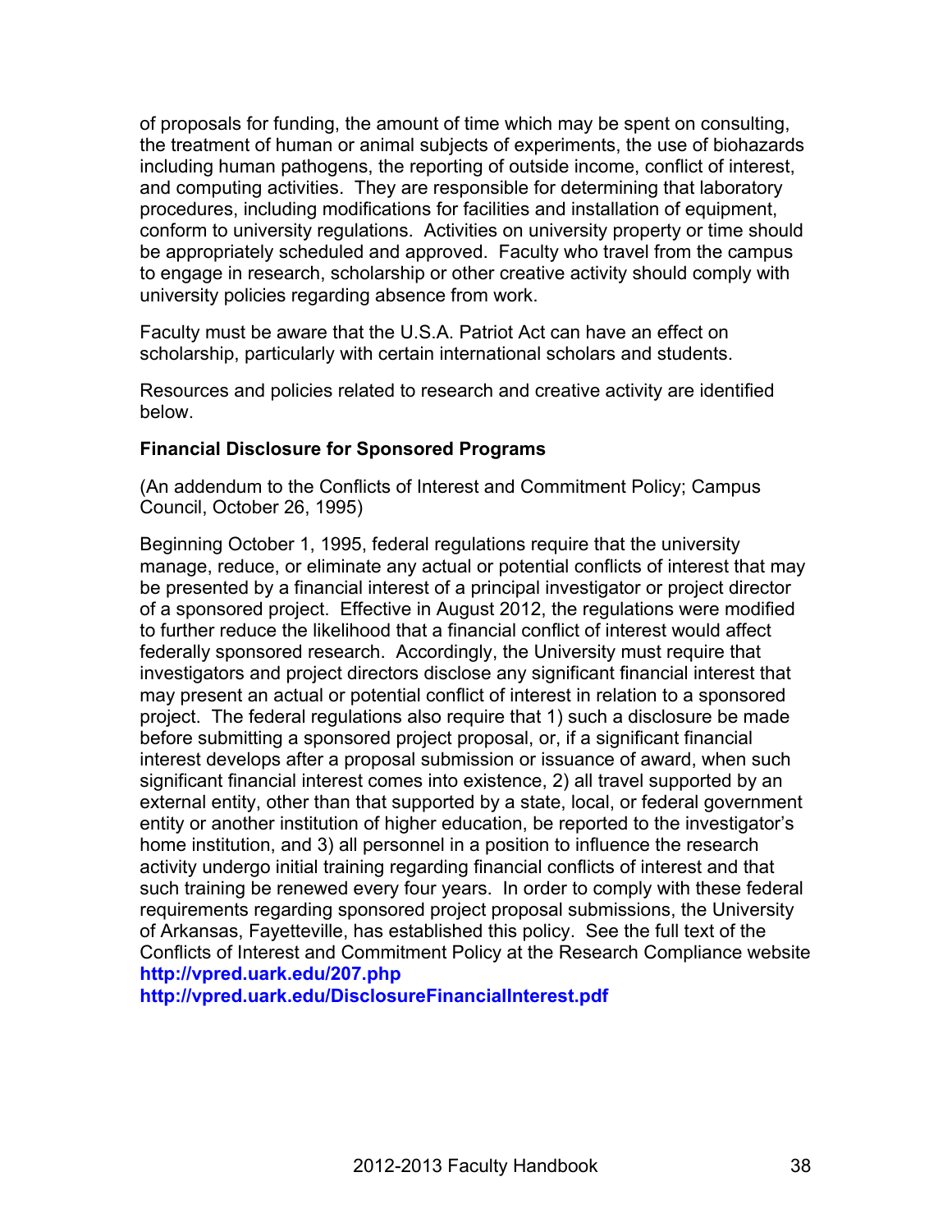of proposals for funding, the amount of time which may be spent on consulting, the treatment of human or animal subjects of experiments, the use of biohazards including human pathogens, the reporting of outside income, conflict of interest, and computing activities. They are responsible for determining that laboratory procedures, including modifications for facilities and installation of equipment, conform to university regulations. Activities on university property or time should be appropriately scheduled and approved. Faculty who travel from the campus to engage in research, scholarship or other creative activity should comply with university policies regarding absence from work.

Faculty must be aware that the U.S.A. Patriot Act can have an effect on scholarship, particularly with certain international scholars and students.

Resources and policies related to research and creative activity are identified below.

**Financial Disclosure for Sponsored Programs**

(An addendum to the Conflicts of Interest and Commitment Policy; Campus Council, October 26, 1995)

Beginning October 1, 1995, federal regulations require that the university manage, reduce, or eliminate any actual or potential conflicts of interest that may be presented by a financial interest of a principal investigator or project director of a sponsored project. Effective in August 2012, the regulations were modified to further reduce the likelihood that a financial conflict of interest would affect federally sponsored research. Accordingly, the University must require that investigators and project directors disclose any significant financial interest that may present an actual or potential conflict of interest in relation to a sponsored project. The federal regulations also require that 1) such a disclosure be made before submitting a sponsored project proposal, or, if a significant financial interest develops after a proposal submission or issuance of award, when such significant financial interest comes into existence, 2) all travel supported by an external entity, other than that supported by a state, local, or federal government entity or another institution of higher education, be reported to the investigator's home institution, and 3) all personnel in a position to influence the research activity undergo initial training regarding financial conflicts of interest and that such training be renewed every four years. In order to comply with these federal requirements regarding sponsored project proposal submissions, the University of Arkansas, Fayetteville, has established this policy. See the full text of the Conflicts of Interest and Commitment Policy at the Research Compliance website **http://vpred.uark.edu/207.php**
**http://vpred.uark.edu/DisclosureFinancialInterest.pdf**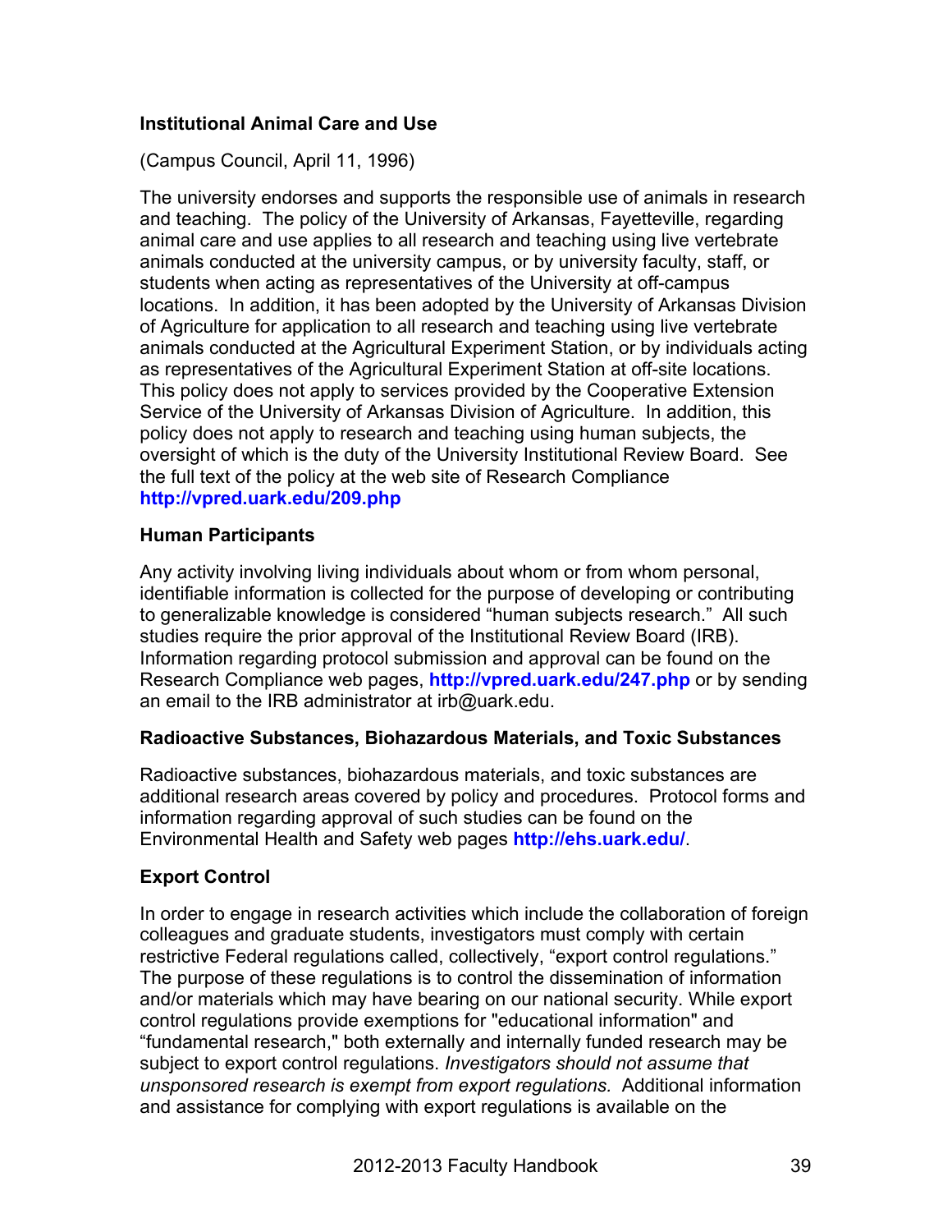### Institutional Animal Care and Use

(Campus Council, April 11, 1996)

The university endorses and supports the responsible use of animals in research and teaching. The policy of the University of Arkansas, Fayetteville, regarding animal care and use applies to all research and teaching using live vertebrate animals conducted at the university campus, or by university faculty, staff, or students when acting as representatives of the University at off-campus locations. In addition, it has been adopted by the University of Arkansas Division of Agriculture for application to all research and teaching using live vertebrate animals conducted at the Agricultural Experiment Station, or by individuals acting as representatives of the Agricultural Experiment Station at off-site locations. This policy does not apply to services provided by the Cooperative Extension Service of the University of Arkansas Division of Agriculture. In addition, this policy does not apply to research and teaching using human subjects, the oversight of which is the duty of the University Institutional Review Board. See the full text of the policy at the web site of Research Compliance **http://vpred.uark.edu/209.php**

### Human Participants

Any activity involving living individuals about whom or from whom personal, identifiable information is collected for the purpose of developing or contributing to generalizable knowledge is considered "human subjects research." All such studies require the prior approval of the Institutional Review Board (IRB). Information regarding protocol submission and approval can be found on the Research Compliance web pages, **http://vpred.uark.edu/247.php** or by sending an email to the IRB administrator at irb@uark.edu.

### Radioactive Substances, Biohazardous Materials, and Toxic Substances

Radioactive substances, biohazardous materials, and toxic substances are additional research areas covered by policy and procedures. Protocol forms and information regarding approval of such studies can be found on the Environmental Health and Safety web pages **http://ehs.uark.edu/**.

### Export Control

In order to engage in research activities which include the collaboration of foreign colleagues and graduate students, investigators must comply with certain restrictive Federal regulations called, collectively, "export control regulations." The purpose of these regulations is to control the dissemination of information and/or materials which may have bearing on our national security. While export control regulations provide exemptions for "educational information" and "fundamental research," both externally and internally funded research may be subject to export control regulations. *Investigators should not assume that unsponsored research is exempt from export regulations.* Additional information and assistance for complying with export regulations is available on the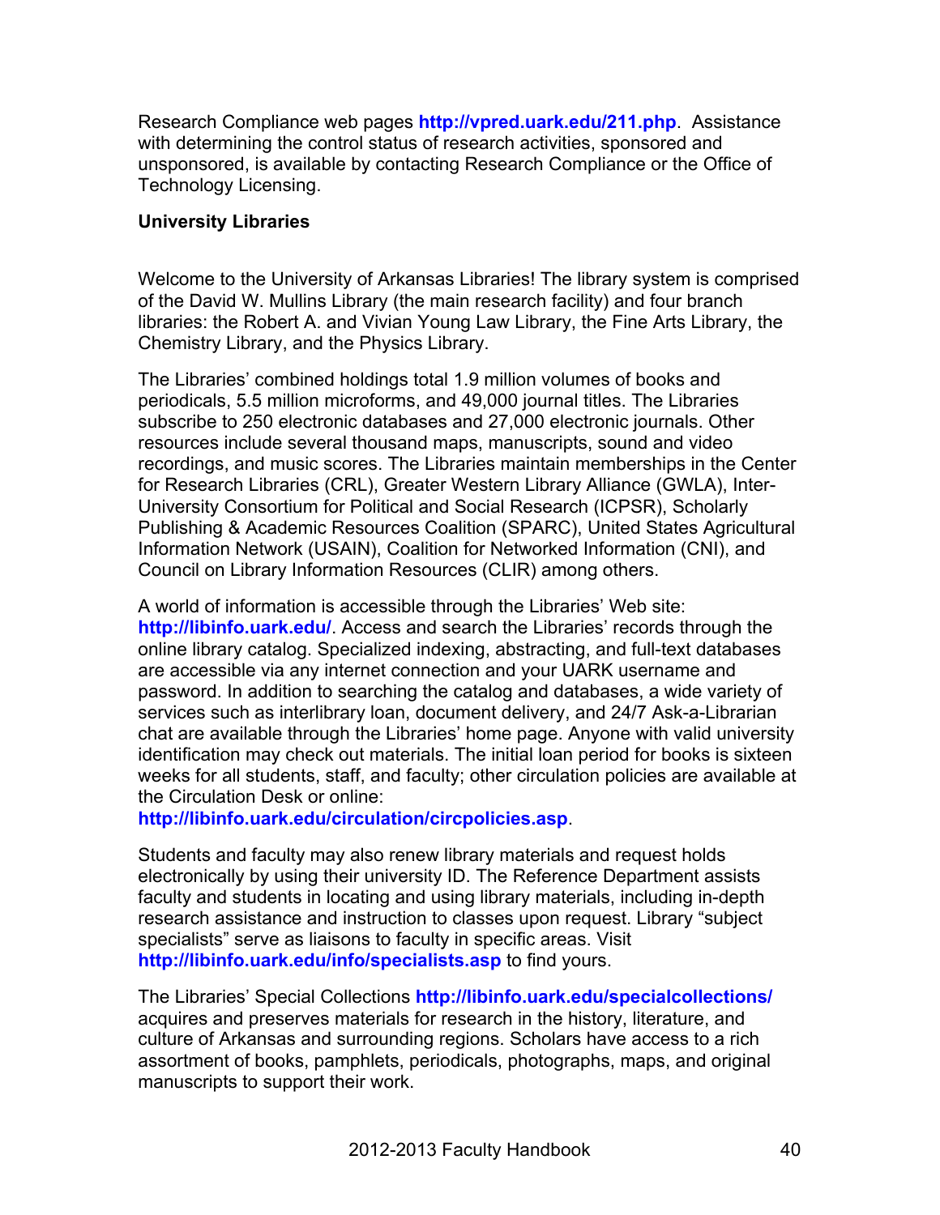Research Compliance web pages **http://vpred.uark.edu/211.php**. Assistance with determining the control status of research activities, sponsored and unsponsored, is available by contacting Research Compliance or the Office of Technology Licensing.

**University Libraries**

Welcome to the University of Arkansas Libraries! The library system is comprised of the David W. Mullins Library (the main research facility) and four branch libraries: the Robert A. and Vivian Young Law Library, the Fine Arts Library, the Chemistry Library, and the Physics Library.

The Libraries' combined holdings total 1.9 million volumes of books and periodicals, 5.5 million microforms, and 49,000 journal titles. The Libraries subscribe to 250 electronic databases and 27,000 electronic journals. Other resources include several thousand maps, manuscripts, sound and video recordings, and music scores. The Libraries maintain memberships in the Center for Research Libraries (CRL), Greater Western Library Alliance (GWLA), Inter-University Consortium for Political and Social Research (ICPSR), Scholarly Publishing & Academic Resources Coalition (SPARC), United States Agricultural Information Network (USAIN), Coalition for Networked Information (CNI), and Council on Library Information Resources (CLIR) among others.

A world of information is accessible through the Libraries' Web site: **http://libinfo.uark.edu/**. Access and search the Libraries' records through the online library catalog. Specialized indexing, abstracting, and full-text databases are accessible via any internet connection and your UARK username and password. In addition to searching the catalog and databases, a wide variety of services such as interlibrary loan, document delivery, and 24/7 Ask-a-Librarian chat are available through the Libraries' home page. Anyone with valid university identification may check out materials. The initial loan period for books is sixteen weeks for all students, staff, and faculty; other circulation policies are available at the Circulation Desk or online: **http://libinfo.uark.edu/circulation/circpolicies.asp**.

Students and faculty may also renew library materials and request holds electronically by using their university ID. The Reference Department assists faculty and students in locating and using library materials, including in-depth research assistance and instruction to classes upon request. Library "subject specialists" serve as liaisons to faculty in specific areas. Visit **http://libinfo.uark.edu/info/specialists.asp** to find yours.

The Libraries' Special Collections **http://libinfo.uark.edu/specialcollections/** acquires and preserves materials for research in the history, literature, and culture of Arkansas and surrounding regions. Scholars have access to a rich assortment of books, pamphlets, periodicals, photographs, maps, and original manuscripts to support their work.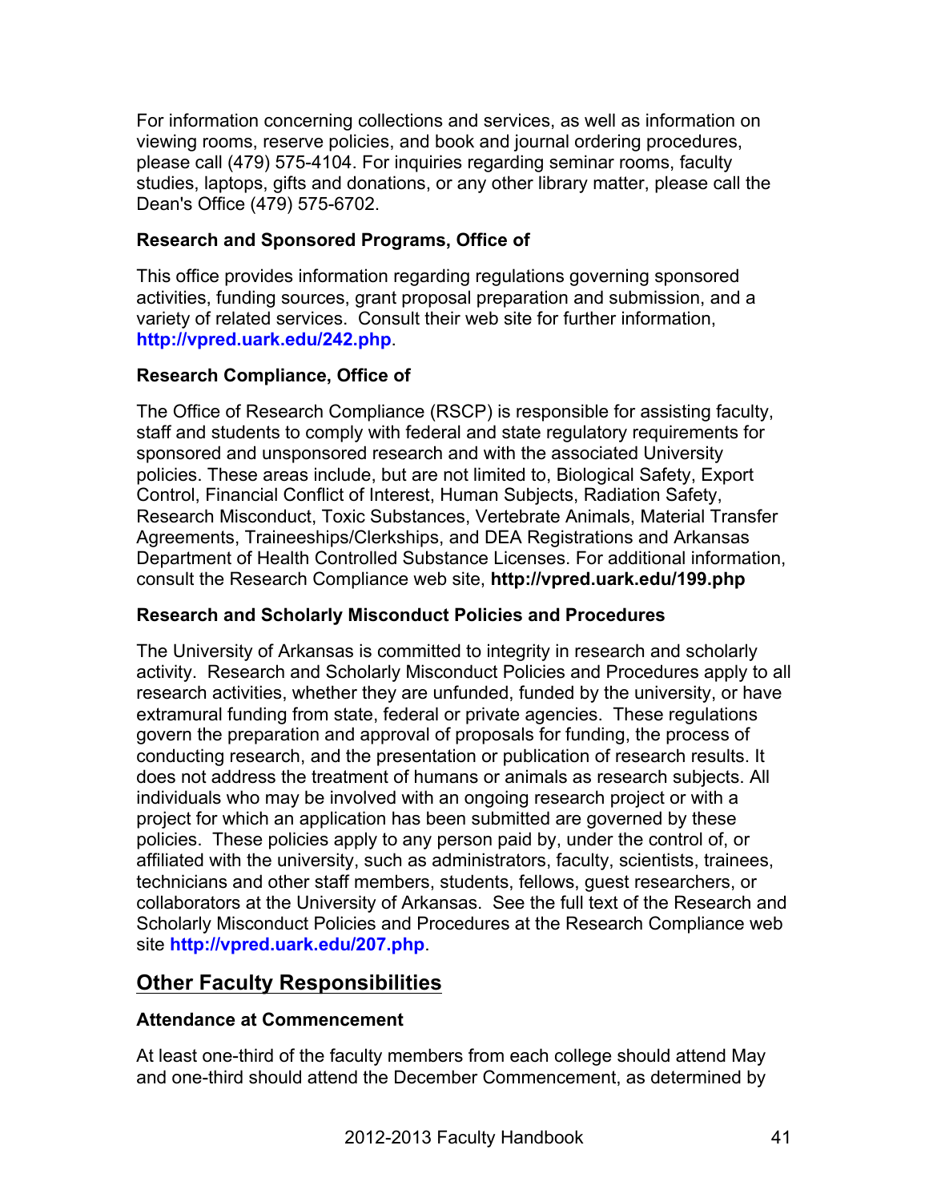For information concerning collections and services, as well as information on viewing rooms, reserve policies, and book and journal ordering procedures, please call (479) 575-4104. For inquiries regarding seminar rooms, faculty studies, laptops, gifts and donations, or any other library matter, please call the Dean's Office (479) 575-6702.

#### Research and Sponsored Programs, Office of

This office provides information regarding regulations governing sponsored activities, funding sources, grant proposal preparation and submission, and a variety of related services. Consult their web site for further information, **http://vpred.uark.edu/242.php**.

#### Research Compliance, Office of

The Office of Research Compliance (RSCP) is responsible for assisting faculty, staff and students to comply with federal and state regulatory requirements for sponsored and unsponsored research and with the associated University policies. These areas include, but are not limited to, Biological Safety, Export Control, Financial Conflict of Interest, Human Subjects, Radiation Safety, Research Misconduct, Toxic Substances, Vertebrate Animals, Material Transfer Agreements, Traineeships/Clerkships, and DEA Registrations and Arkansas Department of Health Controlled Substance Licenses. For additional information, consult the Research Compliance web site, **http://vpred.uark.edu/199.php**

#### Research and Scholarly Misconduct Policies and Procedures

The University of Arkansas is committed to integrity in research and scholarly activity. Research and Scholarly Misconduct Policies and Procedures apply to all research activities, whether they are unfunded, funded by the university, or have extramural funding from state, federal or private agencies. These regulations govern the preparation and approval of proposals for funding, the process of conducting research, and the presentation or publication of research results. It does not address the treatment of humans or animals as research subjects. All individuals who may be involved with an ongoing research project or with a project for which an application has been submitted are governed by these policies. These policies apply to any person paid by, under the control of, or affiliated with the university, such as administrators, faculty, scientists, trainees, technicians and other staff members, students, fellows, guest researchers, or collaborators at the University of Arkansas. See the full text of the Research and Scholarly Misconduct Policies and Procedures at the Research Compliance web site **http://vpred.uark.edu/207.php**.

## Other Faculty Responsibilities

#### Attendance at Commencement

At least one-third of the faculty members from each college should attend May and one-third should attend the December Commencement, as determined by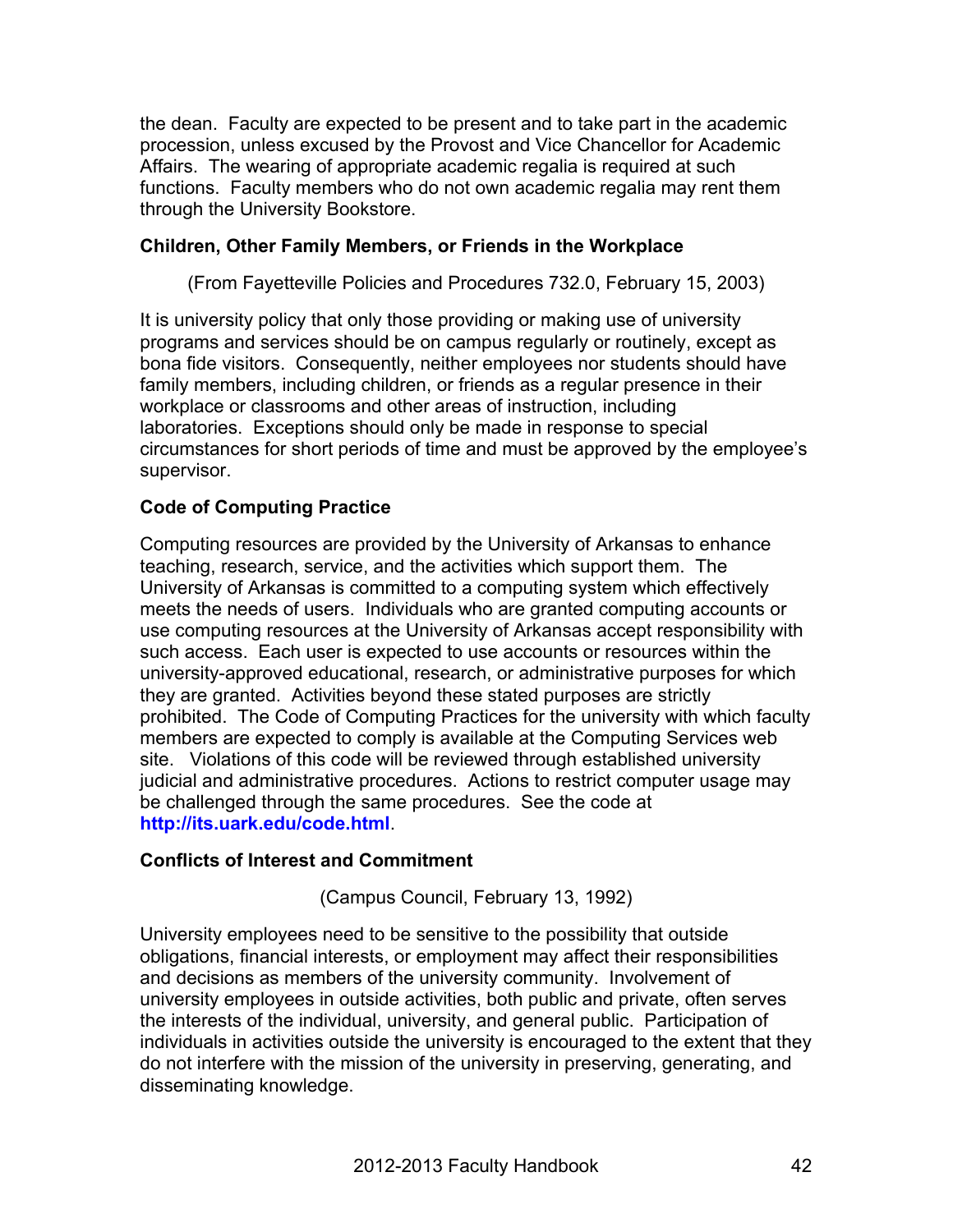the dean. Faculty are expected to be present and to take part in the academic procession, unless excused by the Provost and Vice Chancellor for Academic Affairs. The wearing of appropriate academic regalia is required at such functions. Faculty members who do not own academic regalia may rent them through the University Bookstore.

### Children, Other Family Members, or Friends in the Workplace

(From Fayetteville Policies and Procedures 732.0, February 15, 2003)

It is university policy that only those providing or making use of university programs and services should be on campus regularly or routinely, except as bona fide visitors. Consequently, neither employees nor students should have family members, including children, or friends as a regular presence in their workplace or classrooms and other areas of instruction, including laboratories. Exceptions should only be made in response to special circumstances for short periods of time and must be approved by the employee's supervisor.

### Code of Computing Practice

Computing resources are provided by the University of Arkansas to enhance teaching, research, service, and the activities which support them. The University of Arkansas is committed to a computing system which effectively meets the needs of users. Individuals who are granted computing accounts or use computing resources at the University of Arkansas accept responsibility with such access. Each user is expected to use accounts or resources within the university-approved educational, research, or administrative purposes for which they are granted. Activities beyond these stated purposes are strictly prohibited. The Code of Computing Practices for the university with which faculty members are expected to comply is available at the Computing Services web site. Violations of this code will be reviewed through established university judicial and administrative procedures. Actions to restrict computer usage may be challenged through the same procedures. See the code at **http://its.uark.edu/code.html**.

### Conflicts of Interest and Commitment

(Campus Council, February 13, 1992)

University employees need to be sensitive to the possibility that outside obligations, financial interests, or employment may affect their responsibilities and decisions as members of the university community. Involvement of university employees in outside activities, both public and private, often serves the interests of the individual, university, and general public. Participation of individuals in activities outside the university is encouraged to the extent that they do not interfere with the mission of the university in preserving, generating, and disseminating knowledge.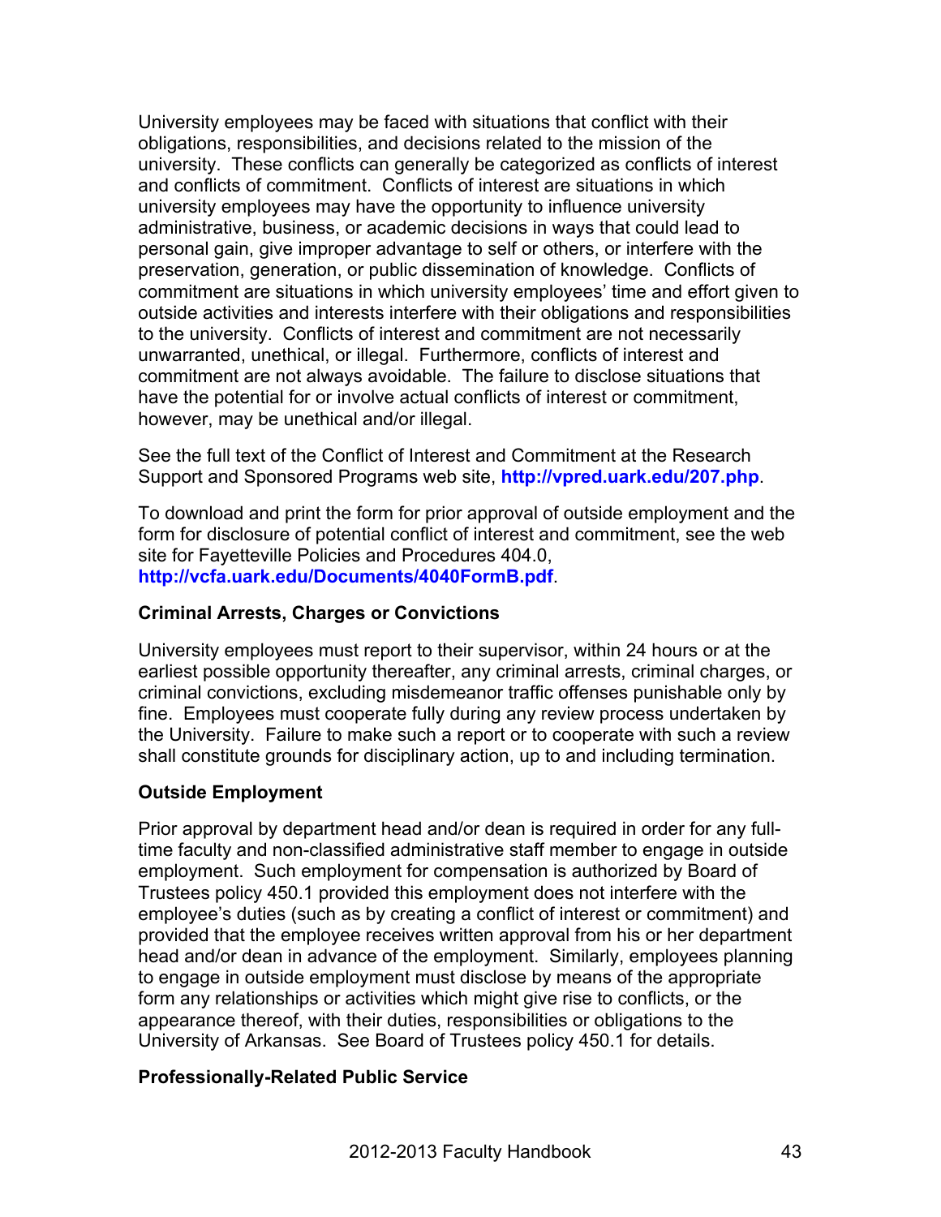University employees may be faced with situations that conflict with their obligations, responsibilities, and decisions related to the mission of the university. These conflicts can generally be categorized as conflicts of interest and conflicts of commitment. Conflicts of interest are situations in which university employees may have the opportunity to influence university administrative, business, or academic decisions in ways that could lead to personal gain, give improper advantage to self or others, or interfere with the preservation, generation, or public dissemination of knowledge. Conflicts of commitment are situations in which university employees' time and effort given to outside activities and interests interfere with their obligations and responsibilities to the university. Conflicts of interest and commitment are not necessarily unwarranted, unethical, or illegal. Furthermore, conflicts of interest and commitment are not always avoidable. The failure to disclose situations that have the potential for or involve actual conflicts of interest or commitment, however, may be unethical and/or illegal.

See the full text of the Conflict of Interest and Commitment at the Research Support and Sponsored Programs web site, **http://vpred.uark.edu/207.php**.

To download and print the form for prior approval of outside employment and the form for disclosure of potential conflict of interest and commitment, see the web site for Fayetteville Policies and Procedures 404.0, **http://vcfa.uark.edu/Documents/4040FormB.pdf**.

### Criminal Arrests, Charges or Convictions

University employees must report to their supervisor, within 24 hours or at the earliest possible opportunity thereafter, any criminal arrests, criminal charges, or criminal convictions, excluding misdemeanor traffic offenses punishable only by fine. Employees must cooperate fully during any review process undertaken by the University. Failure to make such a report or to cooperate with such a review shall constitute grounds for disciplinary action, up to and including termination.

### Outside Employment

Prior approval by department head and/or dean is required in order for any full-time faculty and non-classified administrative staff member to engage in outside employment. Such employment for compensation is authorized by Board of Trustees policy 450.1 provided this employment does not interfere with the employee's duties (such as by creating a conflict of interest or commitment) and provided that the employee receives written approval from his or her department head and/or dean in advance of the employment. Similarly, employees planning to engage in outside employment must disclose by means of the appropriate form any relationships or activities which might give rise to conflicts, or the appearance thereof, with their duties, responsibilities or obligations to the University of Arkansas. See Board of Trustees policy 450.1 for details.

### Professionally-Related Public Service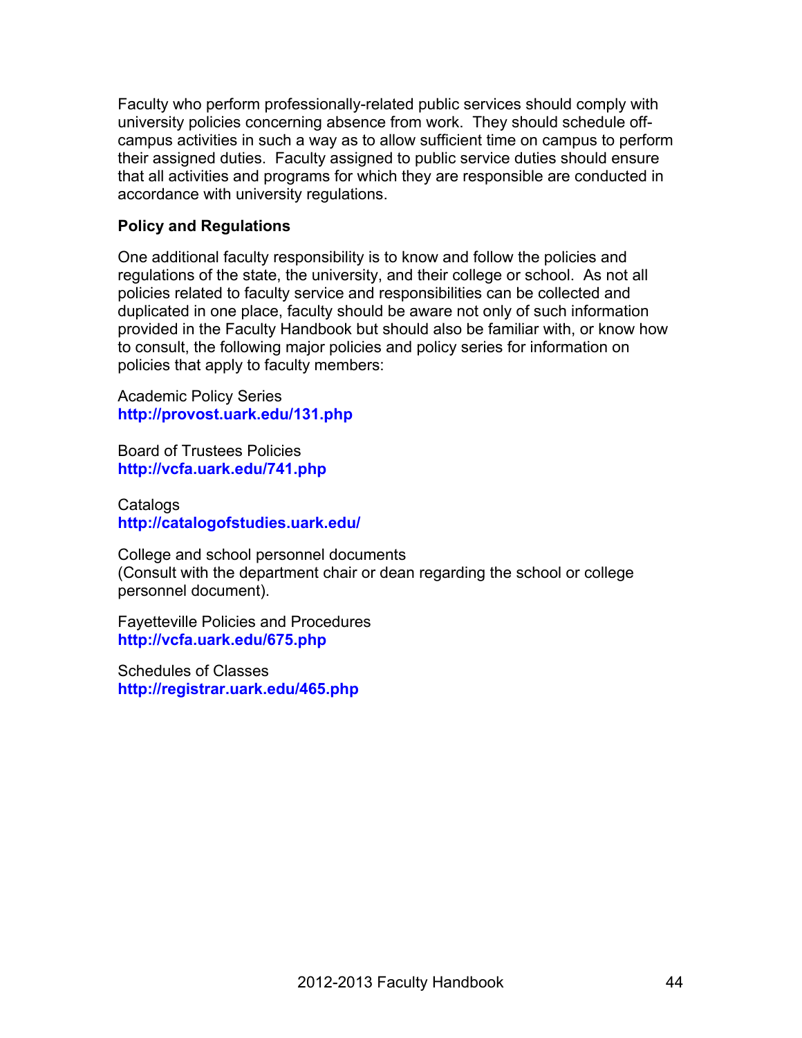Faculty who perform professionally-related public services should comply with university policies concerning absence from work. They should schedule off-campus activities in such a way as to allow sufficient time on campus to perform their assigned duties. Faculty assigned to public service duties should ensure that all activities and programs for which they are responsible are conducted in accordance with university regulations.

**Policy and Regulations**

One additional faculty responsibility is to know and follow the policies and regulations of the state, the university, and their college or school. As not all policies related to faculty service and responsibilities can be collected and duplicated in one place, faculty should be aware not only of such information provided in the Faculty Handbook but should also be familiar with, or know how to consult, the following major policies and policy series for information on policies that apply to faculty members:

Academic Policy Series
**http://provost.uark.edu/131.php**

Board of Trustees Policies
**http://vcfa.uark.edu/741.php**

Catalogs
**http://catalogofstudies.uark.edu/**

College and school personnel documents
(Consult with the department chair or dean regarding the school or college personnel document).

Fayetteville Policies and Procedures
**http://vcfa.uark.edu/675.php**

Schedules of Classes
**http://registrar.uark.edu/465.php**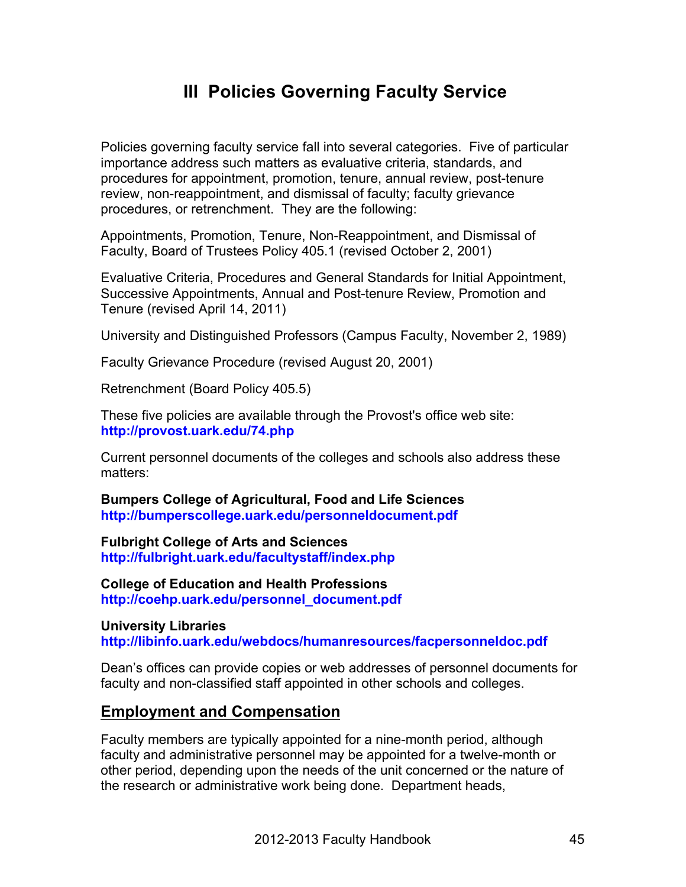# III Policies Governing Faculty Service

Policies governing faculty service fall into several categories. Five of particular importance address such matters as evaluative criteria, standards, and procedures for appointment, promotion, tenure, annual review, post-tenure review, non-reappointment, and dismissal of faculty; faculty grievance procedures, or retrenchment. They are the following:

Appointments, Promotion, Tenure, Non-Reappointment, and Dismissal of Faculty, Board of Trustees Policy 405.1 (revised October 2, 2001)

Evaluative Criteria, Procedures and General Standards for Initial Appointment, Successive Appointments, Annual and Post-tenure Review, Promotion and Tenure (revised April 14, 2011)

University and Distinguished Professors (Campus Faculty, November 2, 1989)

Faculty Grievance Procedure (revised August 20, 2001)

Retrenchment (Board Policy 405.5)

These five policies are available through the Provost's office web site: **http://provost.uark.edu/74.php**

Current personnel documents of the colleges and schools also address these matters:

**Bumpers College of Agricultural, Food and Life Sciences**
**http://bumperscollege.uark.edu/personneldocument.pdf**

**Fulbright College of Arts and Sciences**
**http://fulbright.uark.edu/facultystaff/index.php**

**College of Education and Health Professions**
**http://coehp.uark.edu/personnel_document.pdf**

**University Libraries**
**http://libinfo.uark.edu/webdocs/humanresources/facpersonneldoc.pdf**

Dean's offices can provide copies or web addresses of personnel documents for faculty and non-classified staff appointed in other schools and colleges.

## Employment and Compensation

Faculty members are typically appointed for a nine-month period, although faculty and administrative personnel may be appointed for a twelve-month or other period, depending upon the needs of the unit concerned or the nature of the research or administrative work being done. Department heads,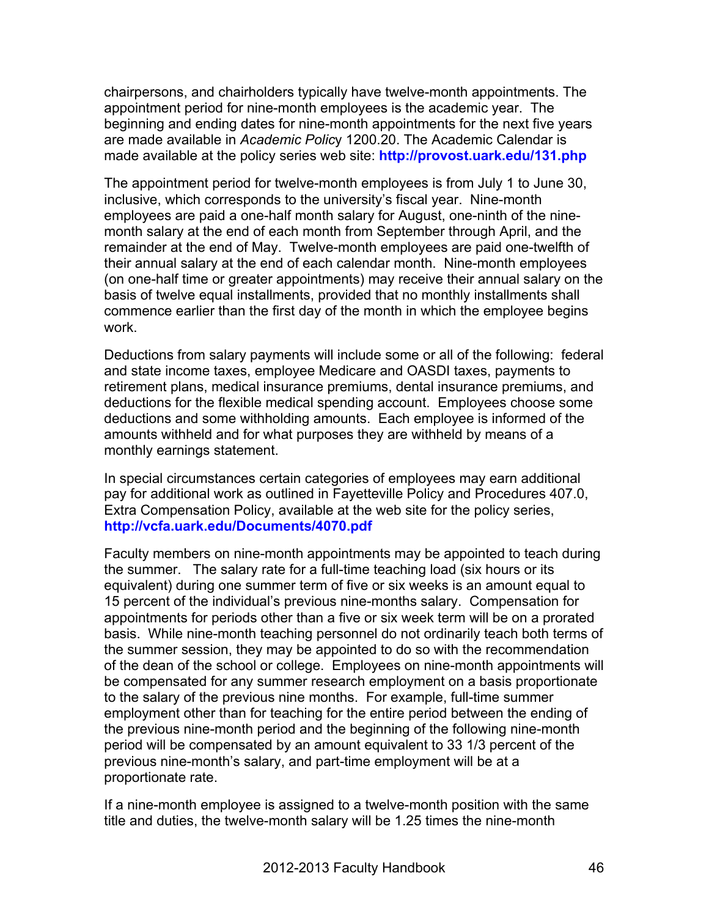chairpersons, and chairholders typically have twelve-month appointments. The appointment period for nine-month employees is the academic year. The beginning and ending dates for nine-month appointments for the next five years are made available in *Academic Policy* 1200.20. The Academic Calendar is made available at the policy series web site: **http://provost.uark.edu/131.php**

The appointment period for twelve-month employees is from July 1 to June 30, inclusive, which corresponds to the university's fiscal year. Nine-month employees are paid a one-half month salary for August, one-ninth of the nine-month salary at the end of each month from September through April, and the remainder at the end of May. Twelve-month employees are paid one-twelfth of their annual salary at the end of each calendar month. Nine-month employees (on one-half time or greater appointments) may receive their annual salary on the basis of twelve equal installments, provided that no monthly installments shall commence earlier than the first day of the month in which the employee begins work.

Deductions from salary payments will include some or all of the following: federal and state income taxes, employee Medicare and OASDI taxes, payments to retirement plans, medical insurance premiums, dental insurance premiums, and deductions for the flexible medical spending account. Employees choose some deductions and some withholding amounts. Each employee is informed of the amounts withheld and for what purposes they are withheld by means of a monthly earnings statement.

In special circumstances certain categories of employees may earn additional pay for additional work as outlined in Fayetteville Policy and Procedures 407.0, Extra Compensation Policy, available at the web site for the policy series, **http://vcfa.uark.edu/Documents/4070.pdf**

Faculty members on nine-month appointments may be appointed to teach during the summer. The salary rate for a full-time teaching load (six hours or its equivalent) during one summer term of five or six weeks is an amount equal to 15 percent of the individual's previous nine-months salary. Compensation for appointments for periods other than a five or six week term will be on a prorated basis. While nine-month teaching personnel do not ordinarily teach both terms of the summer session, they may be appointed to do so with the recommendation of the dean of the school or college. Employees on nine-month appointments will be compensated for any summer research employment on a basis proportionate to the salary of the previous nine months. For example, full-time summer employment other than for teaching for the entire period between the ending of the previous nine-month period and the beginning of the following nine-month period will be compensated by an amount equivalent to 33 1/3 percent of the previous nine-month's salary, and part-time employment will be at a proportionate rate.

If a nine-month employee is assigned to a twelve-month position with the same title and duties, the twelve-month salary will be 1.25 times the nine-month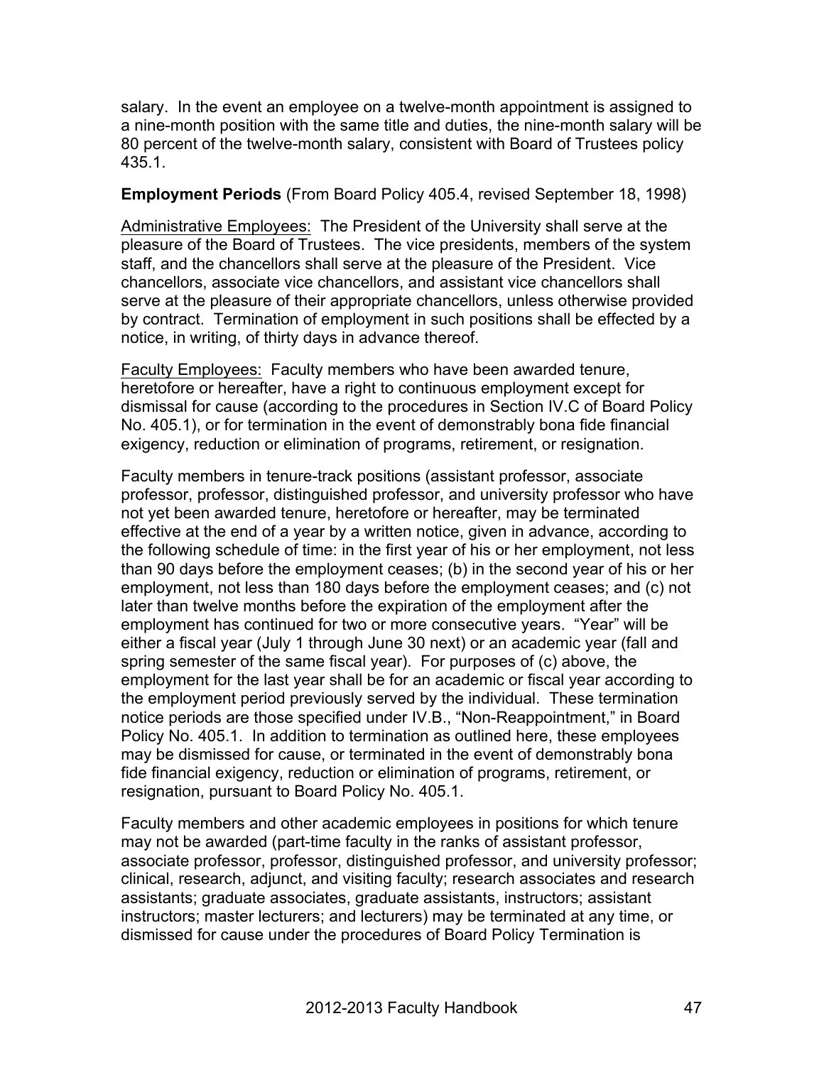salary. In the event an employee on a twelve-month appointment is assigned to a nine-month position with the same title and duties, the nine-month salary will be 80 percent of the twelve-month salary, consistent with Board of Trustees policy 435.1.

**Employment Periods** (From Board Policy 405.4, revised September 18, 1998)

Administrative Employees: The President of the University shall serve at the pleasure of the Board of Trustees. The vice presidents, members of the system staff, and the chancellors shall serve at the pleasure of the President. Vice chancellors, associate vice chancellors, and assistant vice chancellors shall serve at the pleasure of their appropriate chancellors, unless otherwise provided by contract. Termination of employment in such positions shall be effected by a notice, in writing, of thirty days in advance thereof.

Faculty Employees: Faculty members who have been awarded tenure, heretofore or hereafter, have a right to continuous employment except for dismissal for cause (according to the procedures in Section IV.C of Board Policy No. 405.1), or for termination in the event of demonstrably bona fide financial exigency, reduction or elimination of programs, retirement, or resignation.

Faculty members in tenure-track positions (assistant professor, associate professor, professor, distinguished professor, and university professor who have not yet been awarded tenure, heretofore or hereafter, may be terminated effective at the end of a year by a written notice, given in advance, according to the following schedule of time: in the first year of his or her employment, not less than 90 days before the employment ceases; (b) in the second year of his or her employment, not less than 180 days before the employment ceases; and (c) not later than twelve months before the expiration of the employment after the employment has continued for two or more consecutive years. "Year" will be either a fiscal year (July 1 through June 30 next) or an academic year (fall and spring semester of the same fiscal year). For purposes of (c) above, the employment for the last year shall be for an academic or fiscal year according to the employment period previously served by the individual. These termination notice periods are those specified under IV.B., "Non-Reappointment," in Board Policy No. 405.1. In addition to termination as outlined here, these employees may be dismissed for cause, or terminated in the event of demonstrably bona fide financial exigency, reduction or elimination of programs, retirement, or resignation, pursuant to Board Policy No. 405.1.

Faculty members and other academic employees in positions for which tenure may not be awarded (part-time faculty in the ranks of assistant professor, associate professor, professor, distinguished professor, and university professor; clinical, research, adjunct, and visiting faculty; research associates and research assistants; graduate associates, graduate assistants, instructors; assistant instructors; master lecturers; and lecturers) may be terminated at any time, or dismissed for cause under the procedures of Board Policy Termination is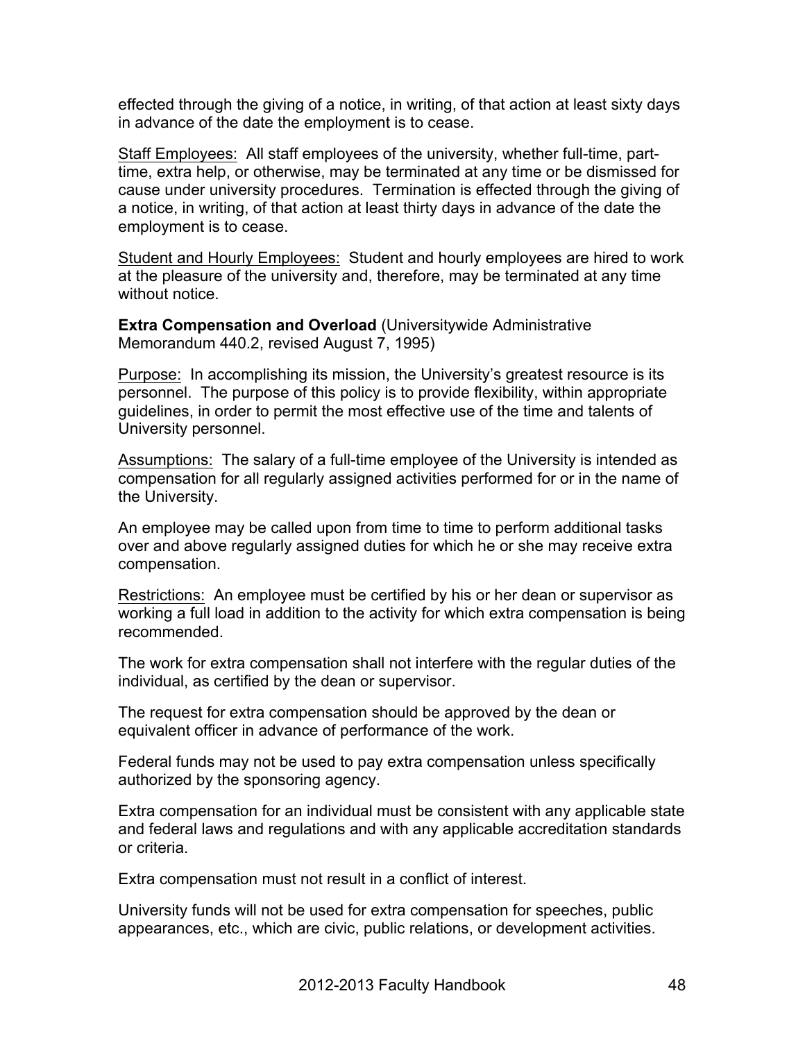effected through the giving of a notice, in writing, of that action at least sixty days in advance of the date the employment is to cease.

Staff Employees: All staff employees of the university, whether full-time, part-time, extra help, or otherwise, may be terminated at any time or be dismissed for cause under university procedures. Termination is effected through the giving of a notice, in writing, of that action at least thirty days in advance of the date the employment is to cease.

Student and Hourly Employees: Student and hourly employees are hired to work at the pleasure of the university and, therefore, may be terminated at any time without notice.

**Extra Compensation and Overload** (Universitywide Administrative Memorandum 440.2, revised August 7, 1995)

Purpose: In accomplishing its mission, the University's greatest resource is its personnel. The purpose of this policy is to provide flexibility, within appropriate guidelines, in order to permit the most effective use of the time and talents of University personnel.

Assumptions: The salary of a full-time employee of the University is intended as compensation for all regularly assigned activities performed for or in the name of the University.

An employee may be called upon from time to time to perform additional tasks over and above regularly assigned duties for which he or she may receive extra compensation.

Restrictions: An employee must be certified by his or her dean or supervisor as working a full load in addition to the activity for which extra compensation is being recommended.

The work for extra compensation shall not interfere with the regular duties of the individual, as certified by the dean or supervisor.

The request for extra compensation should be approved by the dean or equivalent officer in advance of performance of the work.

Federal funds may not be used to pay extra compensation unless specifically authorized by the sponsoring agency.

Extra compensation for an individual must be consistent with any applicable state and federal laws and regulations and with any applicable accreditation standards or criteria.

Extra compensation must not result in a conflict of interest.

University funds will not be used for extra compensation for speeches, public appearances, etc., which are civic, public relations, or development activities.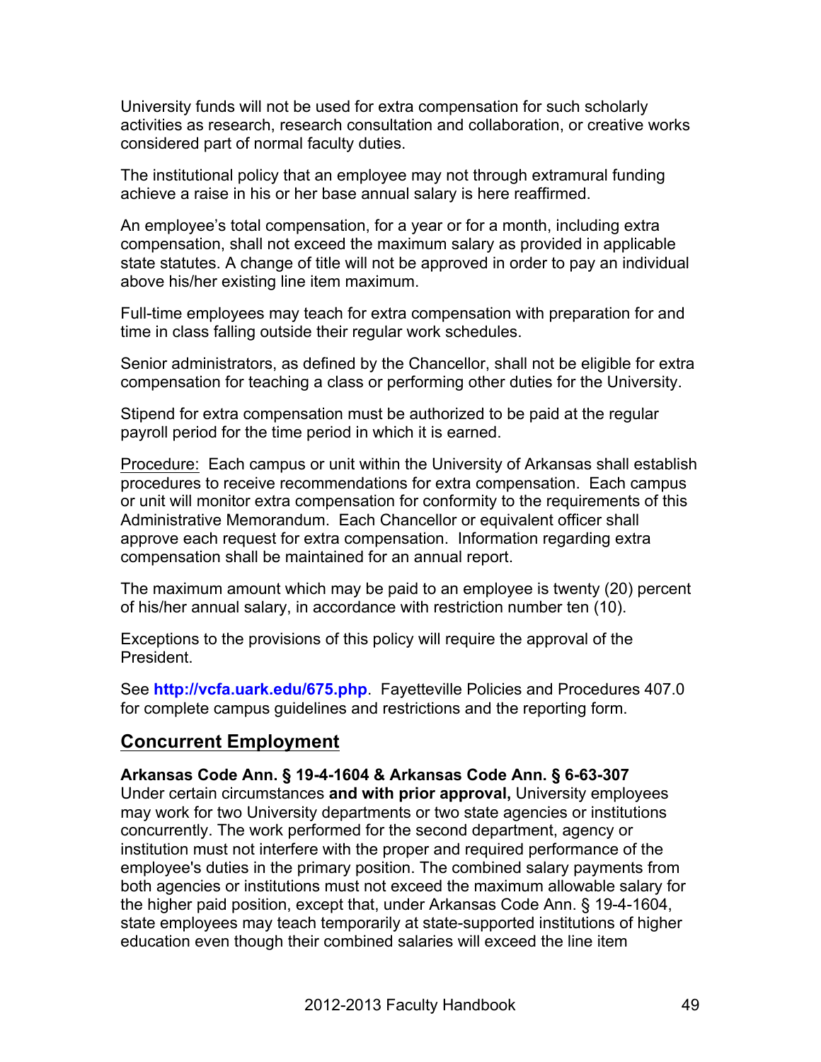University funds will not be used for extra compensation for such scholarly activities as research, research consultation and collaboration, or creative works considered part of normal faculty duties.

The institutional policy that an employee may not through extramural funding achieve a raise in his or her base annual salary is here reaffirmed.

An employee's total compensation, for a year or for a month, including extra compensation, shall not exceed the maximum salary as provided in applicable state statutes. A change of title will not be approved in order to pay an individual above his/her existing line item maximum.

Full-time employees may teach for extra compensation with preparation for and time in class falling outside their regular work schedules.

Senior administrators, as defined by the Chancellor, shall not be eligible for extra compensation for teaching a class or performing other duties for the University.

Stipend for extra compensation must be authorized to be paid at the regular payroll period for the time period in which it is earned.

<u>Procedure:</u> Each campus or unit within the University of Arkansas shall establish procedures to receive recommendations for extra compensation. Each campus or unit will monitor extra compensation for conformity to the requirements of this Administrative Memorandum. Each Chancellor or equivalent officer shall approve each request for extra compensation. Information regarding extra compensation shall be maintained for an annual report.

The maximum amount which may be paid to an employee is twenty (20) percent of his/her annual salary, in accordance with restriction number ten (10).

Exceptions to the provisions of this policy will require the approval of the President.

See **http://vcfa.uark.edu/675.php**. Fayetteville Policies and Procedures 407.0 for complete campus guidelines and restrictions and the reporting form.

## Concurrent Employment

**Arkansas Code Ann. § 19-4-1604 & Arkansas Code Ann. § 6-63-307**
Under certain circumstances **and with prior approval,** University employees may work for two University departments or two state agencies or institutions concurrently. The work performed for the second department, agency or institution must not interfere with the proper and required performance of the employee's duties in the primary position. The combined salary payments from both agencies or institutions must not exceed the maximum allowable salary for the higher paid position, except that, under Arkansas Code Ann. § 19-4-1604, state employees may teach temporarily at state-supported institutions of higher education even though their combined salaries will exceed the line item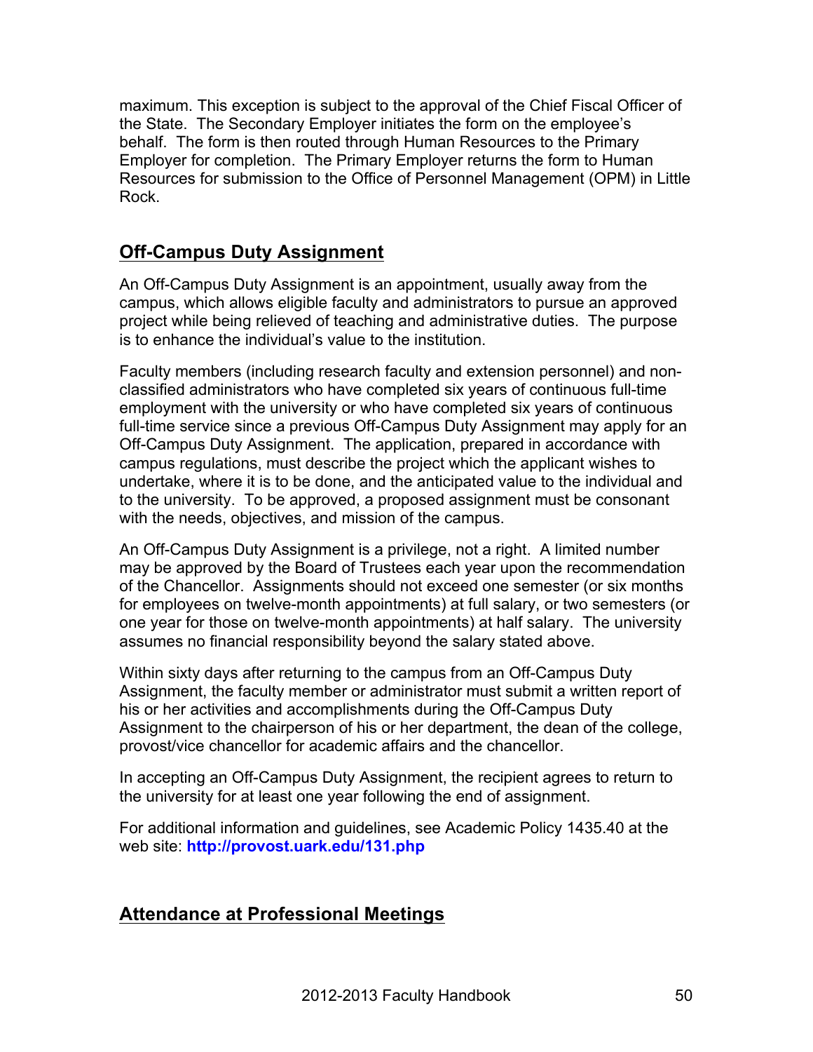maximum. This exception is subject to the approval of the Chief Fiscal Officer of the State. The Secondary Employer initiates the form on the employee's behalf. The form is then routed through Human Resources to the Primary Employer for completion. The Primary Employer returns the form to Human Resources for submission to the Office of Personnel Management (OPM) in Little Rock.

## Off-Campus Duty Assignment

An Off-Campus Duty Assignment is an appointment, usually away from the campus, which allows eligible faculty and administrators to pursue an approved project while being relieved of teaching and administrative duties. The purpose is to enhance the individual's value to the institution.

Faculty members (including research faculty and extension personnel) and non-classified administrators who have completed six years of continuous full-time employment with the university or who have completed six years of continuous full-time service since a previous Off-Campus Duty Assignment may apply for an Off-Campus Duty Assignment. The application, prepared in accordance with campus regulations, must describe the project which the applicant wishes to undertake, where it is to be done, and the anticipated value to the individual and to the university. To be approved, a proposed assignment must be consonant with the needs, objectives, and mission of the campus.

An Off-Campus Duty Assignment is a privilege, not a right. A limited number may be approved by the Board of Trustees each year upon the recommendation of the Chancellor. Assignments should not exceed one semester (or six months for employees on twelve-month appointments) at full salary, or two semesters (or one year for those on twelve-month appointments) at half salary. The university assumes no financial responsibility beyond the salary stated above.

Within sixty days after returning to the campus from an Off-Campus Duty Assignment, the faculty member or administrator must submit a written report of his or her activities and accomplishments during the Off-Campus Duty Assignment to the chairperson of his or her department, the dean of the college, provost/vice chancellor for academic affairs and the chancellor.

In accepting an Off-Campus Duty Assignment, the recipient agrees to return to the university for at least one year following the end of assignment.

For additional information and guidelines, see Academic Policy 1435.40 at the web site: **http://provost.uark.edu/131.php**

## Attendance at Professional Meetings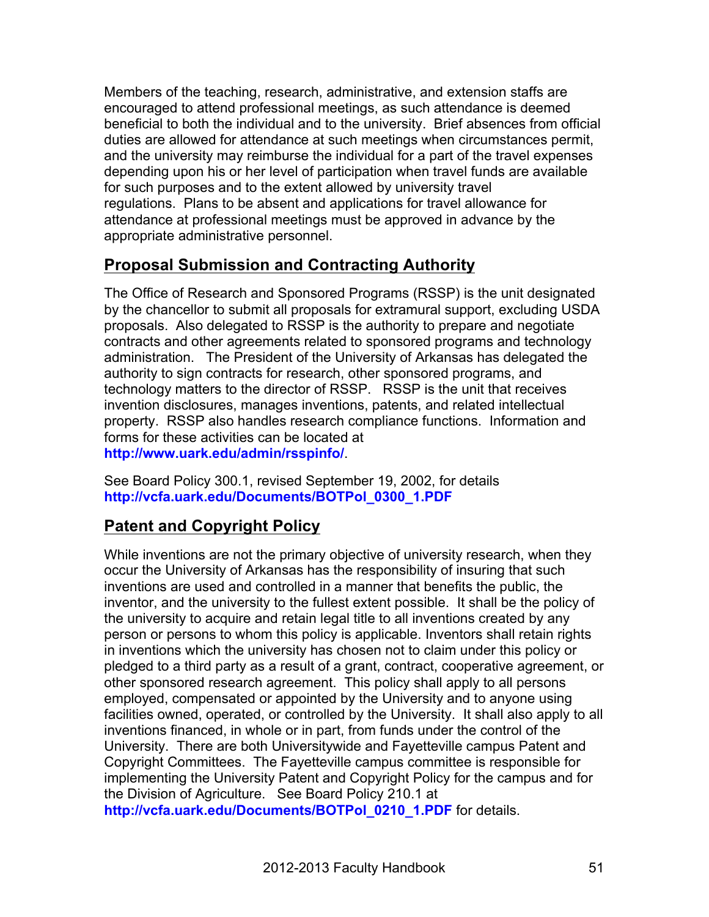Members of the teaching, research, administrative, and extension staffs are encouraged to attend professional meetings, as such attendance is deemed beneficial to both the individual and to the university. Brief absences from official duties are allowed for attendance at such meetings when circumstances permit, and the university may reimburse the individual for a part of the travel expenses depending upon his or her level of participation when travel funds are available for such purposes and to the extent allowed by university travel regulations. Plans to be absent and applications for travel allowance for attendance at professional meetings must be approved in advance by the appropriate administrative personnel.

## Proposal Submission and Contracting Authority

The Office of Research and Sponsored Programs (RSSP) is the unit designated by the chancellor to submit all proposals for extramural support, excluding USDA proposals. Also delegated to RSSP is the authority to prepare and negotiate contracts and other agreements related to sponsored programs and technology administration. The President of the University of Arkansas has delegated the authority to sign contracts for research, other sponsored programs, and technology matters to the director of RSSP. RSSP is the unit that receives invention disclosures, manages inventions, patents, and related intellectual property. RSSP also handles research compliance functions. Information and forms for these activities can be located at **http://www.uark.edu/admin/rsspinfo/**.

See Board Policy 300.1, revised September 19, 2002, for details **http://vcfa.uark.edu/Documents/BOTPol_0300_1.PDF**

## Patent and Copyright Policy

While inventions are not the primary objective of university research, when they occur the University of Arkansas has the responsibility of insuring that such inventions are used and controlled in a manner that benefits the public, the inventor, and the university to the fullest extent possible. It shall be the policy of the university to acquire and retain legal title to all inventions created by any person or persons to whom this policy is applicable. Inventors shall retain rights in inventions which the university has chosen not to claim under this policy or pledged to a third party as a result of a grant, contract, cooperative agreement, or other sponsored research agreement. This policy shall apply to all persons employed, compensated or appointed by the University and to anyone using facilities owned, operated, or controlled by the University. It shall also apply to all inventions financed, in whole or in part, from funds under the control of the University. There are both Universitywide and Fayetteville campus Patent and Copyright Committees. The Fayetteville campus committee is responsible for implementing the University Patent and Copyright Policy for the campus and for the Division of Agriculture. See Board Policy 210.1 at **http://vcfa.uark.edu/Documents/BOTPol_0210_1.PDF** for details.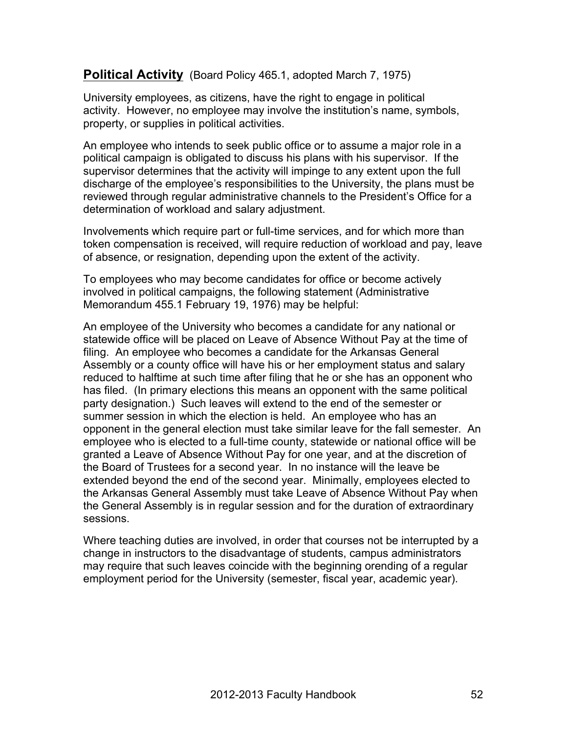## **Political Activity** (Board Policy 465.1, adopted March 7, 1975)

University employees, as citizens, have the right to engage in political activity. However, no employee may involve the institution's name, symbols, property, or supplies in political activities.

An employee who intends to seek public office or to assume a major role in a political campaign is obligated to discuss his plans with his supervisor. If the supervisor determines that the activity will impinge to any extent upon the full discharge of the employee's responsibilities to the University, the plans must be reviewed through regular administrative channels to the President's Office for a determination of workload and salary adjustment.

Involvements which require part or full-time services, and for which more than token compensation is received, will require reduction of workload and pay, leave of absence, or resignation, depending upon the extent of the activity.

To employees who may become candidates for office or become actively involved in political campaigns, the following statement (Administrative Memorandum 455.1 February 19, 1976) may be helpful:

An employee of the University who becomes a candidate for any national or statewide office will be placed on Leave of Absence Without Pay at the time of filing. An employee who becomes a candidate for the Arkansas General Assembly or a county office will have his or her employment status and salary reduced to halftime at such time after filing that he or she has an opponent who has filed. (In primary elections this means an opponent with the same political party designation.) Such leaves will extend to the end of the semester or summer session in which the election is held. An employee who has an opponent in the general election must take similar leave for the fall semester. An employee who is elected to a full-time county, statewide or national office will be granted a Leave of Absence Without Pay for one year, and at the discretion of the Board of Trustees for a second year. In no instance will the leave be extended beyond the end of the second year. Minimally, employees elected to the Arkansas General Assembly must take Leave of Absence Without Pay when the General Assembly is in regular session and for the duration of extraordinary sessions.

Where teaching duties are involved, in order that courses not be interrupted by a change in instructors to the disadvantage of students, campus administrators may require that such leaves coincide with the beginning orending of a regular employment period for the University (semester, fiscal year, academic year).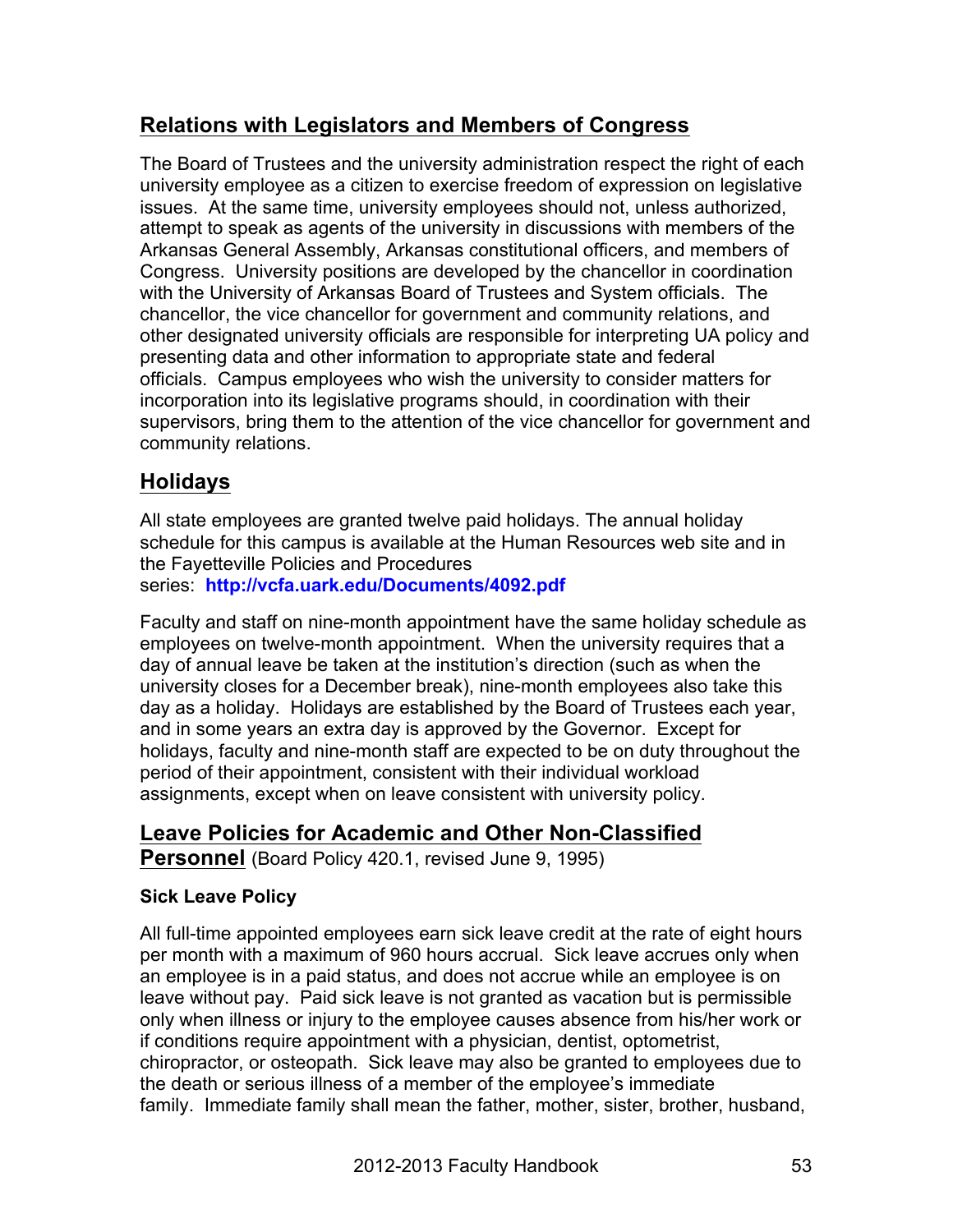## Relations with Legislators and Members of Congress

The Board of Trustees and the university administration respect the right of each university employee as a citizen to exercise freedom of expression on legislative issues. At the same time, university employees should not, unless authorized, attempt to speak as agents of the university in discussions with members of the Arkansas General Assembly, Arkansas constitutional officers, and members of Congress. University positions are developed by the chancellor in coordination with the University of Arkansas Board of Trustees and System officials. The chancellor, the vice chancellor for government and community relations, and other designated university officials are responsible for interpreting UA policy and presenting data and other information to appropriate state and federal officials. Campus employees who wish the university to consider matters for incorporation into its legislative programs should, in coordination with their supervisors, bring them to the attention of the vice chancellor for government and community relations.

## Holidays

All state employees are granted twelve paid holidays. The annual holiday schedule for this campus is available at the Human Resources web site and in the Fayetteville Policies and Procedures series: **http://vcfa.uark.edu/Documents/4092.pdf**

Faculty and staff on nine-month appointment have the same holiday schedule as employees on twelve-month appointment. When the university requires that a day of annual leave be taken at the institution's direction (such as when the university closes for a December break), nine-month employees also take this day as a holiday. Holidays are established by the Board of Trustees each year, and in some years an extra day is approved by the Governor. Except for holidays, faculty and nine-month staff are expected to be on duty throughout the period of their appointment, consistent with their individual workload assignments, except when on leave consistent with university policy.

## Leave Policies for Academic and Other Non-Classified Personnel (Board Policy 420.1, revised June 9, 1995)

### Sick Leave Policy

All full-time appointed employees earn sick leave credit at the rate of eight hours per month with a maximum of 960 hours accrual. Sick leave accrues only when an employee is in a paid status, and does not accrue while an employee is on leave without pay. Paid sick leave is not granted as vacation but is permissible only when illness or injury to the employee causes absence from his/her work or if conditions require appointment with a physician, dentist, optometrist, chiropractor, or osteopath. Sick leave may also be granted to employees due to the death or serious illness of a member of the employee's immediate family. Immediate family shall mean the father, mother, sister, brother, husband,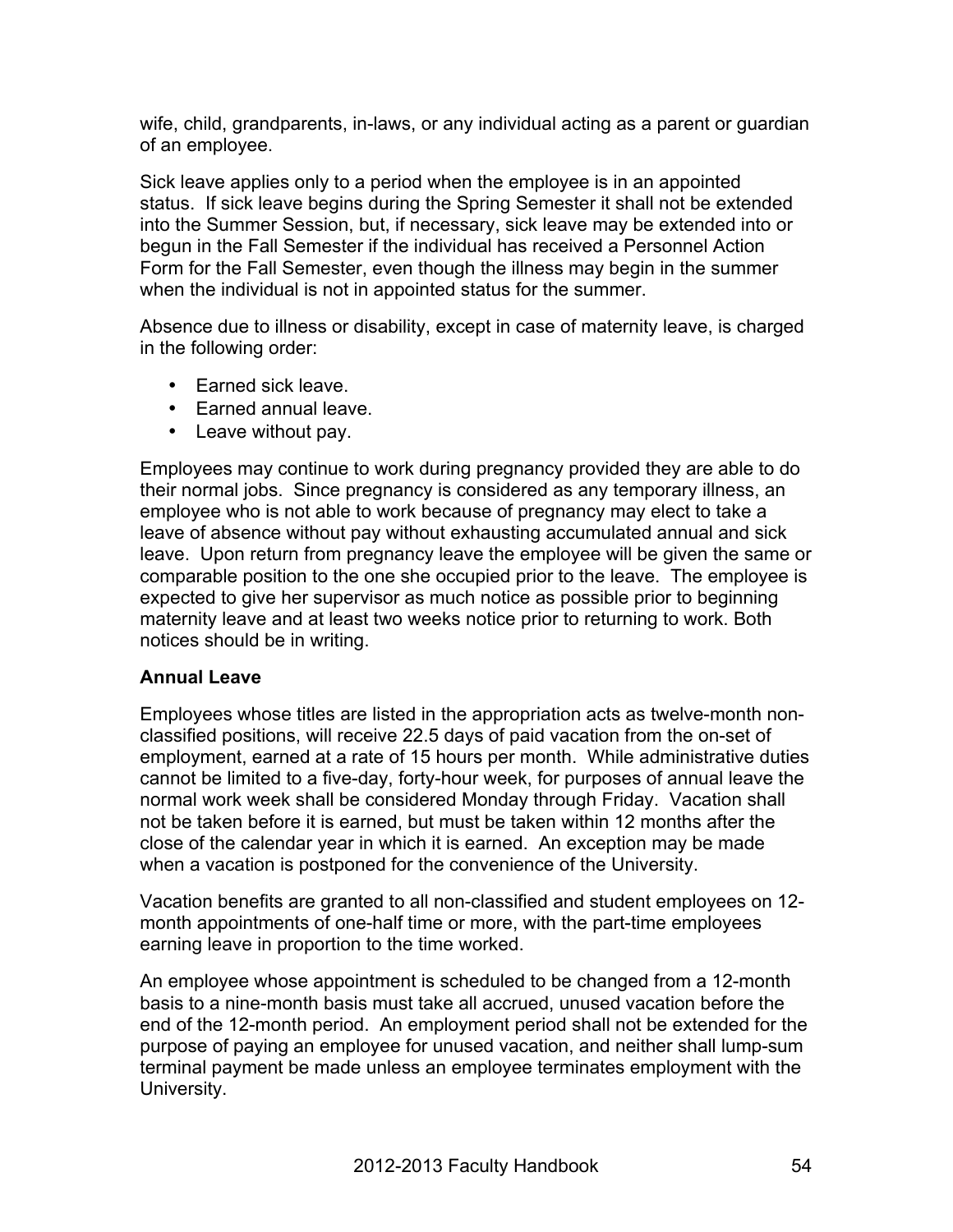wife, child, grandparents, in-laws, or any individual acting as a parent or guardian of an employee.

Sick leave applies only to a period when the employee is in an appointed status. If sick leave begins during the Spring Semester it shall not be extended into the Summer Session, but, if necessary, sick leave may be extended into or begun in the Fall Semester if the individual has received a Personnel Action Form for the Fall Semester, even though the illness may begin in the summer when the individual is not in appointed status for the summer.

Absence due to illness or disability, except in case of maternity leave, is charged in the following order:

- Earned sick leave.
- Earned annual leave.
- Leave without pay.

Employees may continue to work during pregnancy provided they are able to do their normal jobs. Since pregnancy is considered as any temporary illness, an employee who is not able to work because of pregnancy may elect to take a leave of absence without pay without exhausting accumulated annual and sick leave. Upon return from pregnancy leave the employee will be given the same or comparable position to the one she occupied prior to the leave. The employee is expected to give her supervisor as much notice as possible prior to beginning maternity leave and at least two weeks notice prior to returning to work. Both notices should be in writing.

**Annual Leave**

Employees whose titles are listed in the appropriation acts as twelve-month non-classified positions, will receive 22.5 days of paid vacation from the on-set of employment, earned at a rate of 15 hours per month. While administrative duties cannot be limited to a five-day, forty-hour week, for purposes of annual leave the normal work week shall be considered Monday through Friday. Vacation shall not be taken before it is earned, but must be taken within 12 months after the close of the calendar year in which it is earned. An exception may be made when a vacation is postponed for the convenience of the University.

Vacation benefits are granted to all non-classified and student employees on 12-month appointments of one-half time or more, with the part-time employees earning leave in proportion to the time worked.

An employee whose appointment is scheduled to be changed from a 12-month basis to a nine-month basis must take all accrued, unused vacation before the end of the 12-month period. An employment period shall not be extended for the purpose of paying an employee for unused vacation, and neither shall lump-sum terminal payment be made unless an employee terminates employment with the University.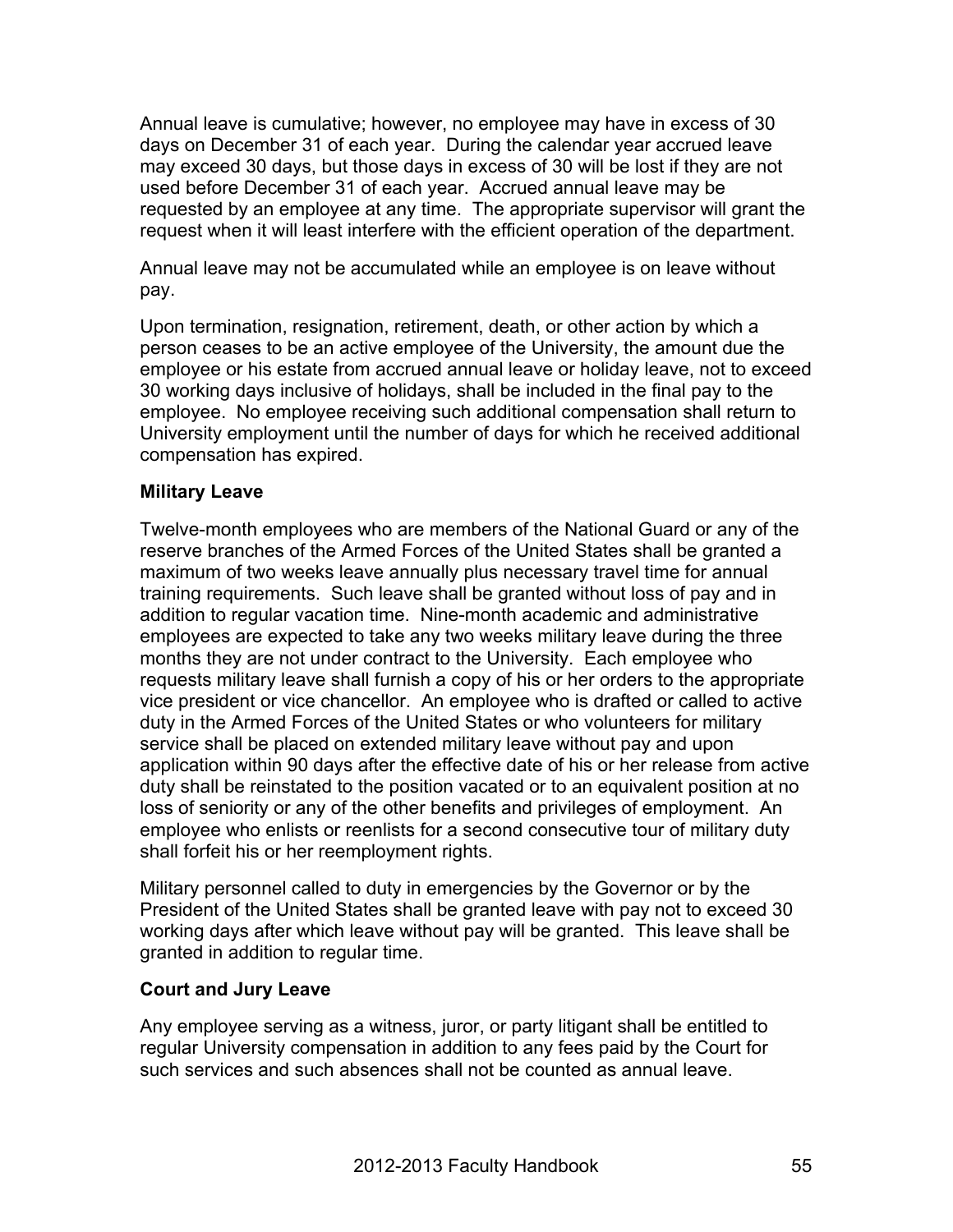Annual leave is cumulative; however, no employee may have in excess of 30 days on December 31 of each year. During the calendar year accrued leave may exceed 30 days, but those days in excess of 30 will be lost if they are not used before December 31 of each year. Accrued annual leave may be requested by an employee at any time. The appropriate supervisor will grant the request when it will least interfere with the efficient operation of the department.

Annual leave may not be accumulated while an employee is on leave without pay.

Upon termination, resignation, retirement, death, or other action by which a person ceases to be an active employee of the University, the amount due the employee or his estate from accrued annual leave or holiday leave, not to exceed 30 working days inclusive of holidays, shall be included in the final pay to the employee. No employee receiving such additional compensation shall return to University employment until the number of days for which he received additional compensation has expired.

**Military Leave**

Twelve-month employees who are members of the National Guard or any of the reserve branches of the Armed Forces of the United States shall be granted a maximum of two weeks leave annually plus necessary travel time for annual training requirements. Such leave shall be granted without loss of pay and in addition to regular vacation time. Nine-month academic and administrative employees are expected to take any two weeks military leave during the three months they are not under contract to the University. Each employee who requests military leave shall furnish a copy of his or her orders to the appropriate vice president or vice chancellor. An employee who is drafted or called to active duty in the Armed Forces of the United States or who volunteers for military service shall be placed on extended military leave without pay and upon application within 90 days after the effective date of his or her release from active duty shall be reinstated to the position vacated or to an equivalent position at no loss of seniority or any of the other benefits and privileges of employment. An employee who enlists or reenlists for a second consecutive tour of military duty shall forfeit his or her reemployment rights.

Military personnel called to duty in emergencies by the Governor or by the President of the United States shall be granted leave with pay not to exceed 30 working days after which leave without pay will be granted. This leave shall be granted in addition to regular time.

**Court and Jury Leave**

Any employee serving as a witness, juror, or party litigant shall be entitled to regular University compensation in addition to any fees paid by the Court for such services and such absences shall not be counted as annual leave.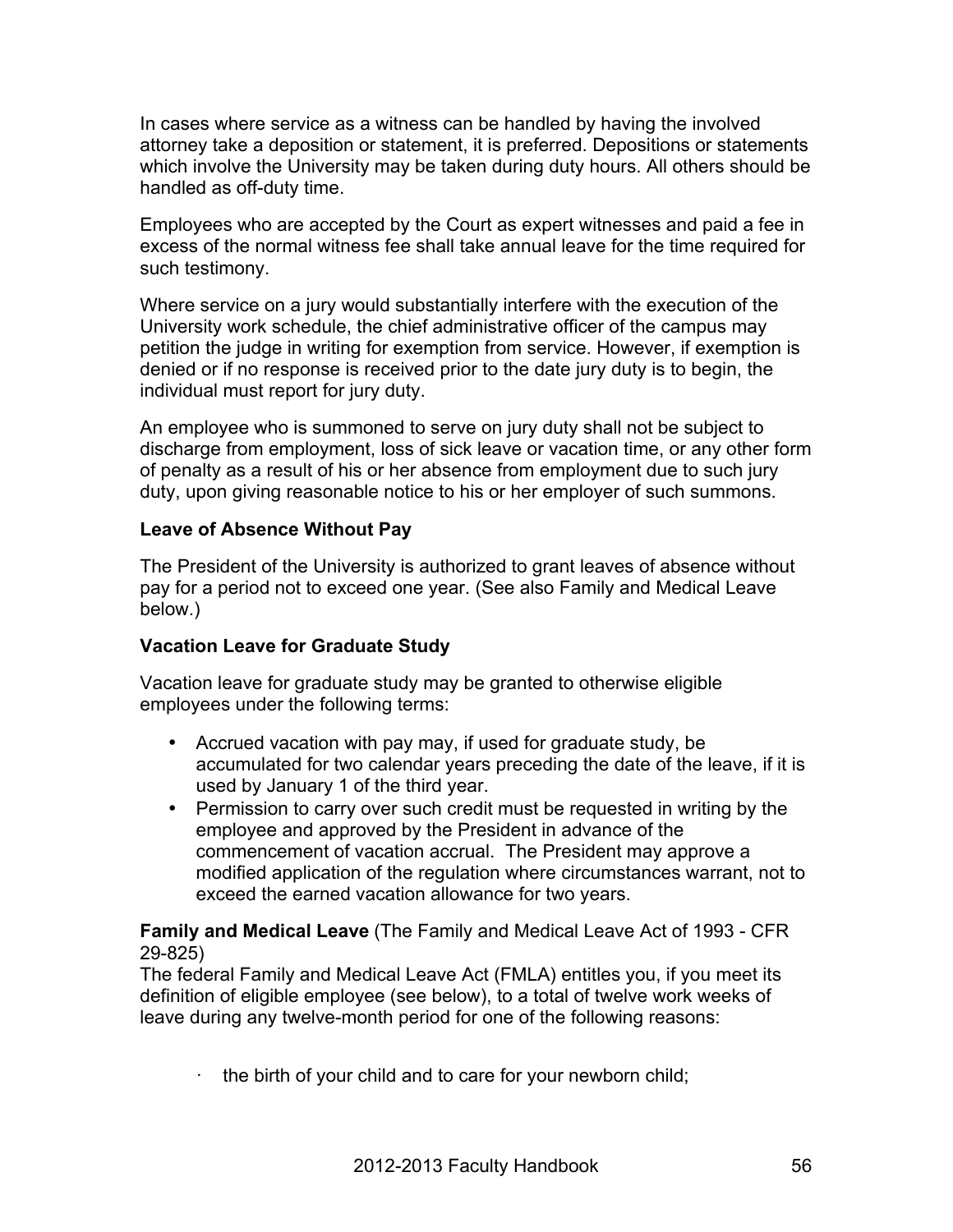In cases where service as a witness can be handled by having the involved attorney take a deposition or statement, it is preferred. Depositions or statements which involve the University may be taken during duty hours. All others should be handled as off-duty time.

Employees who are accepted by the Court as expert witnesses and paid a fee in excess of the normal witness fee shall take annual leave for the time required for such testimony.

Where service on a jury would substantially interfere with the execution of the University work schedule, the chief administrative officer of the campus may petition the judge in writing for exemption from service. However, if exemption is denied or if no response is received prior to the date jury duty is to begin, the individual must report for jury duty.

An employee who is summoned to serve on jury duty shall not be subject to discharge from employment, loss of sick leave or vacation time, or any other form of penalty as a result of his or her absence from employment due to such jury duty, upon giving reasonable notice to his or her employer of such summons.

**Leave of Absence Without Pay**

The President of the University is authorized to grant leaves of absence without pay for a period not to exceed one year. (See also Family and Medical Leave below.)

**Vacation Leave for Graduate Study**

Vacation leave for graduate study may be granted to otherwise eligible employees under the following terms:

- Accrued vacation with pay may, if used for graduate study, be accumulated for two calendar years preceding the date of the leave, if it is used by January 1 of the third year.
- Permission to carry over such credit must be requested in writing by the employee and approved by the President in advance of the commencement of vacation accrual. The President may approve a modified application of the regulation where circumstances warrant, not to exceed the earned vacation allowance for two years.

**Family and Medical Leave** (The Family and Medical Leave Act of 1993 - CFR 29-825)

The federal Family and Medical Leave Act (FMLA) entitles you, if you meet its definition of eligible employee (see below), to a total of twelve work weeks of leave during any twelve-month period for one of the following reasons:

- the birth of your child and to care for your newborn child;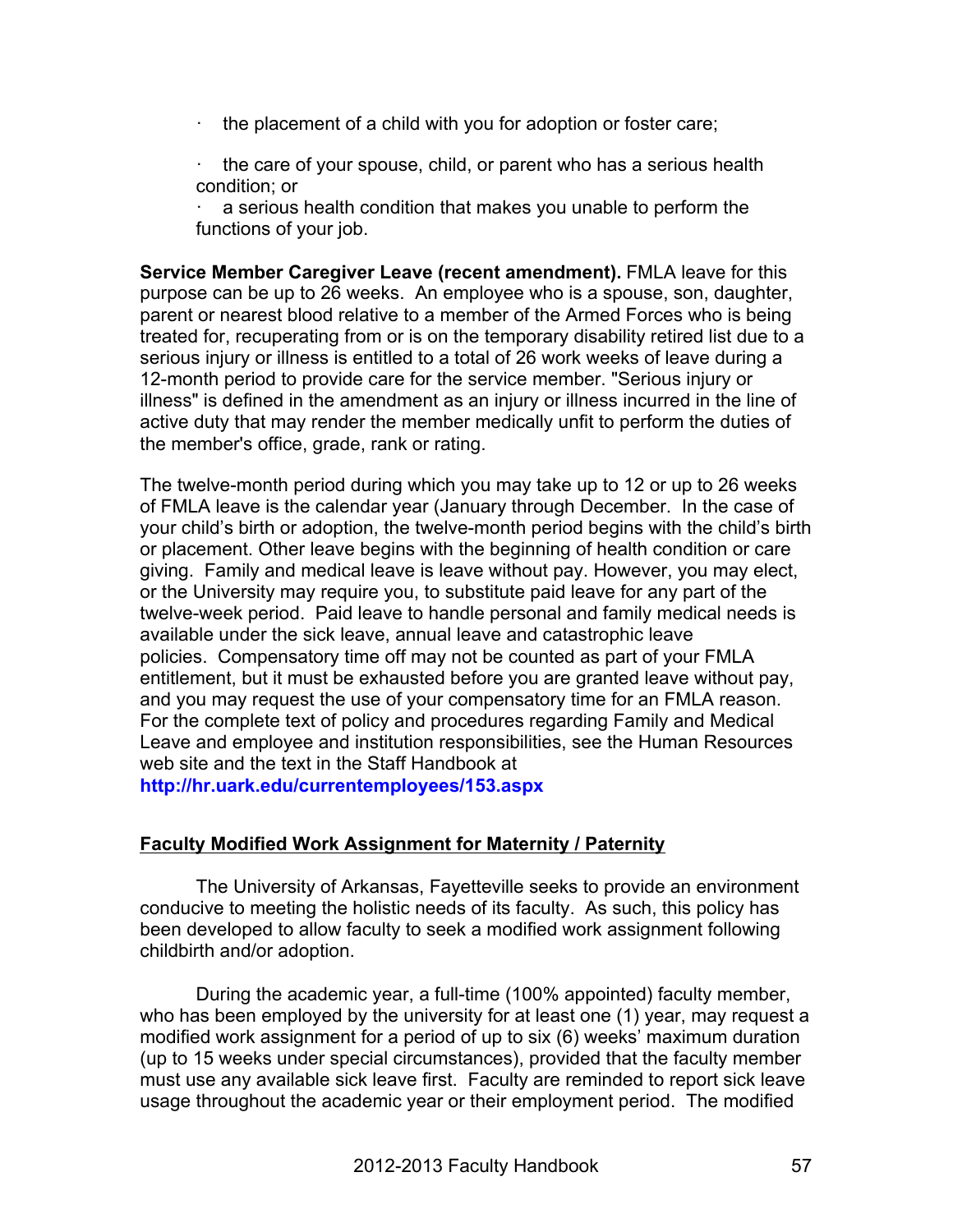- the placement of a child with you for adoption or foster care;
- the care of your spouse, child, or parent who has a serious health condition; or
- a serious health condition that makes you unable to perform the functions of your job.

**Service Member Caregiver Leave (recent amendment).** FMLA leave for this purpose can be up to 26 weeks. An employee who is a spouse, son, daughter, parent or nearest blood relative to a member of the Armed Forces who is being treated for, recuperating from or is on the temporary disability retired list due to a serious injury or illness is entitled to a total of 26 work weeks of leave during a 12-month period to provide care for the service member. "Serious injury or illness" is defined in the amendment as an injury or illness incurred in the line of active duty that may render the member medically unfit to perform the duties of the member's office, grade, rank or rating.

The twelve-month period during which you may take up to 12 or up to 26 weeks of FMLA leave is the calendar year (January through December. In the case of your child's birth or adoption, the twelve-month period begins with the child's birth or placement. Other leave begins with the beginning of health condition or care giving. Family and medical leave is leave without pay. However, you may elect, or the University may require you, to substitute paid leave for any part of the twelve-week period. Paid leave to handle personal and family medical needs is available under the sick leave, annual leave and catastrophic leave policies. Compensatory time off may not be counted as part of your FMLA entitlement, but it must be exhausted before you are granted leave without pay, and you may request the use of your compensatory time for an FMLA reason. For the complete text of policy and procedures regarding Family and Medical Leave and employee and institution responsibilities, see the Human Resources web site and the text in the Staff Handbook at **http://hr.uark.edu/currentemployees/153.aspx**

**<u>Faculty Modified Work Assignment for Maternity / Paternity</u>**

The University of Arkansas, Fayetteville seeks to provide an environment conducive to meeting the holistic needs of its faculty. As such, this policy has been developed to allow faculty to seek a modified work assignment following childbirth and/or adoption.

During the academic year, a full-time (100% appointed) faculty member, who has been employed by the university for at least one (1) year, may request a modified work assignment for a period of up to six (6) weeks' maximum duration (up to 15 weeks under special circumstances), provided that the faculty member must use any available sick leave first. Faculty are reminded to report sick leave usage throughout the academic year or their employment period. The modified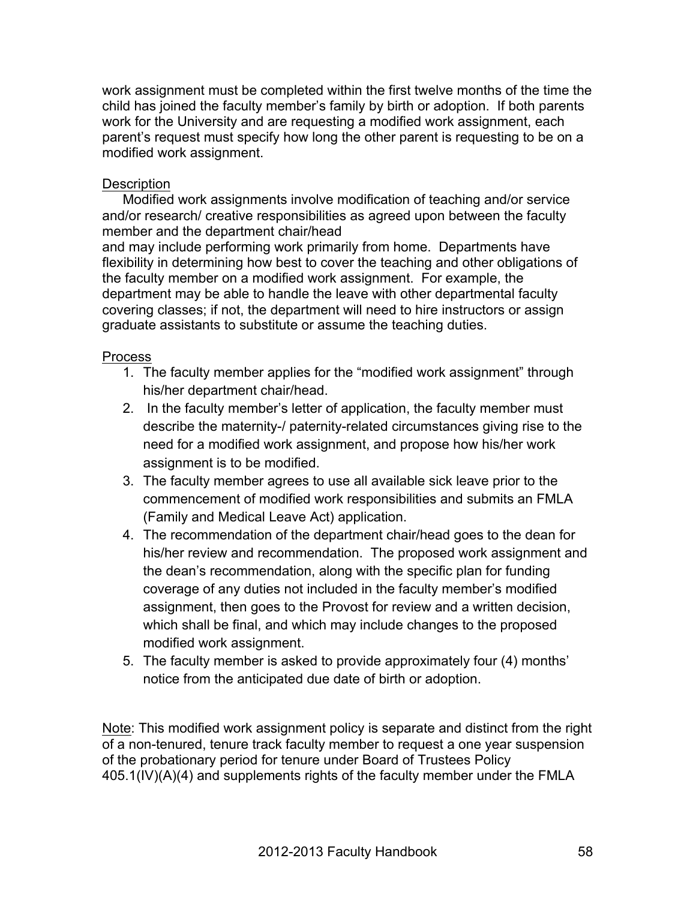work assignment must be completed within the first twelve months of the time the child has joined the faculty member's family by birth or adoption. If both parents work for the University and are requesting a modified work assignment, each parent's request must specify how long the other parent is requesting to be on a modified work assignment.

Description

Modified work assignments involve modification of teaching and/or service and/or research/ creative responsibilities as agreed upon between the faculty member and the department chair/head and may include performing work primarily from home. Departments have flexibility in determining how best to cover the teaching and other obligations of the faculty member on a modified work assignment. For example, the department may be able to handle the leave with other departmental faculty covering classes; if not, the department will need to hire instructors or assign graduate assistants to substitute or assume the teaching duties.

Process

1. The faculty member applies for the "modified work assignment" through his/her department chair/head.
2. In the faculty member's letter of application, the faculty member must describe the maternity-/ paternity-related circumstances giving rise to the need for a modified work assignment, and propose how his/her work assignment is to be modified.
3. The faculty member agrees to use all available sick leave prior to the commencement of modified work responsibilities and submits an FMLA (Family and Medical Leave Act) application.
4. The recommendation of the department chair/head goes to the dean for his/her review and recommendation. The proposed work assignment and the dean's recommendation, along with the specific plan for funding coverage of any duties not included in the faculty member's modified assignment, then goes to the Provost for review and a written decision, which shall be final, and which may include changes to the proposed modified work assignment.
5. The faculty member is asked to provide approximately four (4) months' notice from the anticipated due date of birth or adoption.

Note: This modified work assignment policy is separate and distinct from the right of a non-tenured, tenure track faculty member to request a one year suspension of the probationary period for tenure under Board of Trustees Policy 405.1(IV)(A)(4) and supplements rights of the faculty member under the FMLA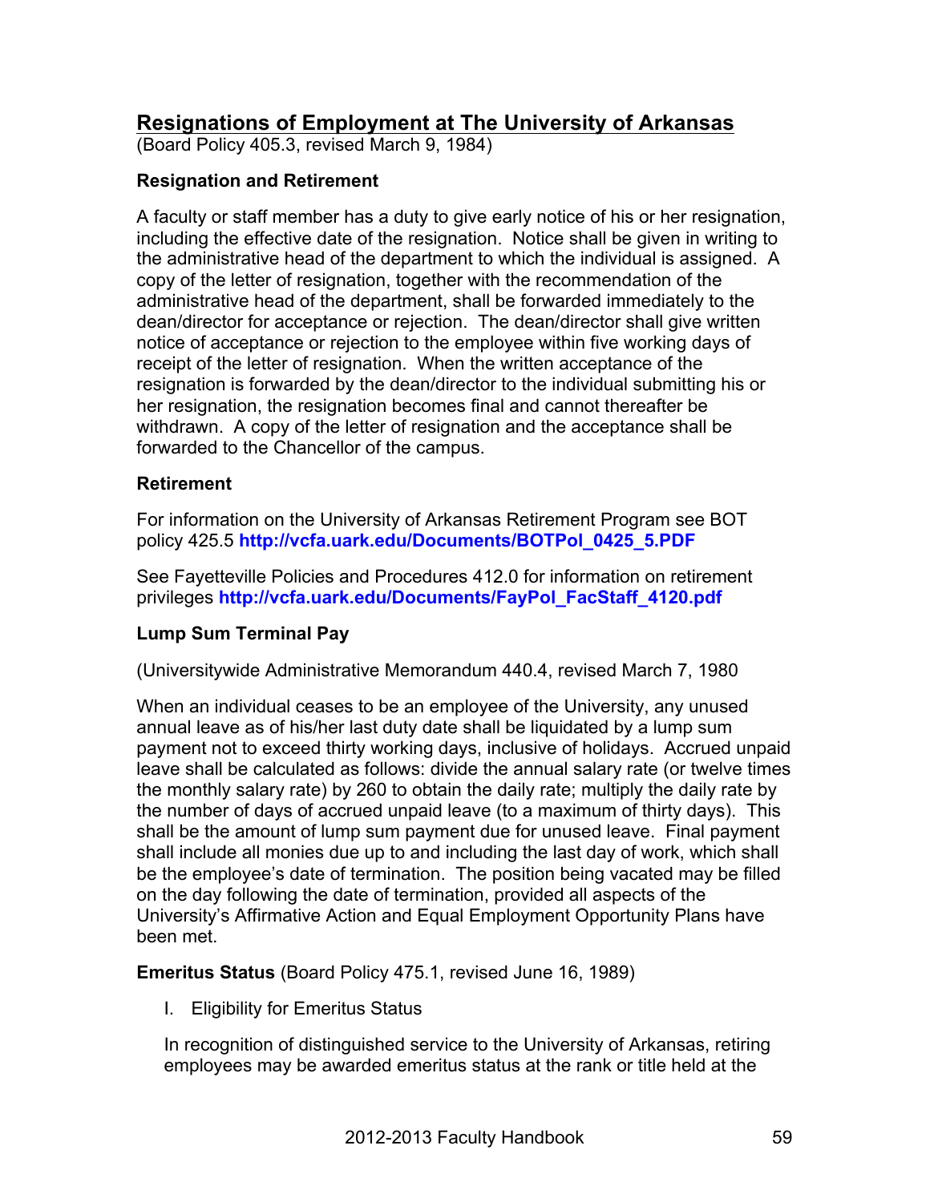## Resignations of Employment at The University of Arkansas

(Board Policy 405.3, revised March 9, 1984)

### Resignation and Retirement

A faculty or staff member has a duty to give early notice of his or her resignation, including the effective date of the resignation. Notice shall be given in writing to the administrative head of the department to which the individual is assigned. A copy of the letter of resignation, together with the recommendation of the administrative head of the department, shall be forwarded immediately to the dean/director for acceptance or rejection. The dean/director shall give written notice of acceptance or rejection to the employee within five working days of receipt of the letter of resignation. When the written acceptance of the resignation is forwarded by the dean/director to the individual submitting his or her resignation, the resignation becomes final and cannot thereafter be withdrawn. A copy of the letter of resignation and the acceptance shall be forwarded to the Chancellor of the campus.

### Retirement

For information on the University of Arkansas Retirement Program see BOT policy 425.5 **http://vcfa.uark.edu/Documents/BOTPol_0425_5.PDF**

See Fayetteville Policies and Procedures 412.0 for information on retirement privileges **http://vcfa.uark.edu/Documents/FayPol_FacStaff_4120.pdf**

### Lump Sum Terminal Pay

(Universitywide Administrative Memorandum 440.4, revised March 7, 1980

When an individual ceases to be an employee of the University, any unused annual leave as of his/her last duty date shall be liquidated by a lump sum payment not to exceed thirty working days, inclusive of holidays. Accrued unpaid leave shall be calculated as follows: divide the annual salary rate (or twelve times the monthly salary rate) by 260 to obtain the daily rate; multiply the daily rate by the number of days of accrued unpaid leave (to a maximum of thirty days). This shall be the amount of lump sum payment due for unused leave. Final payment shall include all monies due up to and including the last day of work, which shall be the employee's date of termination. The position being vacated may be filled on the day following the date of termination, provided all aspects of the University's Affirmative Action and Equal Employment Opportunity Plans have been met.

**Emeritus Status** (Board Policy 475.1, revised June 16, 1989)

I. Eligibility for Emeritus Status

In recognition of distinguished service to the University of Arkansas, retiring employees may be awarded emeritus status at the rank or title held at the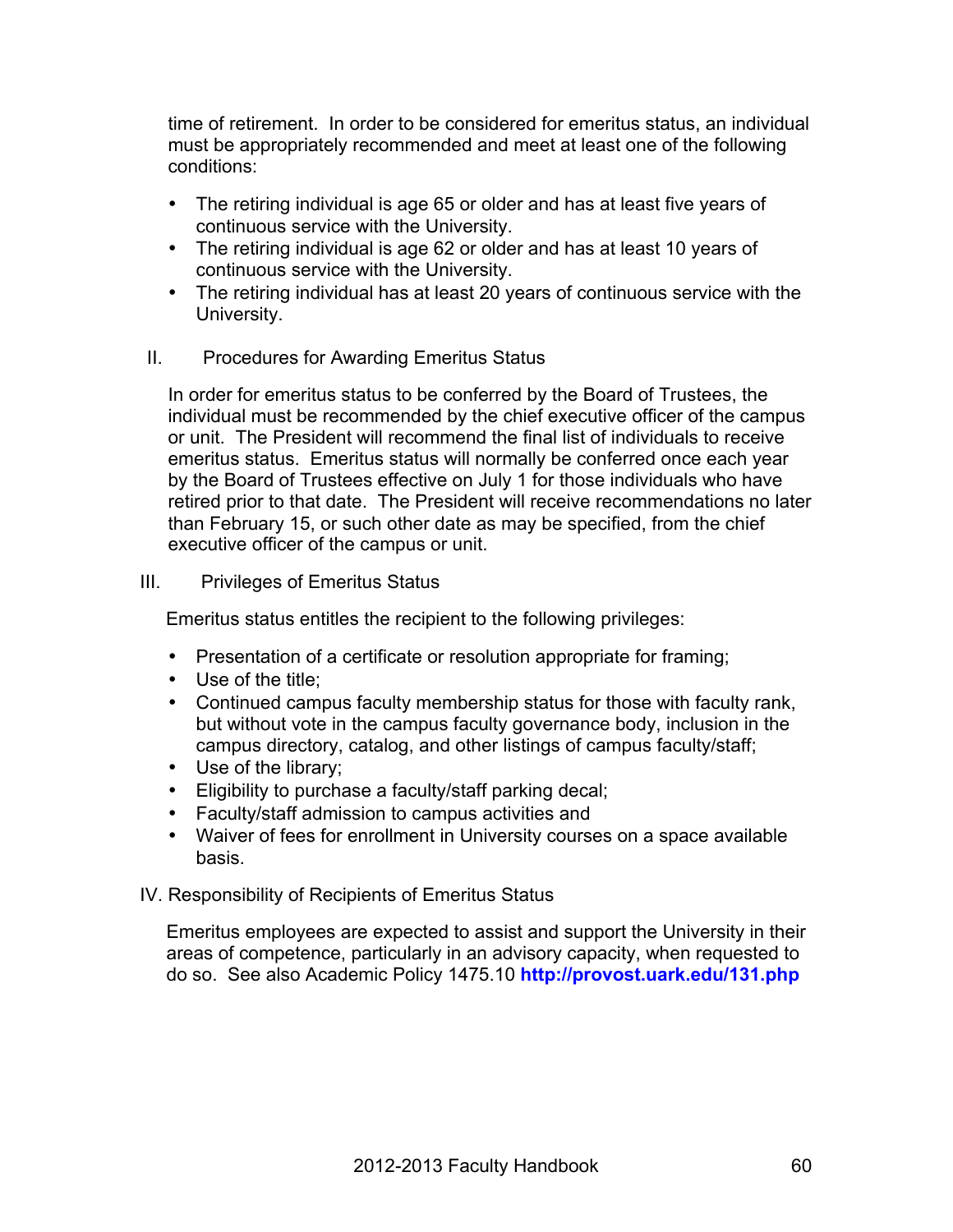time of retirement. In order to be considered for emeritus status, an individual must be appropriately recommended and meet at least one of the following conditions:

- The retiring individual is age 65 or older and has at least five years of continuous service with the University.
- The retiring individual is age 62 or older and has at least 10 years of continuous service with the University.
- The retiring individual has at least 20 years of continuous service with the University.

II. Procedures for Awarding Emeritus Status

In order for emeritus status to be conferred by the Board of Trustees, the individual must be recommended by the chief executive officer of the campus or unit. The President will recommend the final list of individuals to receive emeritus status. Emeritus status will normally be conferred once each year by the Board of Trustees effective on July 1 for those individuals who have retired prior to that date. The President will receive recommendations no later than February 15, or such other date as may be specified, from the chief executive officer of the campus or unit.

III. Privileges of Emeritus Status

Emeritus status entitles the recipient to the following privileges:

- Presentation of a certificate or resolution appropriate for framing;
- Use of the title;
- Continued campus faculty membership status for those with faculty rank, but without vote in the campus faculty governance body, inclusion in the campus directory, catalog, and other listings of campus faculty/staff;
- Use of the library;
- Eligibility to purchase a faculty/staff parking decal;
- Faculty/staff admission to campus activities and
- Waiver of fees for enrollment in University courses on a space available basis.

IV. Responsibility of Recipients of Emeritus Status

Emeritus employees are expected to assist and support the University in their areas of competence, particularly in an advisory capacity, when requested to do so. See also Academic Policy 1475.10 **http://provost.uark.edu/131.php**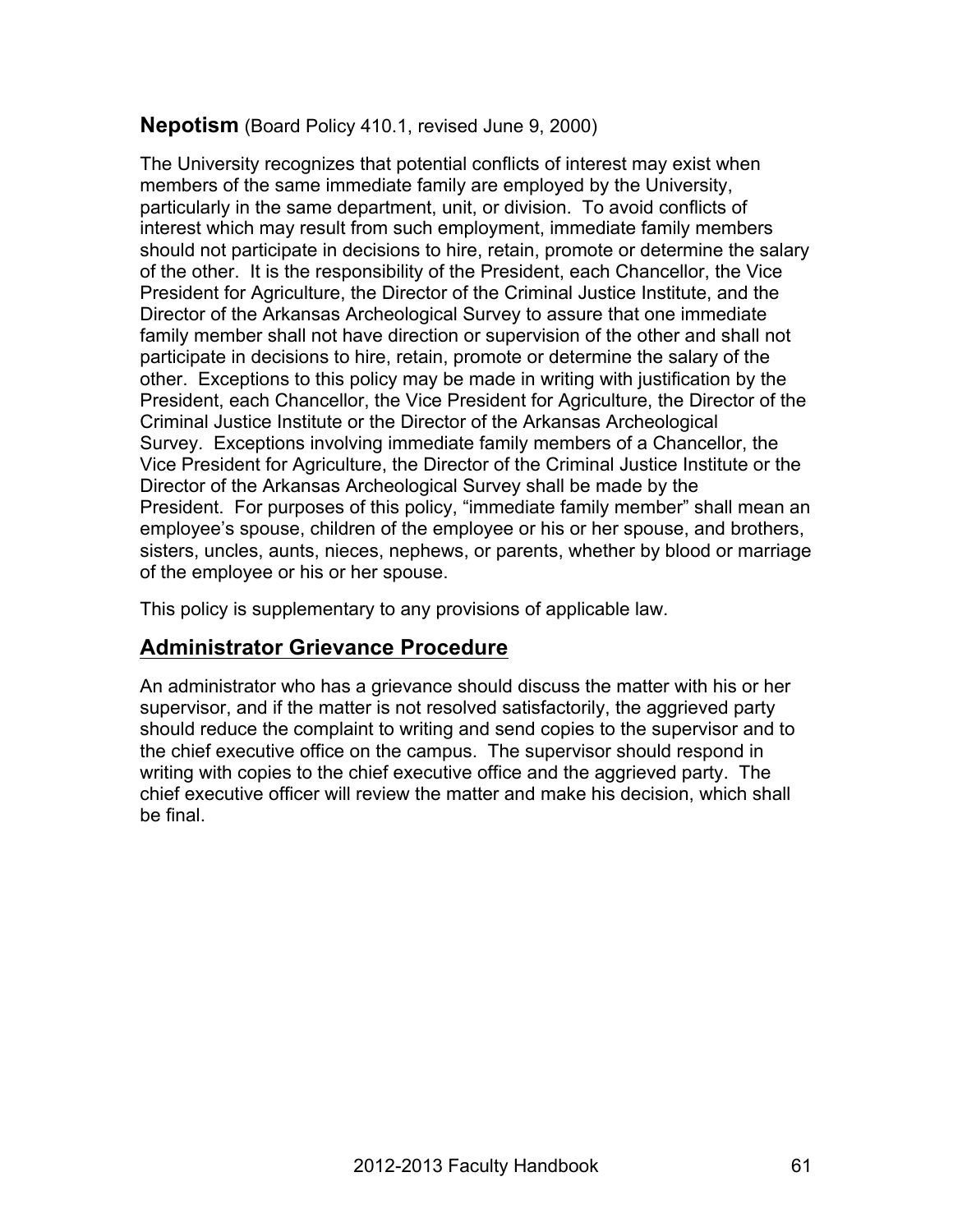**Nepotism** (Board Policy 410.1, revised June 9, 2000)

The University recognizes that potential conflicts of interest may exist when members of the same immediate family are employed by the University, particularly in the same department, unit, or division. To avoid conflicts of interest which may result from such employment, immediate family members should not participate in decisions to hire, retain, promote or determine the salary of the other. It is the responsibility of the President, each Chancellor, the Vice President for Agriculture, the Director of the Criminal Justice Institute, and the Director of the Arkansas Archeological Survey to assure that one immediate family member shall not have direction or supervision of the other and shall not participate in decisions to hire, retain, promote or determine the salary of the other. Exceptions to this policy may be made in writing with justification by the President, each Chancellor, the Vice President for Agriculture, the Director of the Criminal Justice Institute or the Director of the Arkansas Archeological Survey. Exceptions involving immediate family members of a Chancellor, the Vice President for Agriculture, the Director of the Criminal Justice Institute or the Director of the Arkansas Archeological Survey shall be made by the President. For purposes of this policy, "immediate family member" shall mean an employee's spouse, children of the employee or his or her spouse, and brothers, sisters, uncles, aunts, nieces, nephews, or parents, whether by blood or marriage of the employee or his or her spouse.

This policy is supplementary to any provisions of applicable law.

## Administrator Grievance Procedure

An administrator who has a grievance should discuss the matter with his or her supervisor, and if the matter is not resolved satisfactorily, the aggrieved party should reduce the complaint to writing and send copies to the supervisor and to the chief executive office on the campus. The supervisor should respond in writing with copies to the chief executive office and the aggrieved party. The chief executive officer will review the matter and make his decision, which shall be final.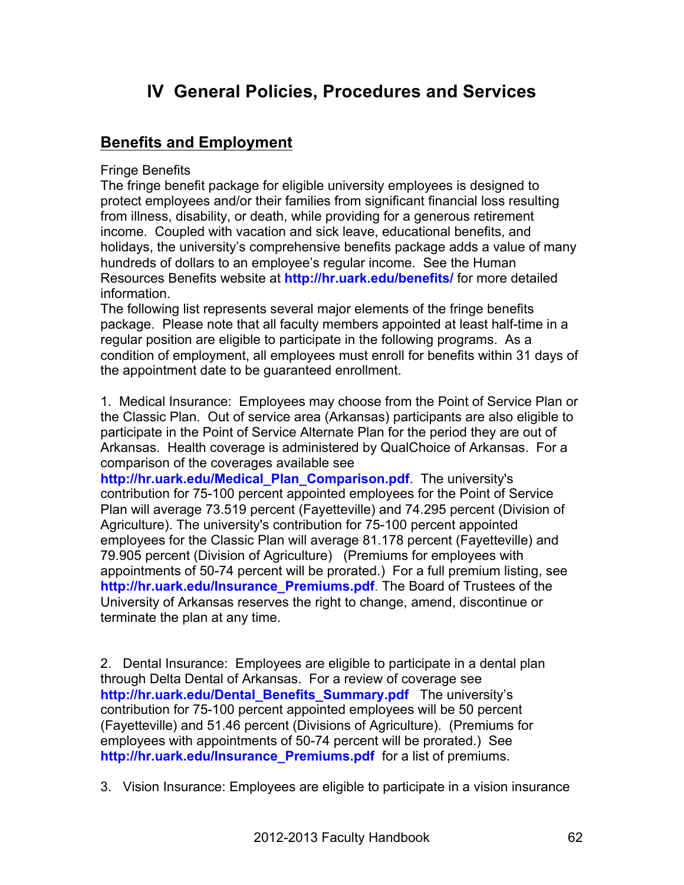# IV General Policies, Procedures and Services

## Benefits and Employment

Fringe Benefits

The fringe benefit package for eligible university employees is designed to protect employees and/or their families from significant financial loss resulting from illness, disability, or death, while providing for a generous retirement income. Coupled with vacation and sick leave, educational benefits, and holidays, the university's comprehensive benefits package adds a value of many hundreds of dollars to an employee's regular income. See the Human Resources Benefits website at **http://hr.uark.edu/benefits/** for more detailed information.

The following list represents several major elements of the fringe benefits package. Please note that all faculty members appointed at least half-time in a regular position are eligible to participate in the following programs. As a condition of employment, all employees must enroll for benefits within 31 days of the appointment date to be guaranteed enrollment.

1. Medical Insurance: Employees may choose from the Point of Service Plan or the Classic Plan. Out of service area (Arkansas) participants are also eligible to participate in the Point of Service Alternate Plan for the period they are out of Arkansas. Health coverage is administered by QualChoice of Arkansas. For a comparison of the coverages available see **http://hr.uark.edu/Medical_Plan_Comparison.pdf**. The university's contribution for 75-100 percent appointed employees for the Point of Service Plan will average 73.519 percent (Fayetteville) and 74.295 percent (Division of Agriculture). The university's contribution for 75-100 percent appointed employees for the Classic Plan will average 81.178 percent (Fayetteville) and 79.905 percent (Division of Agriculture) (Premiums for employees with appointments of 50-74 percent will be prorated.) For a full premium listing, see **http://hr.uark.edu/Insurance_Premiums.pdf**. The Board of Trustees of the University of Arkansas reserves the right to change, amend, discontinue or terminate the plan at any time.

2. Dental Insurance: Employees are eligible to participate in a dental plan through Delta Dental of Arkansas. For a review of coverage see **http://hr.uark.edu/Dental_Benefits_Summary.pdf** The university's contribution for 75-100 percent appointed employees will be 50 percent (Fayetteville) and 51.46 percent (Divisions of Agriculture). (Premiums for employees with appointments of 50-74 percent will be prorated.) See **http://hr.uark.edu/Insurance_Premiums.pdf** for a list of premiums.

3. Vision Insurance: Employees are eligible to participate in a vision insurance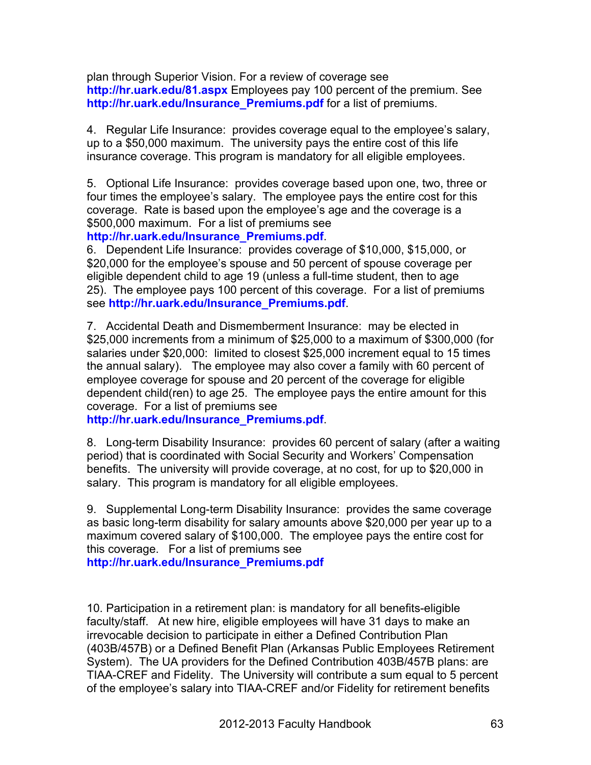plan through Superior Vision. For a review of coverage see **http://hr.uark.edu/81.aspx** Employees pay 100 percent of the premium. See **http://hr.uark.edu/Insurance_Premiums.pdf** for a list of premiums.

4. Regular Life Insurance: provides coverage equal to the employee's salary, up to a $50,000 maximum. The university pays the entire cost of this life insurance coverage. This program is mandatory for all eligible employees.

5. Optional Life Insurance: provides coverage based upon one, two, three or four times the employee's salary. The employee pays the entire cost for this coverage. Rate is based upon the employee's age and the coverage is a $500,000 maximum. For a list of premiums see **http://hr.uark.edu/Insurance_Premiums.pdf**.

6. Dependent Life Insurance: provides coverage of $10,000, $15,000, or $20,000 for the employee's spouse and 50 percent of spouse coverage per eligible dependent child to age 19 (unless a full-time student, then to age 25). The employee pays 100 percent of this coverage. For a list of premiums see **http://hr.uark.edu/Insurance_Premiums.pdf**.

7. Accidental Death and Dismemberment Insurance: may be elected in $25,000 increments from a minimum of $25,000 to a maximum of $300,000 (for salaries under $20,000: limited to closest $25,000 increment equal to 15 times the annual salary). The employee may also cover a family with 60 percent of employee coverage for spouse and 20 percent of the coverage for eligible dependent child(ren) to age 25. The employee pays the entire amount for this coverage. For a list of premiums see **http://hr.uark.edu/Insurance_Premiums.pdf**.

8. Long-term Disability Insurance: provides 60 percent of salary (after a waiting period) that is coordinated with Social Security and Workers' Compensation benefits. The university will provide coverage, at no cost, for up to $20,000 in salary. This program is mandatory for all eligible employees.

9. Supplemental Long-term Disability Insurance: provides the same coverage as basic long-term disability for salary amounts above $20,000 per year up to a maximum covered salary of $100,000. The employee pays the entire cost for this coverage. For a list of premiums see **http://hr.uark.edu/Insurance_Premiums.pdf**

10. Participation in a retirement plan: is mandatory for all benefits-eligible faculty/staff. At new hire, eligible employees will have 31 days to make an irrevocable decision to participate in either a Defined Contribution Plan (403B/457B) or a Defined Benefit Plan (Arkansas Public Employees Retirement System). The UA providers for the Defined Contribution 403B/457B plans: are TIAA-CREF and Fidelity. The University will contribute a sum equal to 5 percent of the employee's salary into TIAA-CREF and/or Fidelity for retirement benefits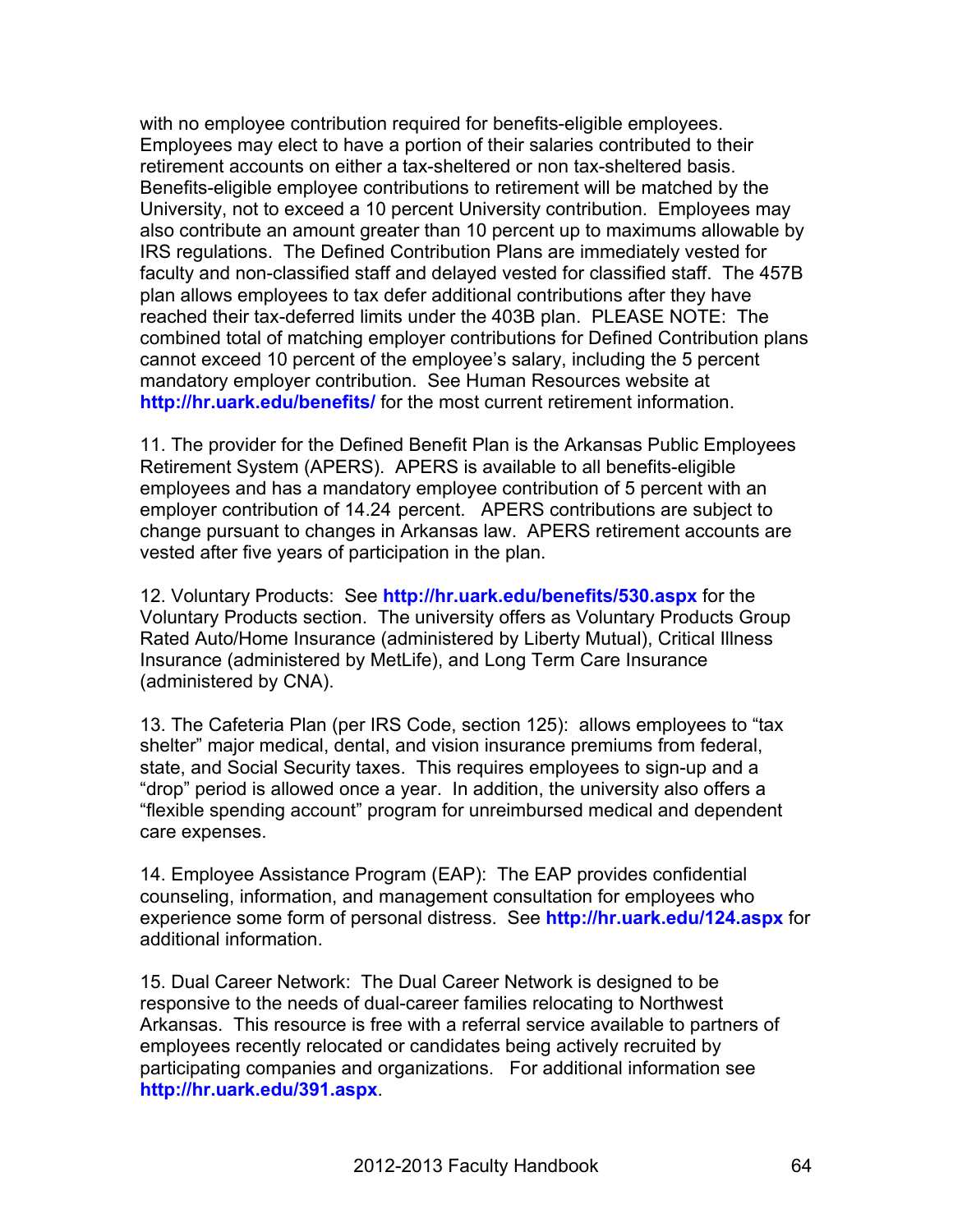with no employee contribution required for benefits-eligible employees. Employees may elect to have a portion of their salaries contributed to their retirement accounts on either a tax-sheltered or non tax-sheltered basis. Benefits-eligible employee contributions to retirement will be matched by the University, not to exceed a 10 percent University contribution. Employees may also contribute an amount greater than 10 percent up to maximums allowable by IRS regulations. The Defined Contribution Plans are immediately vested for faculty and non-classified staff and delayed vested for classified staff. The 457B plan allows employees to tax defer additional contributions after they have reached their tax-deferred limits under the 403B plan. PLEASE NOTE: The combined total of matching employer contributions for Defined Contribution plans cannot exceed 10 percent of the employee's salary, including the 5 percent mandatory employer contribution. See Human Resources website at **http://hr.uark.edu/benefits/** for the most current retirement information.

11. The provider for the Defined Benefit Plan is the Arkansas Public Employees Retirement System (APERS). APERS is available to all benefits-eligible employees and has a mandatory employee contribution of 5 percent with an employer contribution of 14.24 percent. APERS contributions are subject to change pursuant to changes in Arkansas law. APERS retirement accounts are vested after five years of participation in the plan.

12. Voluntary Products: See **http://hr.uark.edu/benefits/530.aspx** for the Voluntary Products section. The university offers as Voluntary Products Group Rated Auto/Home Insurance (administered by Liberty Mutual), Critical Illness Insurance (administered by MetLife), and Long Term Care Insurance (administered by CNA).

13. The Cafeteria Plan (per IRS Code, section 125): allows employees to "tax shelter" major medical, dental, and vision insurance premiums from federal, state, and Social Security taxes. This requires employees to sign-up and a "drop" period is allowed once a year. In addition, the university also offers a "flexible spending account" program for unreimbursed medical and dependent care expenses.

14. Employee Assistance Program (EAP): The EAP provides confidential counseling, information, and management consultation for employees who experience some form of personal distress. See **http://hr.uark.edu/124.aspx** for additional information.

15. Dual Career Network: The Dual Career Network is designed to be responsive to the needs of dual-career families relocating to Northwest Arkansas. This resource is free with a referral service available to partners of employees recently relocated or candidates being actively recruited by participating companies and organizations. For additional information see **http://hr.uark.edu/391.aspx**.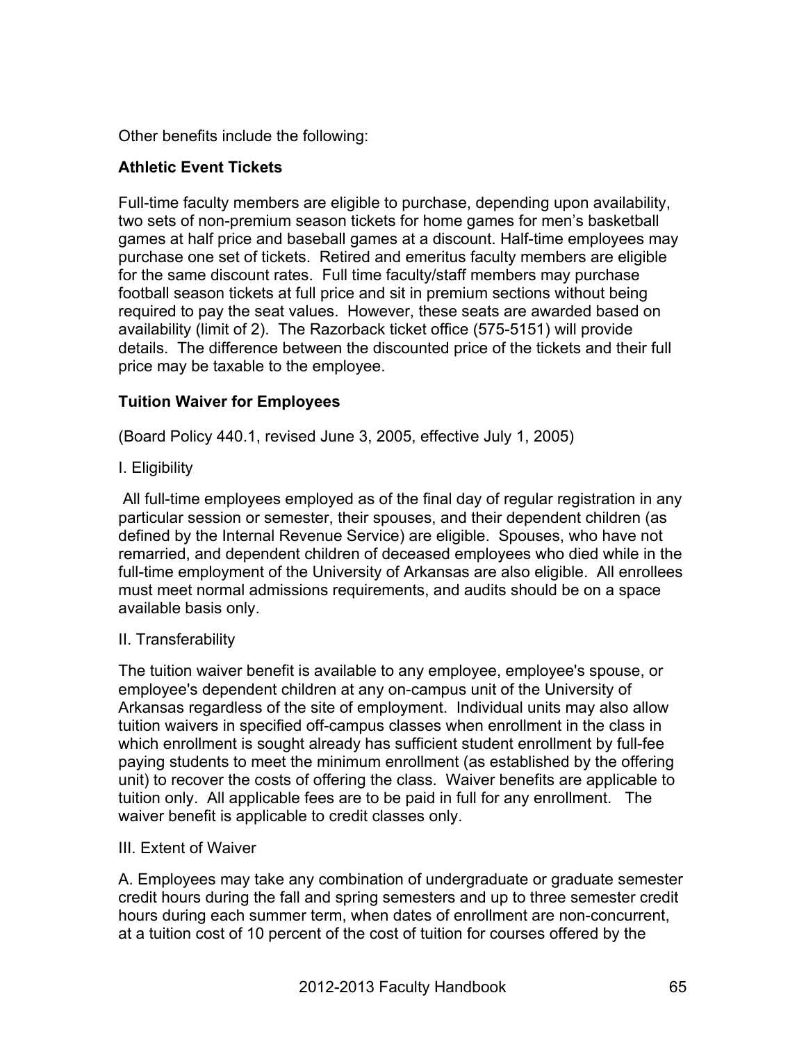Other benefits include the following:

### Athletic Event Tickets

Full-time faculty members are eligible to purchase, depending upon availability, two sets of non-premium season tickets for home games for men's basketball games at half price and baseball games at a discount. Half-time employees may purchase one set of tickets. Retired and emeritus faculty members are eligible for the same discount rates. Full time faculty/staff members may purchase football season tickets at full price and sit in premium sections without being required to pay the seat values. However, these seats are awarded based on availability (limit of 2). The Razorback ticket office (575-5151) will provide details. The difference between the discounted price of the tickets and their full price may be taxable to the employee.

### Tuition Waiver for Employees

(Board Policy 440.1, revised June 3, 2005, effective July 1, 2005)

I. Eligibility

All full-time employees employed as of the final day of regular registration in any particular session or semester, their spouses, and their dependent children (as defined by the Internal Revenue Service) are eligible. Spouses, who have not remarried, and dependent children of deceased employees who died while in the full-time employment of the University of Arkansas are also eligible. All enrollees must meet normal admissions requirements, and audits should be on a space available basis only.

II. Transferability

The tuition waiver benefit is available to any employee, employee's spouse, or employee's dependent children at any on-campus unit of the University of Arkansas regardless of the site of employment. Individual units may also allow tuition waivers in specified off-campus classes when enrollment in the class in which enrollment is sought already has sufficient student enrollment by full-fee paying students to meet the minimum enrollment (as established by the offering unit) to recover the costs of offering the class. Waiver benefits are applicable to tuition only. All applicable fees are to be paid in full for any enrollment. The waiver benefit is applicable to credit classes only.

III. Extent of Waiver

A. Employees may take any combination of undergraduate or graduate semester credit hours during the fall and spring semesters and up to three semester credit hours during each summer term, when dates of enrollment are non-concurrent, at a tuition cost of 10 percent of the cost of tuition for courses offered by the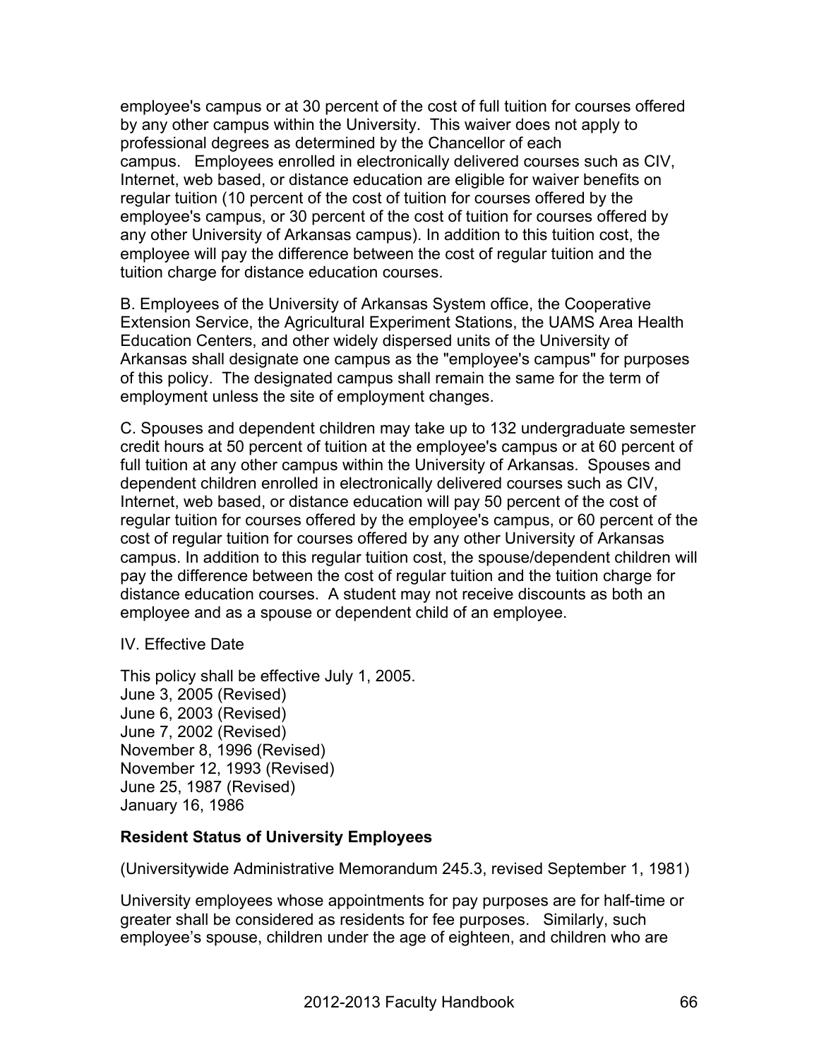employee's campus or at 30 percent of the cost of full tuition for courses offered by any other campus within the University. This waiver does not apply to professional degrees as determined by the Chancellor of each campus. Employees enrolled in electronically delivered courses such as CIV, Internet, web based, or distance education are eligible for waiver benefits on regular tuition (10 percent of the cost of tuition for courses offered by the employee's campus, or 30 percent of the cost of tuition for courses offered by any other University of Arkansas campus). In addition to this tuition cost, the employee will pay the difference between the cost of regular tuition and the tuition charge for distance education courses.

B. Employees of the University of Arkansas System office, the Cooperative Extension Service, the Agricultural Experiment Stations, the UAMS Area Health Education Centers, and other widely dispersed units of the University of Arkansas shall designate one campus as the "employee's campus" for purposes of this policy. The designated campus shall remain the same for the term of employment unless the site of employment changes.

C. Spouses and dependent children may take up to 132 undergraduate semester credit hours at 50 percent of tuition at the employee's campus or at 60 percent of full tuition at any other campus within the University of Arkansas. Spouses and dependent children enrolled in electronically delivered courses such as CIV, Internet, web based, or distance education will pay 50 percent of the cost of regular tuition for courses offered by the employee's campus, or 60 percent of the cost of regular tuition for courses offered by any other University of Arkansas campus. In addition to this regular tuition cost, the spouse/dependent children will pay the difference between the cost of regular tuition and the tuition charge for distance education courses. A student may not receive discounts as both an employee and as a spouse or dependent child of an employee.

IV. Effective Date

This policy shall be effective July 1, 2005.
June 3, 2005 (Revised)
June 6, 2003 (Revised)
June 7, 2002 (Revised)
November 8, 1996 (Revised)
November 12, 1993 (Revised)
June 25, 1987 (Revised)
January 16, 1986

**Resident Status of University Employees**

(Universitywide Administrative Memorandum 245.3, revised September 1, 1981)

University employees whose appointments for pay purposes are for half-time or greater shall be considered as residents for fee purposes. Similarly, such employee's spouse, children under the age of eighteen, and children who are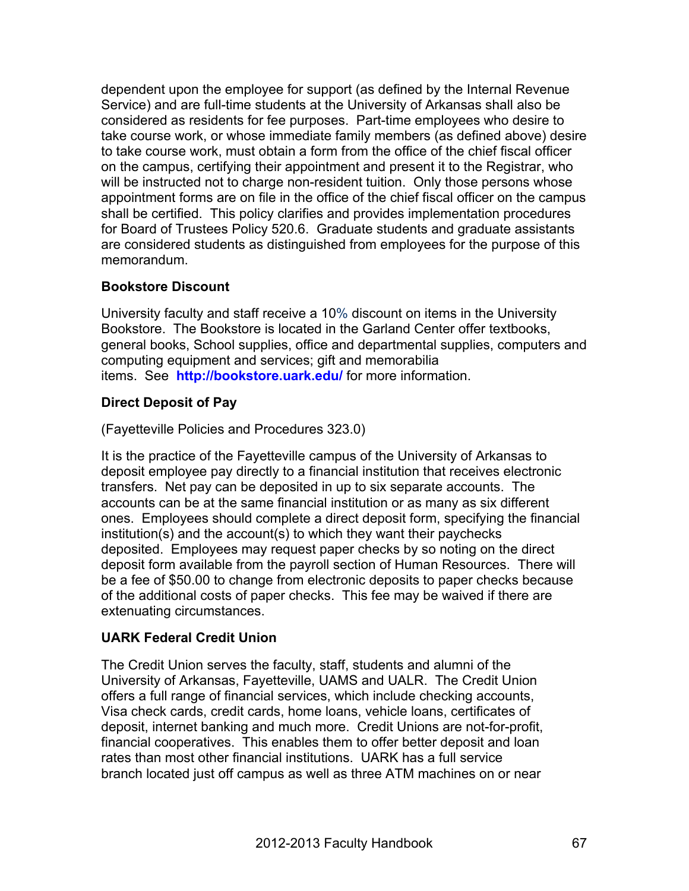dependent upon the employee for support (as defined by the Internal Revenue Service) and are full-time students at the University of Arkansas shall also be considered as residents for fee purposes. Part-time employees who desire to take course work, or whose immediate family members (as defined above) desire to take course work, must obtain a form from the office of the chief fiscal officer on the campus, certifying their appointment and present it to the Registrar, who will be instructed not to charge non-resident tuition. Only those persons whose appointment forms are on file in the office of the chief fiscal officer on the campus shall be certified. This policy clarifies and provides implementation procedures for Board of Trustees Policy 520.6. Graduate students and graduate assistants are considered students as distinguished from employees for the purpose of this memorandum.

**Bookstore Discount**

University faculty and staff receive a 10% discount on items in the University Bookstore. The Bookstore is located in the Garland Center offer textbooks, general books, School supplies, office and departmental supplies, computers and computing equipment and services; gift and memorabilia items. See **http://bookstore.uark.edu/** for more information.

**Direct Deposit of Pay**

(Fayetteville Policies and Procedures 323.0)

It is the practice of the Fayetteville campus of the University of Arkansas to deposit employee pay directly to a financial institution that receives electronic transfers. Net pay can be deposited in up to six separate accounts. The accounts can be at the same financial institution or as many as six different ones. Employees should complete a direct deposit form, specifying the financial institution(s) and the account(s) to which they want their paychecks deposited. Employees may request paper checks by so noting on the direct deposit form available from the payroll section of Human Resources. There will be a fee of $50.00 to change from electronic deposits to paper checks because of the additional costs of paper checks. This fee may be waived if there are extenuating circumstances.

**UARK Federal Credit Union**

The Credit Union serves the faculty, staff, students and alumni of the University of Arkansas, Fayetteville, UAMS and UALR. The Credit Union offers a full range of financial services, which include checking accounts, Visa check cards, credit cards, home loans, vehicle loans, certificates of deposit, internet banking and much more. Credit Unions are not-for-profit, financial cooperatives. This enables them to offer better deposit and loan rates than most other financial institutions. UARK has a full service branch located just off campus as well as three ATM machines on or near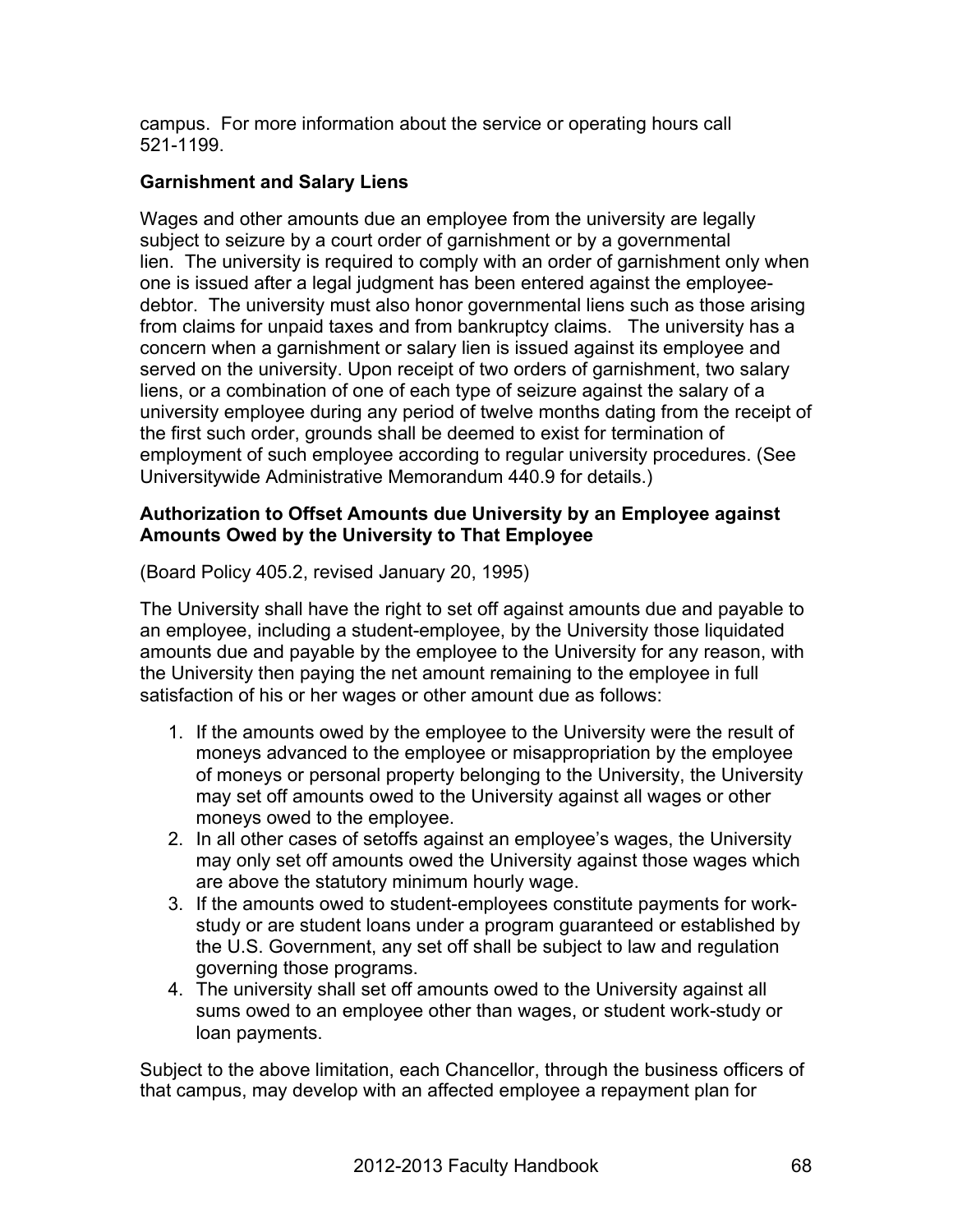campus. For more information about the service or operating hours call 521-1199.

**Garnishment and Salary Liens**

Wages and other amounts due an employee from the university are legally subject to seizure by a court order of garnishment or by a governmental lien. The university is required to comply with an order of garnishment only when one is issued after a legal judgment has been entered against the employee-debtor. The university must also honor governmental liens such as those arising from claims for unpaid taxes and from bankruptcy claims. The university has a concern when a garnishment or salary lien is issued against its employee and served on the university. Upon receipt of two orders of garnishment, two salary liens, or a combination of one of each type of seizure against the salary of a university employee during any period of twelve months dating from the receipt of the first such order, grounds shall be deemed to exist for termination of employment of such employee according to regular university procedures. (See Universitywide Administrative Memorandum 440.9 for details.)

**Authorization to Offset Amounts due University by an Employee against Amounts Owed by the University to That Employee**

(Board Policy 405.2, revised January 20, 1995)

The University shall have the right to set off against amounts due and payable to an employee, including a student-employee, by the University those liquidated amounts due and payable by the employee to the University for any reason, with the University then paying the net amount remaining to the employee in full satisfaction of his or her wages or other amount due as follows:

1. If the amounts owed by the employee to the University were the result of moneys advanced to the employee or misappropriation by the employee of moneys or personal property belonging to the University, the University may set off amounts owed to the University against all wages or other moneys owed to the employee.
2. In all other cases of setoffs against an employee's wages, the University may only set off amounts owed the University against those wages which are above the statutory minimum hourly wage.
3. If the amounts owed to student-employees constitute payments for work-study or are student loans under a program guaranteed or established by the U.S. Government, any set off shall be subject to law and regulation governing those programs.
4. The university shall set off amounts owed to the University against all sums owed to an employee other than wages, or student work-study or loan payments.

Subject to the above limitation, each Chancellor, through the business officers of that campus, may develop with an affected employee a repayment plan for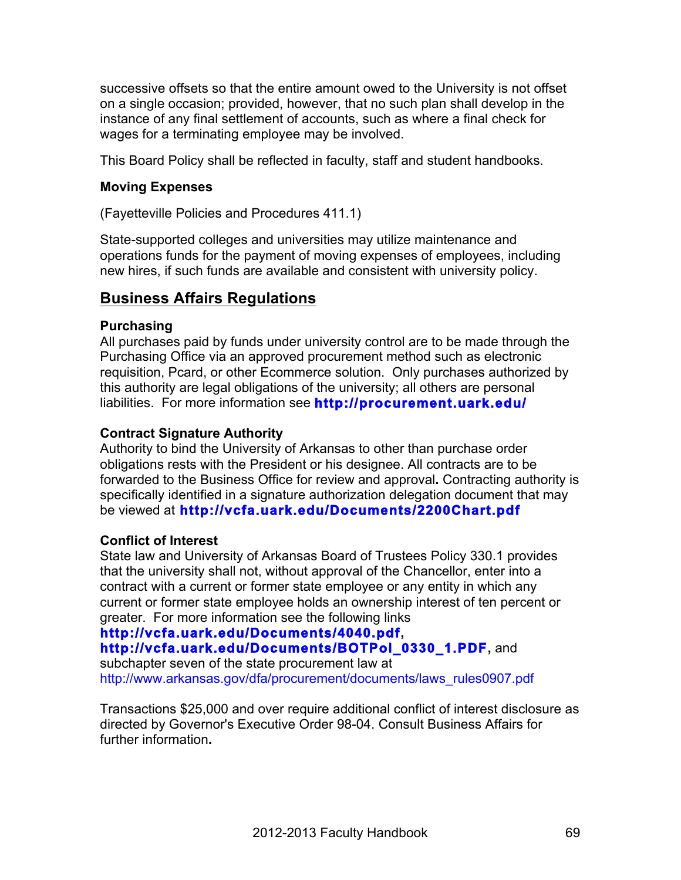successive offsets so that the entire amount owed to the University is not offset on a single occasion; provided, however, that no such plan shall develop in the instance of any final settlement of accounts, such as where a final check for wages for a terminating employee may be involved.

This Board Policy shall be reflected in faculty, staff and student handbooks.

**Moving Expenses**

(Fayetteville Policies and Procedures 411.1)

State-supported colleges and universities may utilize maintenance and operations funds for the payment of moving expenses of employees, including new hires, if such funds are available and consistent with university policy.

## Business Affairs Regulations

**Purchasing**

All purchases paid by funds under university control are to be made through the Purchasing Office via an approved procurement method such as electronic requisition, Pcard, or other Ecommerce solution. Only purchases authorized by this authority are legal obligations of the university; all others are personal liabilities. For more information see **http://procurement.uark.edu/**

**Contract Signature Authority**

Authority to bind the University of Arkansas to other than purchase order obligations rests with the President or his designee. All contracts are to be forwarded to the Business Office for review and approval**.** Contracting authority is specifically identified in a signature authorization delegation document that may be viewed at **http://vcfa.uark.edu/Documents/2200Chart.pdf**

**Conflict of Interest**

State law and University of Arkansas Board of Trustees Policy 330.1 provides that the university shall not, without approval of the Chancellor, enter into a contract with a current or former state employee or any entity in which any current or former state employee holds an ownership interest of ten percent or greater. For more information see the following links **http://vcfa.uark.edu/Documents/4040.pdf**, **http://vcfa.uark.edu/Documents/BOTPol_0330_1.PDF**, and subchapter seven of the state procurement law at http://www.arkansas.gov/dfa/procurement/documents/laws_rules0907.pdf

Transactions $25,000 and over require additional conflict of interest disclosure as directed by Governor's Executive Order 98-04. Consult Business Affairs for further information**.**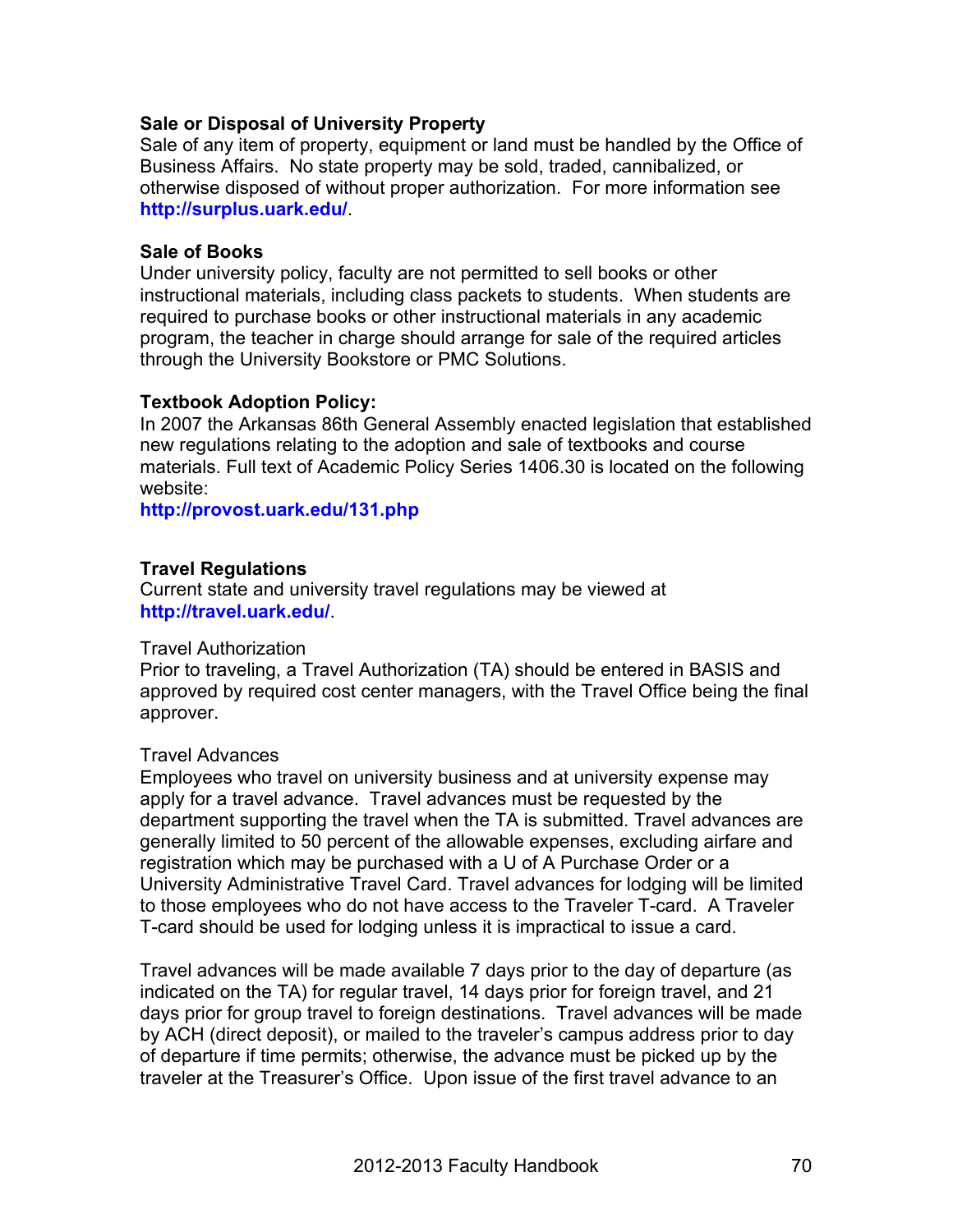### Sale or Disposal of University Property

Sale of any item of property, equipment or land must be handled by the Office of Business Affairs. No state property may be sold, traded, cannibalized, or otherwise disposed of without proper authorization. For more information see **http://surplus.uark.edu/**.

### Sale of Books

Under university policy, faculty are not permitted to sell books or other instructional materials, including class packets to students. When students are required to purchase books or other instructional materials in any academic program, the teacher in charge should arrange for sale of the required articles through the University Bookstore or PMC Solutions.

### Textbook Adoption Policy:

In 2007 the Arkansas 86th General Assembly enacted legislation that established new regulations relating to the adoption and sale of textbooks and course materials. Full text of Academic Policy Series 1406.30 is located on the following website:
**http://provost.uark.edu/131.php**

### Travel Regulations

Current state and university travel regulations may be viewed at **http://travel.uark.edu/**.

Travel Authorization

Prior to traveling, a Travel Authorization (TA) should be entered in BASIS and approved by required cost center managers, with the Travel Office being the final approver.

Travel Advances

Employees who travel on university business and at university expense may apply for a travel advance. Travel advances must be requested by the department supporting the travel when the TA is submitted. Travel advances are generally limited to 50 percent of the allowable expenses, excluding airfare and registration which may be purchased with a U of A Purchase Order or a University Administrative Travel Card. Travel advances for lodging will be limited to those employees who do not have access to the Traveler T-card. A Traveler T-card should be used for lodging unless it is impractical to issue a card.

Travel advances will be made available 7 days prior to the day of departure (as indicated on the TA) for regular travel, 14 days prior for foreign travel, and 21 days prior for group travel to foreign destinations. Travel advances will be made by ACH (direct deposit), or mailed to the traveler's campus address prior to day of departure if time permits; otherwise, the advance must be picked up by the traveler at the Treasurer's Office. Upon issue of the first travel advance to an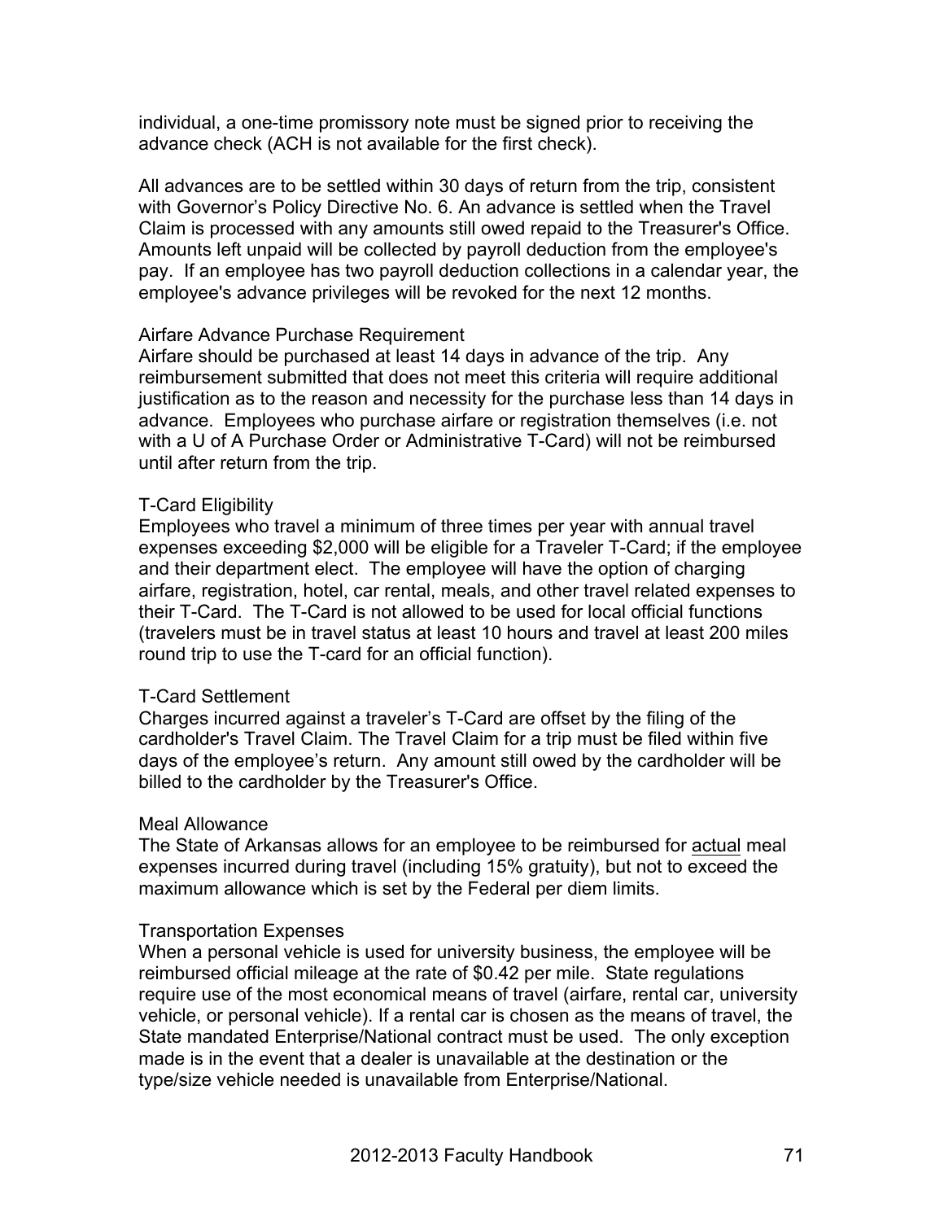individual, a one-time promissory note must be signed prior to receiving the advance check (ACH is not available for the first check).

All advances are to be settled within 30 days of return from the trip, consistent with Governor's Policy Directive No. 6. An advance is settled when the Travel Claim is processed with any amounts still owed repaid to the Treasurer's Office. Amounts left unpaid will be collected by payroll deduction from the employee's pay. If an employee has two payroll deduction collections in a calendar year, the employee's advance privileges will be revoked for the next 12 months.

#### Airfare Advance Purchase Requirement

Airfare should be purchased at least 14 days in advance of the trip. Any reimbursement submitted that does not meet this criteria will require additional justification as to the reason and necessity for the purchase less than 14 days in advance. Employees who purchase airfare or registration themselves (i.e. not with a U of A Purchase Order or Administrative T-Card) will not be reimbursed until after return from the trip.

#### T-Card Eligibility

Employees who travel a minimum of three times per year with annual travel expenses exceeding $2,000 will be eligible for a Traveler T-Card; if the employee and their department elect. The employee will have the option of charging airfare, registration, hotel, car rental, meals, and other travel related expenses to their T-Card. The T-Card is not allowed to be used for local official functions (travelers must be in travel status at least 10 hours and travel at least 200 miles round trip to use the T-card for an official function).

#### T-Card Settlement

Charges incurred against a traveler's T-Card are offset by the filing of the cardholder's Travel Claim. The Travel Claim for a trip must be filed within five days of the employee's return. Any amount still owed by the cardholder will be billed to the cardholder by the Treasurer's Office.

#### Meal Allowance

The State of Arkansas allows for an employee to be reimbursed for <u>actual</u> meal expenses incurred during travel (including 15% gratuity), but not to exceed the maximum allowance which is set by the Federal per diem limits.

#### Transportation Expenses

When a personal vehicle is used for university business, the employee will be reimbursed official mileage at the rate of $0.42 per mile. State regulations require use of the most economical means of travel (airfare, rental car, university vehicle, or personal vehicle). If a rental car is chosen as the means of travel, the State mandated Enterprise/National contract must be used. The only exception made is in the event that a dealer is unavailable at the destination or the type/size vehicle needed is unavailable from Enterprise/National.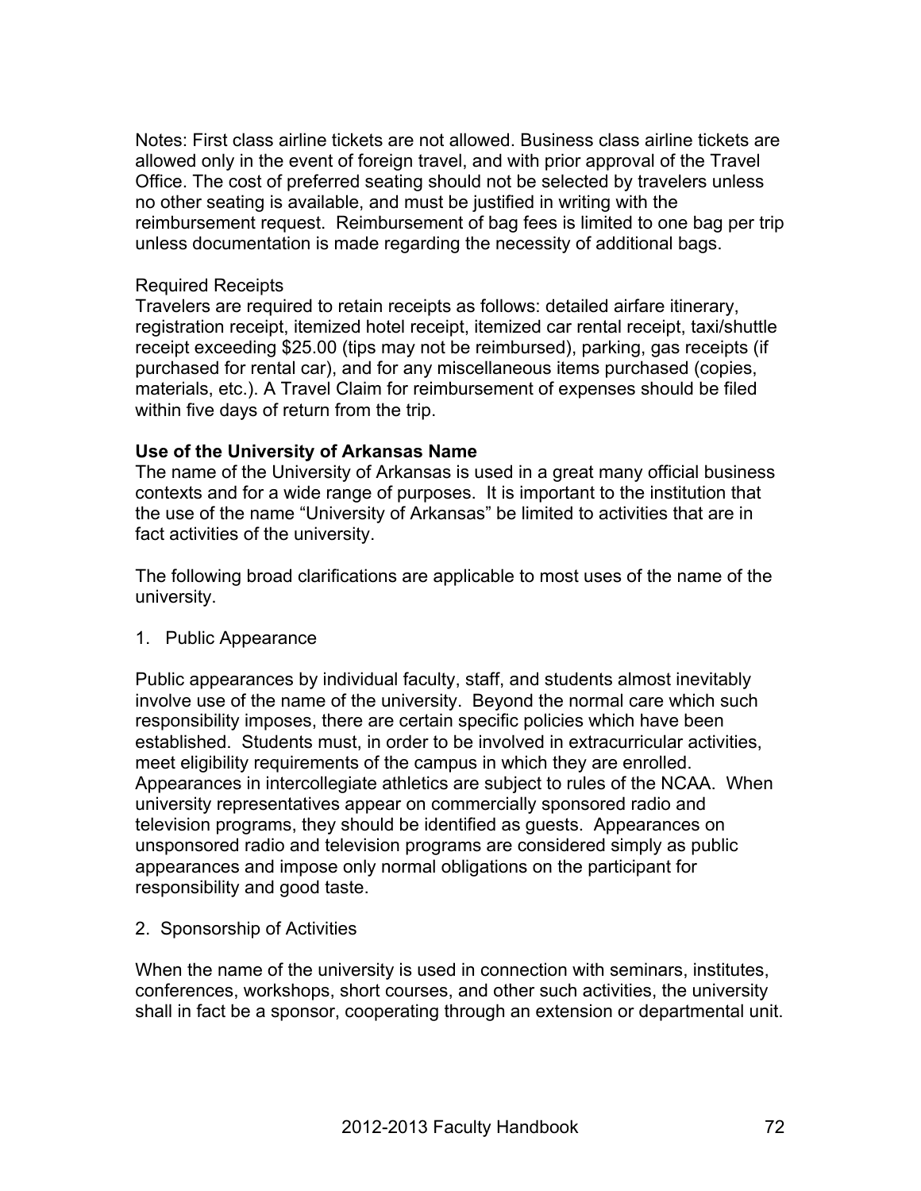Notes: First class airline tickets are not allowed. Business class airline tickets are allowed only in the event of foreign travel, and with prior approval of the Travel Office. The cost of preferred seating should not be selected by travelers unless no other seating is available, and must be justified in writing with the reimbursement request. Reimbursement of bag fees is limited to one bag per trip unless documentation is made regarding the necessity of additional bags.

Required Receipts
Travelers are required to retain receipts as follows: detailed airfare itinerary, registration receipt, itemized hotel receipt, itemized car rental receipt, taxi/shuttle receipt exceeding $25.00 (tips may not be reimbursed), parking, gas receipts (if purchased for rental car), and for any miscellaneous items purchased (copies, materials, etc.). A Travel Claim for reimbursement of expenses should be filed within five days of return from the trip.

**Use of the University of Arkansas Name**
The name of the University of Arkansas is used in a great many official business contexts and for a wide range of purposes. It is important to the institution that the use of the name "University of Arkansas" be limited to activities that are in fact activities of the university.

The following broad clarifications are applicable to most uses of the name of the university.

1. Public Appearance

Public appearances by individual faculty, staff, and students almost inevitably involve use of the name of the university. Beyond the normal care which such responsibility imposes, there are certain specific policies which have been established. Students must, in order to be involved in extracurricular activities, meet eligibility requirements of the campus in which they are enrolled. Appearances in intercollegiate athletics are subject to rules of the NCAA. When university representatives appear on commercially sponsored radio and television programs, they should be identified as guests. Appearances on unsponsored radio and television programs are considered simply as public appearances and impose only normal obligations on the participant for responsibility and good taste.

2. Sponsorship of Activities

When the name of the university is used in connection with seminars, institutes, conferences, workshops, short courses, and other such activities, the university shall in fact be a sponsor, cooperating through an extension or departmental unit.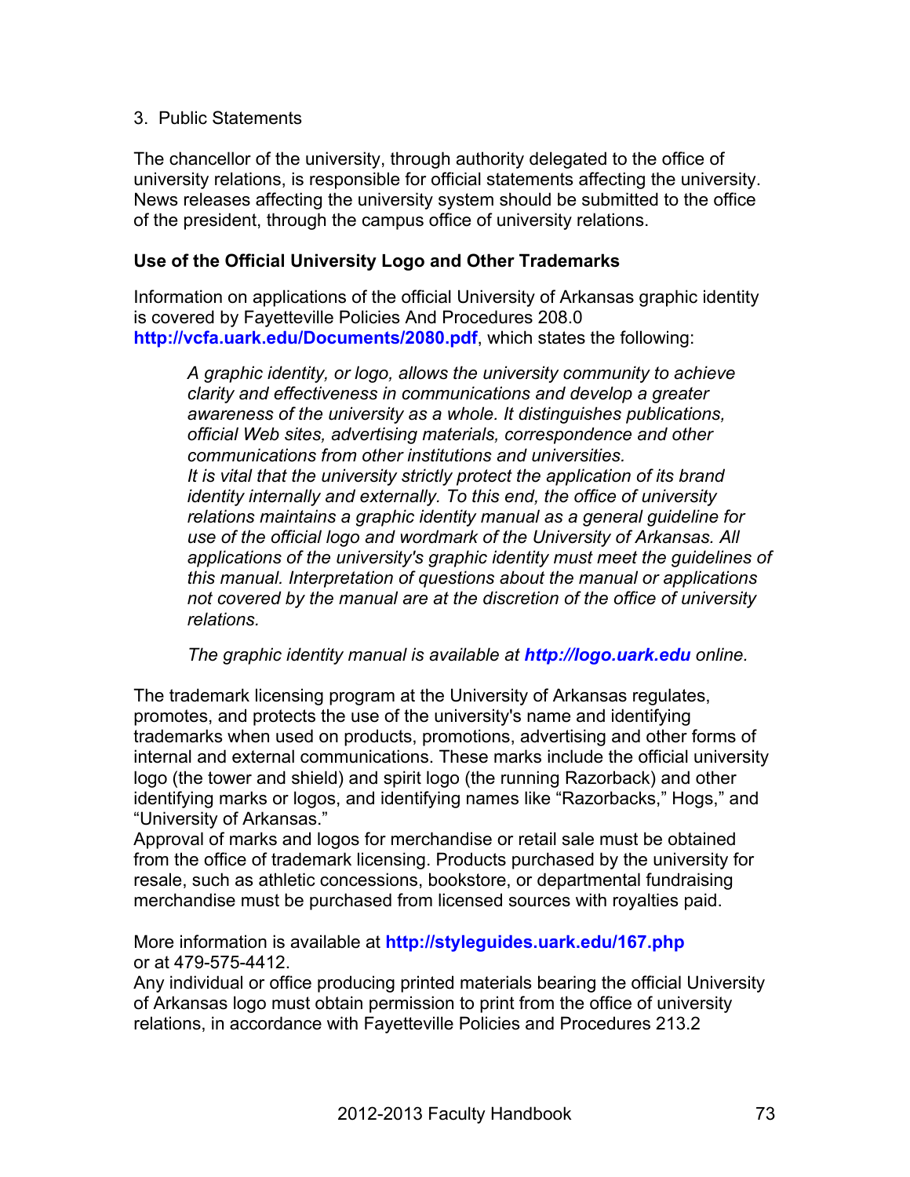3. Public Statements

The chancellor of the university, through authority delegated to the office of university relations, is responsible for official statements affecting the university. News releases affecting the university system should be submitted to the office of the president, through the campus office of university relations.

### Use of the Official University Logo and Other Trademarks

Information on applications of the official University of Arkansas graphic identity is covered by Fayetteville Policies And Procedures 208.0 **http://vcfa.uark.edu/Documents/2080.pdf**, which states the following:

> *A graphic identity, or logo, allows the university community to achieve clarity and effectiveness in communications and develop a greater awareness of the university as a whole. It distinguishes publications, official Web sites, advertising materials, correspondence and other communications from other institutions and universities.*
> *It is vital that the university strictly protect the application of its brand identity internally and externally. To this end, the office of university relations maintains a graphic identity manual as a general guideline for use of the official logo and wordmark of the University of Arkansas. All applications of the university's graphic identity must meet the guidelines of this manual. Interpretation of questions about the manual or applications not covered by the manual are at the discretion of the office of university relations.*
>
> *The graphic identity manual is available at **http://logo.uark.edu** online.*

The trademark licensing program at the University of Arkansas regulates, promotes, and protects the use of the university's name and identifying trademarks when used on products, promotions, advertising and other forms of internal and external communications. These marks include the official university logo (the tower and shield) and spirit logo (the running Razorback) and other identifying marks or logos, and identifying names like "Razorbacks," Hogs," and "University of Arkansas."
Approval of marks and logos for merchandise or retail sale must be obtained from the office of trademark licensing. Products purchased by the university for resale, such as athletic concessions, bookstore, or departmental fundraising merchandise must be purchased from licensed sources with royalties paid.

More information is available at **http://styleguides.uark.edu/167.php** or at 479-575-4412.
Any individual or office producing printed materials bearing the official University of Arkansas logo must obtain permission to print from the office of university relations, in accordance with Fayetteville Policies and Procedures 213.2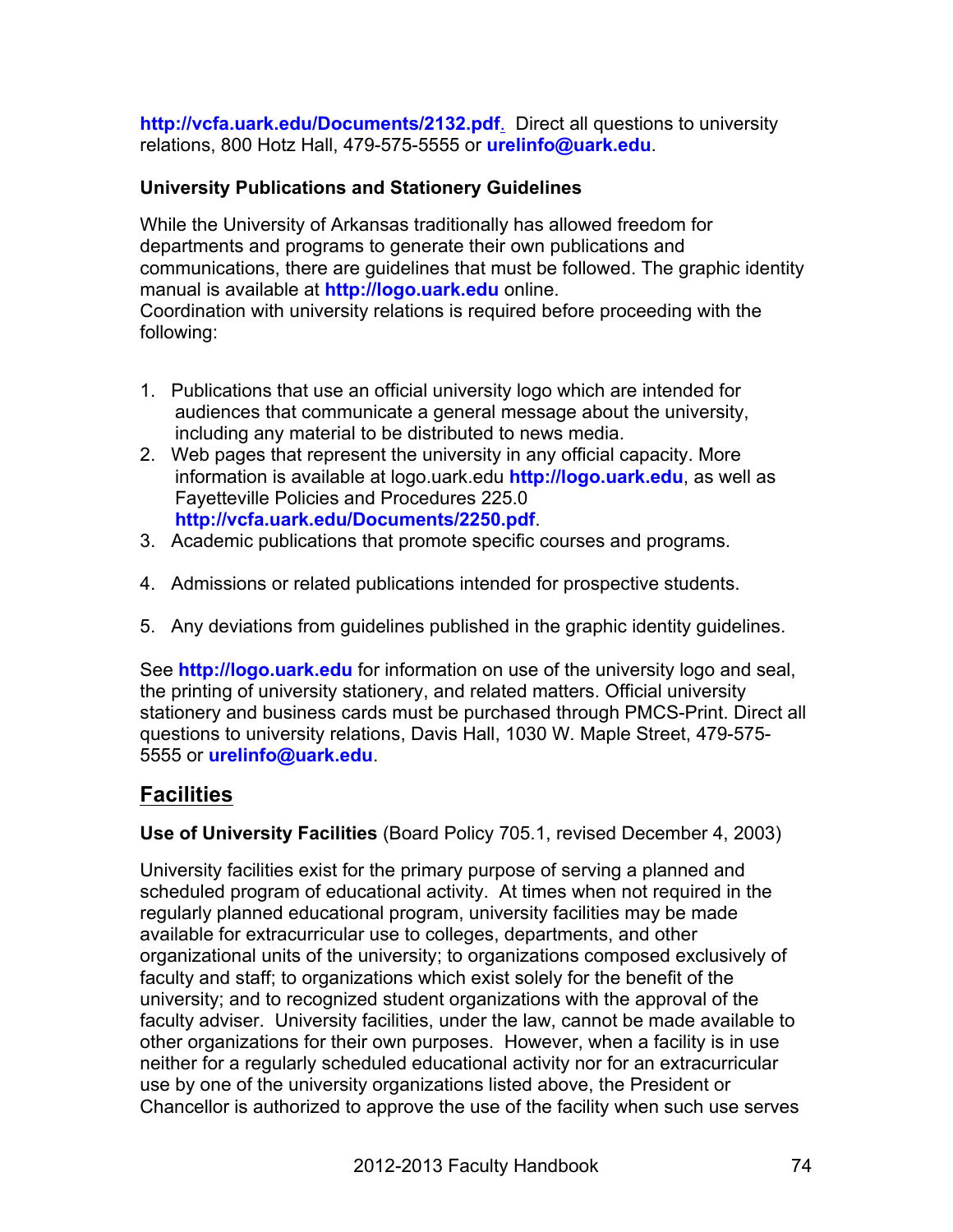http://vcfa.uark.edu/Documents/2132.pdf. Direct all questions to university relations, 800 Hotz Hall, 479-575-5555 or urelinfo@uark.edu.

**University Publications and Stationery Guidelines**

While the University of Arkansas traditionally has allowed freedom for departments and programs to generate their own publications and communications, there are guidelines that must be followed. The graphic identity manual is available at **http://logo.uark.edu** online.
Coordination with university relations is required before proceeding with the following:

1. Publications that use an official university logo which are intended for audiences that communicate a general message about the university, including any material to be distributed to news media.
2. Web pages that represent the university in any official capacity. More information is available at logo.uark.edu **http://logo.uark.edu**, as well as Fayetteville Policies and Procedures 225.0 **http://vcfa.uark.edu/Documents/2250.pdf**.
3. Academic publications that promote specific courses and programs.
4. Admissions or related publications intended for prospective students.
5. Any deviations from guidelines published in the graphic identity guidelines.

See **http://logo.uark.edu** for information on use of the university logo and seal, the printing of university stationery, and related matters. Official university stationery and business cards must be purchased through PMCS-Print. Direct all questions to university relations, Davis Hall, 1030 W. Maple Street, 479-575-5555 or **urelinfo@uark.edu**.

## Facilities

**Use of University Facilities** (Board Policy 705.1, revised December 4, 2003)

University facilities exist for the primary purpose of serving a planned and scheduled program of educational activity. At times when not required in the regularly planned educational program, university facilities may be made available for extracurricular use to colleges, departments, and other organizational units of the university; to organizations composed exclusively of faculty and staff; to organizations which exist solely for the benefit of the university; and to recognized student organizations with the approval of the faculty adviser. University facilities, under the law, cannot be made available to other organizations for their own purposes. However, when a facility is in use neither for a regularly scheduled educational activity nor for an extracurricular use by one of the university organizations listed above, the President or Chancellor is authorized to approve the use of the facility when such use serves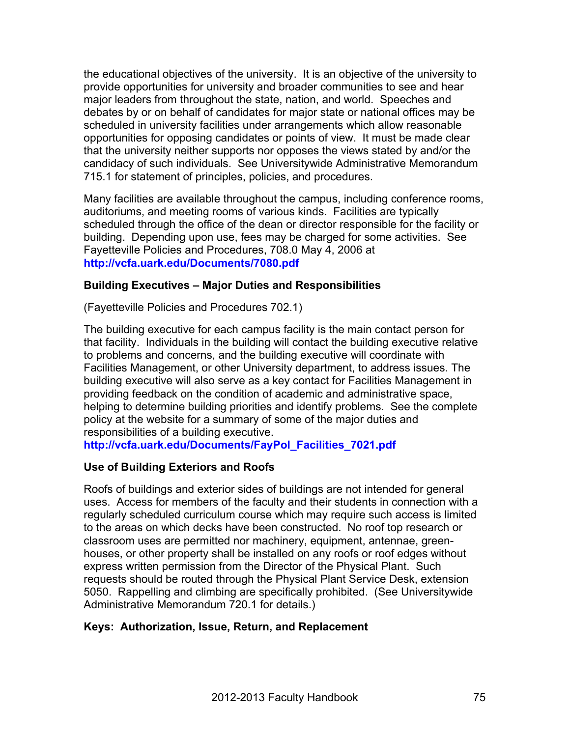the educational objectives of the university. It is an objective of the university to provide opportunities for university and broader communities to see and hear major leaders from throughout the state, nation, and world. Speeches and debates by or on behalf of candidates for major state or national offices may be scheduled in university facilities under arrangements which allow reasonable opportunities for opposing candidates or points of view. It must be made clear that the university neither supports nor opposes the views stated by and/or the candidacy of such individuals. See Universitywide Administrative Memorandum 715.1 for statement of principles, policies, and procedures.

Many facilities are available throughout the campus, including conference rooms, auditoriums, and meeting rooms of various kinds. Facilities are typically scheduled through the office of the dean or director responsible for the facility or building. Depending upon use, fees may be charged for some activities. See Fayetteville Policies and Procedures, 708.0 May 4, 2006 at **http://vcfa.uark.edu/Documents/7080.pdf**

**Building Executives – Major Duties and Responsibilities**

(Fayetteville Policies and Procedures 702.1)

The building executive for each campus facility is the main contact person for that facility. Individuals in the building will contact the building executive relative to problems and concerns, and the building executive will coordinate with Facilities Management, or other University department, to address issues. The building executive will also serve as a key contact for Facilities Management in providing feedback on the condition of academic and administrative space, helping to determine building priorities and identify problems. See the complete policy at the website for a summary of some of the major duties and responsibilities of a building executive.
**http://vcfa.uark.edu/Documents/FayPol_Facilities_7021.pdf**

**Use of Building Exteriors and Roofs**

Roofs of buildings and exterior sides of buildings are not intended for general uses. Access for members of the faculty and their students in connection with a regularly scheduled curriculum course which may require such access is limited to the areas on which decks have been constructed. No roof top research or classroom uses are permitted nor machinery, equipment, antennae, green-houses, or other property shall be installed on any roofs or roof edges without express written permission from the Director of the Physical Plant. Such requests should be routed through the Physical Plant Service Desk, extension 5050. Rappelling and climbing are specifically prohibited. (See Universitywide Administrative Memorandum 720.1 for details.)

**Keys: Authorization, Issue, Return, and Replacement**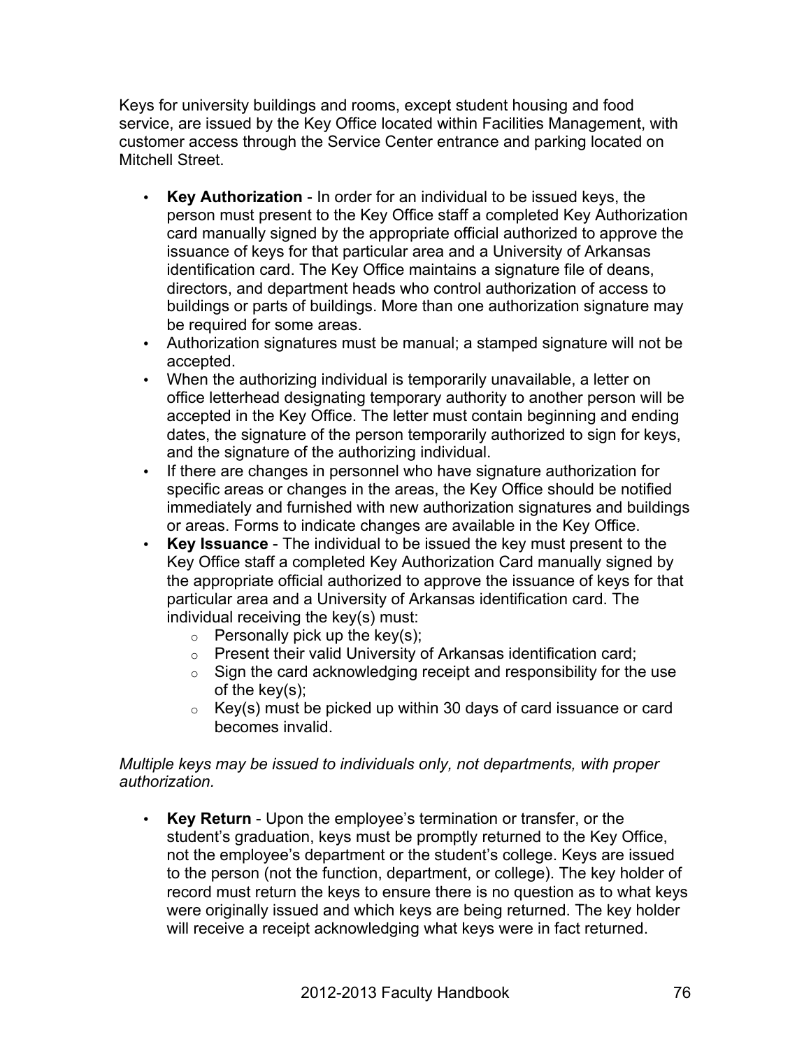Keys for university buildings and rooms, except student housing and food service, are issued by the Key Office located within Facilities Management, with customer access through the Service Center entrance and parking located on Mitchell Street.

- **Key Authorization** - In order for an individual to be issued keys, the person must present to the Key Office staff a completed Key Authorization card manually signed by the appropriate official authorized to approve the issuance of keys for that particular area and a University of Arkansas identification card. The Key Office maintains a signature file of deans, directors, and department heads who control authorization of access to buildings or parts of buildings. More than one authorization signature may be required for some areas.
- Authorization signatures must be manual; a stamped signature will not be accepted.
- When the authorizing individual is temporarily unavailable, a letter on office letterhead designating temporary authority to another person will be accepted in the Key Office. The letter must contain beginning and ending dates, the signature of the person temporarily authorized to sign for keys, and the signature of the authorizing individual.
- If there are changes in personnel who have signature authorization for specific areas or changes in the areas, the Key Office should be notified immediately and furnished with new authorization signatures and buildings or areas. Forms to indicate changes are available in the Key Office.
- **Key Issuance** - The individual to be issued the key must present to the Key Office staff a completed Key Authorization Card manually signed by the appropriate official authorized to approve the issuance of keys for that particular area and a University of Arkansas identification card. The individual receiving the key(s) must:
  - Personally pick up the key(s);
  - Present their valid University of Arkansas identification card;
  - Sign the card acknowledging receipt and responsibility for the use of the key(s);
  - Key(s) must be picked up within 30 days of card issuance or card becomes invalid.

*Multiple keys may be issued to individuals only, not departments, with proper authorization.*

- **Key Return** - Upon the employee's termination or transfer, or the student's graduation, keys must be promptly returned to the Key Office, not the employee's department or the student's college. Keys are issued to the person (not the function, department, or college). The key holder of record must return the keys to ensure there is no question as to what keys were originally issued and which keys are being returned. The key holder will receive a receipt acknowledging what keys were in fact returned.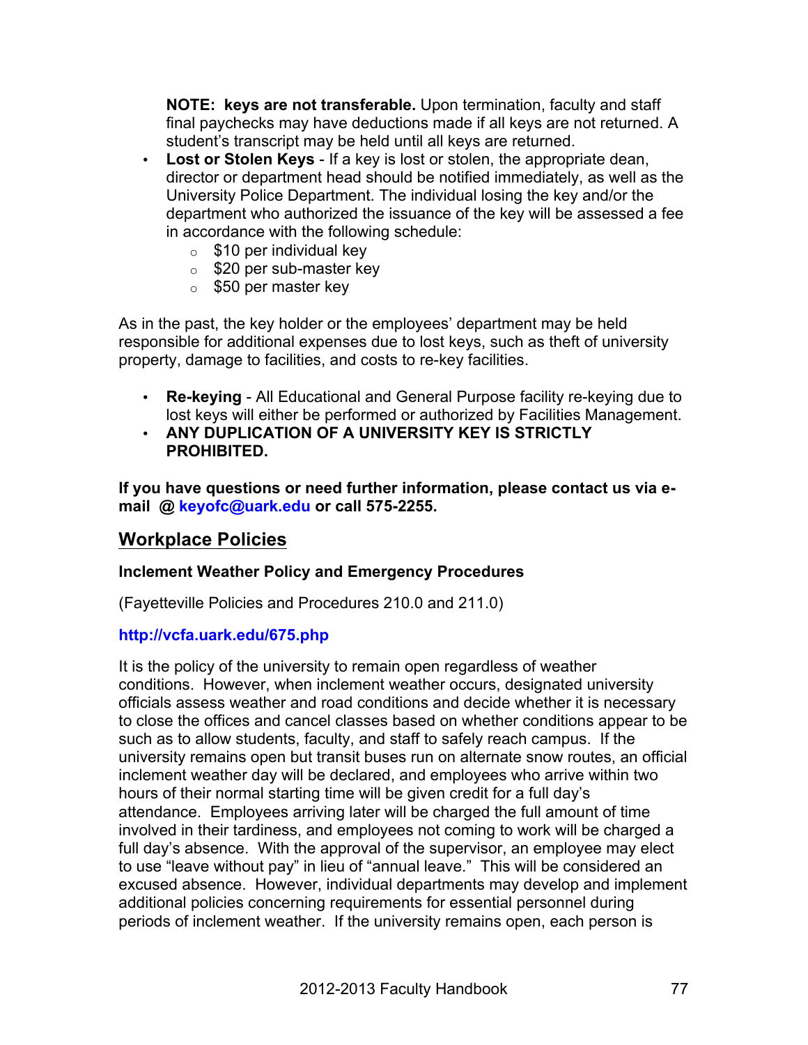**NOTE: keys are not transferable.** Upon termination, faculty and staff final paychecks may have deductions made if all keys are not returned. A student's transcript may be held until all keys are returned.

- **Lost or Stolen Keys** - If a key is lost or stolen, the appropriate dean, director or department head should be notified immediately, as well as the University Police Department. The individual losing the key and/or the department who authorized the issuance of the key will be assessed a fee in accordance with the following schedule:
  - $10 per individual key
  - $20 per sub-master key
  - $50 per master key

As in the past, the key holder or the employees' department may be held responsible for additional expenses due to lost keys, such as theft of university property, damage to facilities, and costs to re-key facilities.

- **Re-keying** - All Educational and General Purpose facility re-keying due to lost keys will either be performed or authorized by Facilities Management.
- **ANY DUPLICATION OF A UNIVERSITY KEY IS STRICTLY PROHIBITED.**

**If you have questions or need further information, please contact us via e-mail @ keyofc@uark.edu or call 575-2255.**

## Workplace Policies

### Inclement Weather Policy and Emergency Procedures

(Fayetteville Policies and Procedures 210.0 and 211.0)

**http://vcfa.uark.edu/675.php**

It is the policy of the university to remain open regardless of weather conditions. However, when inclement weather occurs, designated university officials assess weather and road conditions and decide whether it is necessary to close the offices and cancel classes based on whether conditions appear to be such as to allow students, faculty, and staff to safely reach campus. If the university remains open but transit buses run on alternate snow routes, an official inclement weather day will be declared, and employees who arrive within two hours of their normal starting time will be given credit for a full day's attendance. Employees arriving later will be charged the full amount of time involved in their tardiness, and employees not coming to work will be charged a full day's absence. With the approval of the supervisor, an employee may elect to use "leave without pay" in lieu of "annual leave." This will be considered an excused absence. However, individual departments may develop and implement additional policies concerning requirements for essential personnel during periods of inclement weather. If the university remains open, each person is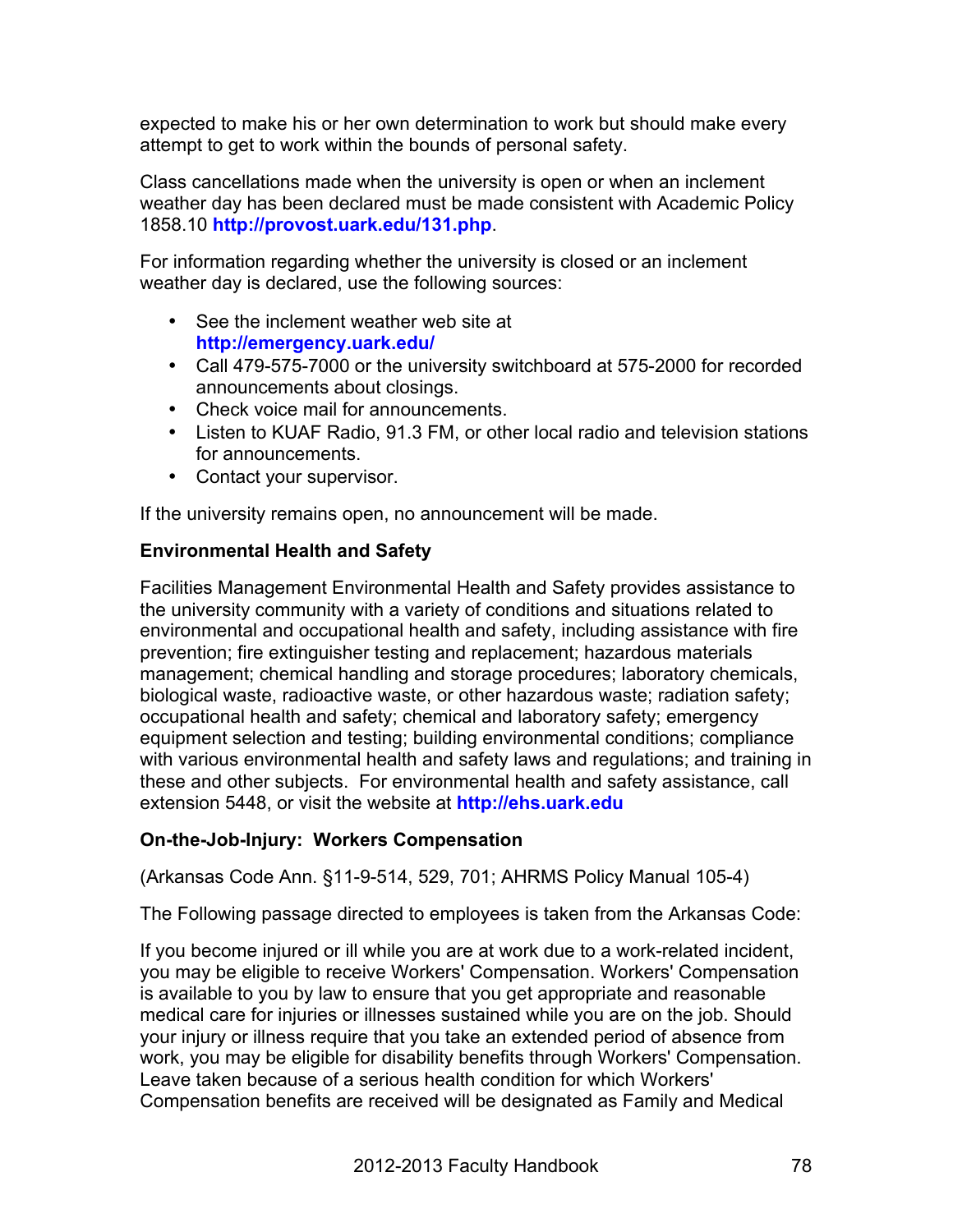expected to make his or her own determination to work but should make every attempt to get to work within the bounds of personal safety.

Class cancellations made when the university is open or when an inclement weather day has been declared must be made consistent with Academic Policy 1858.10 **http://provost.uark.edu/131.php**.

For information regarding whether the university is closed or an inclement weather day is declared, use the following sources:

- See the inclement weather web site at **http://emergency.uark.edu/**
- Call 479-575-7000 or the university switchboard at 575-2000 for recorded announcements about closings.
- Check voice mail for announcements.
- Listen to KUAF Radio, 91.3 FM, or other local radio and television stations for announcements.
- Contact your supervisor.

If the university remains open, no announcement will be made.

**Environmental Health and Safety**

Facilities Management Environmental Health and Safety provides assistance to the university community with a variety of conditions and situations related to environmental and occupational health and safety, including assistance with fire prevention; fire extinguisher testing and replacement; hazardous materials management; chemical handling and storage procedures; laboratory chemicals, biological waste, radioactive waste, or other hazardous waste; radiation safety; occupational health and safety; chemical and laboratory safety; emergency equipment selection and testing; building environmental conditions; compliance with various environmental health and safety laws and regulations; and training in these and other subjects. For environmental health and safety assistance, call extension 5448, or visit the website at **http://ehs.uark.edu**

**On-the-Job-Injury: Workers Compensation**

(Arkansas Code Ann. §11-9-514, 529, 701; AHRMS Policy Manual 105-4)

The Following passage directed to employees is taken from the Arkansas Code:

If you become injured or ill while you are at work due to a work-related incident, you may be eligible to receive Workers' Compensation. Workers' Compensation is available to you by law to ensure that you get appropriate and reasonable medical care for injuries or illnesses sustained while you are on the job. Should your injury or illness require that you take an extended period of absence from work, you may be eligible for disability benefits through Workers' Compensation. Leave taken because of a serious health condition for which Workers' Compensation benefits are received will be designated as Family and Medical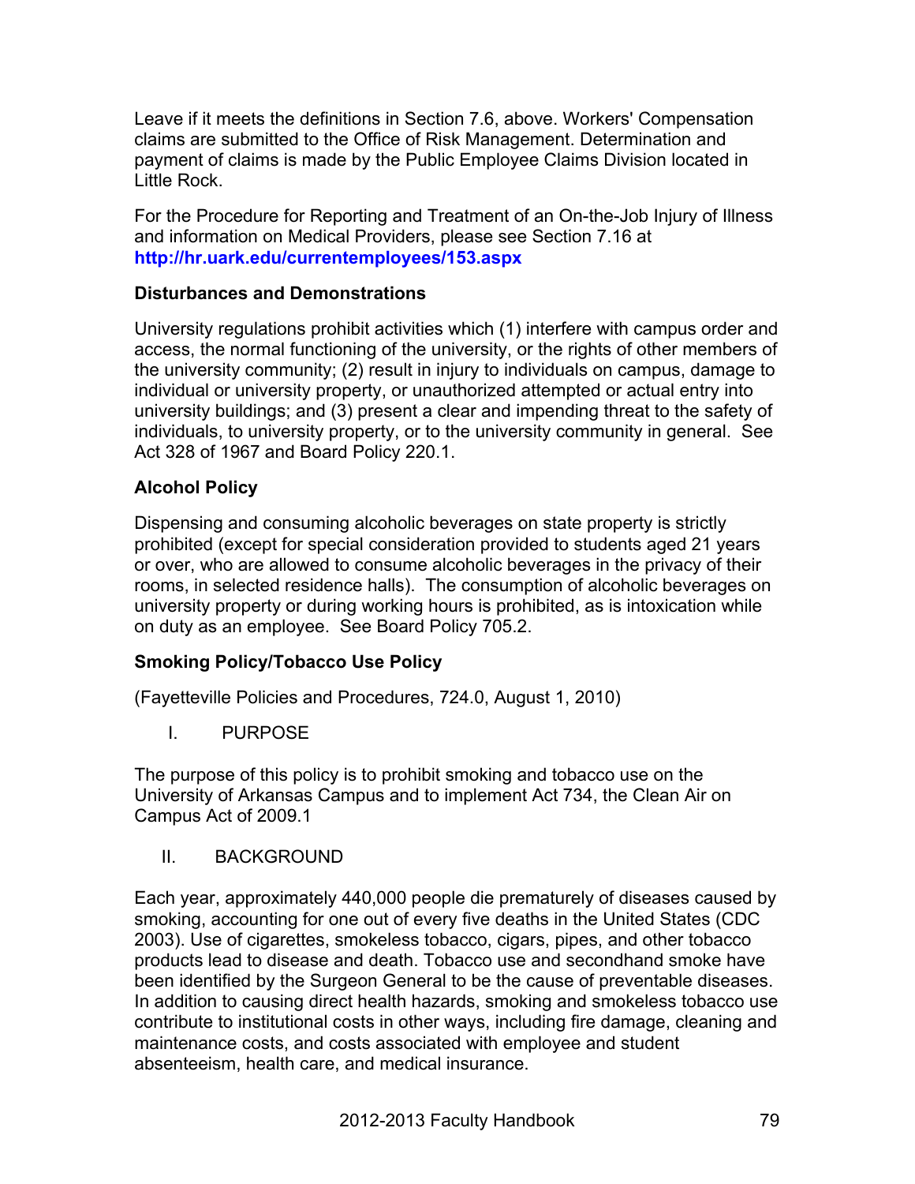Leave if it meets the definitions in Section 7.6, above. Workers' Compensation claims are submitted to the Office of Risk Management. Determination and payment of claims is made by the Public Employee Claims Division located in Little Rock.

For the Procedure for Reporting and Treatment of an On-the-Job Injury of Illness and information on Medical Providers, please see Section 7.16 at **http://hr.uark.edu/currentemployees/153.aspx**

**Disturbances and Demonstrations**

University regulations prohibit activities which (1) interfere with campus order and access, the normal functioning of the university, or the rights of other members of the university community; (2) result in injury to individuals on campus, damage to individual or university property, or unauthorized attempted or actual entry into university buildings; and (3) present a clear and impending threat to the safety of individuals, to university property, or to the university community in general. See Act 328 of 1967 and Board Policy 220.1.

**Alcohol Policy**

Dispensing and consuming alcoholic beverages on state property is strictly prohibited (except for special consideration provided to students aged 21 years or over, who are allowed to consume alcoholic beverages in the privacy of their rooms, in selected residence halls). The consumption of alcoholic beverages on university property or during working hours is prohibited, as is intoxication while on duty as an employee. See Board Policy 705.2.

**Smoking Policy/Tobacco Use Policy**

(Fayetteville Policies and Procedures, 724.0, August 1, 2010)

I. PURPOSE

The purpose of this policy is to prohibit smoking and tobacco use on the University of Arkansas Campus and to implement Act 734, the Clean Air on Campus Act of 2009.1

II. BACKGROUND

Each year, approximately 440,000 people die prematurely of diseases caused by smoking, accounting for one out of every five deaths in the United States (CDC 2003). Use of cigarettes, smokeless tobacco, cigars, pipes, and other tobacco products lead to disease and death. Tobacco use and secondhand smoke have been identified by the Surgeon General to be the cause of preventable diseases. In addition to causing direct health hazards, smoking and smokeless tobacco use contribute to institutional costs in other ways, including fire damage, cleaning and maintenance costs, and costs associated with employee and student absenteeism, health care, and medical insurance.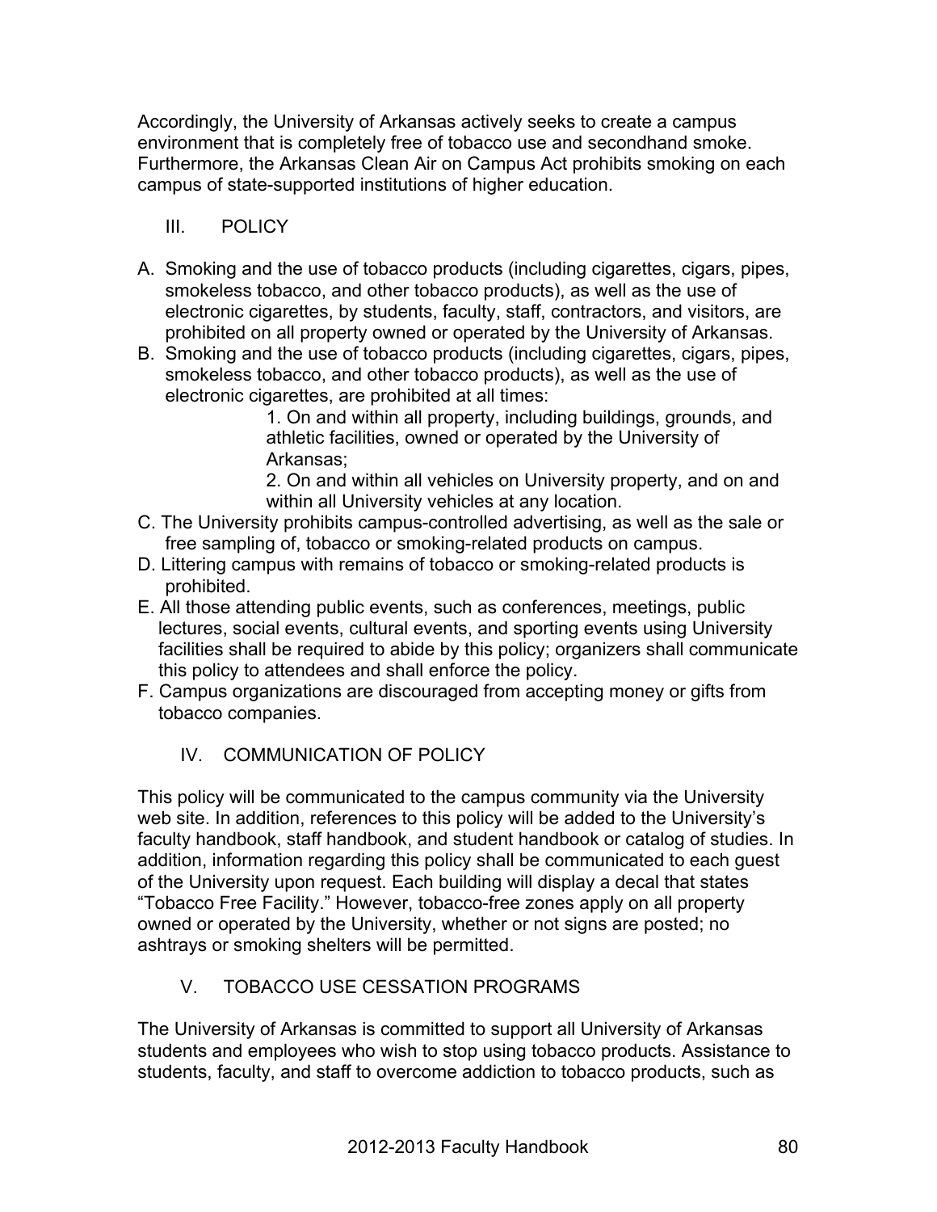Accordingly, the University of Arkansas actively seeks to create a campus environment that is completely free of tobacco use and secondhand smoke. Furthermore, the Arkansas Clean Air on Campus Act prohibits smoking on each campus of state-supported institutions of higher education.

## III. POLICY

A. Smoking and the use of tobacco products (including cigarettes, cigars, pipes, smokeless tobacco, and other tobacco products), as well as the use of electronic cigarettes, by students, faculty, staff, contractors, and visitors, are prohibited on all property owned or operated by the University of Arkansas.

B. Smoking and the use of tobacco products (including cigarettes, cigars, pipes, smokeless tobacco, and other tobacco products), as well as the use of electronic cigarettes, are prohibited at all times:

   1. On and within all property, including buildings, grounds, and athletic facilities, owned or operated by the University of Arkansas;
   2. On and within all vehicles on University property, and on and within all University vehicles at any location.

C. The University prohibits campus-controlled advertising, as well as the sale or free sampling of, tobacco or smoking-related products on campus.

D. Littering campus with remains of tobacco or smoking-related products is prohibited.

E. All those attending public events, such as conferences, meetings, public lectures, social events, cultural events, and sporting events using University facilities shall be required to abide by this policy; organizers shall communicate this policy to attendees and shall enforce the policy.

F. Campus organizations are discouraged from accepting money or gifts from tobacco companies.

## IV. COMMUNICATION OF POLICY

This policy will be communicated to the campus community via the University web site. In addition, references to this policy will be added to the University's faculty handbook, staff handbook, and student handbook or catalog of studies. In addition, information regarding this policy shall be communicated to each guest of the University upon request. Each building will display a decal that states "Tobacco Free Facility." However, tobacco-free zones apply on all property owned or operated by the University, whether or not signs are posted; no ashtrays or smoking shelters will be permitted.

## V. TOBACCO USE CESSATION PROGRAMS

The University of Arkansas is committed to support all University of Arkansas students and employees who wish to stop using tobacco products. Assistance to students, faculty, and staff to overcome addiction to tobacco products, such as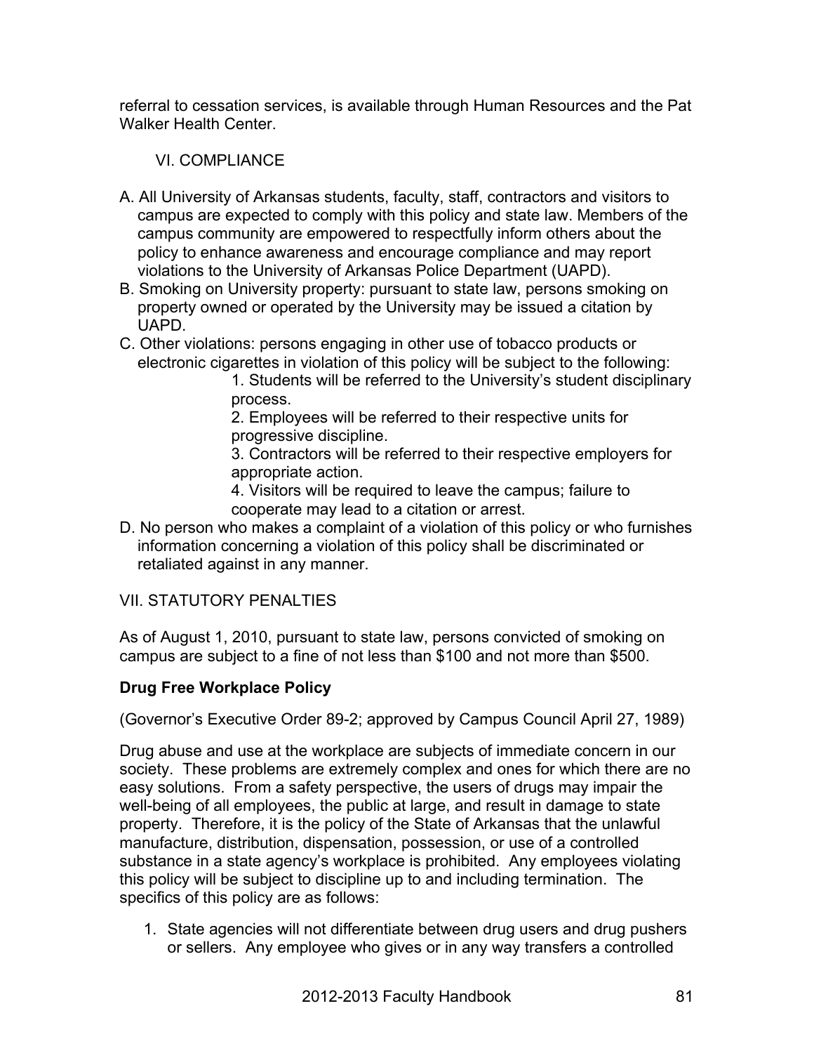referral to cessation services, is available through Human Resources and the Pat Walker Health Center.

## VI. COMPLIANCE

A. All University of Arkansas students, faculty, staff, contractors and visitors to campus are expected to comply with this policy and state law. Members of the campus community are empowered to respectfully inform others about the policy to enhance awareness and encourage compliance and may report violations to the University of Arkansas Police Department (UAPD).

B. Smoking on University property: pursuant to state law, persons smoking on property owned or operated by the University may be issued a citation by UAPD.

C. Other violations: persons engaging in other use of tobacco products or electronic cigarettes in violation of this policy will be subject to the following:

1. Students will be referred to the University's student disciplinary process.
2. Employees will be referred to their respective units for progressive discipline.
3. Contractors will be referred to their respective employers for appropriate action.
4. Visitors will be required to leave the campus; failure to cooperate may lead to a citation or arrest.

D. No person who makes a complaint of a violation of this policy or who furnishes information concerning a violation of this policy shall be discriminated or retaliated against in any manner.

## VII. STATUTORY PENALTIES

As of August 1, 2010, pursuant to state law, persons convicted of smoking on campus are subject to a fine of not less than $100 and not more than $500.

**Drug Free Workplace Policy**

(Governor's Executive Order 89-2; approved by Campus Council April 27, 1989)

Drug abuse and use at the workplace are subjects of immediate concern in our society. These problems are extremely complex and ones for which there are no easy solutions. From a safety perspective, the users of drugs may impair the well-being of all employees, the public at large, and result in damage to state property. Therefore, it is the policy of the State of Arkansas that the unlawful manufacture, distribution, dispensation, possession, or use of a controlled substance in a state agency's workplace is prohibited. Any employees violating this policy will be subject to discipline up to and including termination. The specifics of this policy are as follows:

1. State agencies will not differentiate between drug users and drug pushers or sellers. Any employee who gives or in any way transfers a controlled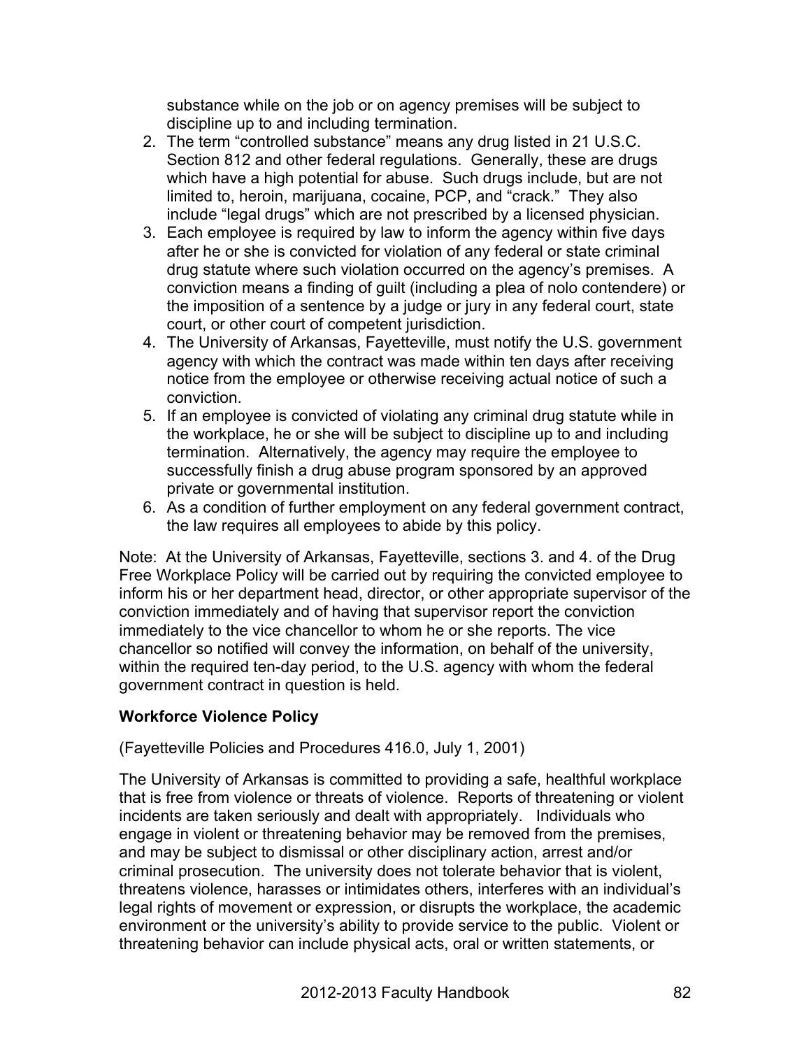substance while on the job or on agency premises will be subject to discipline up to and including termination.

2. The term “controlled substance” means any drug listed in 21 U.S.C. Section 812 and other federal regulations. Generally, these are drugs which have a high potential for abuse. Such drugs include, but are not limited to, heroin, marijuana, cocaine, PCP, and “crack.” They also include “legal drugs” which are not prescribed by a licensed physician.
3. Each employee is required by law to inform the agency within five days after he or she is convicted for violation of any federal or state criminal drug statute where such violation occurred on the agency’s premises. A conviction means a finding of guilt (including a plea of nolo contendere) or the imposition of a sentence by a judge or jury in any federal court, state court, or other court of competent jurisdiction.
4. The University of Arkansas, Fayetteville, must notify the U.S. government agency with which the contract was made within ten days after receiving notice from the employee or otherwise receiving actual notice of such a conviction.
5. If an employee is convicted of violating any criminal drug statute while in the workplace, he or she will be subject to discipline up to and including termination. Alternatively, the agency may require the employee to successfully finish a drug abuse program sponsored by an approved private or governmental institution.
6. As a condition of further employment on any federal government contract, the law requires all employees to abide by this policy.

Note: At the University of Arkansas, Fayetteville, sections 3. and 4. of the Drug Free Workplace Policy will be carried out by requiring the convicted employee to inform his or her department head, director, or other appropriate supervisor of the conviction immediately and of having that supervisor report the conviction immediately to the vice chancellor to whom he or she reports. The vice chancellor so notified will convey the information, on behalf of the university, within the required ten-day period, to the U.S. agency with whom the federal government contract in question is held.

**Workforce Violence Policy**

(Fayetteville Policies and Procedures 416.0, July 1, 2001)

The University of Arkansas is committed to providing a safe, healthful workplace that is free from violence or threats of violence. Reports of threatening or violent incidents are taken seriously and dealt with appropriately. Individuals who engage in violent or threatening behavior may be removed from the premises, and may be subject to dismissal or other disciplinary action, arrest and/or criminal prosecution. The university does not tolerate behavior that is violent, threatens violence, harasses or intimidates others, interferes with an individual’s legal rights of movement or expression, or disrupts the workplace, the academic environment or the university’s ability to provide service to the public. Violent or threatening behavior can include physical acts, oral or written statements, or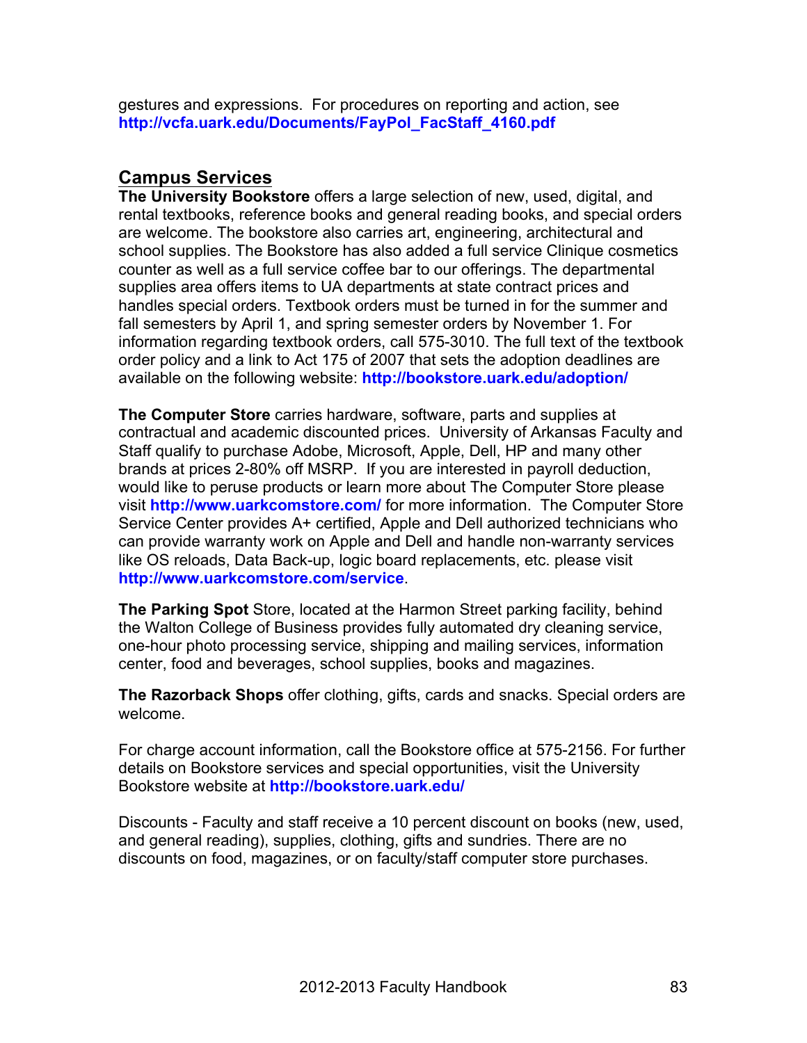gestures and expressions. For procedures on reporting and action, see **http://vcfa.uark.edu/Documents/FayPol_FacStaff_4160.pdf**

## Campus Services

**The University Bookstore** offers a large selection of new, used, digital, and rental textbooks, reference books and general reading books, and special orders are welcome. The bookstore also carries art, engineering, architectural and school supplies. The Bookstore has also added a full service Clinique cosmetics counter as well as a full service coffee bar to our offerings. The departmental supplies area offers items to UA departments at state contract prices and handles special orders. Textbook orders must be turned in for the summer and fall semesters by April 1, and spring semester orders by November 1. For information regarding textbook orders, call 575-3010. The full text of the textbook order policy and a link to Act 175 of 2007 that sets the adoption deadlines are available on the following website: **http://bookstore.uark.edu/adoption/**

**The Computer Store** carries hardware, software, parts and supplies at contractual and academic discounted prices. University of Arkansas Faculty and Staff qualify to purchase Adobe, Microsoft, Apple, Dell, HP and many other brands at prices 2-80% off MSRP. If you are interested in payroll deduction, would like to peruse products or learn more about The Computer Store please visit **http://www.uarkcomstore.com/** for more information. The Computer Store Service Center provides A+ certified, Apple and Dell authorized technicians who can provide warranty work on Apple and Dell and handle non-warranty services like OS reloads, Data Back-up, logic board replacements, etc. please visit **http://www.uarkcomstore.com/service**.

**The Parking Spot** Store, located at the Harmon Street parking facility, behind the Walton College of Business provides fully automated dry cleaning service, one-hour photo processing service, shipping and mailing services, information center, food and beverages, school supplies, books and magazines.

**The Razorback Shops** offer clothing, gifts, cards and snacks. Special orders are welcome.

For charge account information, call the Bookstore office at 575-2156. For further details on Bookstore services and special opportunities, visit the University Bookstore website at **http://bookstore.uark.edu/**

Discounts - Faculty and staff receive a 10 percent discount on books (new, used, and general reading), supplies, clothing, gifts and sundries. There are no discounts on food, magazines, or on faculty/staff computer store purchases.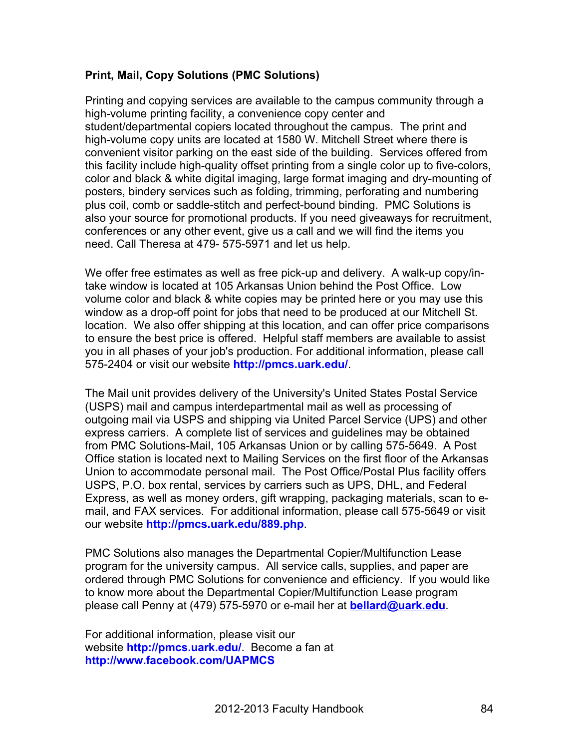**Print, Mail, Copy Solutions (PMC Solutions)**

Printing and copying services are available to the campus community through a high-volume printing facility, a convenience copy center and student/departmental copiers located throughout the campus. The print and high-volume copy units are located at 1580 W. Mitchell Street where there is convenient visitor parking on the east side of the building. Services offered from this facility include high-quality offset printing from a single color up to five-colors, color and black & white digital imaging, large format imaging and dry-mounting of posters, bindery services such as folding, trimming, perforating and numbering plus coil, comb or saddle-stitch and perfect-bound binding. PMC Solutions is also your source for promotional products. If you need giveaways for recruitment, conferences or any other event, give us a call and we will find the items you need. Call Theresa at 479- 575-5971 and let us help.

We offer free estimates as well as free pick-up and delivery. A walk-up copy/in-take window is located at 105 Arkansas Union behind the Post Office. Low volume color and black & white copies may be printed here or you may use this window as a drop-off point for jobs that need to be produced at our Mitchell St. location. We also offer shipping at this location, and can offer price comparisons to ensure the best price is offered. Helpful staff members are available to assist you in all phases of your job's production. For additional information, please call 575-2404 or visit our website **http://pmcs.uark.edu/**.

The Mail unit provides delivery of the University's United States Postal Service (USPS) mail and campus interdepartmental mail as well as processing of outgoing mail via USPS and shipping via United Parcel Service (UPS) and other express carriers. A complete list of services and guidelines may be obtained from PMC Solutions-Mail, 105 Arkansas Union or by calling 575-5649. A Post Office station is located next to Mailing Services on the first floor of the Arkansas Union to accommodate personal mail. The Post Office/Postal Plus facility offers USPS, P.O. box rental, services by carriers such as UPS, DHL, and Federal Express, as well as money orders, gift wrapping, packaging materials, scan to e-mail, and FAX services. For additional information, please call 575-5649 or visit our website **http://pmcs.uark.edu/889.php**.

PMC Solutions also manages the Departmental Copier/Multifunction Lease program for the university campus. All service calls, supplies, and paper are ordered through PMC Solutions for convenience and efficiency. If you would like to know more about the Departmental Copier/Multifunction Lease program please call Penny at (479) 575-5970 or e-mail her at **bellard@uark.edu**.

For additional information, please visit our website **http://pmcs.uark.edu/**. Become a fan at **http://www.facebook.com/UAPMCS**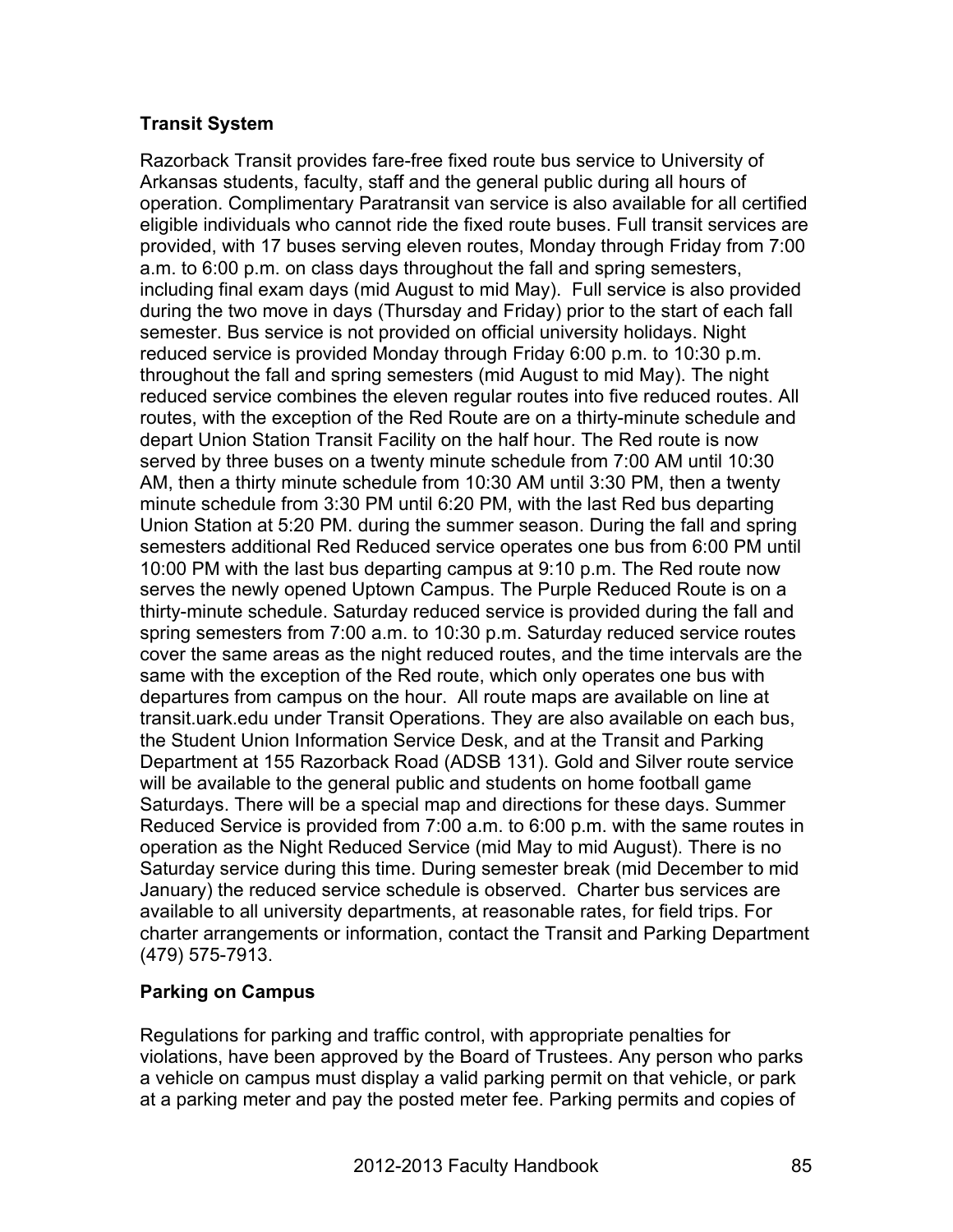### Transit System

Razorback Transit provides fare-free fixed route bus service to University of Arkansas students, faculty, staff and the general public during all hours of operation. Complimentary Paratransit van service is also available for all certified eligible individuals who cannot ride the fixed route buses. Full transit services are provided, with 17 buses serving eleven routes, Monday through Friday from 7:00 a.m. to 6:00 p.m. on class days throughout the fall and spring semesters, including final exam days (mid August to mid May). Full service is also provided during the two move in days (Thursday and Friday) prior to the start of each fall semester. Bus service is not provided on official university holidays. Night reduced service is provided Monday through Friday 6:00 p.m. to 10:30 p.m. throughout the fall and spring semesters (mid August to mid May). The night reduced service combines the eleven regular routes into five reduced routes. All routes, with the exception of the Red Route are on a thirty-minute schedule and depart Union Station Transit Facility on the half hour. The Red route is now served by three buses on a twenty minute schedule from 7:00 AM until 10:30 AM, then a thirty minute schedule from 10:30 AM until 3:30 PM, then a twenty minute schedule from 3:30 PM until 6:20 PM, with the last Red bus departing Union Station at 5:20 PM. during the summer season. During the fall and spring semesters additional Red Reduced service operates one bus from 6:00 PM until 10:00 PM with the last bus departing campus at 9:10 p.m. The Red route now serves the newly opened Uptown Campus. The Purple Reduced Route is on a thirty-minute schedule. Saturday reduced service is provided during the fall and spring semesters from 7:00 a.m. to 10:30 p.m. Saturday reduced service routes cover the same areas as the night reduced routes, and the time intervals are the same with the exception of the Red route, which only operates one bus with departures from campus on the hour. All route maps are available on line at transit.uark.edu under Transit Operations. They are also available on each bus, the Student Union Information Service Desk, and at the Transit and Parking Department at 155 Razorback Road (ADSB 131). Gold and Silver route service will be available to the general public and students on home football game Saturdays. There will be a special map and directions for these days. Summer Reduced Service is provided from 7:00 a.m. to 6:00 p.m. with the same routes in operation as the Night Reduced Service (mid May to mid August). There is no Saturday service during this time. During semester break (mid December to mid January) the reduced service schedule is observed. Charter bus services are available to all university departments, at reasonable rates, for field trips. For charter arrangements or information, contact the Transit and Parking Department (479) 575-7913.

### Parking on Campus

Regulations for parking and traffic control, with appropriate penalties for violations, have been approved by the Board of Trustees. Any person who parks a vehicle on campus must display a valid parking permit on that vehicle, or park at a parking meter and pay the posted meter fee. Parking permits and copies of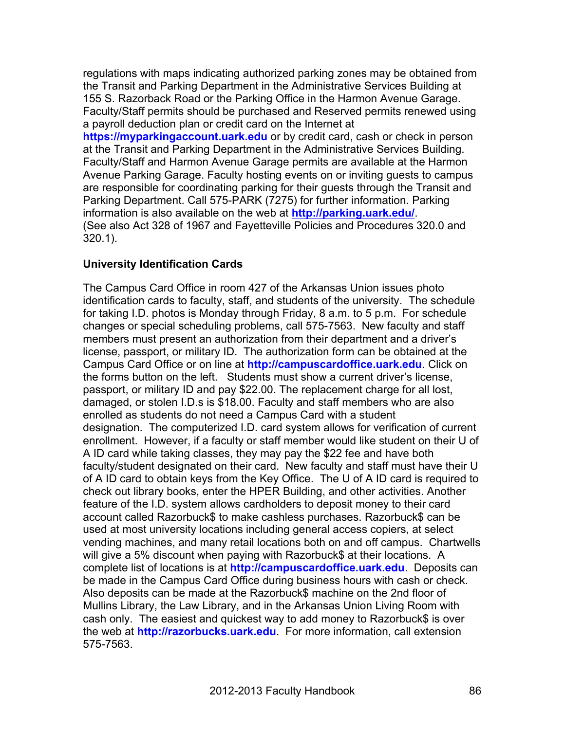regulations with maps indicating authorized parking zones may be obtained from the Transit and Parking Department in the Administrative Services Building at 155 S. Razorback Road or the Parking Office in the Harmon Avenue Garage. Faculty/Staff permits should be purchased and Reserved permits renewed using a payroll deduction plan or credit card on the Internet at **https://myparkingaccount.uark.edu** or by credit card, cash or check in person at the Transit and Parking Department in the Administrative Services Building. Faculty/Staff and Harmon Avenue Garage permits are available at the Harmon Avenue Parking Garage. Faculty hosting events on or inviting guests to campus are responsible for coordinating parking for their guests through the Transit and Parking Department. Call 575-PARK (7275) for further information. Parking information is also available on the web at **http://parking.uark.edu/**. (See also Act 328 of 1967 and Fayetteville Policies and Procedures 320.0 and 320.1).

**University Identification Cards**

The Campus Card Office in room 427 of the Arkansas Union issues photo identification cards to faculty, staff, and students of the university. The schedule for taking I.D. photos is Monday through Friday, 8 a.m. to 5 p.m. For schedule changes or special scheduling problems, call 575-7563. New faculty and staff members must present an authorization from their department and a driver's license, passport, or military ID. The authorization form can be obtained at the Campus Card Office or on line at **http://campuscardoffice.uark.edu**. Click on the forms button on the left. Students must show a current driver's license, passport, or military ID and pay $22.00. The replacement charge for all lost, damaged, or stolen I.D.s is $18.00. Faculty and staff members who are also enrolled as students do not need a Campus Card with a student designation. The computerized I.D. card system allows for verification of current enrollment. However, if a faculty or staff member would like student on their U of A ID card while taking classes, they may pay the $22 fee and have both faculty/student designated on their card. New faculty and staff must have their U of A ID card to obtain keys from the Key Office. The U of A ID card is required to check out library books, enter the HPER Building, and other activities. Another feature of the I.D. system allows cardholders to deposit money to their card account called Razorbuck$ to make cashless purchases. Razorbuck$ can be used at most university locations including general access copiers, at select vending machines, and many retail locations both on and off campus. Chartwells will give a 5% discount when paying with Razorbuck$ at their locations. A complete list of locations is at **http://campuscardoffice.uark.edu**. Deposits can be made in the Campus Card Office during business hours with cash or check. Also deposits can be made at the Razorbuck$ machine on the 2nd floor of Mullins Library, the Law Library, and in the Arkansas Union Living Room with cash only. The easiest and quickest way to add money to Razorbuck$ is over the web at **http://razorbucks.uark.edu**. For more information, call extension 575-7563.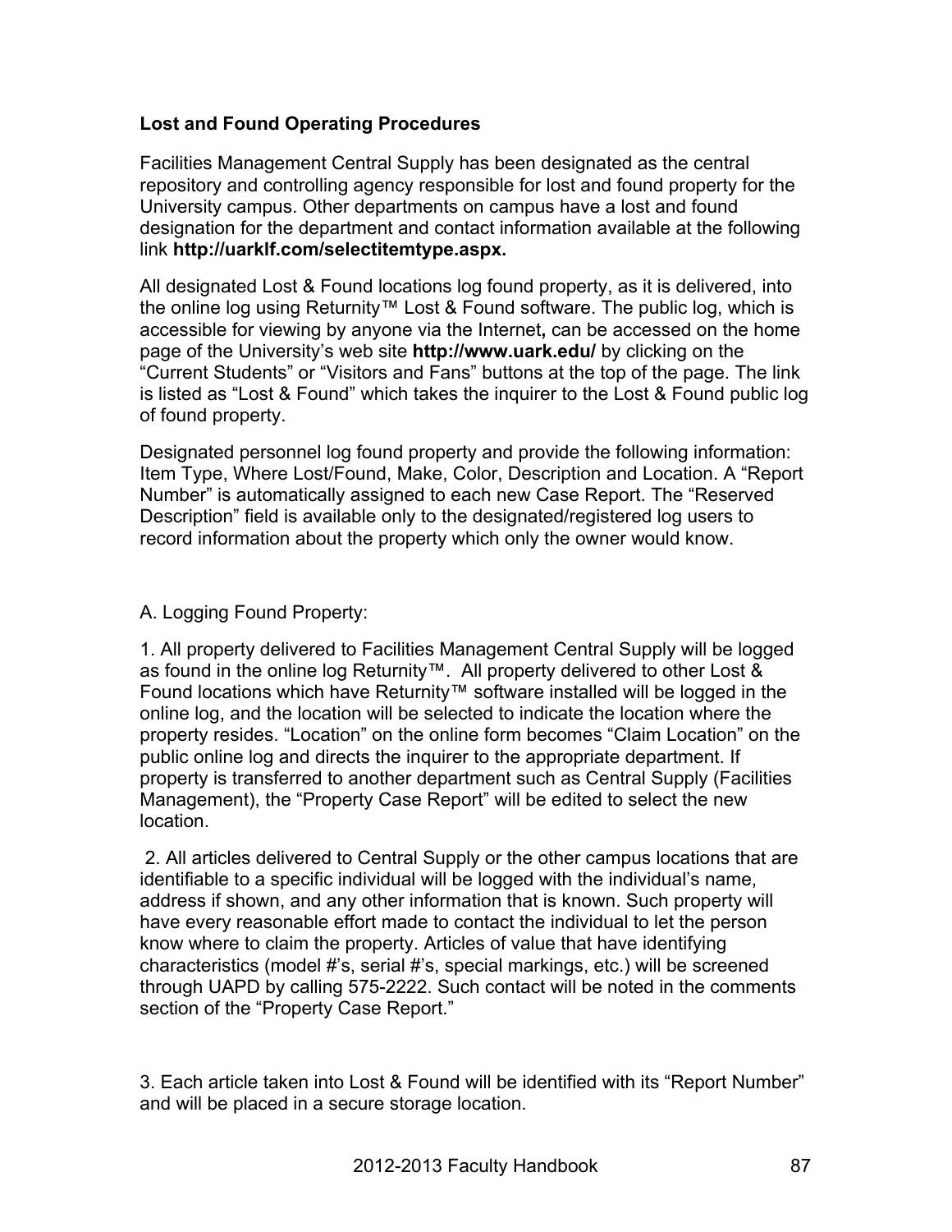**Lost and Found Operating Procedures**

Facilities Management Central Supply has been designated as the central repository and controlling agency responsible for lost and found property for the University campus. Other departments on campus have a lost and found designation for the department and contact information available at the following link **http://uarklf.com/selectitemtype.aspx.**

All designated Lost & Found locations log found property, as it is delivered, into the online log using Returnity™ Lost & Found software. The public log, which is accessible for viewing by anyone via the Internet**,** can be accessed on the home page of the University's web site **http://www.uark.edu/** by clicking on the "Current Students" or "Visitors and Fans" buttons at the top of the page. The link is listed as "Lost & Found" which takes the inquirer to the Lost & Found public log of found property.

Designated personnel log found property and provide the following information: Item Type, Where Lost/Found, Make, Color, Description and Location. A "Report Number" is automatically assigned to each new Case Report. The "Reserved Description" field is available only to the designated/registered log users to record information about the property which only the owner would know.

A. Logging Found Property:

1. All property delivered to Facilities Management Central Supply will be logged as found in the online log Returnity™. All property delivered to other Lost & Found locations which have Returnity™ software installed will be logged in the online log, and the location will be selected to indicate the location where the property resides. "Location" on the online form becomes "Claim Location" on the public online log and directs the inquirer to the appropriate department. If property is transferred to another department such as Central Supply (Facilities Management), the "Property Case Report" will be edited to select the new location.

2. All articles delivered to Central Supply or the other campus locations that are identifiable to a specific individual will be logged with the individual's name, address if shown, and any other information that is known. Such property will have every reasonable effort made to contact the individual to let the person know where to claim the property. Articles of value that have identifying characteristics (model #'s, serial #'s, special markings, etc.) will be screened through UAPD by calling 575-2222. Such contact will be noted in the comments section of the "Property Case Report."

3. Each article taken into Lost & Found will be identified with its "Report Number" and will be placed in a secure storage location.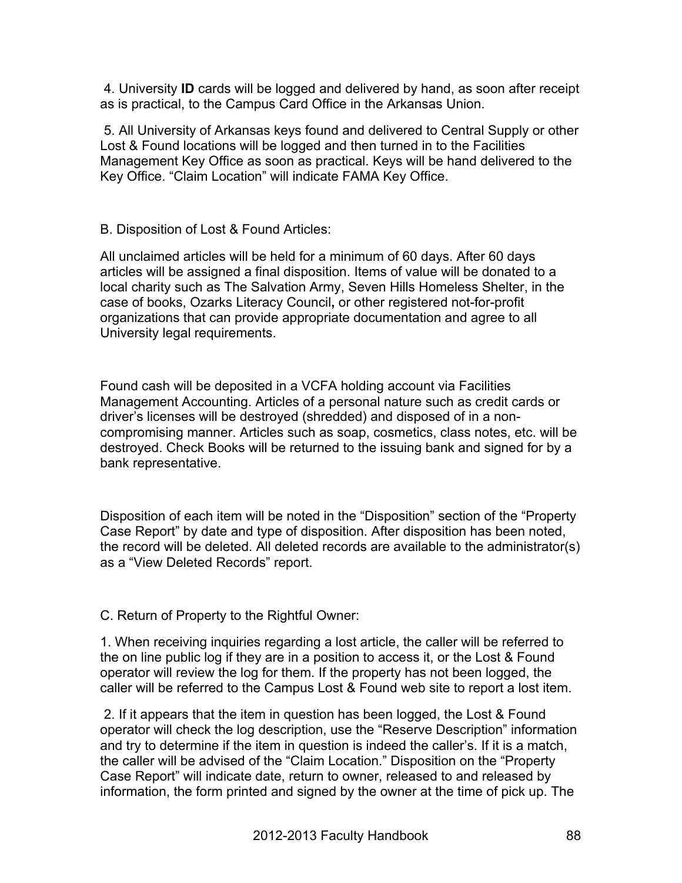4. University **ID** cards will be logged and delivered by hand, as soon after receipt as is practical, to the Campus Card Office in the Arkansas Union.

5. All University of Arkansas keys found and delivered to Central Supply or other Lost & Found locations will be logged and then turned in to the Facilities Management Key Office as soon as practical. Keys will be hand delivered to the Key Office. "Claim Location" will indicate FAMA Key Office.

B. Disposition of Lost & Found Articles:

All unclaimed articles will be held for a minimum of 60 days. After 60 days articles will be assigned a final disposition. Items of value will be donated to a local charity such as The Salvation Army, Seven Hills Homeless Shelter, in the case of books, Ozarks Literacy Council**,** or other registered not-for-profit organizations that can provide appropriate documentation and agree to all University legal requirements.

Found cash will be deposited in a VCFA holding account via Facilities Management Accounting. Articles of a personal nature such as credit cards or driver's licenses will be destroyed (shredded) and disposed of in a non-compromising manner. Articles such as soap, cosmetics, class notes, etc. will be destroyed. Check Books will be returned to the issuing bank and signed for by a bank representative.

Disposition of each item will be noted in the "Disposition" section of the "Property Case Report" by date and type of disposition. After disposition has been noted, the record will be deleted. All deleted records are available to the administrator(s) as a "View Deleted Records" report.

C. Return of Property to the Rightful Owner:

1. When receiving inquiries regarding a lost article, the caller will be referred to the on line public log if they are in a position to access it, or the Lost & Found operator will review the log for them. If the property has not been logged, the caller will be referred to the Campus Lost & Found web site to report a lost item.

2. If it appears that the item in question has been logged, the Lost & Found operator will check the log description, use the "Reserve Description" information and try to determine if the item in question is indeed the caller's. If it is a match, the caller will be advised of the "Claim Location." Disposition on the "Property Case Report" will indicate date, return to owner, released to and released by information, the form printed and signed by the owner at the time of pick up. The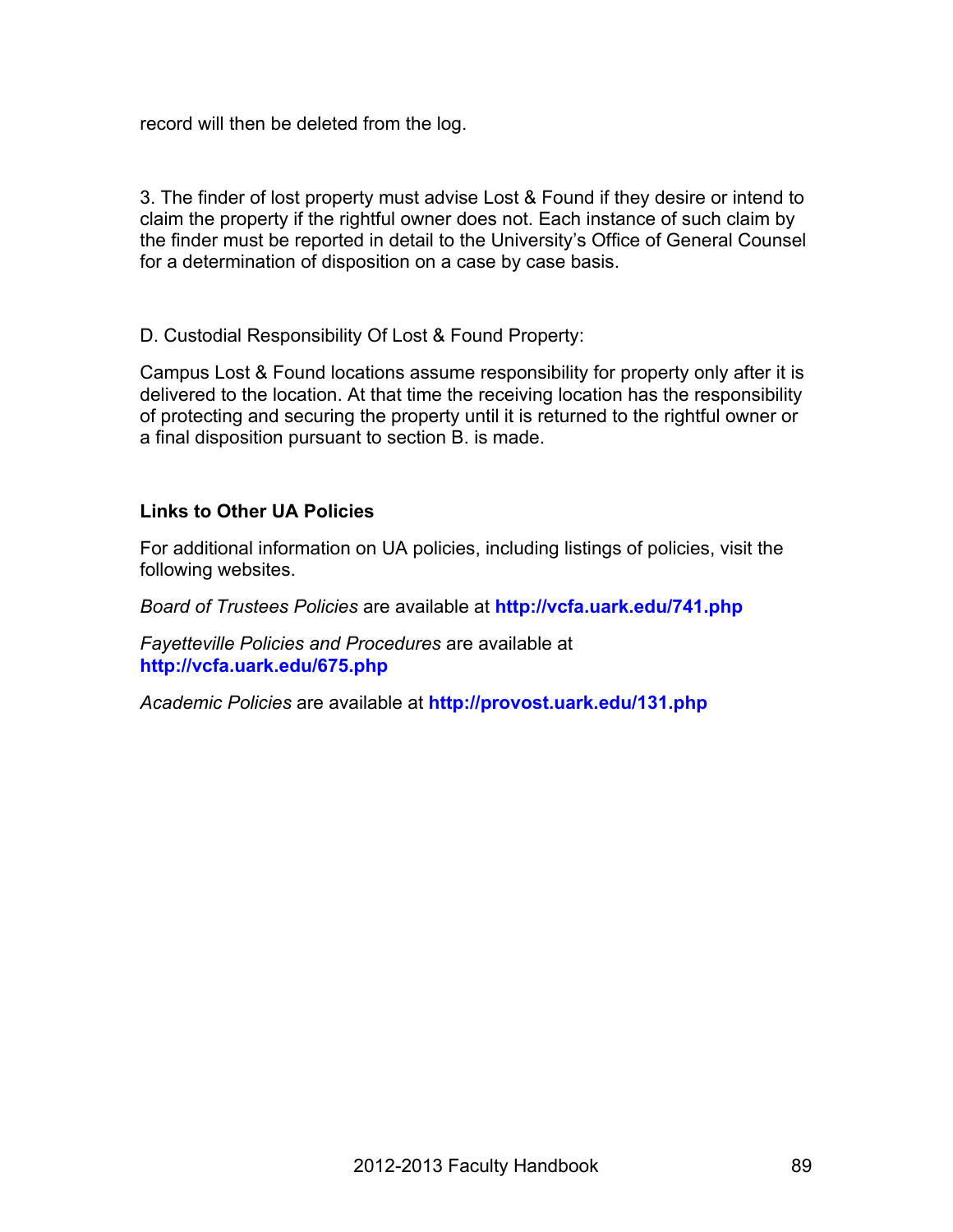record will then be deleted from the log.

3. The finder of lost property must advise Lost & Found if they desire or intend to claim the property if the rightful owner does not. Each instance of such claim by the finder must be reported in detail to the University's Office of General Counsel for a determination of disposition on a case by case basis.

D. Custodial Responsibility Of Lost & Found Property:

Campus Lost & Found locations assume responsibility for property only after it is delivered to the location. At that time the receiving location has the responsibility of protecting and securing the property until it is returned to the rightful owner or a final disposition pursuant to section B. is made.

**Links to Other UA Policies**

For additional information on UA policies, including listings of policies, visit the following websites.

*Board of Trustees Policies* are available at **http://vcfa.uark.edu/741.php**

*Fayetteville Policies and Procedures* are available at **http://vcfa.uark.edu/675.php**

*Academic Policies* are available at **http://provost.uark.edu/131.php**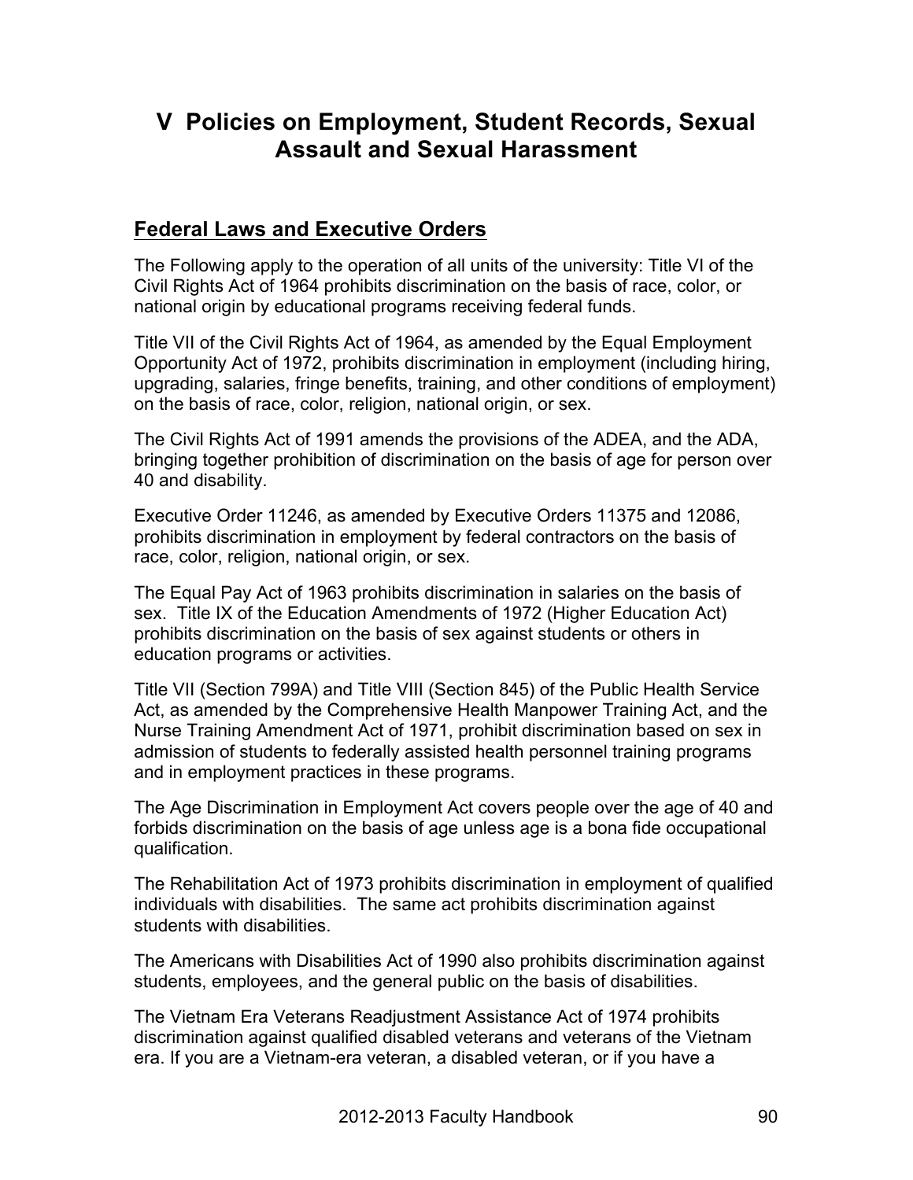# V Policies on Employment, Student Records, Sexual Assault and Sexual Harassment

## Federal Laws and Executive Orders

The Following apply to the operation of all units of the university: Title VI of the Civil Rights Act of 1964 prohibits discrimination on the basis of race, color, or national origin by educational programs receiving federal funds.

Title VII of the Civil Rights Act of 1964, as amended by the Equal Employment Opportunity Act of 1972, prohibits discrimination in employment (including hiring, upgrading, salaries, fringe benefits, training, and other conditions of employment) on the basis of race, color, religion, national origin, or sex.

The Civil Rights Act of 1991 amends the provisions of the ADEA, and the ADA, bringing together prohibition of discrimination on the basis of age for person over 40 and disability.

Executive Order 11246, as amended by Executive Orders 11375 and 12086, prohibits discrimination in employment by federal contractors on the basis of race, color, religion, national origin, or sex.

The Equal Pay Act of 1963 prohibits discrimination in salaries on the basis of sex. Title IX of the Education Amendments of 1972 (Higher Education Act) prohibits discrimination on the basis of sex against students or others in education programs or activities.

Title VII (Section 799A) and Title VIII (Section 845) of the Public Health Service Act, as amended by the Comprehensive Health Manpower Training Act, and the Nurse Training Amendment Act of 1971, prohibit discrimination based on sex in admission of students to federally assisted health personnel training programs and in employment practices in these programs.

The Age Discrimination in Employment Act covers people over the age of 40 and forbids discrimination on the basis of age unless age is a bona fide occupational qualification.

The Rehabilitation Act of 1973 prohibits discrimination in employment of qualified individuals with disabilities. The same act prohibits discrimination against students with disabilities.

The Americans with Disabilities Act of 1990 also prohibits discrimination against students, employees, and the general public on the basis of disabilities.

The Vietnam Era Veterans Readjustment Assistance Act of 1974 prohibits discrimination against qualified disabled veterans and veterans of the Vietnam era. If you are a Vietnam-era veteran, a disabled veteran, or if you have a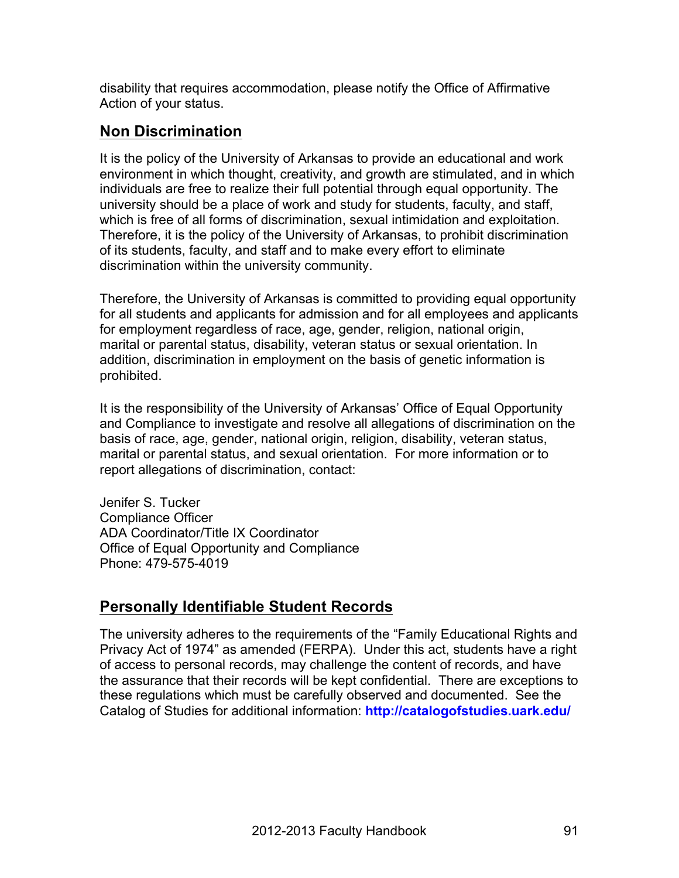disability that requires accommodation, please notify the Office of Affirmative Action of your status.

## Non Discrimination

It is the policy of the University of Arkansas to provide an educational and work environment in which thought, creativity, and growth are stimulated, and in which individuals are free to realize their full potential through equal opportunity. The university should be a place of work and study for students, faculty, and staff, which is free of all forms of discrimination, sexual intimidation and exploitation. Therefore, it is the policy of the University of Arkansas, to prohibit discrimination of its students, faculty, and staff and to make every effort to eliminate discrimination within the university community.

Therefore, the University of Arkansas is committed to providing equal opportunity for all students and applicants for admission and for all employees and applicants for employment regardless of race, age, gender, religion, national origin, marital or parental status, disability, veteran status or sexual orientation. In addition, discrimination in employment on the basis of genetic information is prohibited.

It is the responsibility of the University of Arkansas' Office of Equal Opportunity and Compliance to investigate and resolve all allegations of discrimination on the basis of race, age, gender, national origin, religion, disability, veteran status, marital or parental status, and sexual orientation. For more information or to report allegations of discrimination, contact:

Jenifer S. Tucker
Compliance Officer
ADA Coordinator/Title IX Coordinator
Office of Equal Opportunity and Compliance
Phone: 479-575-4019

## Personally Identifiable Student Records

The university adheres to the requirements of the "Family Educational Rights and Privacy Act of 1974" as amended (FERPA). Under this act, students have a right of access to personal records, may challenge the content of records, and have the assurance that their records will be kept confidential. There are exceptions to these regulations which must be carefully observed and documented. See the Catalog of Studies for additional information: **http://catalogofstudies.uark.edu/**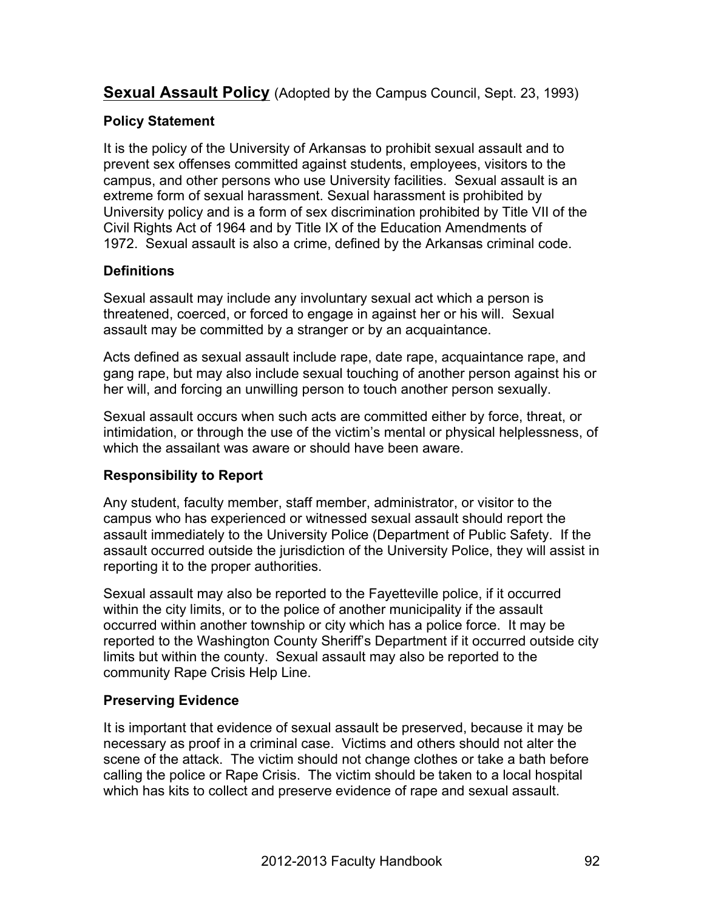## Sexual Assault Policy (Adopted by the Campus Council, Sept. 23, 1993)

### Policy Statement

It is the policy of the University of Arkansas to prohibit sexual assault and to prevent sex offenses committed against students, employees, visitors to the campus, and other persons who use University facilities. Sexual assault is an extreme form of sexual harassment. Sexual harassment is prohibited by University policy and is a form of sex discrimination prohibited by Title VII of the Civil Rights Act of 1964 and by Title IX of the Education Amendments of 1972. Sexual assault is also a crime, defined by the Arkansas criminal code.

### Definitions

Sexual assault may include any involuntary sexual act which a person is threatened, coerced, or forced to engage in against her or his will. Sexual assault may be committed by a stranger or by an acquaintance.

Acts defined as sexual assault include rape, date rape, acquaintance rape, and gang rape, but may also include sexual touching of another person against his or her will, and forcing an unwilling person to touch another person sexually.

Sexual assault occurs when such acts are committed either by force, threat, or intimidation, or through the use of the victim's mental or physical helplessness, of which the assailant was aware or should have been aware.

### Responsibility to Report

Any student, faculty member, staff member, administrator, or visitor to the campus who has experienced or witnessed sexual assault should report the assault immediately to the University Police (Department of Public Safety. If the assault occurred outside the jurisdiction of the University Police, they will assist in reporting it to the proper authorities.

Sexual assault may also be reported to the Fayetteville police, if it occurred within the city limits, or to the police of another municipality if the assault occurred within another township or city which has a police force. It may be reported to the Washington County Sheriff's Department if it occurred outside city limits but within the county. Sexual assault may also be reported to the community Rape Crisis Help Line.

### Preserving Evidence

It is important that evidence of sexual assault be preserved, because it may be necessary as proof in a criminal case. Victims and others should not alter the scene of the attack. The victim should not change clothes or take a bath before calling the police or Rape Crisis. The victim should be taken to a local hospital which has kits to collect and preserve evidence of rape and sexual assault.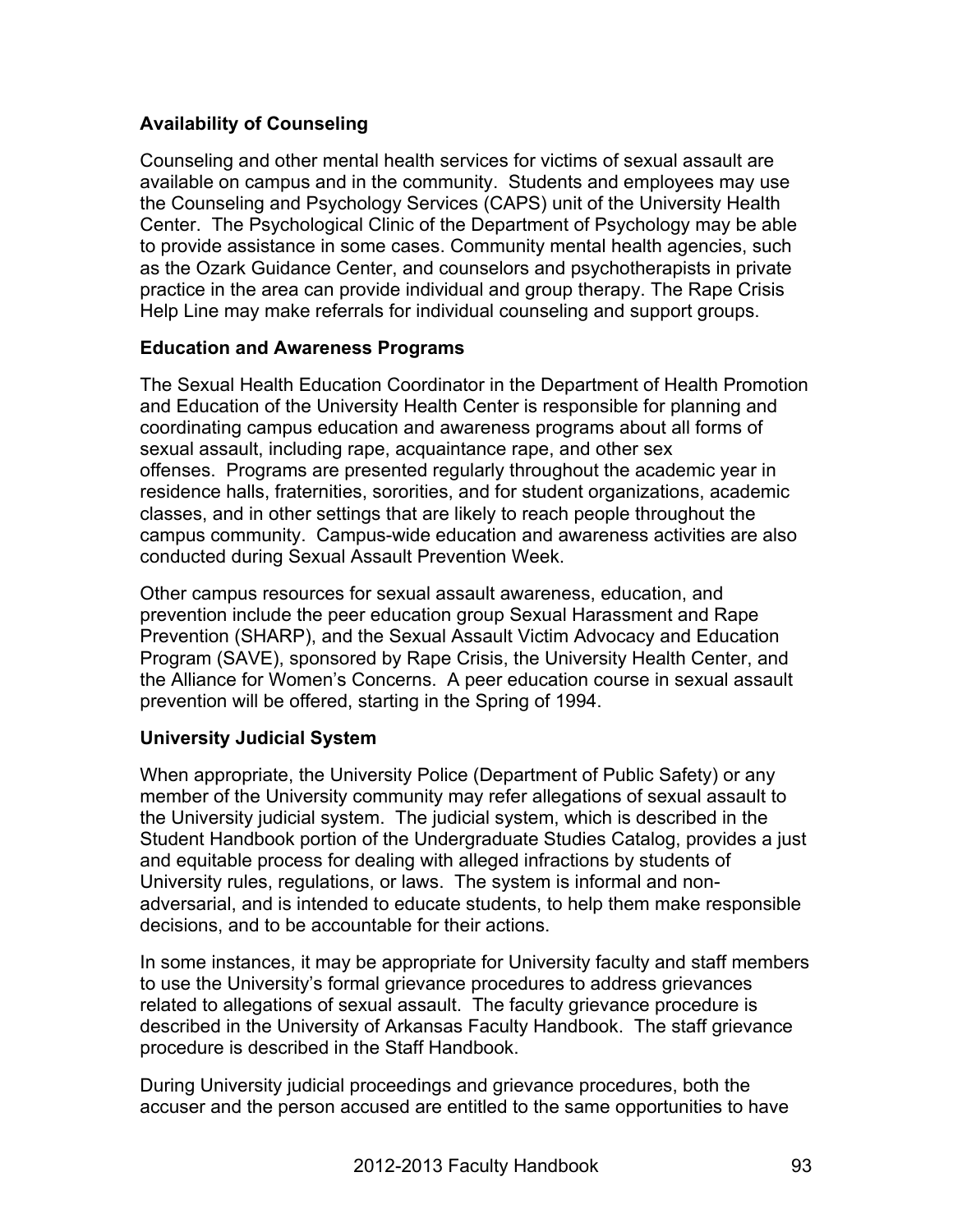**Availability of Counseling**

Counseling and other mental health services for victims of sexual assault are available on campus and in the community. Students and employees may use the Counseling and Psychology Services (CAPS) unit of the University Health Center. The Psychological Clinic of the Department of Psychology may be able to provide assistance in some cases. Community mental health agencies, such as the Ozark Guidance Center, and counselors and psychotherapists in private practice in the area can provide individual and group therapy. The Rape Crisis Help Line may make referrals for individual counseling and support groups.

**Education and Awareness Programs**

The Sexual Health Education Coordinator in the Department of Health Promotion and Education of the University Health Center is responsible for planning and coordinating campus education and awareness programs about all forms of sexual assault, including rape, acquaintance rape, and other sex offenses. Programs are presented regularly throughout the academic year in residence halls, fraternities, sororities, and for student organizations, academic classes, and in other settings that are likely to reach people throughout the campus community. Campus-wide education and awareness activities are also conducted during Sexual Assault Prevention Week.

Other campus resources for sexual assault awareness, education, and prevention include the peer education group Sexual Harassment and Rape Prevention (SHARP), and the Sexual Assault Victim Advocacy and Education Program (SAVE), sponsored by Rape Crisis, the University Health Center, and the Alliance for Women's Concerns. A peer education course in sexual assault prevention will be offered, starting in the Spring of 1994.

**University Judicial System**

When appropriate, the University Police (Department of Public Safety) or any member of the University community may refer allegations of sexual assault to the University judicial system. The judicial system, which is described in the Student Handbook portion of the Undergraduate Studies Catalog, provides a just and equitable process for dealing with alleged infractions by students of University rules, regulations, or laws. The system is informal and non-adversarial, and is intended to educate students, to help them make responsible decisions, and to be accountable for their actions.

In some instances, it may be appropriate for University faculty and staff members to use the University's formal grievance procedures to address grievances related to allegations of sexual assault. The faculty grievance procedure is described in the University of Arkansas Faculty Handbook. The staff grievance procedure is described in the Staff Handbook.

During University judicial proceedings and grievance procedures, both the accuser and the person accused are entitled to the same opportunities to have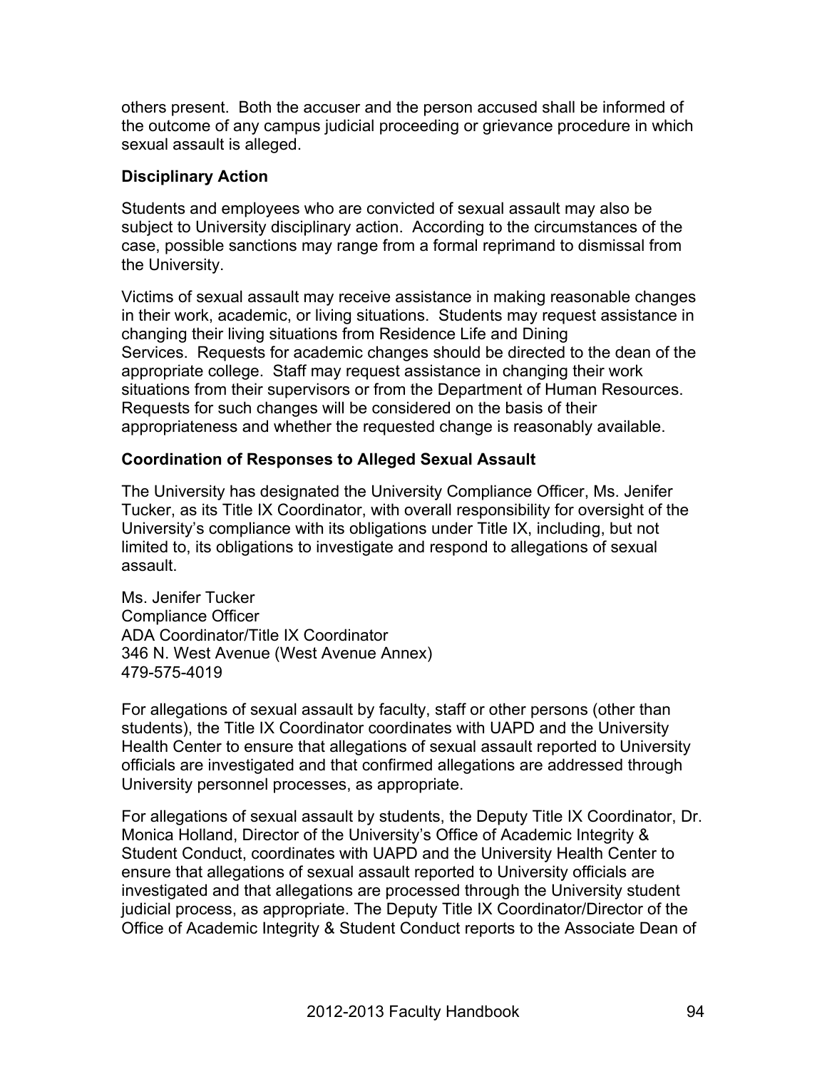others present. Both the accuser and the person accused shall be informed of the outcome of any campus judicial proceeding or grievance procedure in which sexual assault is alleged.

### Disciplinary Action

Students and employees who are convicted of sexual assault may also be subject to University disciplinary action. According to the circumstances of the case, possible sanctions may range from a formal reprimand to dismissal from the University.

Victims of sexual assault may receive assistance in making reasonable changes in their work, academic, or living situations. Students may request assistance in changing their living situations from Residence Life and Dining Services. Requests for academic changes should be directed to the dean of the appropriate college. Staff may request assistance in changing their work situations from their supervisors or from the Department of Human Resources. Requests for such changes will be considered on the basis of their appropriateness and whether the requested change is reasonably available.

### Coordination of Responses to Alleged Sexual Assault

The University has designated the University Compliance Officer, Ms. Jenifer Tucker, as its Title IX Coordinator, with overall responsibility for oversight of the University's compliance with its obligations under Title IX, including, but not limited to, its obligations to investigate and respond to allegations of sexual assault.

Ms. Jenifer Tucker  
Compliance Officer  
ADA Coordinator/Title IX Coordinator  
346 N. West Avenue (West Avenue Annex)  
479-575-4019

For allegations of sexual assault by faculty, staff or other persons (other than students), the Title IX Coordinator coordinates with UAPD and the University Health Center to ensure that allegations of sexual assault reported to University officials are investigated and that confirmed allegations are addressed through University personnel processes, as appropriate.

For allegations of sexual assault by students, the Deputy Title IX Coordinator, Dr. Monica Holland, Director of the University's Office of Academic Integrity & Student Conduct, coordinates with UAPD and the University Health Center to ensure that allegations of sexual assault reported to University officials are investigated and that allegations are processed through the University student judicial process, as appropriate. The Deputy Title IX Coordinator/Director of the Office of Academic Integrity & Student Conduct reports to the Associate Dean of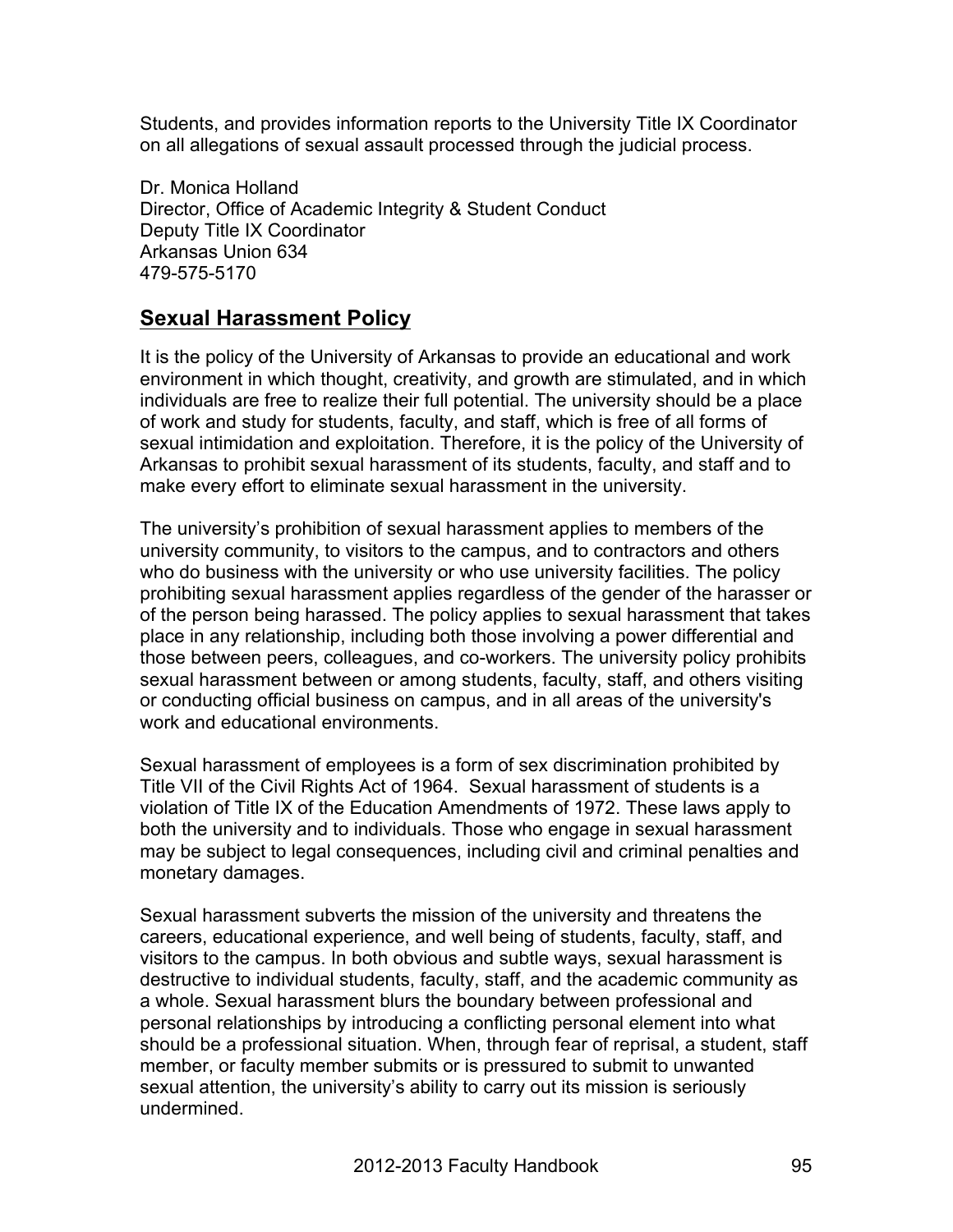Students, and provides information reports to the University Title IX Coordinator on all allegations of sexual assault processed through the judicial process.

Dr. Monica Holland
Director, Office of Academic Integrity & Student Conduct
Deputy Title IX Coordinator
Arkansas Union 634
479-575-5170

## Sexual Harassment Policy

It is the policy of the University of Arkansas to provide an educational and work environment in which thought, creativity, and growth are stimulated, and in which individuals are free to realize their full potential. The university should be a place of work and study for students, faculty, and staff, which is free of all forms of sexual intimidation and exploitation. Therefore, it is the policy of the University of Arkansas to prohibit sexual harassment of its students, faculty, and staff and to make every effort to eliminate sexual harassment in the university.

The university's prohibition of sexual harassment applies to members of the university community, to visitors to the campus, and to contractors and others who do business with the university or who use university facilities. The policy prohibiting sexual harassment applies regardless of the gender of the harasser or of the person being harassed. The policy applies to sexual harassment that takes place in any relationship, including both those involving a power differential and those between peers, colleagues, and co-workers. The university policy prohibits sexual harassment between or among students, faculty, staff, and others visiting or conducting official business on campus, and in all areas of the university's work and educational environments.

Sexual harassment of employees is a form of sex discrimination prohibited by Title VII of the Civil Rights Act of 1964. Sexual harassment of students is a violation of Title IX of the Education Amendments of 1972. These laws apply to both the university and to individuals. Those who engage in sexual harassment may be subject to legal consequences, including civil and criminal penalties and monetary damages.

Sexual harassment subverts the mission of the university and threatens the careers, educational experience, and well being of students, faculty, staff, and visitors to the campus. In both obvious and subtle ways, sexual harassment is destructive to individual students, faculty, staff, and the academic community as a whole. Sexual harassment blurs the boundary between professional and personal relationships by introducing a conflicting personal element into what should be a professional situation. When, through fear of reprisal, a student, staff member, or faculty member submits or is pressured to submit to unwanted sexual attention, the university's ability to carry out its mission is seriously undermined.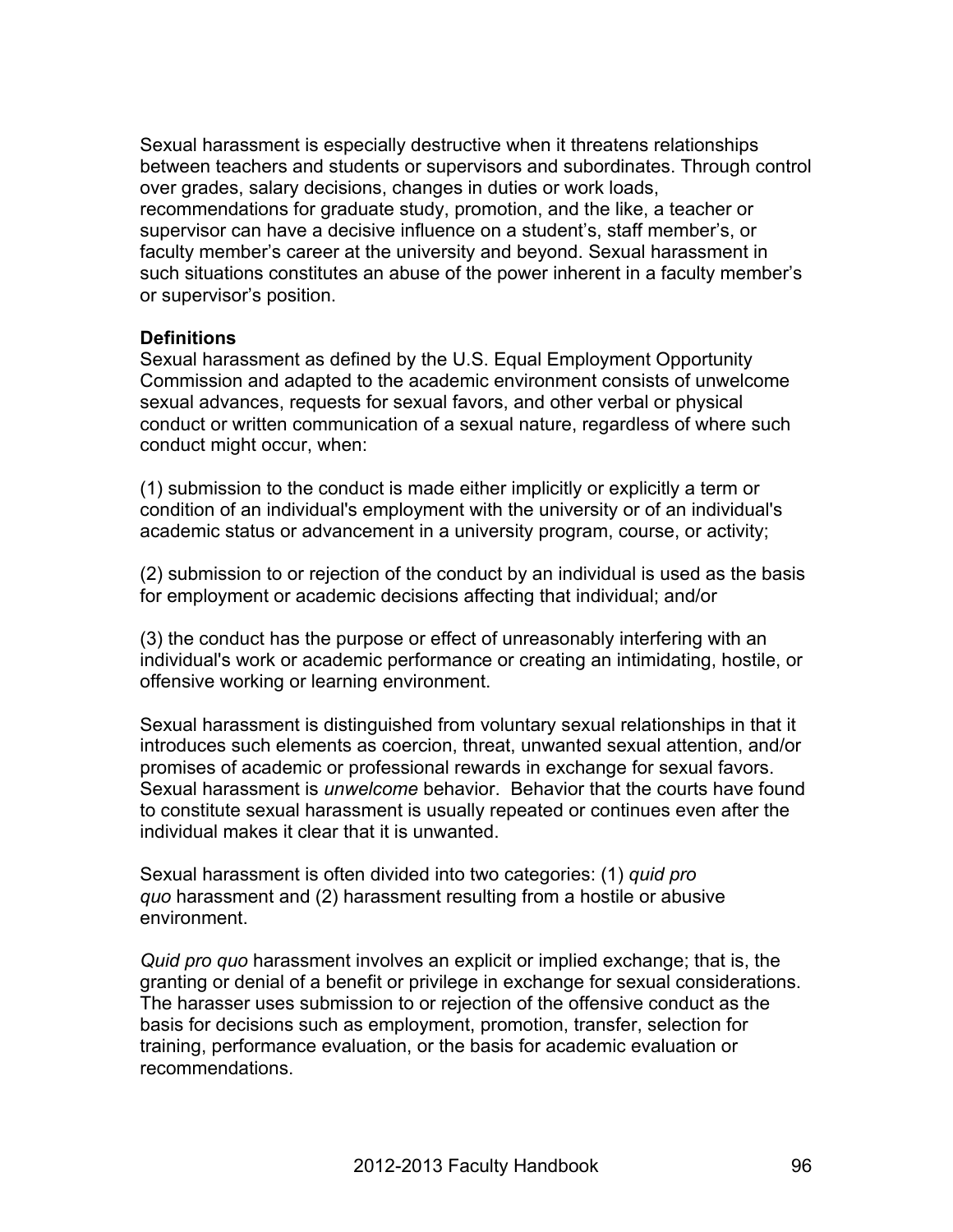Sexual harassment is especially destructive when it threatens relationships between teachers and students or supervisors and subordinates. Through control over grades, salary decisions, changes in duties or work loads, recommendations for graduate study, promotion, and the like, a teacher or supervisor can have a decisive influence on a student's, staff member's, or faculty member's career at the university and beyond. Sexual harassment in such situations constitutes an abuse of the power inherent in a faculty member's or supervisor's position.

**Definitions**

Sexual harassment as defined by the U.S. Equal Employment Opportunity Commission and adapted to the academic environment consists of unwelcome sexual advances, requests for sexual favors, and other verbal or physical conduct or written communication of a sexual nature, regardless of where such conduct might occur, when:

(1) submission to the conduct is made either implicitly or explicitly a term or condition of an individual's employment with the university or of an individual's academic status or advancement in a university program, course, or activity;

(2) submission to or rejection of the conduct by an individual is used as the basis for employment or academic decisions affecting that individual; and/or

(3) the conduct has the purpose or effect of unreasonably interfering with an individual's work or academic performance or creating an intimidating, hostile, or offensive working or learning environment.

Sexual harassment is distinguished from voluntary sexual relationships in that it introduces such elements as coercion, threat, unwanted sexual attention, and/or promises of academic or professional rewards in exchange for sexual favors. Sexual harassment is *unwelcome* behavior. Behavior that the courts have found to constitute sexual harassment is usually repeated or continues even after the individual makes it clear that it is unwanted.

Sexual harassment is often divided into two categories: (1) *quid pro quo* harassment and (2) harassment resulting from a hostile or abusive environment.

*Quid pro quo* harassment involves an explicit or implied exchange; that is, the granting or denial of a benefit or privilege in exchange for sexual considerations. The harasser uses submission to or rejection of the offensive conduct as the basis for decisions such as employment, promotion, transfer, selection for training, performance evaluation, or the basis for academic evaluation or recommendations.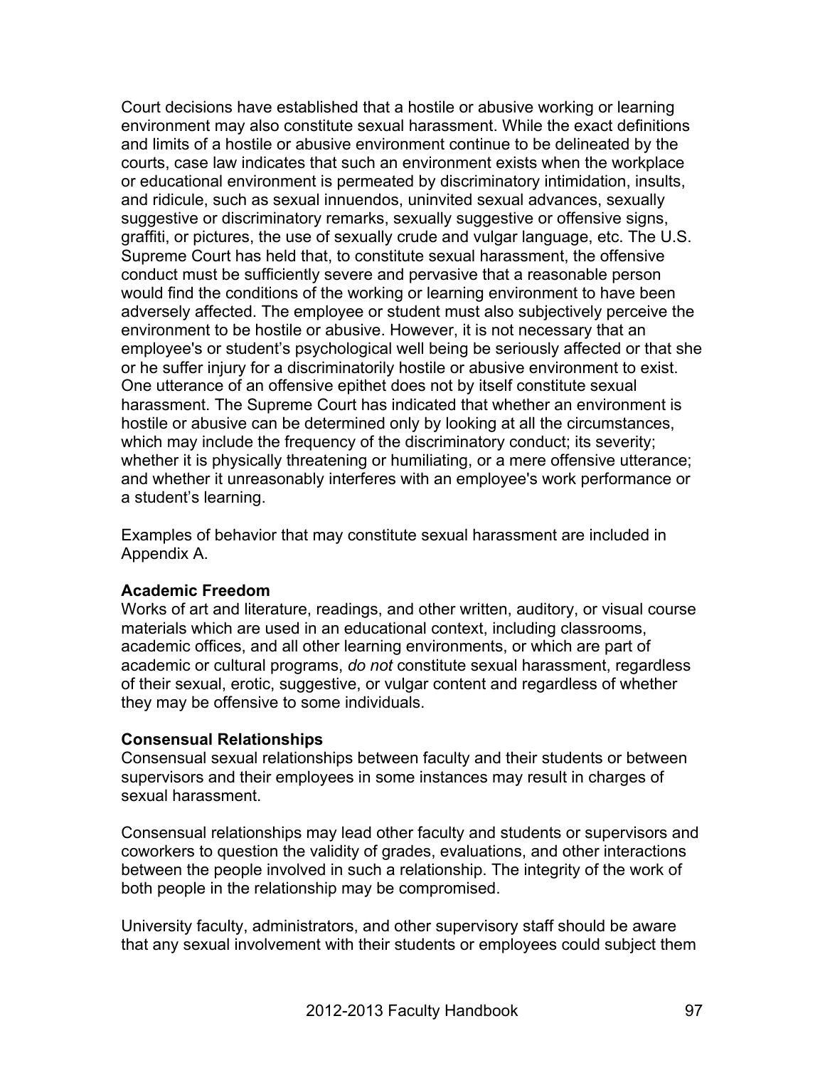Court decisions have established that a hostile or abusive working or learning environment may also constitute sexual harassment. While the exact definitions and limits of a hostile or abusive environment continue to be delineated by the courts, case law indicates that such an environment exists when the workplace or educational environment is permeated by discriminatory intimidation, insults, and ridicule, such as sexual innuendos, uninvited sexual advances, sexually suggestive or discriminatory remarks, sexually suggestive or offensive signs, graffiti, or pictures, the use of sexually crude and vulgar language, etc. The U.S. Supreme Court has held that, to constitute sexual harassment, the offensive conduct must be sufficiently severe and pervasive that a reasonable person would find the conditions of the working or learning environment to have been adversely affected. The employee or student must also subjectively perceive the environment to be hostile or abusive. However, it is not necessary that an employee's or student's psychological well being be seriously affected or that she or he suffer injury for a discriminatorily hostile or abusive environment to exist. One utterance of an offensive epithet does not by itself constitute sexual harassment. The Supreme Court has indicated that whether an environment is hostile or abusive can be determined only by looking at all the circumstances, which may include the frequency of the discriminatory conduct; its severity; whether it is physically threatening or humiliating, or a mere offensive utterance; and whether it unreasonably interferes with an employee's work performance or a student's learning.

Examples of behavior that may constitute sexual harassment are included in Appendix A.

**Academic Freedom**
Works of art and literature, readings, and other written, auditory, or visual course materials which are used in an educational context, including classrooms, academic offices, and all other learning environments, or which are part of academic or cultural programs, *do not* constitute sexual harassment, regardless of their sexual, erotic, suggestive, or vulgar content and regardless of whether they may be offensive to some individuals.

**Consensual Relationships**
Consensual sexual relationships between faculty and their students or between supervisors and their employees in some instances may result in charges of sexual harassment.

Consensual relationships may lead other faculty and students or supervisors and coworkers to question the validity of grades, evaluations, and other interactions between the people involved in such a relationship. The integrity of the work of both people in the relationship may be compromised.

University faculty, administrators, and other supervisory staff should be aware that any sexual involvement with their students or employees could subject them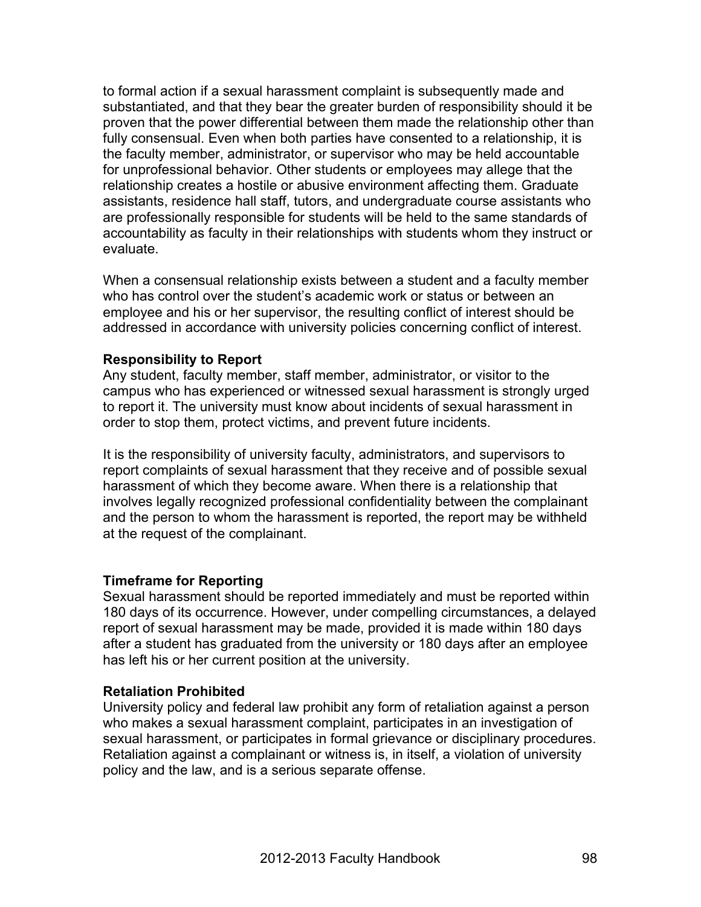to formal action if a sexual harassment complaint is subsequently made and substantiated, and that they bear the greater burden of responsibility should it be proven that the power differential between them made the relationship other than fully consensual. Even when both parties have consented to a relationship, it is the faculty member, administrator, or supervisor who may be held accountable for unprofessional behavior. Other students or employees may allege that the relationship creates a hostile or abusive environment affecting them. Graduate assistants, residence hall staff, tutors, and undergraduate course assistants who are professionally responsible for students will be held to the same standards of accountability as faculty in their relationships with students whom they instruct or evaluate.

When a consensual relationship exists between a student and a faculty member who has control over the student's academic work or status or between an employee and his or her supervisor, the resulting conflict of interest should be addressed in accordance with university policies concerning conflict of interest.

**Responsibility to Report**

Any student, faculty member, staff member, administrator, or visitor to the campus who has experienced or witnessed sexual harassment is strongly urged to report it. The university must know about incidents of sexual harassment in order to stop them, protect victims, and prevent future incidents.

It is the responsibility of university faculty, administrators, and supervisors to report complaints of sexual harassment that they receive and of possible sexual harassment of which they become aware. When there is a relationship that involves legally recognized professional confidentiality between the complainant and the person to whom the harassment is reported, the report may be withheld at the request of the complainant.

**Timeframe for Reporting**

Sexual harassment should be reported immediately and must be reported within 180 days of its occurrence. However, under compelling circumstances, a delayed report of sexual harassment may be made, provided it is made within 180 days after a student has graduated from the university or 180 days after an employee has left his or her current position at the university.

**Retaliation Prohibited**

University policy and federal law prohibit any form of retaliation against a person who makes a sexual harassment complaint, participates in an investigation of sexual harassment, or participates in formal grievance or disciplinary procedures. Retaliation against a complainant or witness is, in itself, a violation of university policy and the law, and is a serious separate offense.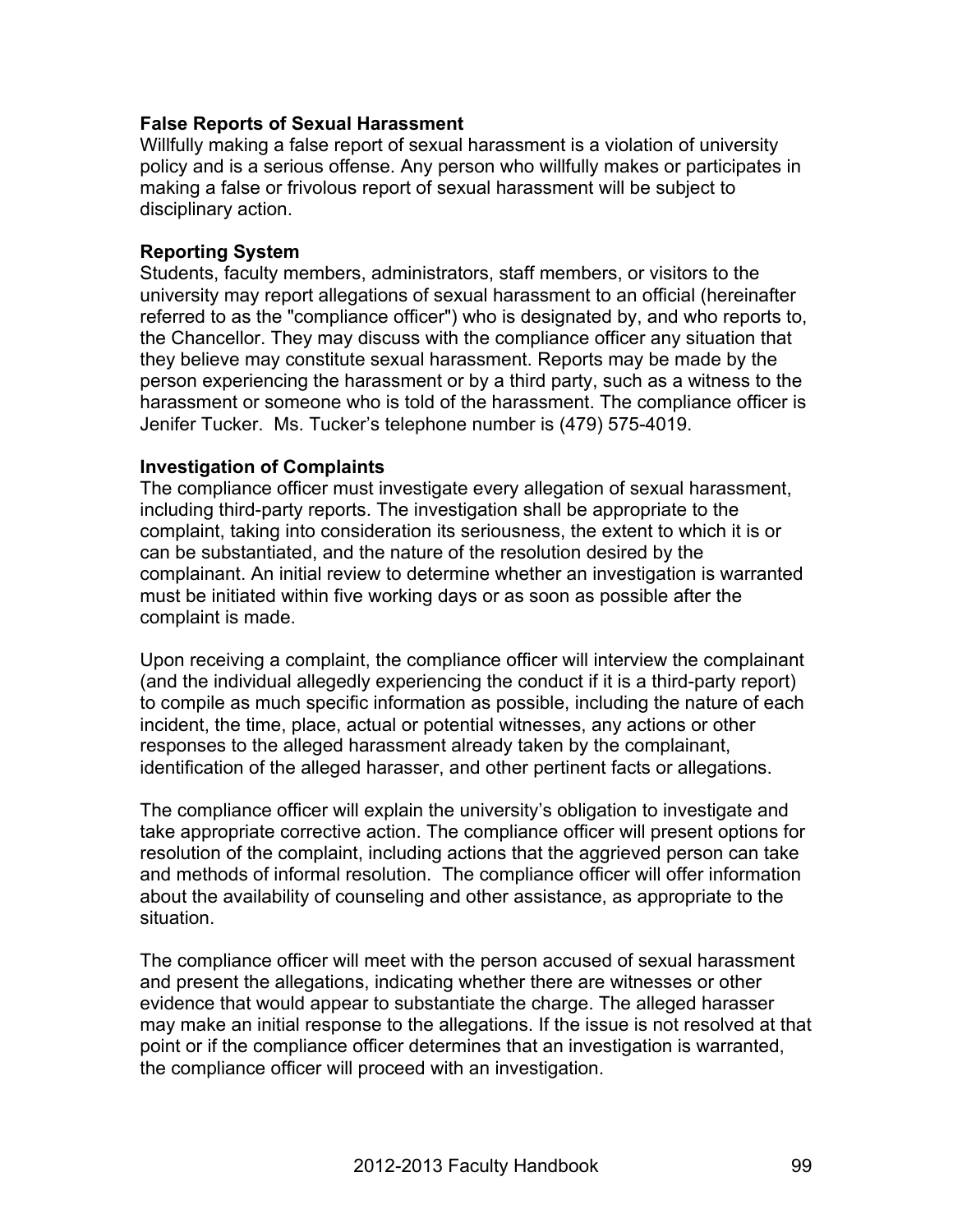**False Reports of Sexual Harassment**

Willfully making a false report of sexual harassment is a violation of university policy and is a serious offense. Any person who willfully makes or participates in making a false or frivolous report of sexual harassment will be subject to disciplinary action.

**Reporting System**

Students, faculty members, administrators, staff members, or visitors to the university may report allegations of sexual harassment to an official (hereinafter referred to as the "compliance officer") who is designated by, and who reports to, the Chancellor. They may discuss with the compliance officer any situation that they believe may constitute sexual harassment. Reports may be made by the person experiencing the harassment or by a third party, such as a witness to the harassment or someone who is told of the harassment. The compliance officer is Jenifer Tucker. Ms. Tucker's telephone number is (479) 575-4019.

**Investigation of Complaints**

The compliance officer must investigate every allegation of sexual harassment, including third-party reports. The investigation shall be appropriate to the complaint, taking into consideration its seriousness, the extent to which it is or can be substantiated, and the nature of the resolution desired by the complainant. An initial review to determine whether an investigation is warranted must be initiated within five working days or as soon as possible after the complaint is made.

Upon receiving a complaint, the compliance officer will interview the complainant (and the individual allegedly experiencing the conduct if it is a third-party report) to compile as much specific information as possible, including the nature of each incident, the time, place, actual or potential witnesses, any actions or other responses to the alleged harassment already taken by the complainant, identification of the alleged harasser, and other pertinent facts or allegations.

The compliance officer will explain the university's obligation to investigate and take appropriate corrective action. The compliance officer will present options for resolution of the complaint, including actions that the aggrieved person can take and methods of informal resolution. The compliance officer will offer information about the availability of counseling and other assistance, as appropriate to the situation.

The compliance officer will meet with the person accused of sexual harassment and present the allegations, indicating whether there are witnesses or other evidence that would appear to substantiate the charge. The alleged harasser may make an initial response to the allegations. If the issue is not resolved at that point or if the compliance officer determines that an investigation is warranted, the compliance officer will proceed with an investigation.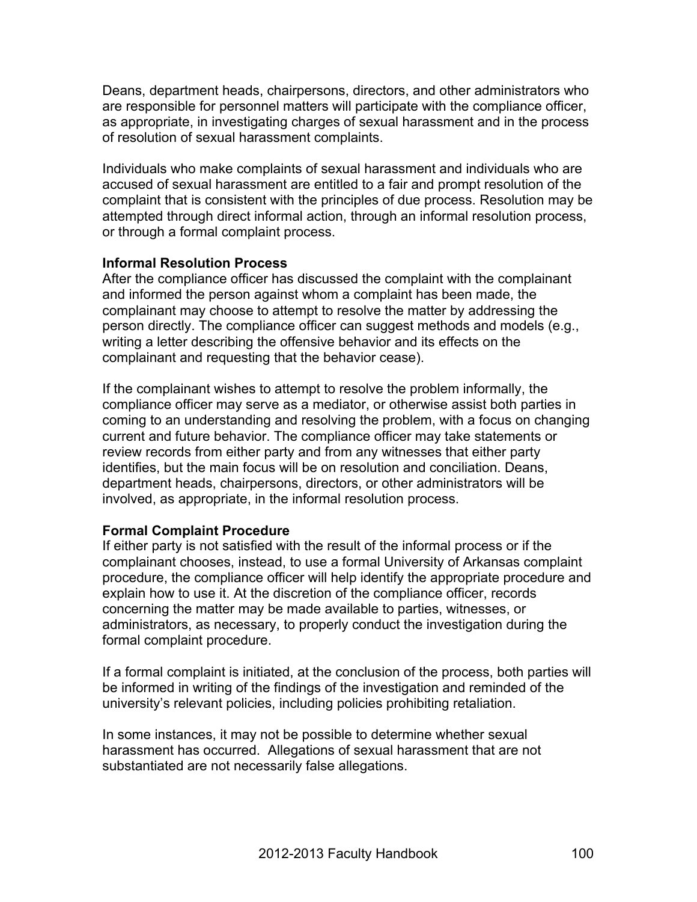Deans, department heads, chairpersons, directors, and other administrators who are responsible for personnel matters will participate with the compliance officer, as appropriate, in investigating charges of sexual harassment and in the process of resolution of sexual harassment complaints.

Individuals who make complaints of sexual harassment and individuals who are accused of sexual harassment are entitled to a fair and prompt resolution of the complaint that is consistent with the principles of due process. Resolution may be attempted through direct informal action, through an informal resolution process, or through a formal complaint process.

**Informal Resolution Process**

After the compliance officer has discussed the complaint with the complainant and informed the person against whom a complaint has been made, the complainant may choose to attempt to resolve the matter by addressing the person directly. The compliance officer can suggest methods and models (e.g., writing a letter describing the offensive behavior and its effects on the complainant and requesting that the behavior cease).

If the complainant wishes to attempt to resolve the problem informally, the compliance officer may serve as a mediator, or otherwise assist both parties in coming to an understanding and resolving the problem, with a focus on changing current and future behavior. The compliance officer may take statements or review records from either party and from any witnesses that either party identifies, but the main focus will be on resolution and conciliation. Deans, department heads, chairpersons, directors, or other administrators will be involved, as appropriate, in the informal resolution process.

**Formal Complaint Procedure**

If either party is not satisfied with the result of the informal process or if the complainant chooses, instead, to use a formal University of Arkansas complaint procedure, the compliance officer will help identify the appropriate procedure and explain how to use it. At the discretion of the compliance officer, records concerning the matter may be made available to parties, witnesses, or administrators, as necessary, to properly conduct the investigation during the formal complaint procedure.

If a formal complaint is initiated, at the conclusion of the process, both parties will be informed in writing of the findings of the investigation and reminded of the university's relevant policies, including policies prohibiting retaliation.

In some instances, it may not be possible to determine whether sexual harassment has occurred. Allegations of sexual harassment that are not substantiated are not necessarily false allegations.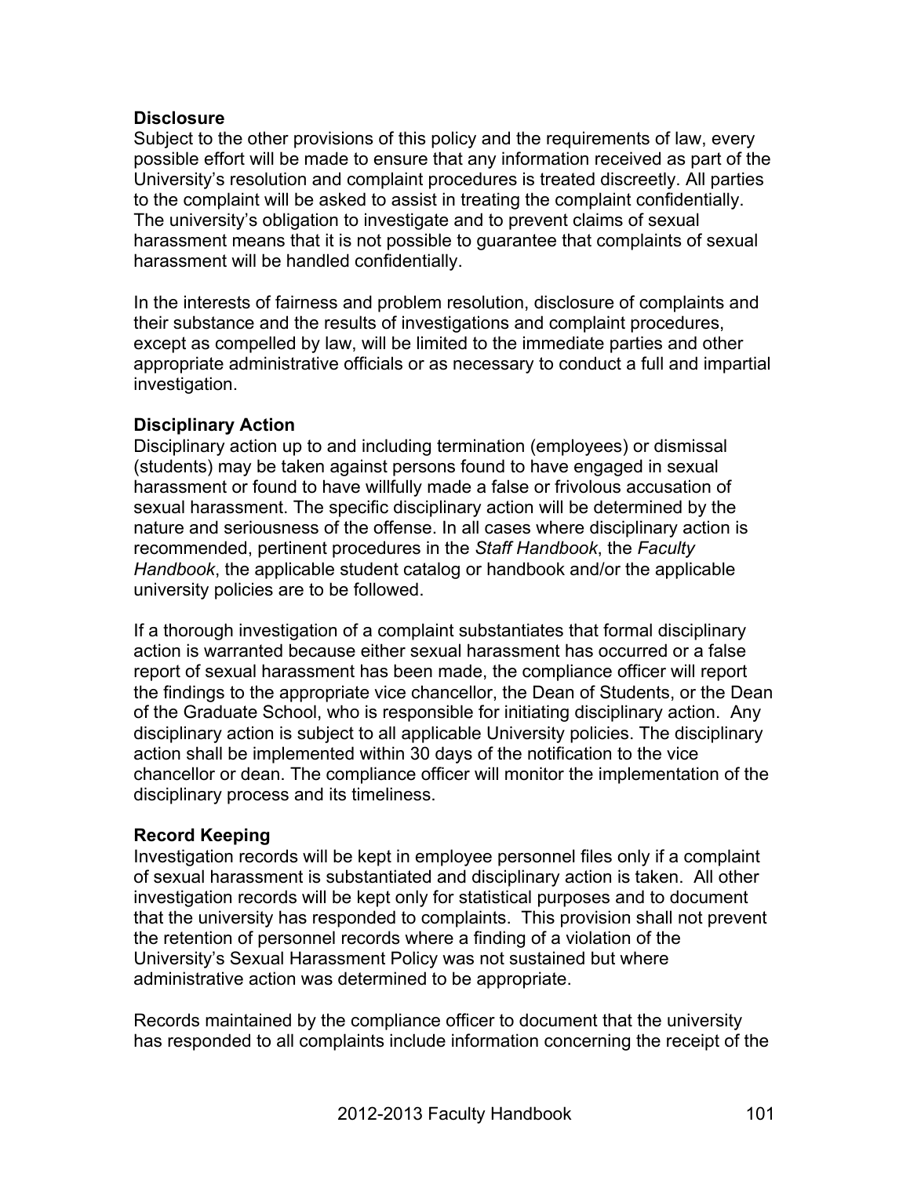**Disclosure**

Subject to the other provisions of this policy and the requirements of law, every possible effort will be made to ensure that any information received as part of the University's resolution and complaint procedures is treated discreetly. All parties to the complaint will be asked to assist in treating the complaint confidentially. The university's obligation to investigate and to prevent claims of sexual harassment means that it is not possible to guarantee that complaints of sexual harassment will be handled confidentially.

In the interests of fairness and problem resolution, disclosure of complaints and their substance and the results of investigations and complaint procedures, except as compelled by law, will be limited to the immediate parties and other appropriate administrative officials or as necessary to conduct a full and impartial investigation.

**Disciplinary Action**

Disciplinary action up to and including termination (employees) or dismissal (students) may be taken against persons found to have engaged in sexual harassment or found to have willfully made a false or frivolous accusation of sexual harassment. The specific disciplinary action will be determined by the nature and seriousness of the offense. In all cases where disciplinary action is recommended, pertinent procedures in the *Staff Handbook*, the *Faculty Handbook*, the applicable student catalog or handbook and/or the applicable university policies are to be followed.

If a thorough investigation of a complaint substantiates that formal disciplinary action is warranted because either sexual harassment has occurred or a false report of sexual harassment has been made, the compliance officer will report the findings to the appropriate vice chancellor, the Dean of Students, or the Dean of the Graduate School, who is responsible for initiating disciplinary action. Any disciplinary action is subject to all applicable University policies. The disciplinary action shall be implemented within 30 days of the notification to the vice chancellor or dean. The compliance officer will monitor the implementation of the disciplinary process and its timeliness.

**Record Keeping**

Investigation records will be kept in employee personnel files only if a complaint of sexual harassment is substantiated and disciplinary action is taken. All other investigation records will be kept only for statistical purposes and to document that the university has responded to complaints. This provision shall not prevent the retention of personnel records where a finding of a violation of the University's Sexual Harassment Policy was not sustained but where administrative action was determined to be appropriate.

Records maintained by the compliance officer to document that the university has responded to all complaints include information concerning the receipt of the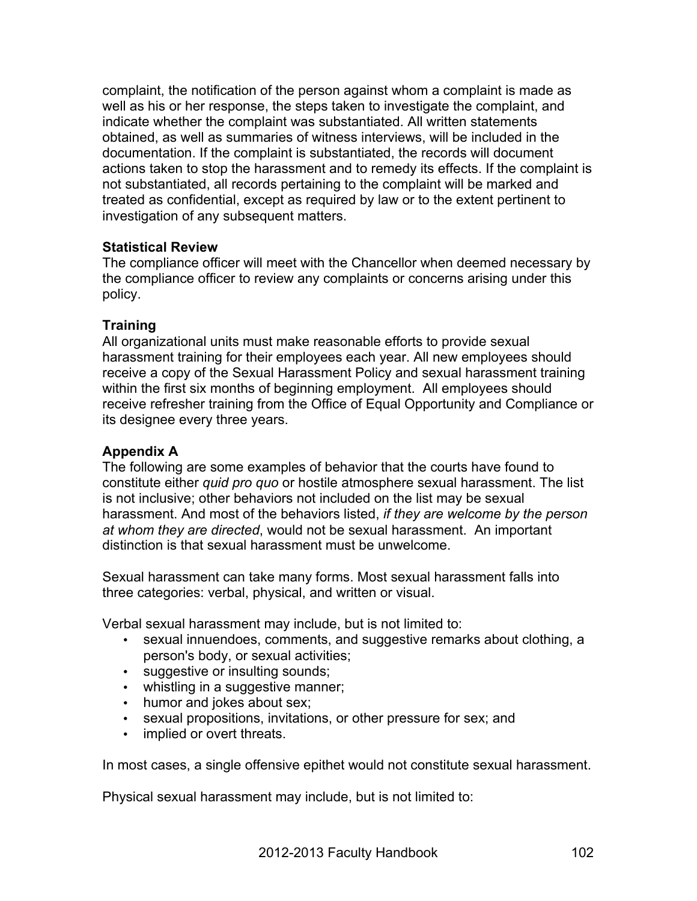complaint, the notification of the person against whom a complaint is made as well as his or her response, the steps taken to investigate the complaint, and indicate whether the complaint was substantiated. All written statements obtained, as well as summaries of witness interviews, will be included in the documentation. If the complaint is substantiated, the records will document actions taken to stop the harassment and to remedy its effects. If the complaint is not substantiated, all records pertaining to the complaint will be marked and treated as confidential, except as required by law or to the extent pertinent to investigation of any subsequent matters.

**Statistical Review**

The compliance officer will meet with the Chancellor when deemed necessary by the compliance officer to review any complaints or concerns arising under this policy.

**Training**

All organizational units must make reasonable efforts to provide sexual harassment training for their employees each year. All new employees should receive a copy of the Sexual Harassment Policy and sexual harassment training within the first six months of beginning employment. All employees should receive refresher training from the Office of Equal Opportunity and Compliance or its designee every three years.

**Appendix A**

The following are some examples of behavior that the courts have found to constitute either *quid pro quo* or hostile atmosphere sexual harassment. The list is not inclusive; other behaviors not included on the list may be sexual harassment. And most of the behaviors listed, *if they are welcome by the person at whom they are directed*, would not be sexual harassment. An important distinction is that sexual harassment must be unwelcome.

Sexual harassment can take many forms. Most sexual harassment falls into three categories: verbal, physical, and written or visual.

Verbal sexual harassment may include, but is not limited to:

- sexual innuendoes, comments, and suggestive remarks about clothing, a person's body, or sexual activities;
- suggestive or insulting sounds;
- whistling in a suggestive manner;
- humor and jokes about sex;
- sexual propositions, invitations, or other pressure for sex; and
- implied or overt threats.

In most cases, a single offensive epithet would not constitute sexual harassment.

Physical sexual harassment may include, but is not limited to: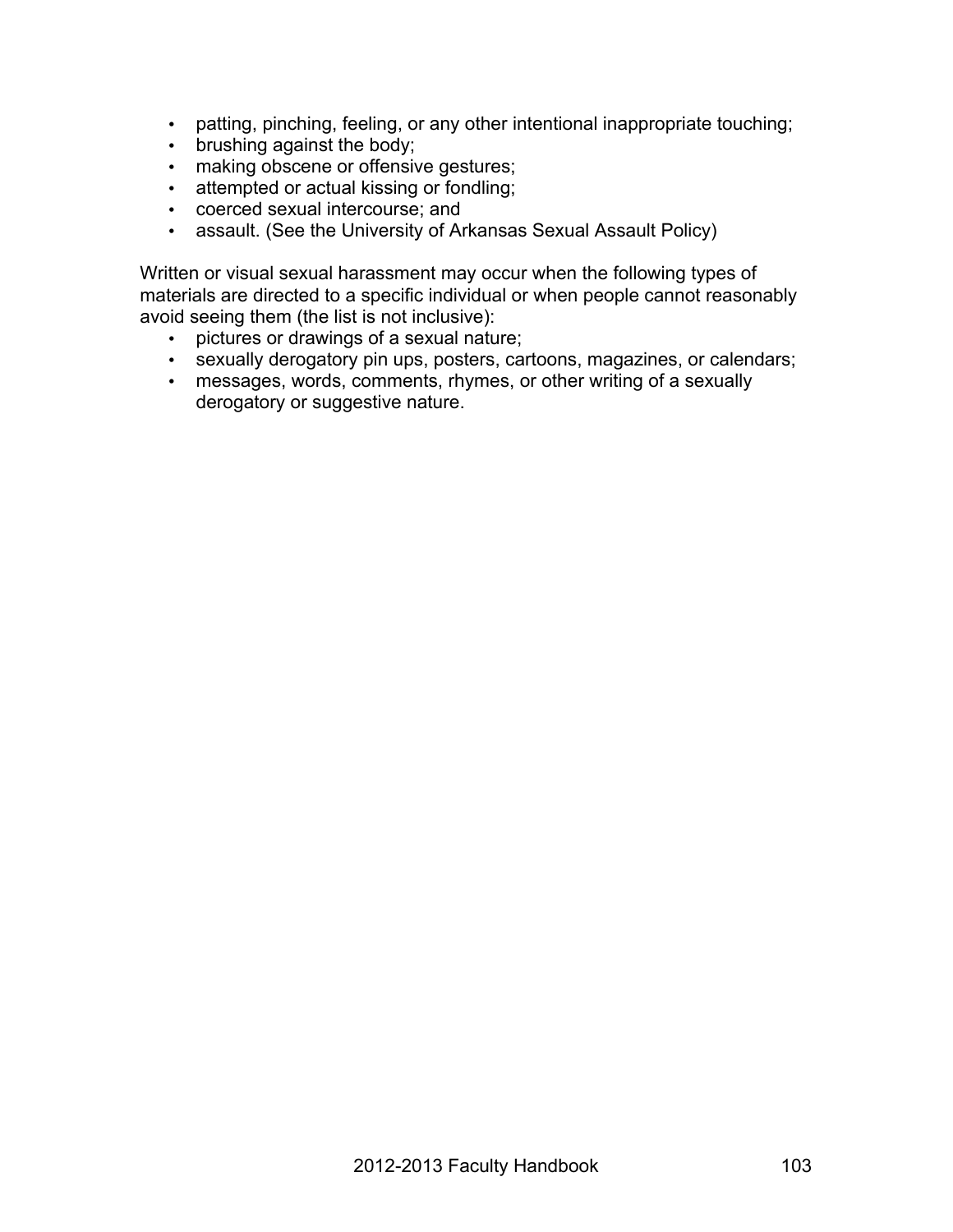- patting, pinching, feeling, or any other intentional inappropriate touching;
- brushing against the body;
- making obscene or offensive gestures;
- attempted or actual kissing or fondling;
- coerced sexual intercourse; and
- assault. (See the University of Arkansas Sexual Assault Policy)

Written or visual sexual harassment may occur when the following types of materials are directed to a specific individual or when people cannot reasonably avoid seeing them (the list is not inclusive):

- pictures or drawings of a sexual nature;
- sexually derogatory pin ups, posters, cartoons, magazines, or calendars;
- messages, words, comments, rhymes, or other writing of a sexually derogatory or suggestive nature.